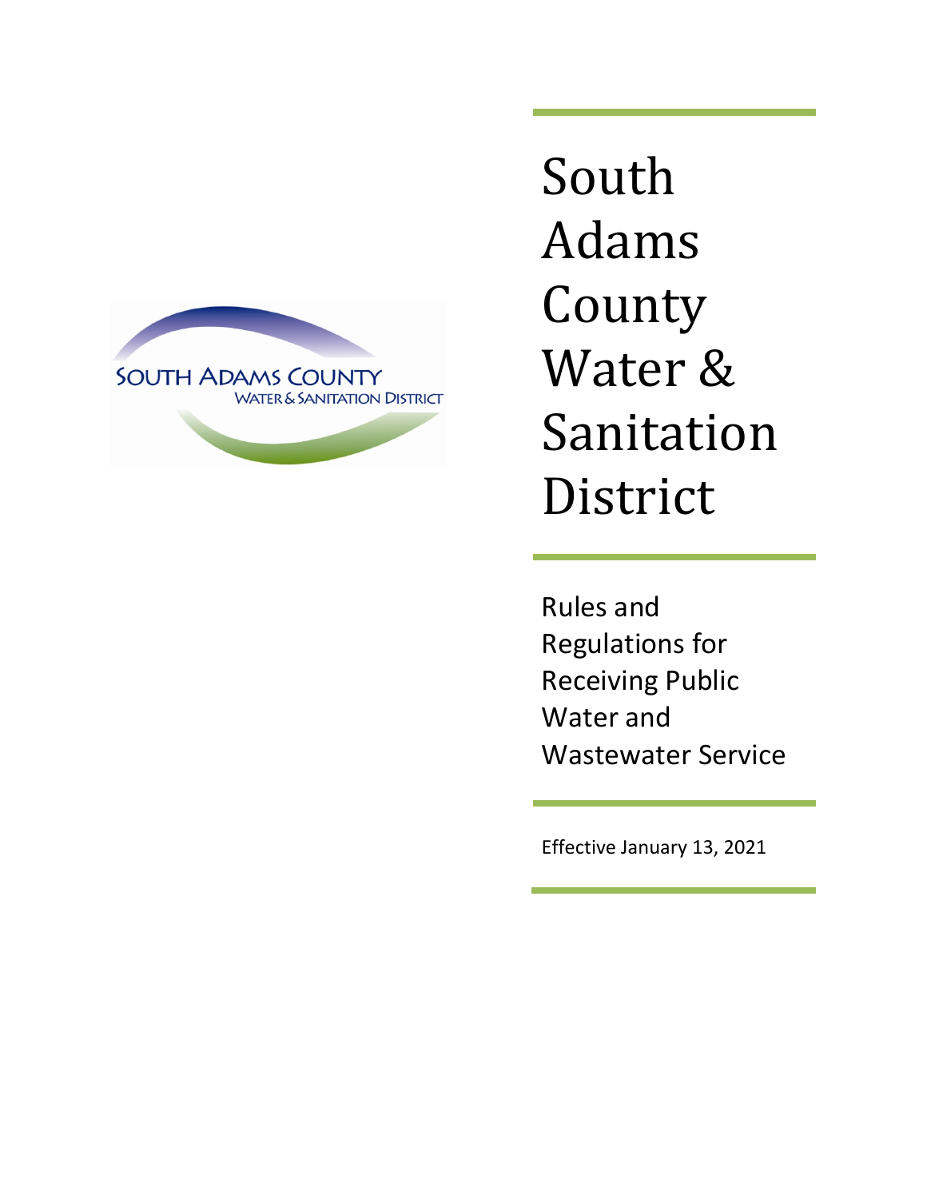# South Adams County Water & Sanitation District

## Rules and Regulations for Receiving Public Water and Wastewater Service

Effective January 13, 2021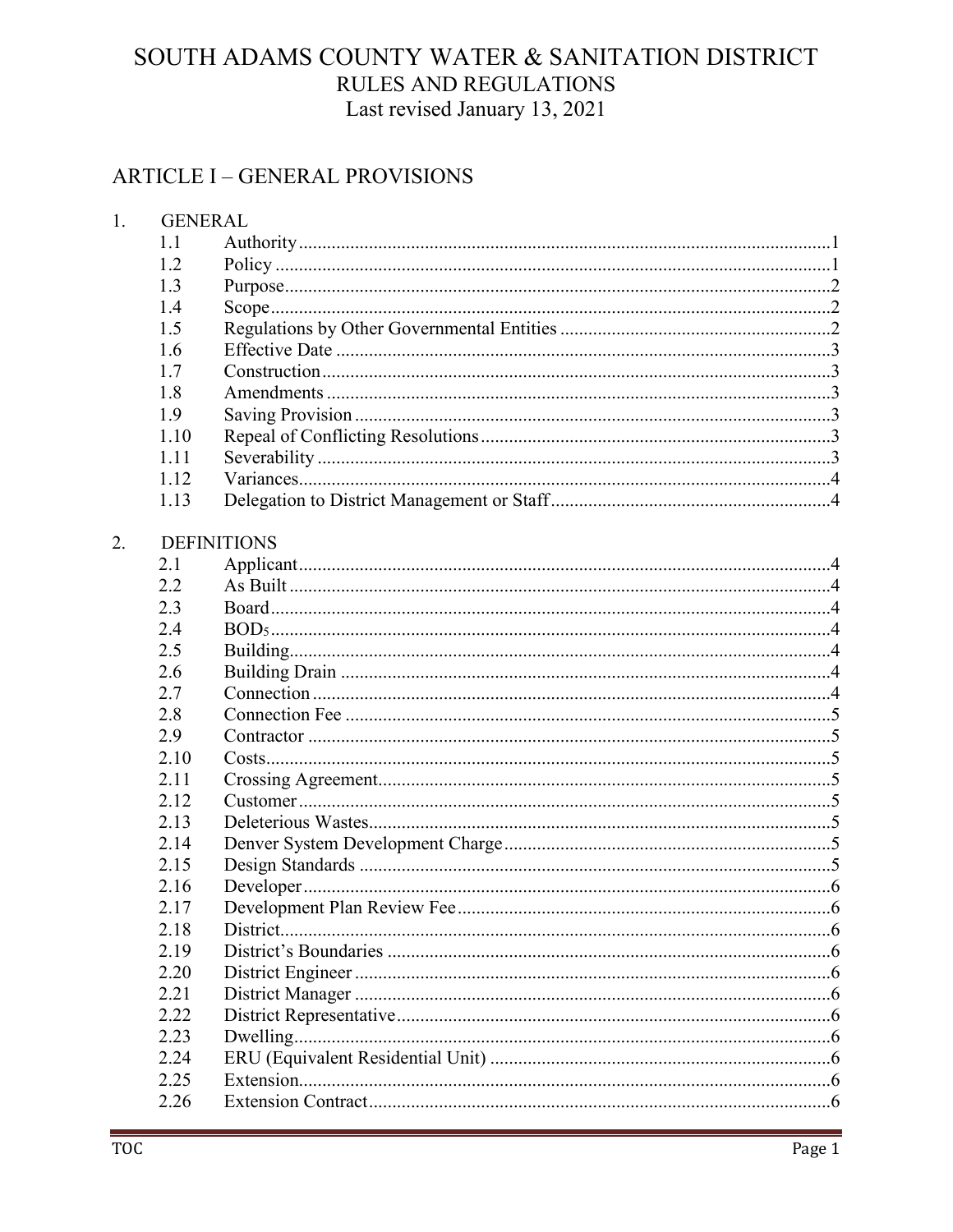# SOUTH ADAMS COUNTY WATER & SANITATION DISTRICT

## RULES AND REGULATIONS

Last revised January 13, 2021

## ARTICLE I – GENERAL PROVISIONS

1. GENERAL

| | | |
|---|---|---|
| 1.1 | Authority | 1 |
| 1.2 | Policy | 1 |
| 1.3 | Purpose | 2 |
| 1.4 | Scope | 2 |
| 1.5 | Regulations by Other Governmental Entities | 2 |
| 1.6 | Effective Date | 3 |
| 1.7 | Construction | 3 |
| 1.8 | Amendments | 3 |
| 1.9 | Saving Provision | 3 |
| 1.10 | Repeal of Conflicting Resolutions | 3 |
| 1.11 | Severability | 3 |
| 1.12 | Variances | 4 |
| 1.13 | Delegation to District Management or Staff | 4 |

2. DEFINITIONS

| | | |
|---|---|---|
| 2.1 | Applicant | 4 |
| 2.2 | As Built | 4 |
| 2.3 | Board | 4 |
| 2.4 | $BOD_5$ | 4 |
| 2.5 | Building | 4 |
| 2.6 | Building Drain | 4 |
| 2.7 | Connection | 4 |
| 2.8 | Connection Fee | 5 |
| 2.9 | Contractor | 5 |
| 2.10 | Costs | 5 |
| 2.11 | Crossing Agreement | 5 |
| 2.12 | Customer | 5 |
| 2.13 | Deleterious Wastes | 5 |
| 2.14 | Denver System Development Charge | 5 |
| 2.15 | Design Standards | 5 |
| 2.16 | Developer | 6 |
| 2.17 | Development Plan Review Fee | 6 |
| 2.18 | District | 6 |
| 2.19 | District's Boundaries | 6 |
| 2.20 | District Engineer | 6 |
| 2.21 | District Manager | 6 |
| 2.22 | District Representative | 6 |
| 2.23 | Dwelling | 6 |
| 2.24 | ERU (Equivalent Residential Unit) | 6 |
| 2.25 | Extension | 6 |
| 2.26 | Extension Contract | 6 |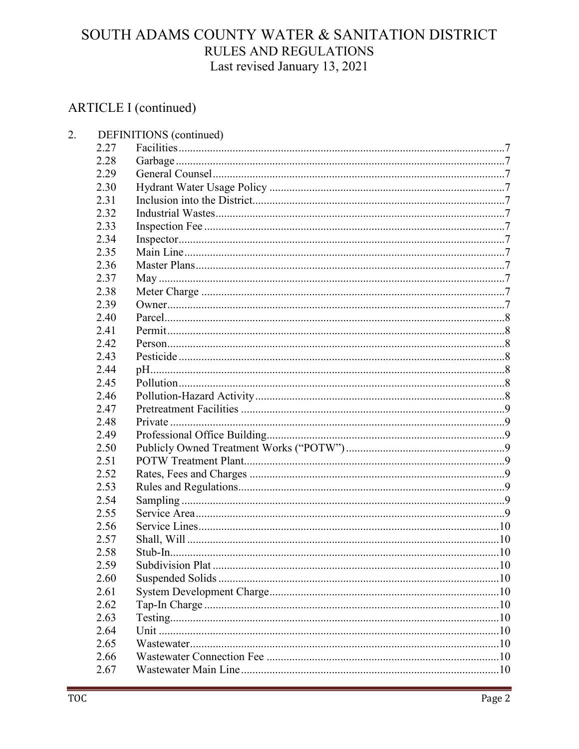## ARTICLE I (continued)

2. DEFINITIONS (continued)

| | | |
|---|---|---|
| 2.27 | Facilities | 7 |
| 2.28 | Garbage | 7 |
| 2.29 | General Counsel | 7 |
| 2.30 | Hydrant Water Usage Policy | 7 |
| 2.31 | Inclusion into the District | 7 |
| 2.32 | Industrial Wastes | 7 |
| 2.33 | Inspection Fee | 7 |
| 2.34 | Inspector | 7 |
| 2.35 | Main Line | 7 |
| 2.36 | Master Plans | 7 |
| 2.37 | May | 7 |
| 2.38 | Meter Charge | 7 |
| 2.39 | Owner | 7 |
| 2.40 | Parcel | 8 |
| 2.41 | Permit | 8 |
| 2.42 | Person | 8 |
| 2.43 | Pesticide | 8 |
| 2.44 | pH | 8 |
| 2.45 | Pollution | 8 |
| 2.46 | Pollution-Hazard Activity | 8 |
| 2.47 | Pretreatment Facilities | 9 |
| 2.48 | Private | 9 |
| 2.49 | Professional Office Building | 9 |
| 2.50 | Publicly Owned Treatment Works ("POTW") | 9 |
| 2.51 | POTW Treatment Plant | 9 |
| 2.52 | Rates, Fees and Charges | 9 |
| 2.53 | Rules and Regulations | 9 |
| 2.54 | Sampling | 9 |
| 2.55 | Service Area | 9 |
| 2.56 | Service Lines | 10 |
| 2.57 | Shall, Will | 10 |
| 2.58 | Stub-In | 10 |
| 2.59 | Subdivision Plat | 10 |
| 2.60 | Suspended Solids | 10 |
| 2.61 | System Development Charge | 10 |
| 2.62 | Tap-In Charge | 10 |
| 2.63 | Testing | 10 |
| 2.64 | Unit | 10 |
| 2.65 | Wastewater | 10 |
| 2.66 | Wastewater Connection Fee | 10 |
| 2.67 | Wastewater Main Line | 10 |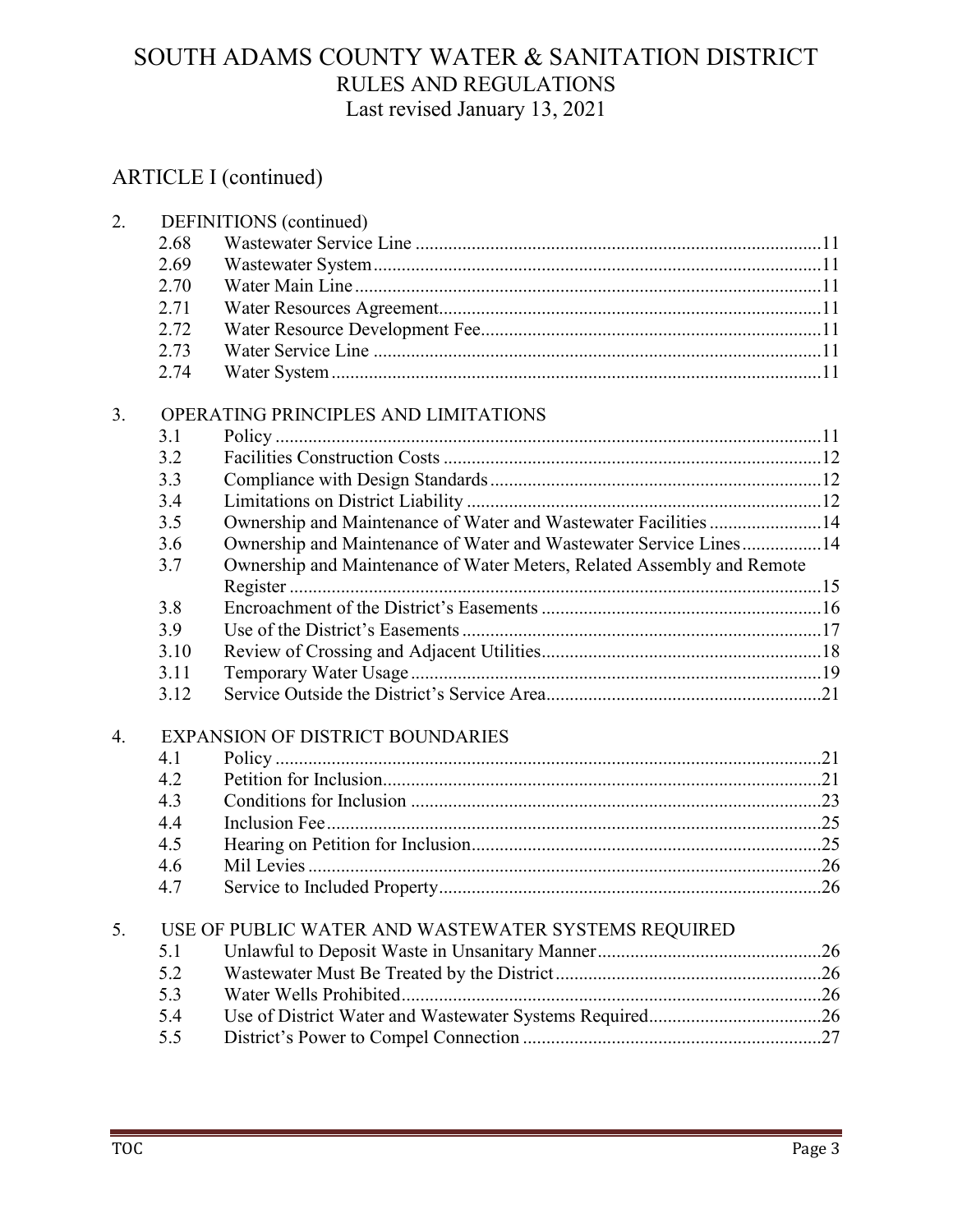# SOUTH ADAMS COUNTY WATER & SANITATION DISTRICT
## RULES AND REGULATIONS
Last revised January 13, 2021

## ARTICLE I (continued)

2. DEFINITIONS (continued)
   - 2.68 Wastewater Service Line ....... 11
   - 2.69 Wastewater System ....... 11
   - 2.70 Water Main Line ....... 11
   - 2.71 Water Resources Agreement ....... 11
   - 2.72 Water Resource Development Fee ....... 11
   - 2.73 Water Service Line ....... 11
   - 2.74 Water System ....... 11

3. OPERATING PRINCIPLES AND LIMITATIONS
   - 3.1 Policy ....... 11
   - 3.2 Facilities Construction Costs ....... 12
   - 3.3 Compliance with Design Standards ....... 12
   - 3.4 Limitations on District Liability ....... 12
   - 3.5 Ownership and Maintenance of Water and Wastewater Facilities ....... 14
   - 3.6 Ownership and Maintenance of Water and Wastewater Service Lines ....... 14
   - 3.7 Ownership and Maintenance of Water Meters, Related Assembly and Remote Register ....... 15
   - 3.8 Encroachment of the District's Easements ....... 16
   - 3.9 Use of the District's Easements ....... 17
   - 3.10 Review of Crossing and Adjacent Utilities ....... 18
   - 3.11 Temporary Water Usage ....... 19
   - 3.12 Service Outside the District's Service Area ....... 21

4. EXPANSION OF DISTRICT BOUNDARIES
   - 4.1 Policy ....... 21
   - 4.2 Petition for Inclusion ....... 21
   - 4.3 Conditions for Inclusion ....... 23
   - 4.4 Inclusion Fee ....... 25
   - 4.5 Hearing on Petition for Inclusion ....... 25
   - 4.6 Mil Levies ....... 26
   - 4.7 Service to Included Property ....... 26

5. USE OF PUBLIC WATER AND WASTEWATER SYSTEMS REQUIRED
   - 5.1 Unlawful to Deposit Waste in Unsanitary Manner ....... 26
   - 5.2 Wastewater Must Be Treated by the District ....... 26
   - 5.3 Water Wells Prohibited ....... 26
   - 5.4 Use of District Water and Wastewater Systems Required ....... 26
   - 5.5 District's Power to Compel Connection ....... 27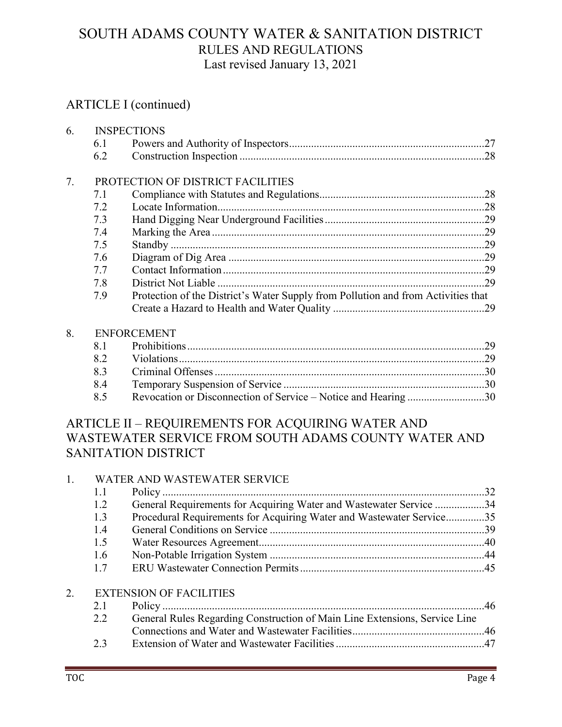# SOUTH ADAMS COUNTY WATER & SANITATION DISTRICT
## RULES AND REGULATIONS
Last revised January 13, 2021

## ARTICLE I (continued)

6. INSPECTIONS
   - 6.1 Powers and Authority of Inspectors ... 27
   - 6.2 Construction Inspection ... 28

7. PROTECTION OF DISTRICT FACILITIES
   - 7.1 Compliance with Statutes and Regulations ... 28
   - 7.2 Locate Information ... 28
   - 7.3 Hand Digging Near Underground Facilities ... 29
   - 7.4 Marking the Area ... 29
   - 7.5 Standby ... 29
   - 7.6 Diagram of Dig Area ... 29
   - 7.7 Contact Information ... 29
   - 7.8 District Not Liable ... 29
   - 7.9 Protection of the District's Water Supply from Pollution and from Activities that Create a Hazard to Health and Water Quality ... 29

8. ENFORCEMENT
   - 8.1 Prohibitions ... 29
   - 8.2 Violations ... 29
   - 8.3 Criminal Offenses ... 30
   - 8.4 Temporary Suspension of Service ... 30
   - 8.5 Revocation or Disconnection of Service – Notice and Hearing ... 30

## ARTICLE II – REQUIREMENTS FOR ACQUIRING WATER AND WASTEWATER SERVICE FROM SOUTH ADAMS COUNTY WATER AND SANITATION DISTRICT

1. WATER AND WASTEWATER SERVICE
   - 1.1 Policy ... 32
   - 1.2 General Requirements for Acquiring Water and Wastewater Service ... 34
   - 1.3 Procedural Requirements for Acquiring Water and Wastewater Service ... 35
   - 1.4 General Conditions on Service ... 39
   - 1.5 Water Resources Agreement ... 40
   - 1.6 Non-Potable Irrigation System ... 44
   - 1.7 ERU Wastewater Connection Permits ... 45

2. EXTENSION OF FACILITIES
   - 2.1 Policy ... 46
   - 2.2 General Rules Regarding Construction of Main Line Extensions, Service Line Connections and Water and Wastewater Facilities ... 46
   - 2.3 Extension of Water and Wastewater Facilities ... 47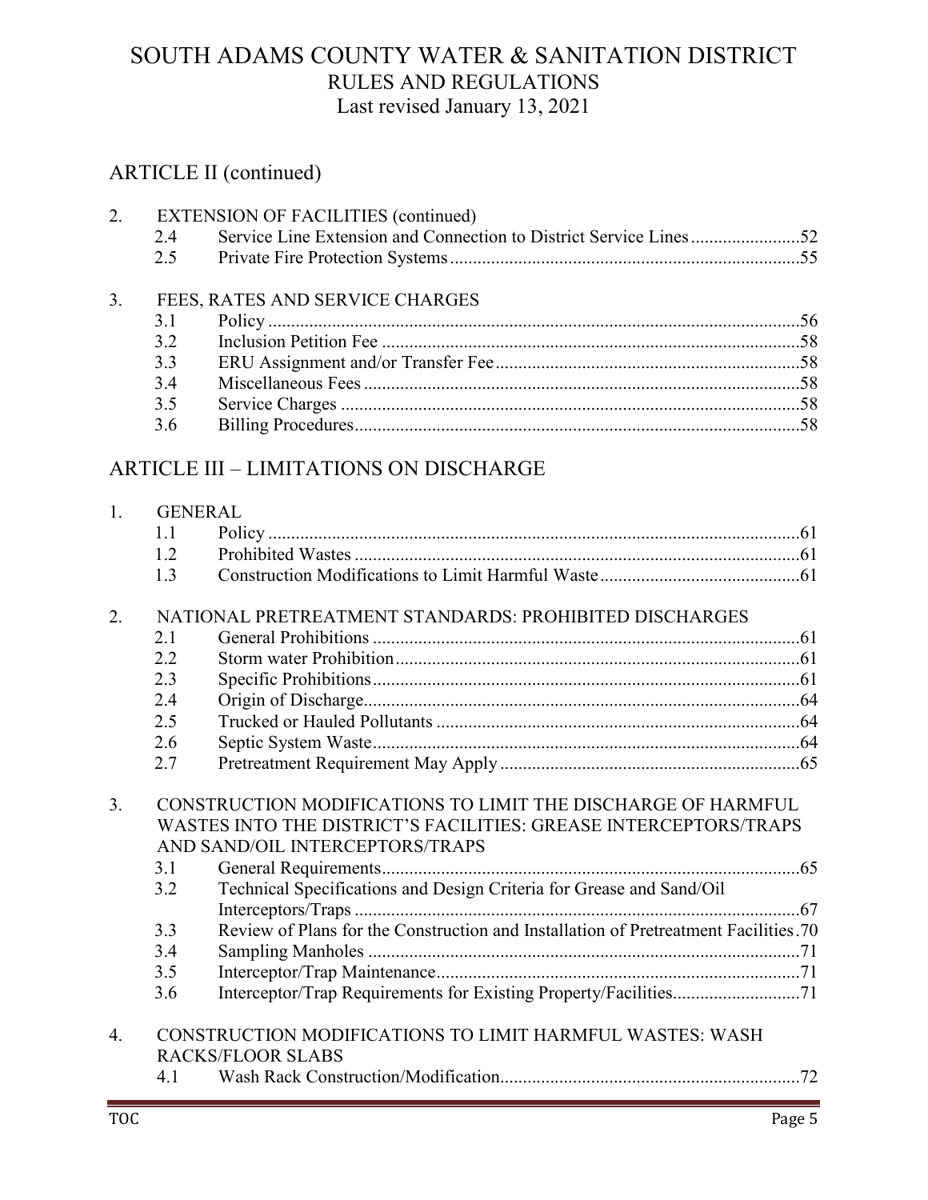# SOUTH ADAMS COUNTY WATER & SANITATION DISTRICT
## RULES AND REGULATIONS
Last revised January 13, 2021

## ARTICLE II (continued)

2. EXTENSION OF FACILITIES (continued)
   - 2.4 Service Line Extension and Connection to District Service Lines ........................52
   - 2.5 Private Fire Protection Systems ........................................................................55

3. FEES, RATES AND SERVICE CHARGES
   - 3.1 Policy ..................................................................................................................56
   - 3.2 Inclusion Petition Fee .........................................................................................58
   - 3.3 ERU Assignment and/or Transfer Fee .................................................................58
   - 3.4 Miscellaneous Fees .............................................................................................58
   - 3.5 Service Charges ..................................................................................................58
   - 3.6 Billing Procedures ...............................................................................................58

## ARTICLE III – LIMITATIONS ON DISCHARGE

1. GENERAL
   - 1.1 Policy ..................................................................................................................61
   - 1.2 Prohibited Wastes ...............................................................................................61
   - 1.3 Construction Modifications to Limit Harmful Waste ..........................................61

2. NATIONAL PRETREATMENT STANDARDS: PROHIBITED DISCHARGES
   - 2.1 General Prohibitions ............................................................................................61
   - 2.2 Storm water Prohibition .......................................................................................61
   - 2.3 Specific Prohibitions ............................................................................................61
   - 2.4 Origin of Discharge ..............................................................................................64
   - 2.5 Trucked or Hauled Pollutants ..............................................................................64
   - 2.6 Septic System Waste ............................................................................................64
   - 2.7 Pretreatment Requirement May Apply ................................................................65

3. CONSTRUCTION MODIFICATIONS TO LIMIT THE DISCHARGE OF HARMFUL WASTES INTO THE DISTRICT'S FACILITIES: GREASE INTERCEPTORS/TRAPS AND SAND/OIL INTERCEPTORS/TRAPS
   - 3.1 General Requirements ..........................................................................................65
   - 3.2 Technical Specifications and Design Criteria for Grease and Sand/Oil Interceptors/Traps ..................................................................................................67
   - 3.3 Review of Plans for the Construction and Installation of Pretreatment Facilities .70
   - 3.4 Sampling Manholes .............................................................................................71
   - 3.5 Interceptor/Trap Maintenance ..............................................................................71
   - 3.6 Interceptor/Trap Requirements for Existing Property/Facilities ..........................71

4. CONSTRUCTION MODIFICATIONS TO LIMIT HARMFUL WASTES: WASH RACKS/FLOOR SLABS
   - 4.1 Wash Rack Construction/Modification ................................................................72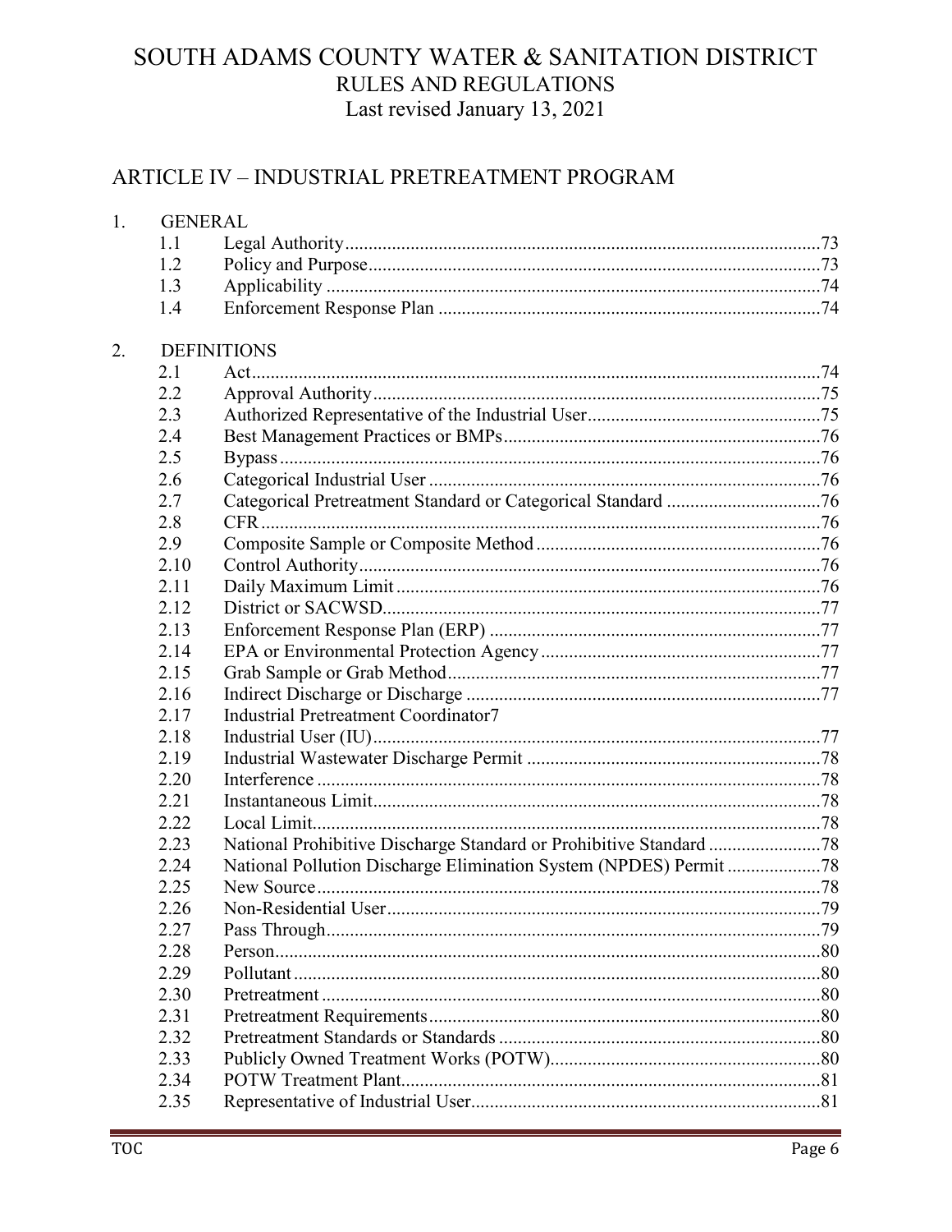# SOUTH ADAMS COUNTY WATER & SANITATION DISTRICT

## RULES AND REGULATIONS

Last revised January 13, 2021

## ARTICLE IV – INDUSTRIAL PRETREATMENT PROGRAM

1. GENERAL
   - 1.1 Legal Authority ....73
   - 1.2 Policy and Purpose ....73
   - 1.3 Applicability ....74
   - 1.4 Enforcement Response Plan ....74

2. DEFINITIONS
   - 2.1 Act ....74
   - 2.2 Approval Authority ....75
   - 2.3 Authorized Representative of the Industrial User ....75
   - 2.4 Best Management Practices or BMPs ....76
   - 2.5 Bypass ....76
   - 2.6 Categorical Industrial User ....76
   - 2.7 Categorical Pretreatment Standard or Categorical Standard ....76
   - 2.8 CFR ....76
   - 2.9 Composite Sample or Composite Method ....76
   - 2.10 Control Authority ....76
   - 2.11 Daily Maximum Limit ....76
   - 2.12 District or SACWSD ....77
   - 2.13 Enforcement Response Plan (ERP) ....77
   - 2.14 EPA or Environmental Protection Agency ....77
   - 2.15 Grab Sample or Grab Method ....77
   - 2.16 Indirect Discharge or Discharge ....77
   - 2.17 Industrial Pretreatment Coordinator7
   - 2.18 Industrial User (IU) ....77
   - 2.19 Industrial Wastewater Discharge Permit ....78
   - 2.20 Interference ....78
   - 2.21 Instantaneous Limit ....78
   - 2.22 Local Limit ....78
   - 2.23 National Prohibitive Discharge Standard or Prohibitive Standard ....78
   - 2.24 National Pollution Discharge Elimination System (NPDES) Permit ....78
   - 2.25 New Source ....78
   - 2.26 Non-Residential User ....79
   - 2.27 Pass Through ....79
   - 2.28 Person ....80
   - 2.29 Pollutant ....80
   - 2.30 Pretreatment ....80
   - 2.31 Pretreatment Requirements ....80
   - 2.32 Pretreatment Standards or Standards ....80
   - 2.33 Publicly Owned Treatment Works (POTW) ....80
   - 2.34 POTW Treatment Plant ....81
   - 2.35 Representative of Industrial User ....81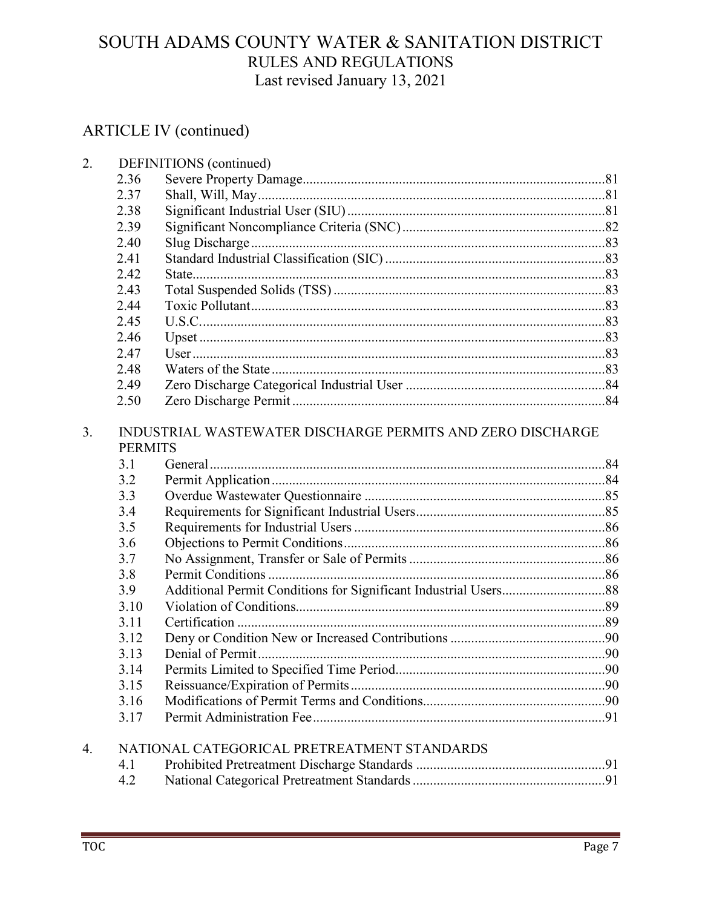# SOUTH ADAMS COUNTY WATER & SANITATION DISTRICT
## RULES AND REGULATIONS
Last revised January 13, 2021

## ARTICLE IV (continued)

2. DEFINITIONS (continued)

| | | |
|---|---|---|
| 2.36 | Severe Property Damage | 81 |
| 2.37 | Shall, Will, May | 81 |
| 2.38 | Significant Industrial User (SIU) | 81 |
| 2.39 | Significant Noncompliance Criteria (SNC) | 82 |
| 2.40 | Slug Discharge | 83 |
| 2.41 | Standard Industrial Classification (SIC) | 83 |
| 2.42 | State | 83 |
| 2.43 | Total Suspended Solids (TSS) | 83 |
| 2.44 | Toxic Pollutant | 83 |
| 2.45 | U.S.C. | 83 |
| 2.46 | Upset | 83 |
| 2.47 | User | 83 |
| 2.48 | Waters of the State | 83 |
| 2.49 | Zero Discharge Categorical Industrial User | 84 |
| 2.50 | Zero Discharge Permit | 84 |

3. INDUSTRIAL WASTEWATER DISCHARGE PERMITS AND ZERO DISCHARGE PERMITS

| | | |
|---|---|---|
| 3.1 | General | 84 |
| 3.2 | Permit Application | 84 |
| 3.3 | Overdue Wastewater Questionnaire | 85 |
| 3.4 | Requirements for Significant Industrial Users | 85 |
| 3.5 | Requirements for Industrial Users | 86 |
| 3.6 | Objections to Permit Conditions | 86 |
| 3.7 | No Assignment, Transfer or Sale of Permits | 86 |
| 3.8 | Permit Conditions | 86 |
| 3.9 | Additional Permit Conditions for Significant Industrial Users | 88 |
| 3.10 | Violation of Conditions | 89 |
| 3.11 | Certification | 89 |
| 3.12 | Deny or Condition New or Increased Contributions | 90 |
| 3.13 | Denial of Permit | 90 |
| 3.14 | Permits Limited to Specified Time Period | 90 |
| 3.15 | Reissuance/Expiration of Permits | 90 |
| 3.16 | Modifications of Permit Terms and Conditions | 90 |
| 3.17 | Permit Administration Fee | 91 |

4. NATIONAL CATEGORICAL PRETREATMENT STANDARDS

| | | |
|---|---|---|
| 4.1 | Prohibited Pretreatment Discharge Standards | 91 |
| 4.2 | National Categorical Pretreatment Standards | 91 |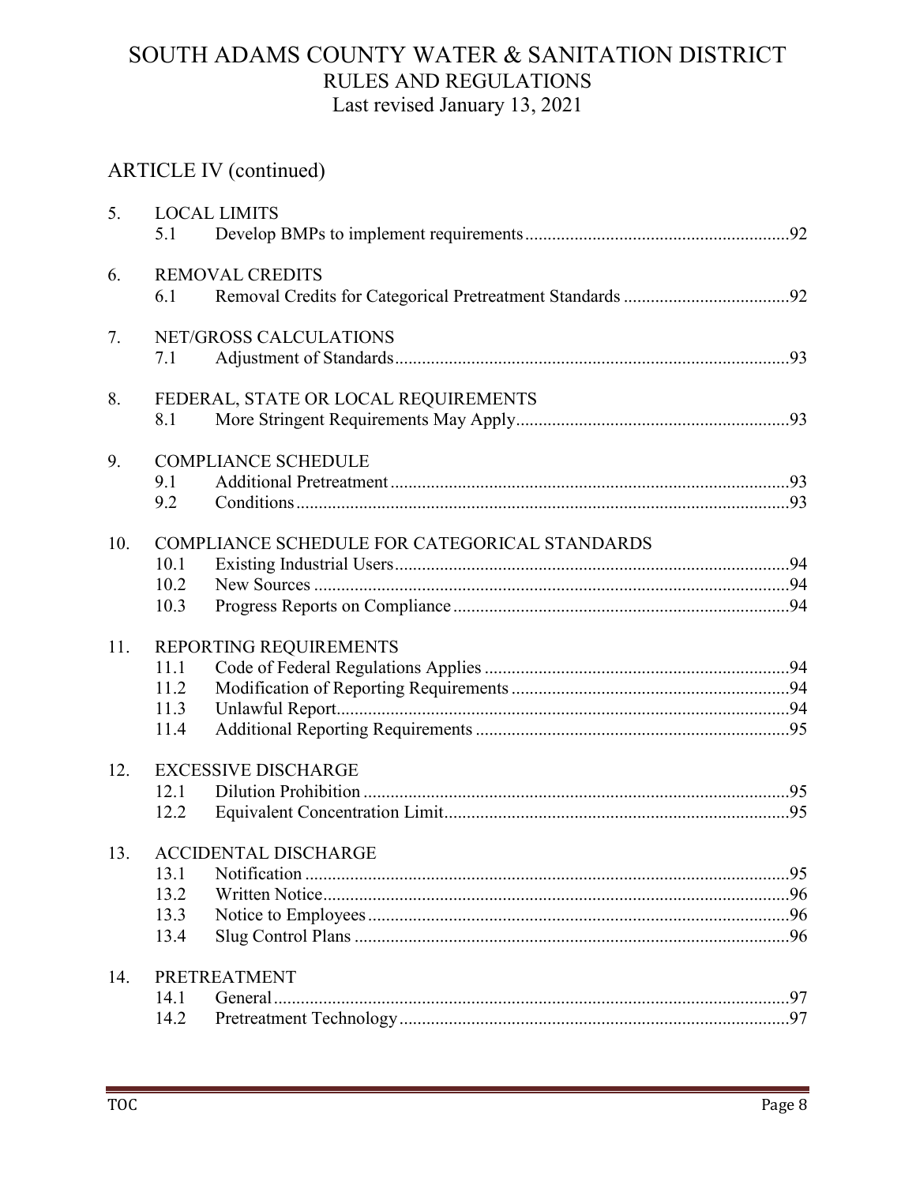# SOUTH ADAMS COUNTY WATER & SANITATION DISTRICT
## RULES AND REGULATIONS
Last revised January 13, 2021

## ARTICLE IV (continued)

5. LOCAL LIMITS
   - 5.1 Develop BMPs to implement requirements ........................................................ 92

6. REMOVAL CREDITS
   - 6.1 Removal Credits for Categorical Pretreatment Standards .................................... 92

7. NET/GROSS CALCULATIONS
   - 7.1 Adjustment of Standards ...................................................................................... 93

8. FEDERAL, STATE OR LOCAL REQUIREMENTS
   - 8.1 More Stringent Requirements May Apply ............................................................ 93

9. COMPLIANCE SCHEDULE
   - 9.1 Additional Pretreatment ....................................................................................... 93
   - 9.2 Conditions ............................................................................................................ 93

10. COMPLIANCE SCHEDULE FOR CATEGORICAL STANDARDS
    - 10.1 Existing Industrial Users ..................................................................................... 94
    - 10.2 New Sources ....................................................................................................... 94
    - 10.3 Progress Reports on Compliance ........................................................................ 94

11. REPORTING REQUIREMENTS
    - 11.1 Code of Federal Regulations Applies .................................................................. 94
    - 11.2 Modification of Reporting Requirements ............................................................ 94
    - 11.3 Unlawful Report ................................................................................................... 94
    - 11.4 Additional Reporting Requirements .................................................................... 95

12. EXCESSIVE DISCHARGE
    - 12.1 Dilution Prohibition ............................................................................................. 95
    - 12.2 Equivalent Concentration Limit ........................................................................... 95

13. ACCIDENTAL DISCHARGE
    - 13.1 Notification .......................................................................................................... 95
    - 13.2 Written Notice ...................................................................................................... 96
    - 13.3 Notice to Employees ............................................................................................ 96
    - 13.4 Slug Control Plans ............................................................................................... 96

14. PRETREATMENT
    - 14.1 General ................................................................................................................. 97
    - 14.2 Pretreatment Technology ..................................................................................... 97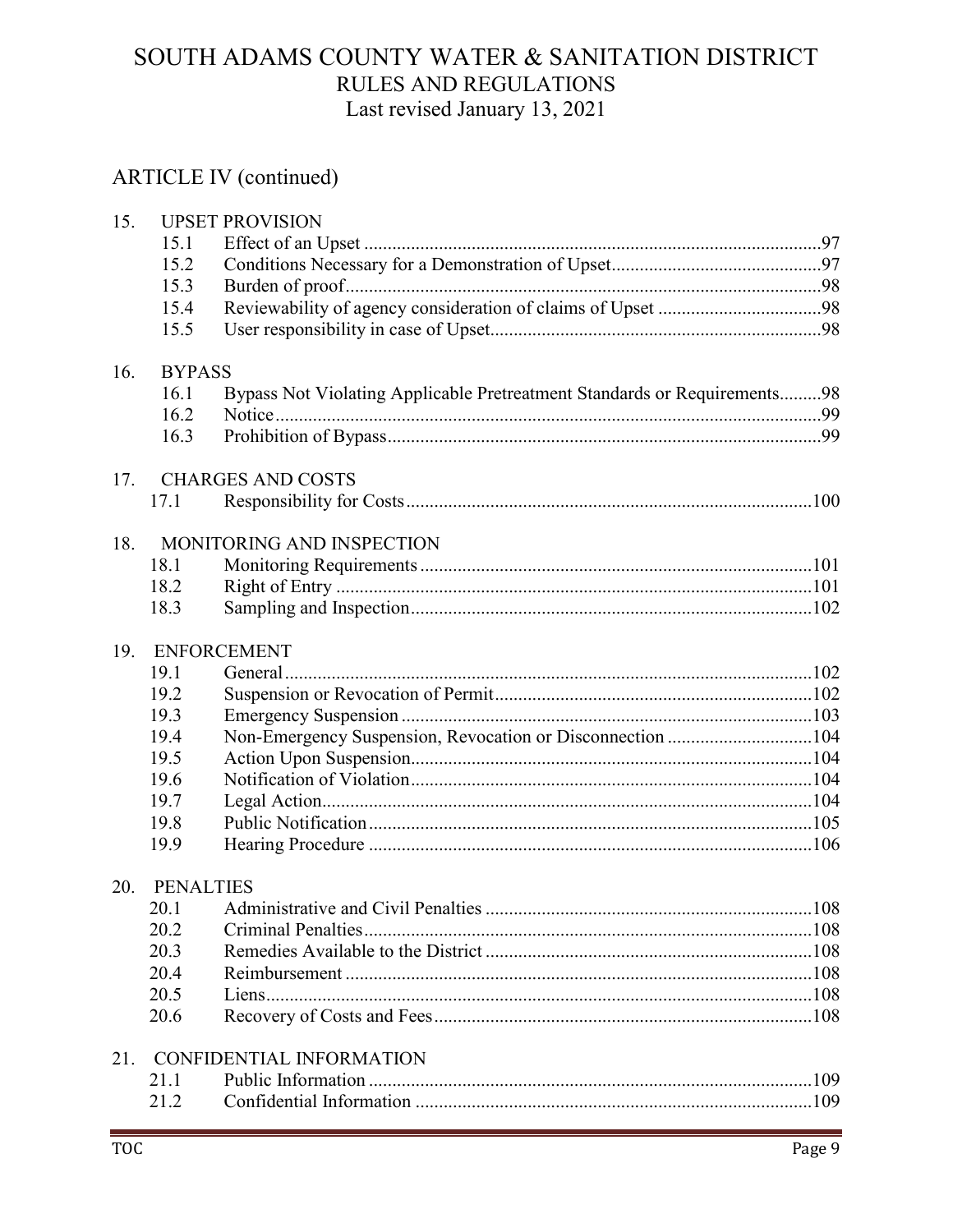# SOUTH ADAMS COUNTY WATER & SANITATION DISTRICT
## RULES AND REGULATIONS
### Last revised January 13, 2021

## ARTICLE IV (continued)

15. UPSET PROVISION
    - 15.1 Effect of an Upset ....97
    - 15.2 Conditions Necessary for a Demonstration of Upset ....97
    - 15.3 Burden of proof ....98
    - 15.4 Reviewability of agency consideration of claims of Upset ....98
    - 15.5 User responsibility in case of Upset ....98

16. BYPASS
    - 16.1 Bypass Not Violating Applicable Pretreatment Standards or Requirements ....98
    - 16.2 Notice ....99
    - 16.3 Prohibition of Bypass ....99

17. CHARGES AND COSTS
    - 17.1 Responsibility for Costs ....100

18. MONITORING AND INSPECTION
    - 18.1 Monitoring Requirements ....101
    - 18.2 Right of Entry ....101
    - 18.3 Sampling and Inspection ....102

19. ENFORCEMENT
    - 19.1 General ....102
    - 19.2 Suspension or Revocation of Permit ....102
    - 19.3 Emergency Suspension ....103
    - 19.4 Non-Emergency Suspension, Revocation or Disconnection ....104
    - 19.5 Action Upon Suspension ....104
    - 19.6 Notification of Violation ....104
    - 19.7 Legal Action ....104
    - 19.8 Public Notification ....105
    - 19.9 Hearing Procedure ....106

20. PENALTIES
    - 20.1 Administrative and Civil Penalties ....108
    - 20.2 Criminal Penalties ....108
    - 20.3 Remedies Available to the District ....108
    - 20.4 Reimbursement ....108
    - 20.5 Liens ....108
    - 20.6 Recovery of Costs and Fees ....108

21. CONFIDENTIAL INFORMATION
    - 21.1 Public Information ....109
    - 21.2 Confidential Information ....109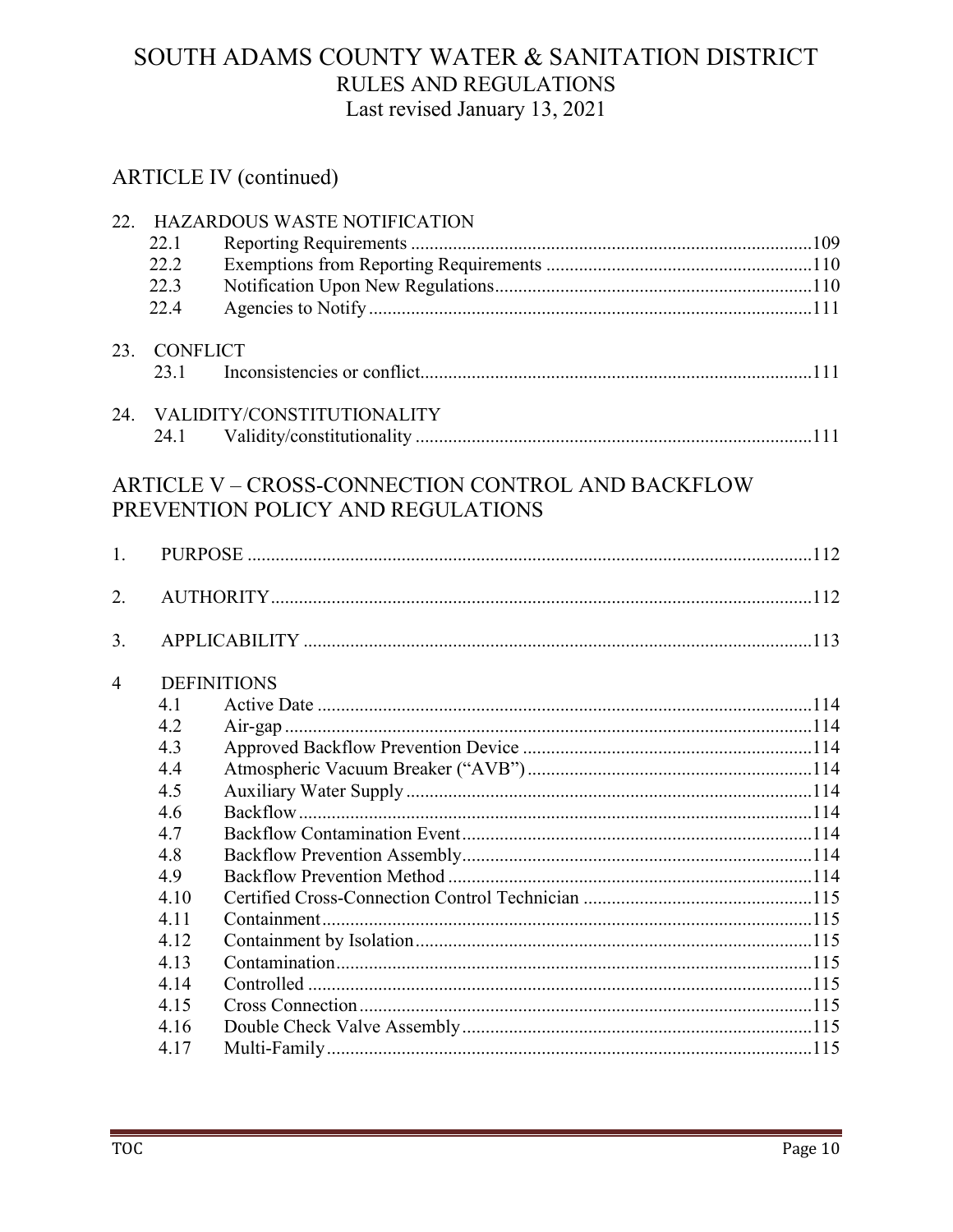# SOUTH ADAMS COUNTY WATER & SANITATION DISTRICT
## RULES AND REGULATIONS
Last revised January 13, 2021

## ARTICLE IV (continued)

22. HAZARDOUS WASTE NOTIFICATION
    - 22.1 Reporting Requirements ....................................................................................109
    - 22.2 Exemptions from Reporting Requirements ........................................................110
    - 22.3 Notification Upon New Regulations..................................................................110
    - 22.4 Agencies to Notify .............................................................................................111

23. CONFLICT
    - 23.1 Inconsistencies or conflict..................................................................................111

24. VALIDITY/CONSTITUTIONALITY
    - 24.1 Validity/constitutionality ....................................................................................111

## ARTICLE V – CROSS-CONNECTION CONTROL AND BACKFLOW PREVENTION POLICY AND REGULATIONS

1. PURPOSE .......................................................................................................................112

2. AUTHORITY..................................................................................................................112

3. APPLICABILITY ...........................................................................................................113

4 DEFINITIONS
    - 4.1 Active Date ........................................................................................................114
    - 4.2 Air-gap ...............................................................................................................114
    - 4.3 Approved Backflow Prevention Device .............................................................114
    - 4.4 Atmospheric Vacuum Breaker ("AVB") ............................................................114
    - 4.5 Auxiliary Water Supply .....................................................................................114
    - 4.6 Backflow ............................................................................................................114
    - 4.7 Backflow Contamination Event..........................................................................114
    - 4.8 Backflow Prevention Assembly..........................................................................114
    - 4.9 Backflow Prevention Method .............................................................................114
    - 4.10 Certified Cross-Connection Control Technician ................................................115
    - 4.11 Containment.......................................................................................................115
    - 4.12 Containment by Isolation...................................................................................115
    - 4.13 Contamination....................................................................................................115
    - 4.14 Controlled ..........................................................................................................115
    - 4.15 Cross Connection...............................................................................................115
    - 4.16 Double Check Valve Assembly..........................................................................115
    - 4.17 Multi-Family......................................................................................................115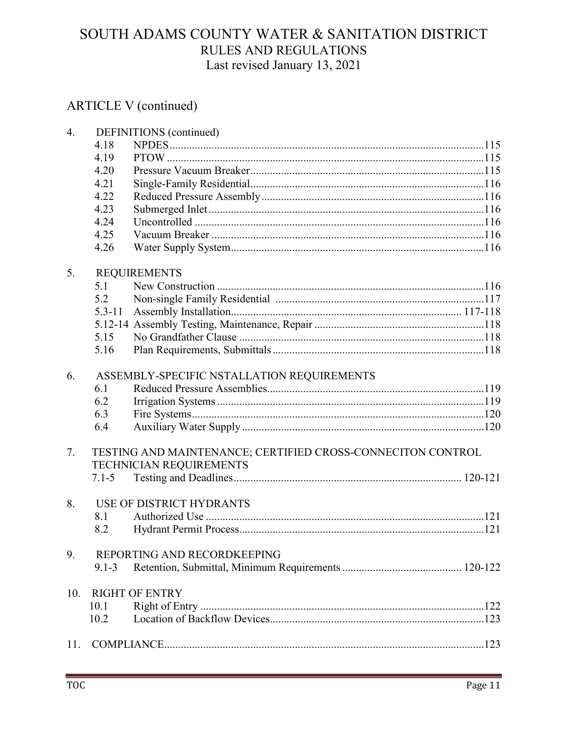# SOUTH ADAMS COUNTY WATER & SANITATION DISTRICT
## RULES AND REGULATIONS
Last revised January 13, 2021

## ARTICLE V (continued)

4. DEFINITIONS (continued)
   - 4.18 NPDES ....115
   - 4.19 PTOW ....115
   - 4.20 Pressure Vacuum Breaker ....115
   - 4.21 Single-Family Residential ....116
   - 4.22 Reduced Pressure Assembly ....116
   - 4.23 Submerged Inlet ....116
   - 4.24 Uncontrolled ....116
   - 4.25 Vacuum Breaker ....116
   - 4.26 Water Supply System ....116

5. REQUIREMENTS
   - 5.1 New Construction ....116
   - 5.2 Non-single Family Residential ....117
   - 5.3-11 Assembly Installation.... 117-118
   - 5.12-14 Assembly Testing, Maintenance, Repair ....118
   - 5.15 No Grandfather Clause ....118
   - 5.16 Plan Requirements, Submittals ....118

6. ASSEMBLY-SPECIFIC NSTALLATION REQUIREMENTS
   - 6.1 Reduced Pressure Assemblies ....119
   - 6.2 Irrigation Systems ....119
   - 6.3 Fire Systems ....120
   - 6.4 Auxiliary Water Supply ....120

7. TESTING AND MAINTENANCE; CERTIFIED CROSS-CONNECITON CONTROL TECHNICIAN REQUIREMENTS
   - 7.1-5 Testing and Deadlines .... 120-121

8. USE OF DISTRICT HYDRANTS
   - 8.1 Authorized Use ....121
   - 8.2 Hydrant Permit Process ....121

9. REPORTING AND RECORDKEEPING
   - 9.1-3 Retention, Submittal, Minimum Requirements .... 120-122

10. RIGHT OF ENTRY
    - 10.1 Right of Entry ....122
    - 10.2 Location of Backflow Devices ....123

11. COMPLIANCE ....123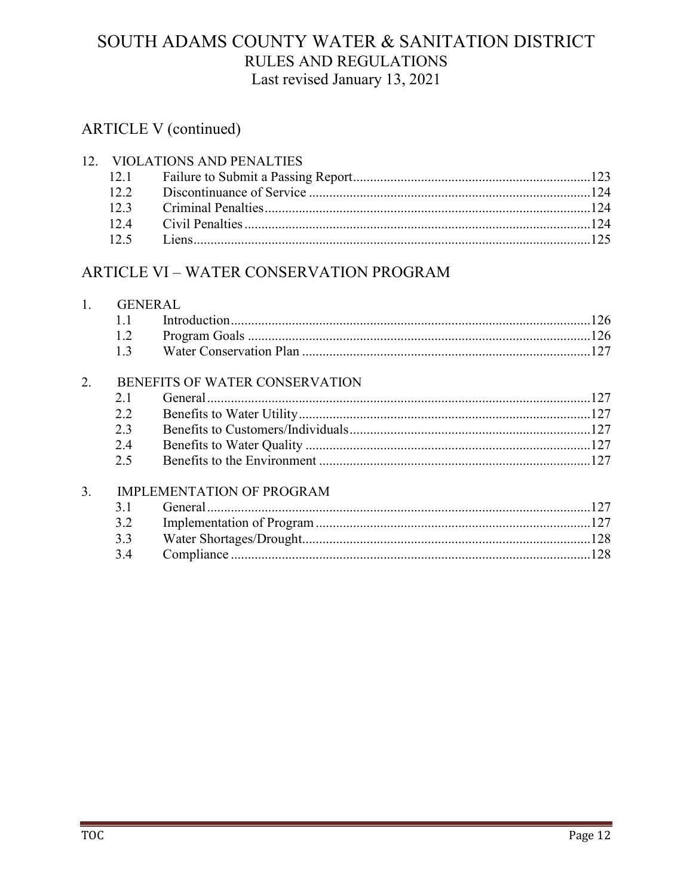# SOUTH ADAMS COUNTY WATER & SANITATION DISTRICT
## RULES AND REGULATIONS
Last revised January 13, 2021

## ARTICLE V (continued)

12. VIOLATIONS AND PENALTIES

| | | |
|---|---|---|
| 12.1 | Failure to Submit a Passing Report | 123 |
| 12.2 | Discontinuance of Service | 124 |
| 12.3 | Criminal Penalties | 124 |
| 12.4 | Civil Penalties | 124 |
| 12.5 | Liens | 125 |

## ARTICLE VI – WATER CONSERVATION PROGRAM

1. GENERAL

| | | |
|---|---|---|
| 1.1 | Introduction | 126 |
| 1.2 | Program Goals | 126 |
| 1.3 | Water Conservation Plan | 127 |

2. BENEFITS OF WATER CONSERVATION

| | | |
|---|---|---|
| 2.1 | General | 127 |
| 2.2 | Benefits to Water Utility | 127 |
| 2.3 | Benefits to Customers/Individuals | 127 |
| 2.4 | Benefits to Water Quality | 127 |
| 2.5 | Benefits to the Environment | 127 |

3. IMPLEMENTATION OF PROGRAM

| | | |
|---|---|---|
| 3.1 | General | 127 |
| 3.2 | Implementation of Program | 127 |
| 3.3 | Water Shortages/Drought | 128 |
| 3.4 | Compliance | 128 |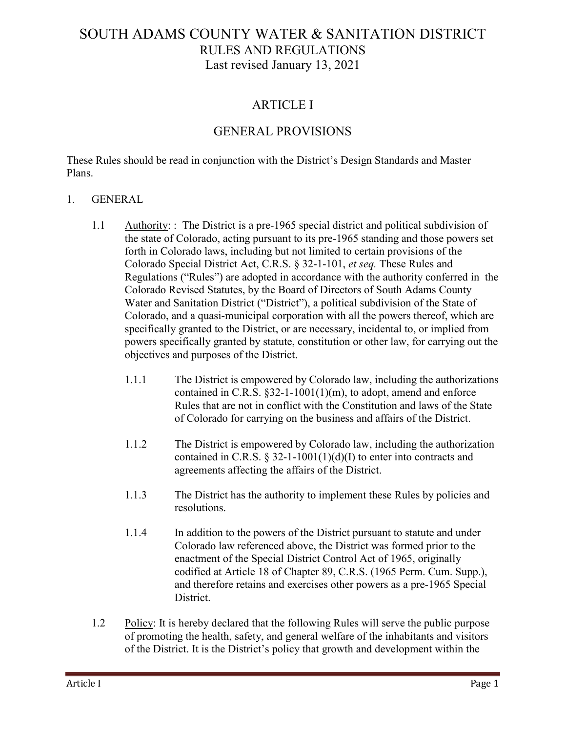# SOUTH ADAMS COUNTY WATER & SANITATION DISTRICT
## RULES AND REGULATIONS
Last revised January 13, 2021

## ARTICLE I

## GENERAL PROVISIONS

These Rules should be read in conjunction with the District's Design Standards and Master Plans.

1. GENERAL

 1.1 Authority: : The District is a pre-1965 special district and political subdivision of the state of Colorado, acting pursuant to its pre-1965 standing and those powers set forth in Colorado laws, including but not limited to certain provisions of the Colorado Special District Act, C.R.S. § 32-1-101, *et seq.* These Rules and Regulations ("Rules") are adopted in accordance with the authority conferred in the Colorado Revised Statutes, by the Board of Directors of South Adams County Water and Sanitation District ("District"), a political subdivision of the State of Colorado, and a quasi-municipal corporation with all the powers thereof, which are specifically granted to the District, or are necessary, incidental to, or implied from powers specifically granted by statute, constitution or other law, for carrying out the objectives and purposes of the District.

 1.1.1 The District is empowered by Colorado law, including the authorizations contained in C.R.S. §32-1-1001(1)(m), to adopt, amend and enforce Rules that are not in conflict with the Constitution and laws of the State of Colorado for carrying on the business and affairs of the District.

 1.1.2 The District is empowered by Colorado law, including the authorization contained in C.R.S. § 32-1-1001(1)(d)(I) to enter into contracts and agreements affecting the affairs of the District.

 1.1.3 The District has the authority to implement these Rules by policies and resolutions.

 1.1.4 In addition to the powers of the District pursuant to statute and under Colorado law referenced above, the District was formed prior to the enactment of the Special District Control Act of 1965, originally codified at Article 18 of Chapter 89, C.R.S. (1965 Perm. Cum. Supp.), and therefore retains and exercises other powers as a pre-1965 Special District.

 1.2 Policy: It is hereby declared that the following Rules will serve the public purpose of promoting the health, safety, and general welfare of the inhabitants and visitors of the District. It is the District's policy that growth and development within the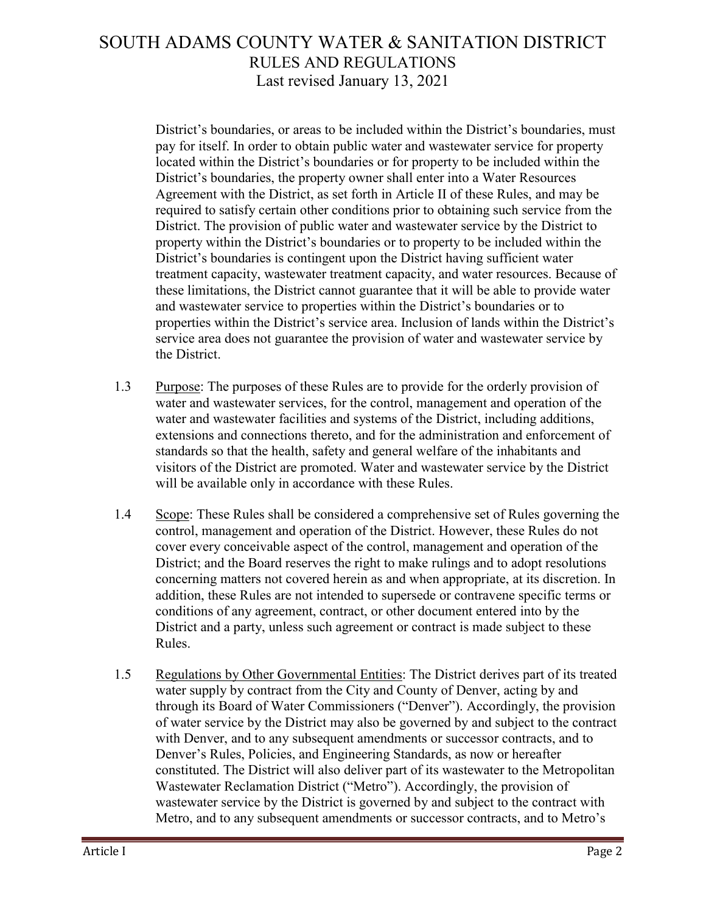District's boundaries, or areas to be included within the District's boundaries, must pay for itself. In order to obtain public water and wastewater service for property located within the District's boundaries or for property to be included within the District's boundaries, the property owner shall enter into a Water Resources Agreement with the District, as set forth in Article II of these Rules, and may be required to satisfy certain other conditions prior to obtaining such service from the District. The provision of public water and wastewater service by the District to property within the District's boundaries or to property to be included within the District's boundaries is contingent upon the District having sufficient water treatment capacity, wastewater treatment capacity, and water resources. Because of these limitations, the District cannot guarantee that it will be able to provide water and wastewater service to properties within the District's boundaries or to properties within the District's service area. Inclusion of lands within the District's service area does not guarantee the provision of water and wastewater service by the District.

1.3 Purpose: The purposes of these Rules are to provide for the orderly provision of water and wastewater services, for the control, management and operation of the water and wastewater facilities and systems of the District, including additions, extensions and connections thereto, and for the administration and enforcement of standards so that the health, safety and general welfare of the inhabitants and visitors of the District are promoted. Water and wastewater service by the District will be available only in accordance with these Rules.

1.4 Scope: These Rules shall be considered a comprehensive set of Rules governing the control, management and operation of the District. However, these Rules do not cover every conceivable aspect of the control, management and operation of the District; and the Board reserves the right to make rulings and to adopt resolutions concerning matters not covered herein as and when appropriate, at its discretion. In addition, these Rules are not intended to supersede or contravene specific terms or conditions of any agreement, contract, or other document entered into by the District and a party, unless such agreement or contract is made subject to these Rules.

1.5 Regulations by Other Governmental Entities: The District derives part of its treated water supply by contract from the City and County of Denver, acting by and through its Board of Water Commissioners ("Denver"). Accordingly, the provision of water service by the District may also be governed by and subject to the contract with Denver, and to any subsequent amendments or successor contracts, and to Denver's Rules, Policies, and Engineering Standards, as now or hereafter constituted. The District will also deliver part of its wastewater to the Metropolitan Wastewater Reclamation District ("Metro"). Accordingly, the provision of wastewater service by the District is governed by and subject to the contract with Metro, and to any subsequent amendments or successor contracts, and to Metro's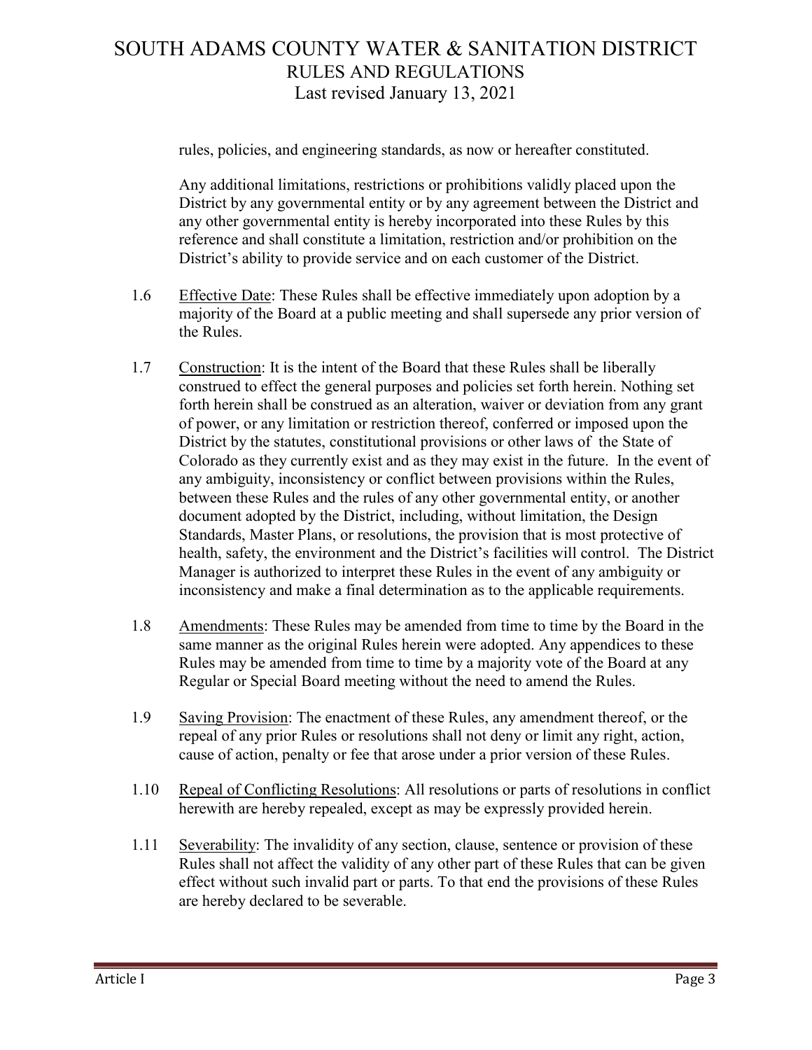rules, policies, and engineering standards, as now or hereafter constituted.

Any additional limitations, restrictions or prohibitions validly placed upon the District by any governmental entity or by any agreement between the District and any other governmental entity is hereby incorporated into these Rules by this reference and shall constitute a limitation, restriction and/or prohibition on the District's ability to provide service and on each customer of the District.

1.6 Effective Date: These Rules shall be effective immediately upon adoption by a majority of the Board at a public meeting and shall supersede any prior version of the Rules.

1.7 Construction: It is the intent of the Board that these Rules shall be liberally construed to effect the general purposes and policies set forth herein. Nothing set forth herein shall be construed as an alteration, waiver or deviation from any grant of power, or any limitation or restriction thereof, conferred or imposed upon the District by the statutes, constitutional provisions or other laws of the State of Colorado as they currently exist and as they may exist in the future. In the event of any ambiguity, inconsistency or conflict between provisions within the Rules, between these Rules and the rules of any other governmental entity, or another document adopted by the District, including, without limitation, the Design Standards, Master Plans, or resolutions, the provision that is most protective of health, safety, the environment and the District's facilities will control. The District Manager is authorized to interpret these Rules in the event of any ambiguity or inconsistency and make a final determination as to the applicable requirements.

1.8 Amendments: These Rules may be amended from time to time by the Board in the same manner as the original Rules herein were adopted. Any appendices to these Rules may be amended from time to time by a majority vote of the Board at any Regular or Special Board meeting without the need to amend the Rules.

1.9 Saving Provision: The enactment of these Rules, any amendment thereof, or the repeal of any prior Rules or resolutions shall not deny or limit any right, action, cause of action, penalty or fee that arose under a prior version of these Rules.

1.10 Repeal of Conflicting Resolutions: All resolutions or parts of resolutions in conflict herewith are hereby repealed, except as may be expressly provided herein.

1.11 Severability: The invalidity of any section, clause, sentence or provision of these Rules shall not affect the validity of any other part of these Rules that can be given effect without such invalid part or parts. To that end the provisions of these Rules are hereby declared to be severable.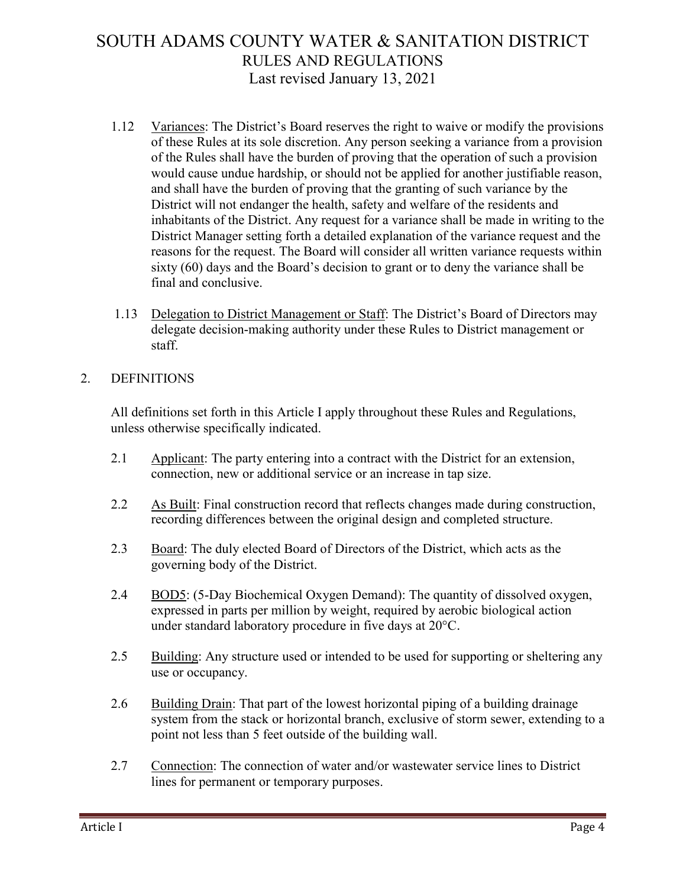1.12 Variances: The District's Board reserves the right to waive or modify the provisions of these Rules at its sole discretion. Any person seeking a variance from a provision of the Rules shall have the burden of proving that the operation of such a provision would cause undue hardship, or should not be applied for another justifiable reason, and shall have the burden of proving that the granting of such variance by the District will not endanger the health, safety and welfare of the residents and inhabitants of the District. Any request for a variance shall be made in writing to the District Manager setting forth a detailed explanation of the variance request and the reasons for the request. The Board will consider all written variance requests within sixty (60) days and the Board's decision to grant or to deny the variance shall be final and conclusive.

1.13 Delegation to District Management or Staff: The District's Board of Directors may delegate decision-making authority under these Rules to District management or staff.

## 2. DEFINITIONS

All definitions set forth in this Article I apply throughout these Rules and Regulations, unless otherwise specifically indicated.

2.1 Applicant: The party entering into a contract with the District for an extension, connection, new or additional service or an increase in tap size.

2.2 As Built: Final construction record that reflects changes made during construction, recording differences between the original design and completed structure.

2.3 Board: The duly elected Board of Directors of the District, which acts as the governing body of the District.

2.4 BOD5: (5-Day Biochemical Oxygen Demand): The quantity of dissolved oxygen, expressed in parts per million by weight, required by aerobic biological action under standard laboratory procedure in five days at 20°C.

2.5 Building: Any structure used or intended to be used for supporting or sheltering any use or occupancy.

2.6 Building Drain: That part of the lowest horizontal piping of a building drainage system from the stack or horizontal branch, exclusive of storm sewer, extending to a point not less than 5 feet outside of the building wall.

2.7 Connection: The connection of water and/or wastewater service lines to District lines for permanent or temporary purposes.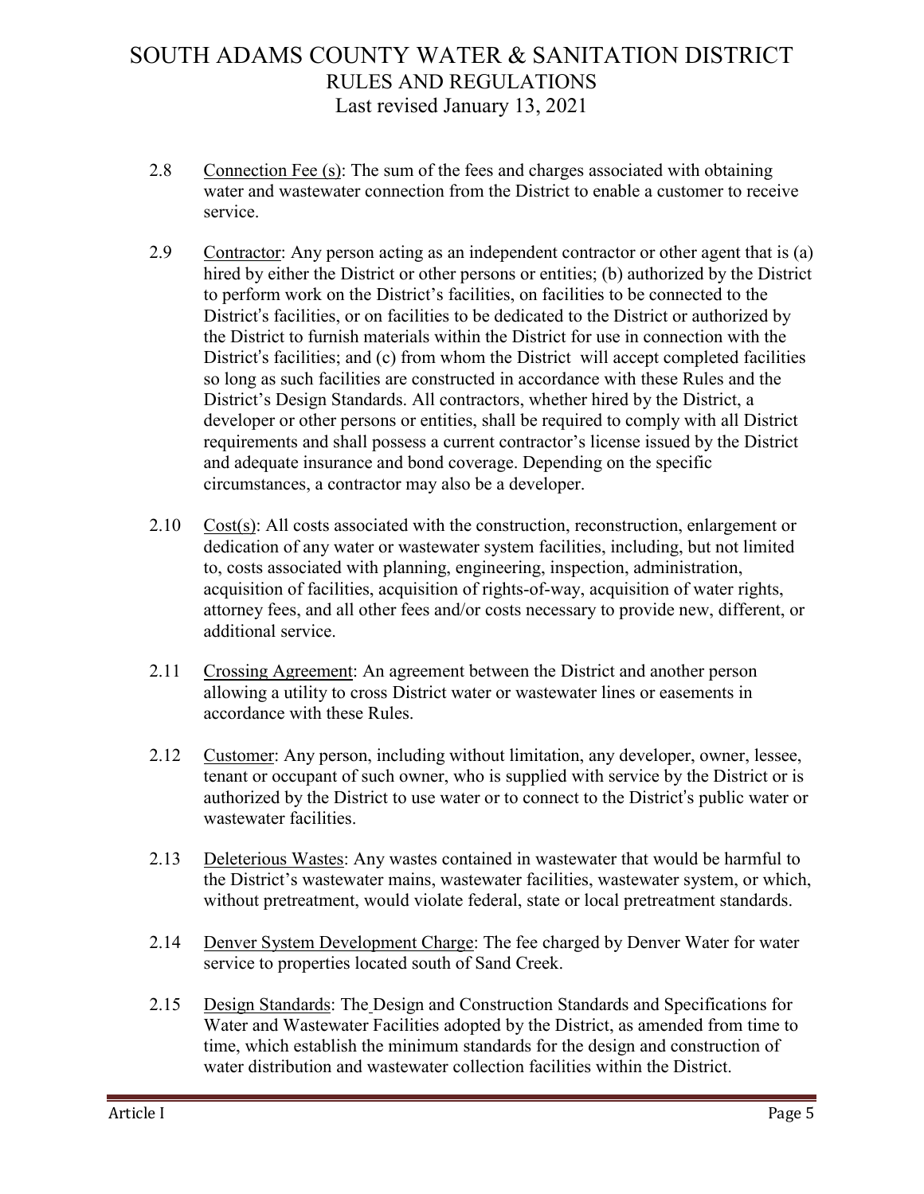2.8 Connection Fee (s): The sum of the fees and charges associated with obtaining water and wastewater connection from the District to enable a customer to receive service.

2.9 Contractor: Any person acting as an independent contractor or other agent that is (a) hired by either the District or other persons or entities; (b) authorized by the District to perform work on the District's facilities, on facilities to be connected to the District's facilities, or on facilities to be dedicated to the District or authorized by the District to furnish materials within the District for use in connection with the District's facilities; and (c) from whom the District will accept completed facilities so long as such facilities are constructed in accordance with these Rules and the District's Design Standards. All contractors, whether hired by the District, a developer or other persons or entities, shall be required to comply with all District requirements and shall possess a current contractor's license issued by the District and adequate insurance and bond coverage. Depending on the specific circumstances, a contractor may also be a developer.

2.10 Cost(s): All costs associated with the construction, reconstruction, enlargement or dedication of any water or wastewater system facilities, including, but not limited to, costs associated with planning, engineering, inspection, administration, acquisition of facilities, acquisition of rights-of-way, acquisition of water rights, attorney fees, and all other fees and/or costs necessary to provide new, different, or additional service.

2.11 Crossing Agreement: An agreement between the District and another person allowing a utility to cross District water or wastewater lines or easements in accordance with these Rules.

2.12 Customer: Any person, including without limitation, any developer, owner, lessee, tenant or occupant of such owner, who is supplied with service by the District or is authorized by the District to use water or to connect to the District's public water or wastewater facilities.

2.13 Deleterious Wastes: Any wastes contained in wastewater that would be harmful to the District's wastewater mains, wastewater facilities, wastewater system, or which, without pretreatment, would violate federal, state or local pretreatment standards.

2.14 Denver System Development Charge: The fee charged by Denver Water for water service to properties located south of Sand Creek.

2.15 Design Standards: The Design and Construction Standards and Specifications for Water and Wastewater Facilities adopted by the District, as amended from time to time, which establish the minimum standards for the design and construction of water distribution and wastewater collection facilities within the District.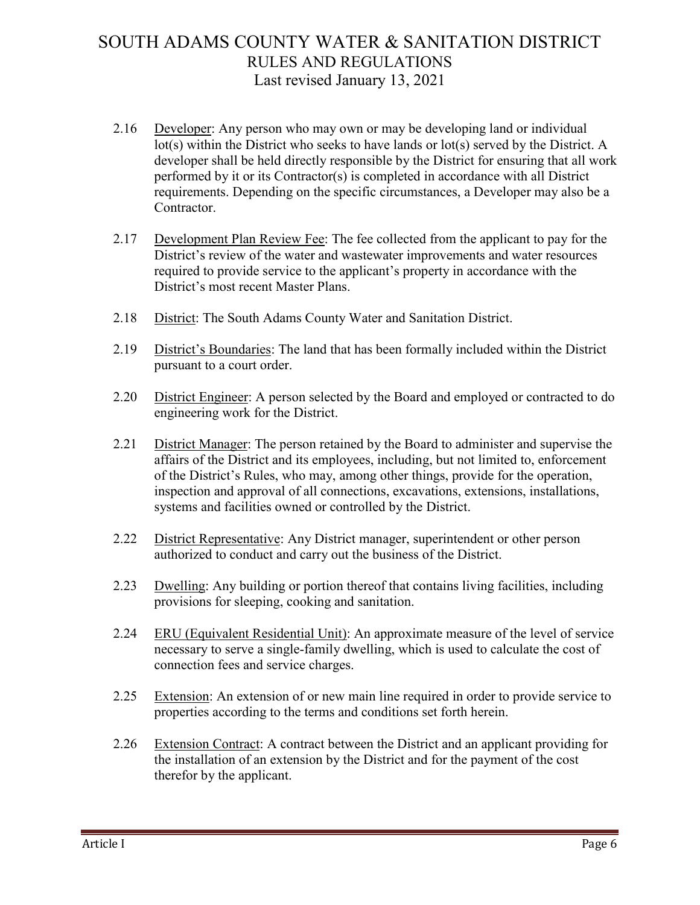2.16 Developer: Any person who may own or may be developing land or individual lot(s) within the District who seeks to have lands or lot(s) served by the District. A developer shall be held directly responsible by the District for ensuring that all work performed by it or its Contractor(s) is completed in accordance with all District requirements. Depending on the specific circumstances, a Developer may also be a Contractor.

2.17 Development Plan Review Fee: The fee collected from the applicant to pay for the District's review of the water and wastewater improvements and water resources required to provide service to the applicant's property in accordance with the District's most recent Master Plans.

2.18 District: The South Adams County Water and Sanitation District.

2.19 District's Boundaries: The land that has been formally included within the District pursuant to a court order.

2.20 District Engineer: A person selected by the Board and employed or contracted to do engineering work for the District.

2.21 District Manager: The person retained by the Board to administer and supervise the affairs of the District and its employees, including, but not limited to, enforcement of the District's Rules, who may, among other things, provide for the operation, inspection and approval of all connections, excavations, extensions, installations, systems and facilities owned or controlled by the District.

2.22 District Representative: Any District manager, superintendent or other person authorized to conduct and carry out the business of the District.

2.23 Dwelling: Any building or portion thereof that contains living facilities, including provisions for sleeping, cooking and sanitation.

2.24 ERU (Equivalent Residential Unit): An approximate measure of the level of service necessary to serve a single-family dwelling, which is used to calculate the cost of connection fees and service charges.

2.25 Extension: An extension of or new main line required in order to provide service to properties according to the terms and conditions set forth herein.

2.26 Extension Contract: A contract between the District and an applicant providing for the installation of an extension by the District and for the payment of the cost therefor by the applicant.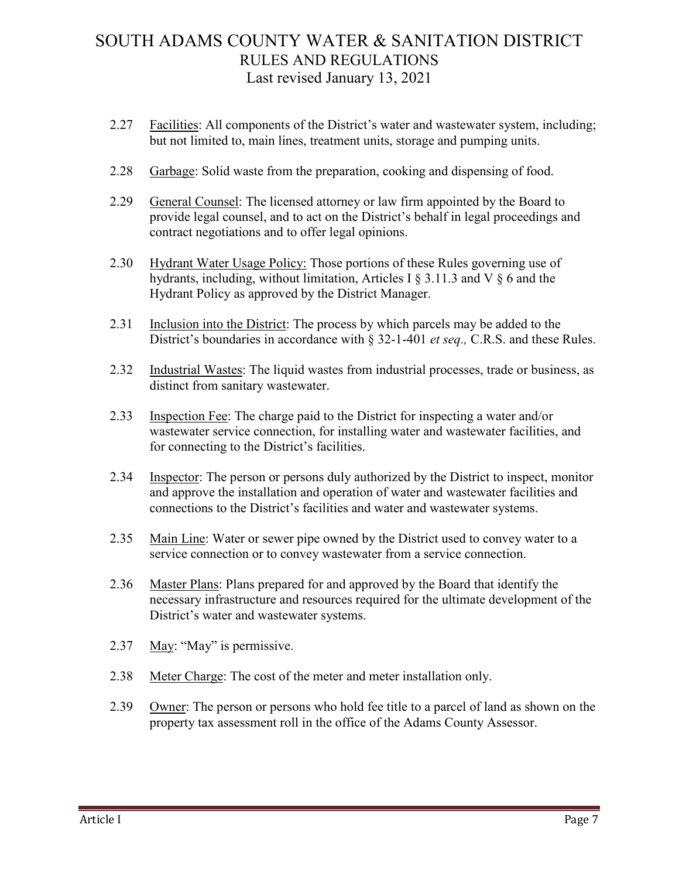2.27 Facilities: All components of the District's water and wastewater system, including; but not limited to, main lines, treatment units, storage and pumping units.

2.28 Garbage: Solid waste from the preparation, cooking and dispensing of food.

2.29 General Counsel: The licensed attorney or law firm appointed by the Board to provide legal counsel, and to act on the District's behalf in legal proceedings and contract negotiations and to offer legal opinions.

2.30 Hydrant Water Usage Policy: Those portions of these Rules governing use of hydrants, including, without limitation, Articles I § 3.11.3 and V § 6 and the Hydrant Policy as approved by the District Manager.

2.31 Inclusion into the District: The process by which parcels may be added to the District's boundaries in accordance with § 32-1-401 *et seq.,* C.R.S. and these Rules.

2.32 Industrial Wastes: The liquid wastes from industrial processes, trade or business, as distinct from sanitary wastewater.

2.33 Inspection Fee: The charge paid to the District for inspecting a water and/or wastewater service connection, for installing water and wastewater facilities, and for connecting to the District's facilities.

2.34 Inspector: The person or persons duly authorized by the District to inspect, monitor and approve the installation and operation of water and wastewater facilities and connections to the District's facilities and water and wastewater systems.

2.35 Main Line: Water or sewer pipe owned by the District used to convey water to a service connection or to convey wastewater from a service connection.

2.36 Master Plans: Plans prepared for and approved by the Board that identify the necessary infrastructure and resources required for the ultimate development of the District's water and wastewater systems.

2.37 May: "May" is permissive.

2.38 Meter Charge: The cost of the meter and meter installation only.

2.39 Owner: The person or persons who hold fee title to a parcel of land as shown on the property tax assessment roll in the office of the Adams County Assessor.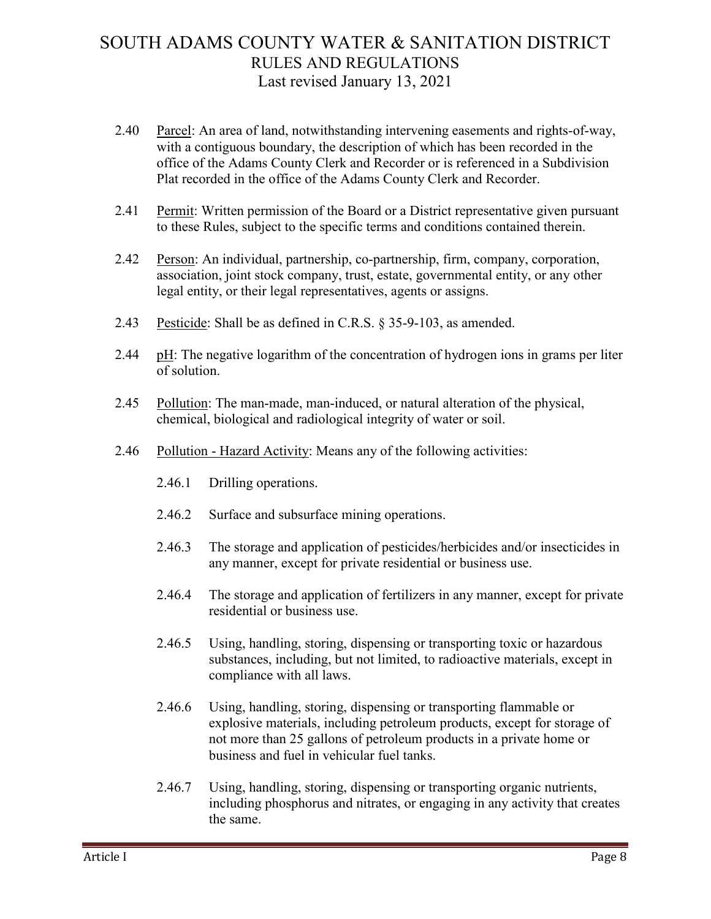2.40 Parcel: An area of land, notwithstanding intervening easements and rights-of-way, with a contiguous boundary, the description of which has been recorded in the office of the Adams County Clerk and Recorder or is referenced in a Subdivision Plat recorded in the office of the Adams County Clerk and Recorder.

2.41 Permit: Written permission of the Board or a District representative given pursuant to these Rules, subject to the specific terms and conditions contained therein.

2.42 Person: An individual, partnership, co-partnership, firm, company, corporation, association, joint stock company, trust, estate, governmental entity, or any other legal entity, or their legal representatives, agents or assigns.

2.43 Pesticide: Shall be as defined in C.R.S. § 35-9-103, as amended.

2.44 pH: The negative logarithm of the concentration of hydrogen ions in grams per liter of solution.

2.45 Pollution: The man-made, man-induced, or natural alteration of the physical, chemical, biological and radiological integrity of water or soil.

2.46 Pollution - Hazard Activity: Means any of the following activities:

2.46.1 Drilling operations.

2.46.2 Surface and subsurface mining operations.

2.46.3 The storage and application of pesticides/herbicides and/or insecticides in any manner, except for private residential or business use.

2.46.4 The storage and application of fertilizers in any manner, except for private residential or business use.

2.46.5 Using, handling, storing, dispensing or transporting toxic or hazardous substances, including, but not limited, to radioactive materials, except in compliance with all laws.

2.46.6 Using, handling, storing, dispensing or transporting flammable or explosive materials, including petroleum products, except for storage of not more than 25 gallons of petroleum products in a private home or business and fuel in vehicular fuel tanks.

2.46.7 Using, handling, storing, dispensing or transporting organic nutrients, including phosphorus and nitrates, or engaging in any activity that creates the same.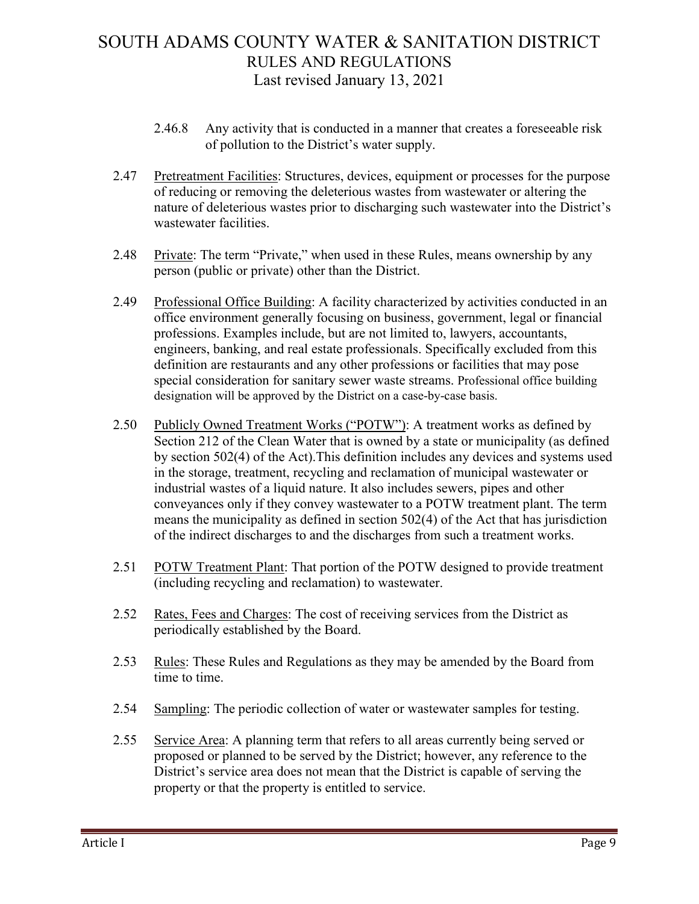2.46.8 Any activity that is conducted in a manner that creates a foreseeable risk of pollution to the District's water supply.

2.47 Pretreatment Facilities: Structures, devices, equipment or processes for the purpose of reducing or removing the deleterious wastes from wastewater or altering the nature of deleterious wastes prior to discharging such wastewater into the District's wastewater facilities.

2.48 Private: The term "Private," when used in these Rules, means ownership by any person (public or private) other than the District.

2.49 Professional Office Building: A facility characterized by activities conducted in an office environment generally focusing on business, government, legal or financial professions. Examples include, but are not limited to, lawyers, accountants, engineers, banking, and real estate professionals. Specifically excluded from this definition are restaurants and any other professions or facilities that may pose special consideration for sanitary sewer waste streams. Professional office building designation will be approved by the District on a case-by-case basis.

2.50 Publicly Owned Treatment Works ("POTW"): A treatment works as defined by Section 212 of the Clean Water that is owned by a state or municipality (as defined by section 502(4) of the Act).This definition includes any devices and systems used in the storage, treatment, recycling and reclamation of municipal wastewater or industrial wastes of a liquid nature. It also includes sewers, pipes and other conveyances only if they convey wastewater to a POTW treatment plant. The term means the municipality as defined in section 502(4) of the Act that has jurisdiction of the indirect discharges to and the discharges from such a treatment works.

2.51 POTW Treatment Plant: That portion of the POTW designed to provide treatment (including recycling and reclamation) to wastewater.

2.52 Rates, Fees and Charges: The cost of receiving services from the District as periodically established by the Board.

2.53 Rules: These Rules and Regulations as they may be amended by the Board from time to time.

2.54 Sampling: The periodic collection of water or wastewater samples for testing.

2.55 Service Area: A planning term that refers to all areas currently being served or proposed or planned to be served by the District; however, any reference to the District's service area does not mean that the District is capable of serving the property or that the property is entitled to service.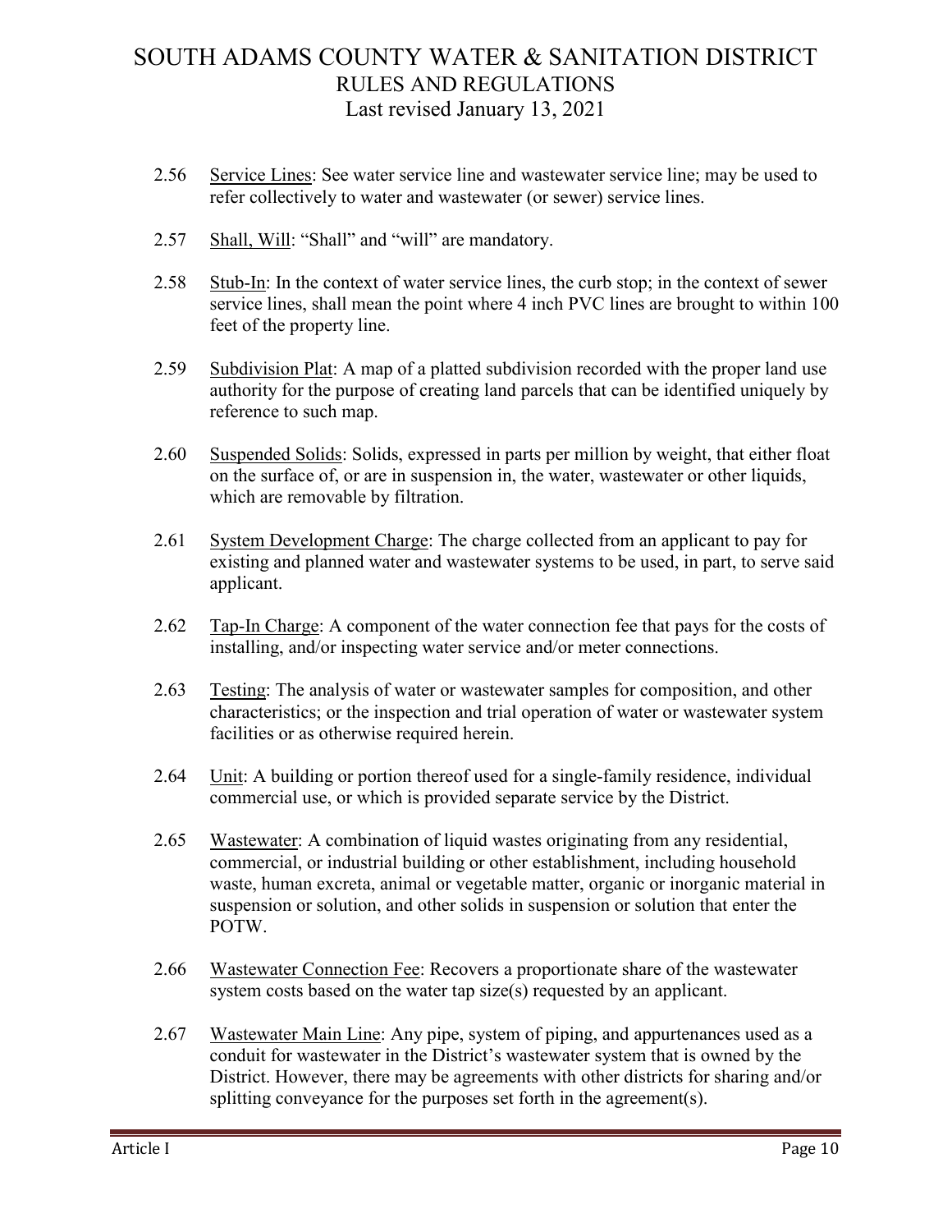2.56 Service Lines: See water service line and wastewater service line; may be used to refer collectively to water and wastewater (or sewer) service lines.

2.57 Shall, Will: "Shall" and "will" are mandatory.

2.58 Stub-In: In the context of water service lines, the curb stop; in the context of sewer service lines, shall mean the point where 4 inch PVC lines are brought to within 100 feet of the property line.

2.59 Subdivision Plat: A map of a platted subdivision recorded with the proper land use authority for the purpose of creating land parcels that can be identified uniquely by reference to such map.

2.60 Suspended Solids: Solids, expressed in parts per million by weight, that either float on the surface of, or are in suspension in, the water, wastewater or other liquids, which are removable by filtration.

2.61 System Development Charge: The charge collected from an applicant to pay for existing and planned water and wastewater systems to be used, in part, to serve said applicant.

2.62 Tap-In Charge: A component of the water connection fee that pays for the costs of installing, and/or inspecting water service and/or meter connections.

2.63 Testing: The analysis of water or wastewater samples for composition, and other characteristics; or the inspection and trial operation of water or wastewater system facilities or as otherwise required herein.

2.64 Unit: A building or portion thereof used for a single-family residence, individual commercial use, or which is provided separate service by the District.

2.65 Wastewater: A combination of liquid wastes originating from any residential, commercial, or industrial building or other establishment, including household waste, human excreta, animal or vegetable matter, organic or inorganic material in suspension or solution, and other solids in suspension or solution that enter the POTW.

2.66 Wastewater Connection Fee: Recovers a proportionate share of the wastewater system costs based on the water tap size(s) requested by an applicant.

2.67 Wastewater Main Line: Any pipe, system of piping, and appurtenances used as a conduit for wastewater in the District's wastewater system that is owned by the District. However, there may be agreements with other districts for sharing and/or splitting conveyance for the purposes set forth in the agreement(s).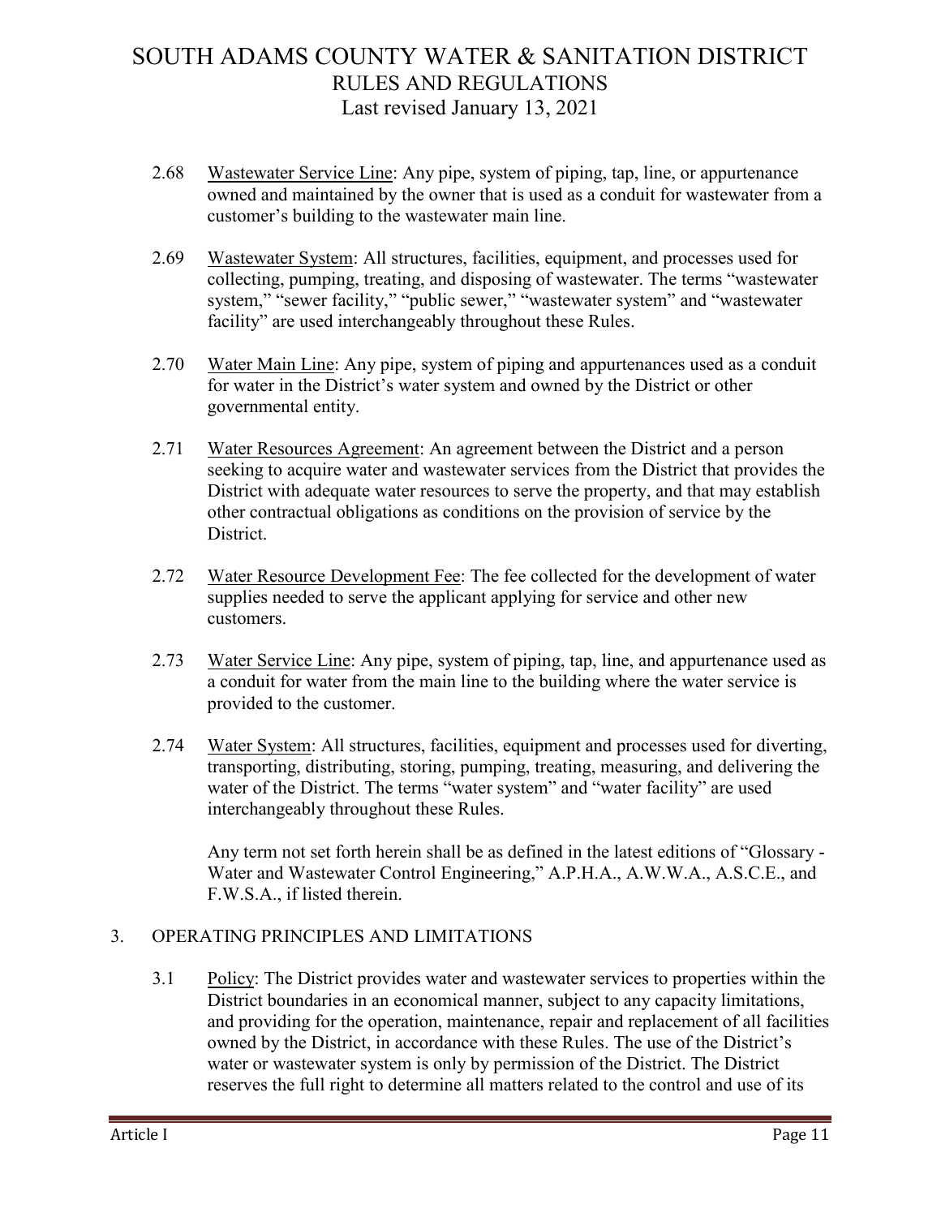2.68 Wastewater Service Line: Any pipe, system of piping, tap, line, or appurtenance owned and maintained by the owner that is used as a conduit for wastewater from a customer's building to the wastewater main line.

2.69 Wastewater System: All structures, facilities, equipment, and processes used for collecting, pumping, treating, and disposing of wastewater. The terms "wastewater system," "sewer facility," "public sewer," "wastewater system" and "wastewater facility" are used interchangeably throughout these Rules.

2.70 Water Main Line: Any pipe, system of piping and appurtenances used as a conduit for water in the District's water system and owned by the District or other governmental entity.

2.71 Water Resources Agreement: An agreement between the District and a person seeking to acquire water and wastewater services from the District that provides the District with adequate water resources to serve the property, and that may establish other contractual obligations as conditions on the provision of service by the District.

2.72 Water Resource Development Fee: The fee collected for the development of water supplies needed to serve the applicant applying for service and other new customers.

2.73 Water Service Line: Any pipe, system of piping, tap, line, and appurtenance used as a conduit for water from the main line to the building where the water service is provided to the customer.

2.74 Water System: All structures, facilities, equipment and processes used for diverting, transporting, distributing, storing, pumping, treating, measuring, and delivering the water of the District. The terms "water system" and "water facility" are used interchangeably throughout these Rules.

Any term not set forth herein shall be as defined in the latest editions of "Glossary - Water and Wastewater Control Engineering," A.P.H.A., A.W.W.A., A.S.C.E., and F.W.S.A., if listed therein.

## 3. OPERATING PRINCIPLES AND LIMITATIONS

3.1 Policy: The District provides water and wastewater services to properties within the District boundaries in an economical manner, subject to any capacity limitations, and providing for the operation, maintenance, repair and replacement of all facilities owned by the District, in accordance with these Rules. The use of the District's water or wastewater system is only by permission of the District. The District reserves the full right to determine all matters related to the control and use of its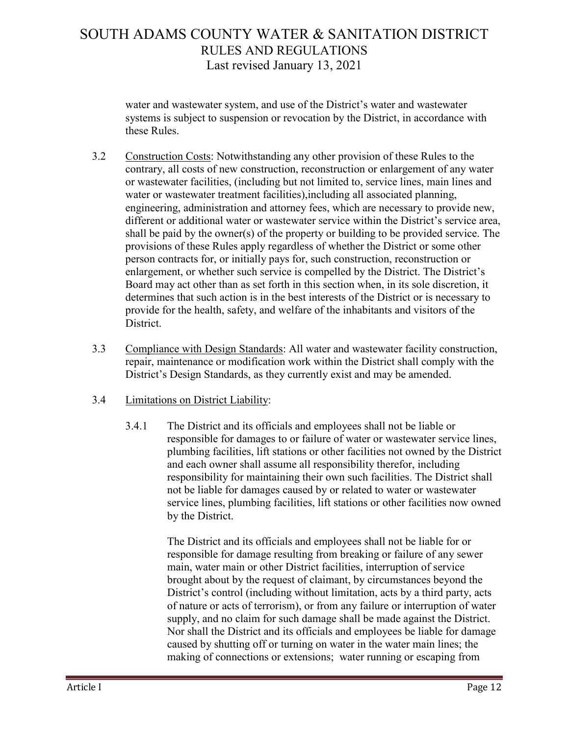water and wastewater system, and use of the District's water and wastewater systems is subject to suspension or revocation by the District, in accordance with these Rules.

3.2 Construction Costs: Notwithstanding any other provision of these Rules to the contrary, all costs of new construction, reconstruction or enlargement of any water or wastewater facilities, (including but not limited to, service lines, main lines and water or wastewater treatment facilities),including all associated planning, engineering, administration and attorney fees, which are necessary to provide new, different or additional water or wastewater service within the District's service area, shall be paid by the owner(s) of the property or building to be provided service. The provisions of these Rules apply regardless of whether the District or some other person contracts for, or initially pays for, such construction, reconstruction or enlargement, or whether such service is compelled by the District. The District's Board may act other than as set forth in this section when, in its sole discretion, it determines that such action is in the best interests of the District or is necessary to provide for the health, safety, and welfare of the inhabitants and visitors of the District.

3.3 Compliance with Design Standards: All water and wastewater facility construction, repair, maintenance or modification work within the District shall comply with the District's Design Standards, as they currently exist and may be amended.

3.4 Limitations on District Liability:

3.4.1 The District and its officials and employees shall not be liable or responsible for damages to or failure of water or wastewater service lines, plumbing facilities, lift stations or other facilities not owned by the District and each owner shall assume all responsibility therefor, including responsibility for maintaining their own such facilities. The District shall not be liable for damages caused by or related to water or wastewater service lines, plumbing facilities, lift stations or other facilities now owned by the District.

The District and its officials and employees shall not be liable for or responsible for damage resulting from breaking or failure of any sewer main, water main or other District facilities, interruption of service brought about by the request of claimant, by circumstances beyond the District's control (including without limitation, acts by a third party, acts of nature or acts of terrorism), or from any failure or interruption of water supply, and no claim for such damage shall be made against the District. Nor shall the District and its officials and employees be liable for damage caused by shutting off or turning on water in the water main lines; the making of connections or extensions; water running or escaping from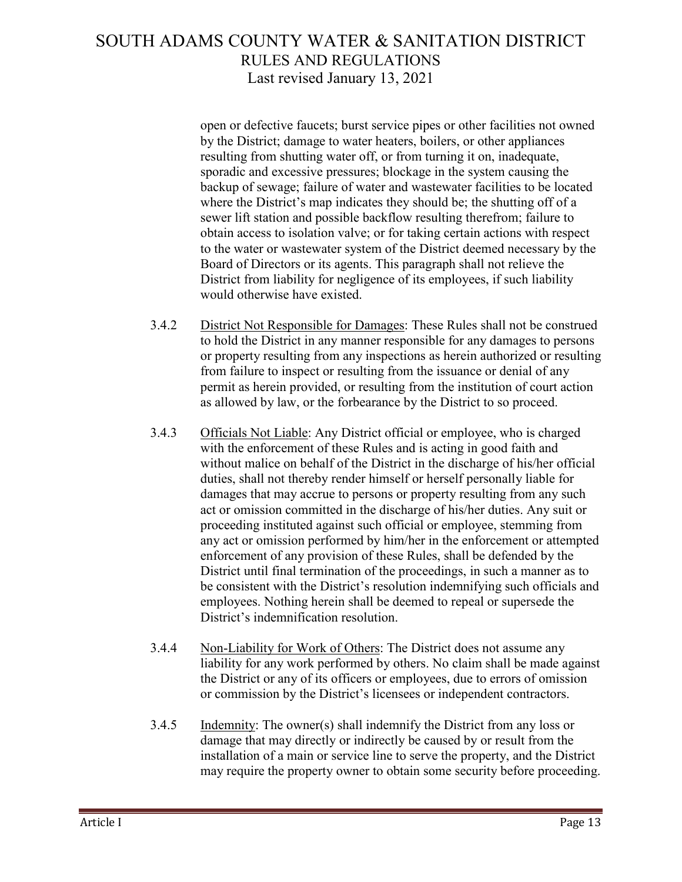open or defective faucets; burst service pipes or other facilities not owned by the District; damage to water heaters, boilers, or other appliances resulting from shutting water off, or from turning it on, inadequate, sporadic and excessive pressures; blockage in the system causing the backup of sewage; failure of water and wastewater facilities to be located where the District's map indicates they should be; the shutting off of a sewer lift station and possible backflow resulting therefrom; failure to obtain access to isolation valve; or for taking certain actions with respect to the water or wastewater system of the District deemed necessary by the Board of Directors or its agents. This paragraph shall not relieve the District from liability for negligence of its employees, if such liability would otherwise have existed.

3.4.2 District Not Responsible for Damages: These Rules shall not be construed to hold the District in any manner responsible for any damages to persons or property resulting from any inspections as herein authorized or resulting from failure to inspect or resulting from the issuance or denial of any permit as herein provided, or resulting from the institution of court action as allowed by law, or the forbearance by the District to so proceed.

3.4.3 Officials Not Liable: Any District official or employee, who is charged with the enforcement of these Rules and is acting in good faith and without malice on behalf of the District in the discharge of his/her official duties, shall not thereby render himself or herself personally liable for damages that may accrue to persons or property resulting from any such act or omission committed in the discharge of his/her duties. Any suit or proceeding instituted against such official or employee, stemming from any act or omission performed by him/her in the enforcement or attempted enforcement of any provision of these Rules, shall be defended by the District until final termination of the proceedings, in such a manner as to be consistent with the District's resolution indemnifying such officials and employees. Nothing herein shall be deemed to repeal or supersede the District's indemnification resolution.

3.4.4 Non-Liability for Work of Others: The District does not assume any liability for any work performed by others. No claim shall be made against the District or any of its officers or employees, due to errors of omission or commission by the District's licensees or independent contractors.

3.4.5 Indemnity: The owner(s) shall indemnify the District from any loss or damage that may directly or indirectly be caused by or result from the installation of a main or service line to serve the property, and the District may require the property owner to obtain some security before proceeding.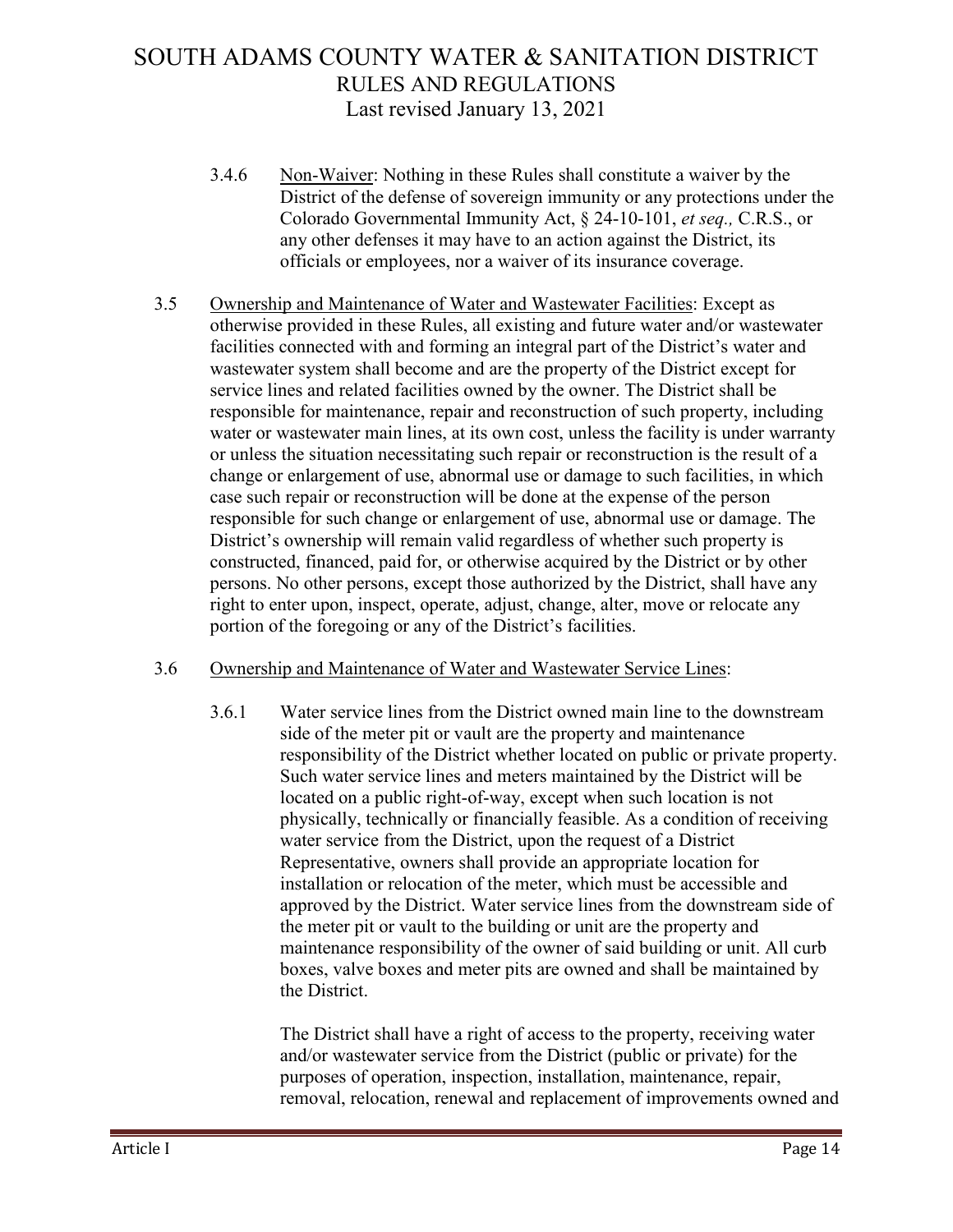3.4.6 Non-Waiver: Nothing in these Rules shall constitute a waiver by the District of the defense of sovereign immunity or any protections under the Colorado Governmental Immunity Act, § 24-10-101, *et seq.,* C.R.S., or any other defenses it may have to an action against the District, its officials or employees, nor a waiver of its insurance coverage.

3.5 Ownership and Maintenance of Water and Wastewater Facilities: Except as otherwise provided in these Rules, all existing and future water and/or wastewater facilities connected with and forming an integral part of the District's water and wastewater system shall become and are the property of the District except for service lines and related facilities owned by the owner. The District shall be responsible for maintenance, repair and reconstruction of such property, including water or wastewater main lines, at its own cost, unless the facility is under warranty or unless the situation necessitating such repair or reconstruction is the result of a change or enlargement of use, abnormal use or damage to such facilities, in which case such repair or reconstruction will be done at the expense of the person responsible for such change or enlargement of use, abnormal use or damage. The District's ownership will remain valid regardless of whether such property is constructed, financed, paid for, or otherwise acquired by the District or by other persons. No other persons, except those authorized by the District, shall have any right to enter upon, inspect, operate, adjust, change, alter, move or relocate any portion of the foregoing or any of the District's facilities.

3.6 Ownership and Maintenance of Water and Wastewater Service Lines:

3.6.1 Water service lines from the District owned main line to the downstream side of the meter pit or vault are the property and maintenance responsibility of the District whether located on public or private property. Such water service lines and meters maintained by the District will be located on a public right-of-way, except when such location is not physically, technically or financially feasible. As a condition of receiving water service from the District, upon the request of a District Representative, owners shall provide an appropriate location for installation or relocation of the meter, which must be accessible and approved by the District. Water service lines from the downstream side of the meter pit or vault to the building or unit are the property and maintenance responsibility of the owner of said building or unit. All curb boxes, valve boxes and meter pits are owned and shall be maintained by the District.

The District shall have a right of access to the property, receiving water and/or wastewater service from the District (public or private) for the purposes of operation, inspection, installation, maintenance, repair, removal, relocation, renewal and replacement of improvements owned and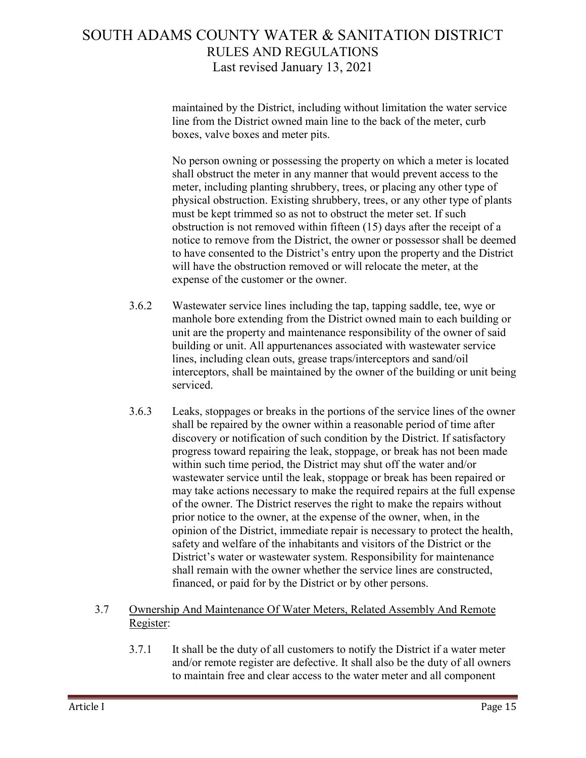maintained by the District, including without limitation the water service line from the District owned main line to the back of the meter, curb boxes, valve boxes and meter pits.

No person owning or possessing the property on which a meter is located shall obstruct the meter in any manner that would prevent access to the meter, including planting shrubbery, trees, or placing any other type of physical obstruction. Existing shrubbery, trees, or any other type of plants must be kept trimmed so as not to obstruct the meter set. If such obstruction is not removed within fifteen (15) days after the receipt of a notice to remove from the District, the owner or possessor shall be deemed to have consented to the District's entry upon the property and the District will have the obstruction removed or will relocate the meter, at the expense of the customer or the owner.

3.6.2 Wastewater service lines including the tap, tapping saddle, tee, wye or manhole bore extending from the District owned main to each building or unit are the property and maintenance responsibility of the owner of said building or unit. All appurtenances associated with wastewater service lines, including clean outs, grease traps/interceptors and sand/oil interceptors, shall be maintained by the owner of the building or unit being serviced.

3.6.3 Leaks, stoppages or breaks in the portions of the service lines of the owner shall be repaired by the owner within a reasonable period of time after discovery or notification of such condition by the District. If satisfactory progress toward repairing the leak, stoppage, or break has not been made within such time period, the District may shut off the water and/or wastewater service until the leak, stoppage or break has been repaired or may take actions necessary to make the required repairs at the full expense of the owner. The District reserves the right to make the repairs without prior notice to the owner, at the expense of the owner, when, in the opinion of the District, immediate repair is necessary to protect the health, safety and welfare of the inhabitants and visitors of the District or the District's water or wastewater system. Responsibility for maintenance shall remain with the owner whether the service lines are constructed, financed, or paid for by the District or by other persons.

3.7 Ownership And Maintenance Of Water Meters, Related Assembly And Remote Register:

3.7.1 It shall be the duty of all customers to notify the District if a water meter and/or remote register are defective. It shall also be the duty of all owners to maintain free and clear access to the water meter and all component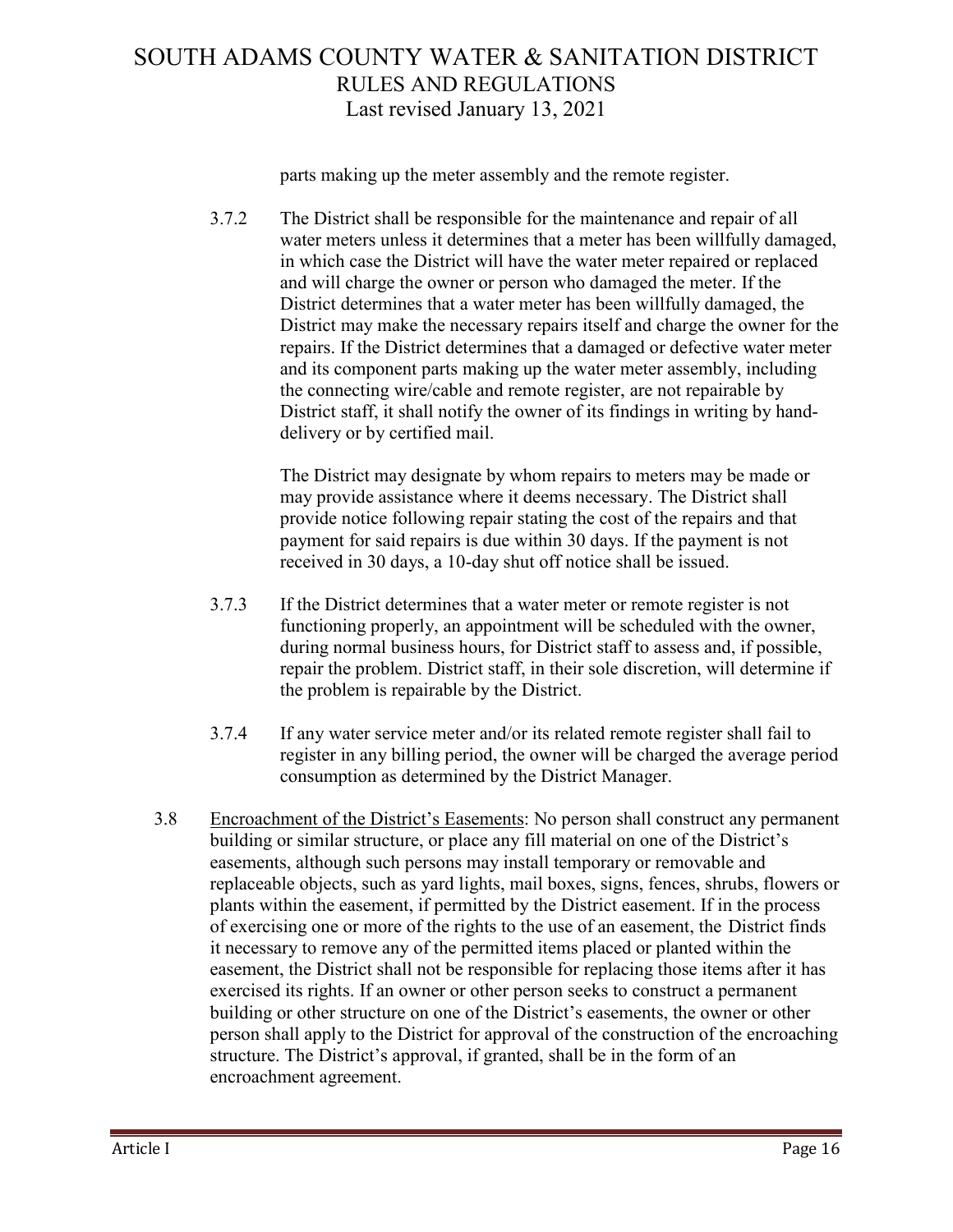parts making up the meter assembly and the remote register.

3.7.2 The District shall be responsible for the maintenance and repair of all water meters unless it determines that a meter has been willfully damaged, in which case the District will have the water meter repaired or replaced and will charge the owner or person who damaged the meter. If the District determines that a water meter has been willfully damaged, the District may make the necessary repairs itself and charge the owner for the repairs. If the District determines that a damaged or defective water meter and its component parts making up the water meter assembly, including the connecting wire/cable and remote register, are not repairable by District staff, it shall notify the owner of its findings in writing by hand-delivery or by certified mail.

The District may designate by whom repairs to meters may be made or may provide assistance where it deems necessary. The District shall provide notice following repair stating the cost of the repairs and that payment for said repairs is due within 30 days. If the payment is not received in 30 days, a 10-day shut off notice shall be issued.

3.7.3 If the District determines that a water meter or remote register is not functioning properly, an appointment will be scheduled with the owner, during normal business hours, for District staff to assess and, if possible, repair the problem. District staff, in their sole discretion, will determine if the problem is repairable by the District.

3.7.4 If any water service meter and/or its related remote register shall fail to register in any billing period, the owner will be charged the average period consumption as determined by the District Manager.

3.8 Encroachment of the District's Easements: No person shall construct any permanent building or similar structure, or place any fill material on one of the District's easements, although such persons may install temporary or removable and replaceable objects, such as yard lights, mail boxes, signs, fences, shrubs, flowers or plants within the easement, if permitted by the District easement. If in the process of exercising one or more of the rights to the use of an easement, the District finds it necessary to remove any of the permitted items placed or planted within the easement, the District shall not be responsible for replacing those items after it has exercised its rights. If an owner or other person seeks to construct a permanent building or other structure on one of the District's easements, the owner or other person shall apply to the District for approval of the construction of the encroaching structure. The District's approval, if granted, shall be in the form of an encroachment agreement.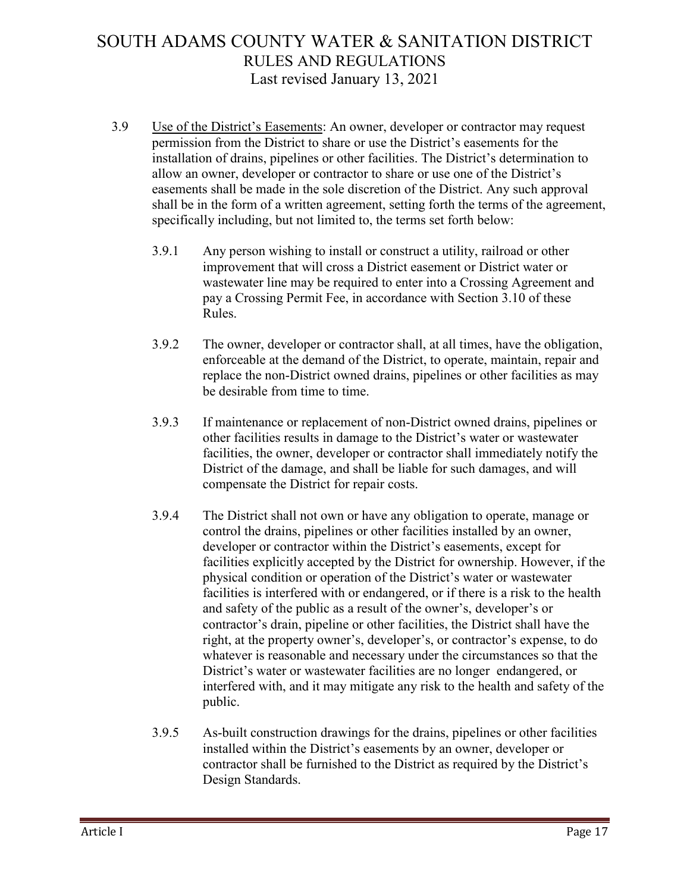3.9 Use of the District's Easements: An owner, developer or contractor may request permission from the District to share or use the District's easements for the installation of drains, pipelines or other facilities. The District's determination to allow an owner, developer or contractor to share or use one of the District's easements shall be made in the sole discretion of the District. Any such approval shall be in the form of a written agreement, setting forth the terms of the agreement, specifically including, but not limited to, the terms set forth below:

3.9.1 Any person wishing to install or construct a utility, railroad or other improvement that will cross a District easement or District water or wastewater line may be required to enter into a Crossing Agreement and pay a Crossing Permit Fee, in accordance with Section 3.10 of these Rules.

3.9.2 The owner, developer or contractor shall, at all times, have the obligation, enforceable at the demand of the District, to operate, maintain, repair and replace the non-District owned drains, pipelines or other facilities as may be desirable from time to time.

3.9.3 If maintenance or replacement of non-District owned drains, pipelines or other facilities results in damage to the District's water or wastewater facilities, the owner, developer or contractor shall immediately notify the District of the damage, and shall be liable for such damages, and will compensate the District for repair costs.

3.9.4 The District shall not own or have any obligation to operate, manage or control the drains, pipelines or other facilities installed by an owner, developer or contractor within the District's easements, except for facilities explicitly accepted by the District for ownership. However, if the physical condition or operation of the District's water or wastewater facilities is interfered with or endangered, or if there is a risk to the health and safety of the public as a result of the owner's, developer's or contractor's drain, pipeline or other facilities, the District shall have the right, at the property owner's, developer's, or contractor's expense, to do whatever is reasonable and necessary under the circumstances so that the District's water or wastewater facilities are no longer endangered, or interfered with, and it may mitigate any risk to the health and safety of the public.

3.9.5 As-built construction drawings for the drains, pipelines or other facilities installed within the District's easements by an owner, developer or contractor shall be furnished to the District as required by the District's Design Standards.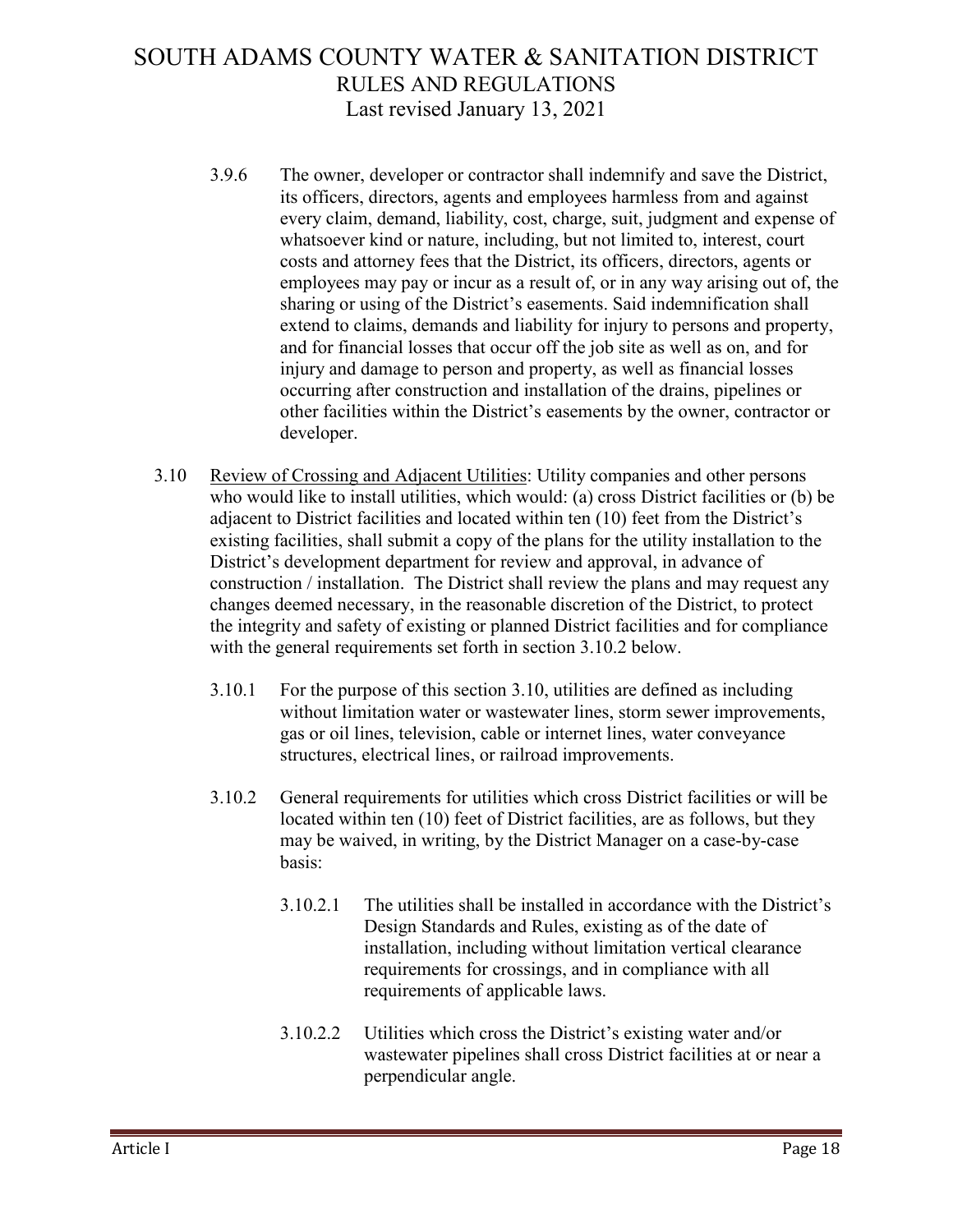3.9.6 The owner, developer or contractor shall indemnify and save the District, its officers, directors, agents and employees harmless from and against every claim, demand, liability, cost, charge, suit, judgment and expense of whatsoever kind or nature, including, but not limited to, interest, court costs and attorney fees that the District, its officers, directors, agents or employees may pay or incur as a result of, or in any way arising out of, the sharing or using of the District's easements. Said indemnification shall extend to claims, demands and liability for injury to persons and property, and for financial losses that occur off the job site as well as on, and for injury and damage to person and property, as well as financial losses occurring after construction and installation of the drains, pipelines or other facilities within the District's easements by the owner, contractor or developer.

3.10 Review of Crossing and Adjacent Utilities: Utility companies and other persons who would like to install utilities, which would: (a) cross District facilities or (b) be adjacent to District facilities and located within ten (10) feet from the District's existing facilities, shall submit a copy of the plans for the utility installation to the District's development department for review and approval, in advance of construction / installation. The District shall review the plans and may request any changes deemed necessary, in the reasonable discretion of the District, to protect the integrity and safety of existing or planned District facilities and for compliance with the general requirements set forth in section 3.10.2 below.

3.10.1 For the purpose of this section 3.10, utilities are defined as including without limitation water or wastewater lines, storm sewer improvements, gas or oil lines, television, cable or internet lines, water conveyance structures, electrical lines, or railroad improvements.

3.10.2 General requirements for utilities which cross District facilities or will be located within ten (10) feet of District facilities, are as follows, but they may be waived, in writing, by the District Manager on a case-by-case basis:

3.10.2.1 The utilities shall be installed in accordance with the District's Design Standards and Rules, existing as of the date of installation, including without limitation vertical clearance requirements for crossings, and in compliance with all requirements of applicable laws.

3.10.2.2 Utilities which cross the District's existing water and/or wastewater pipelines shall cross District facilities at or near a perpendicular angle.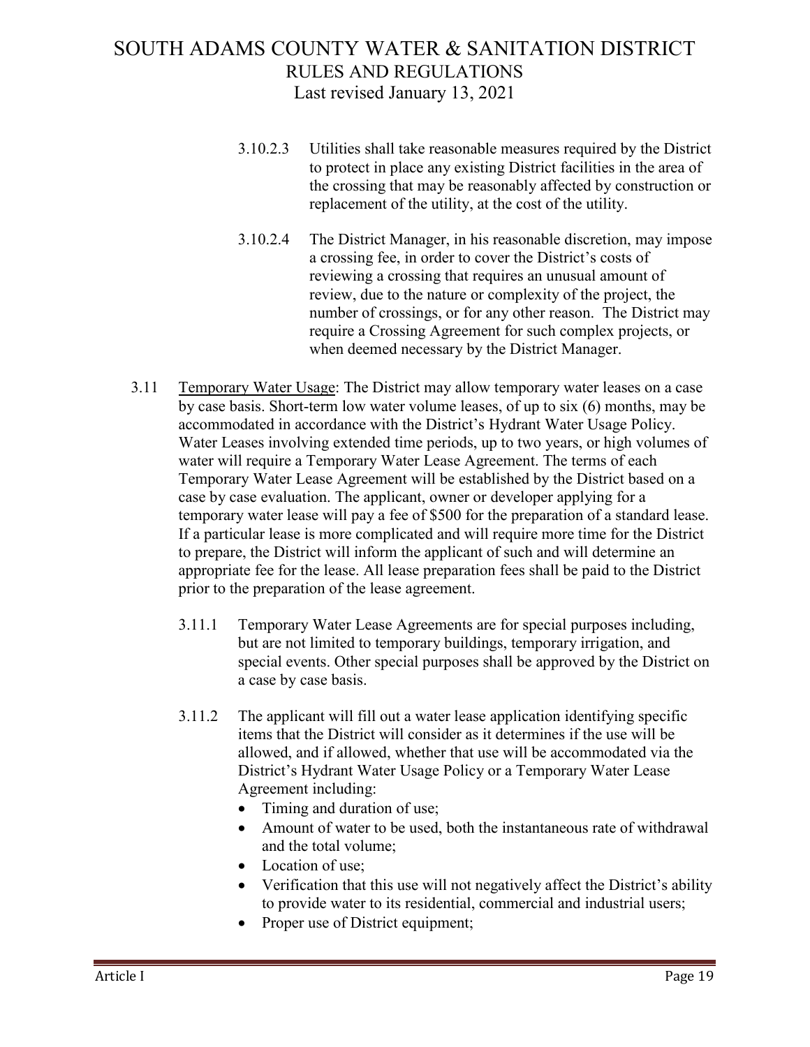3.10.2.3 Utilities shall take reasonable measures required by the District to protect in place any existing District facilities in the area of the crossing that may be reasonably affected by construction or replacement of the utility, at the cost of the utility.

3.10.2.4 The District Manager, in his reasonable discretion, may impose a crossing fee, in order to cover the District's costs of reviewing a crossing that requires an unusual amount of review, due to the nature or complexity of the project, the number of crossings, or for any other reason. The District may require a Crossing Agreement for such complex projects, or when deemed necessary by the District Manager.

3.11 Temporary Water Usage: The District may allow temporary water leases on a case by case basis. Short-term low water volume leases, of up to six (6) months, may be accommodated in accordance with the District's Hydrant Water Usage Policy. Water Leases involving extended time periods, up to two years, or high volumes of water will require a Temporary Water Lease Agreement. The terms of each Temporary Water Lease Agreement will be established by the District based on a case by case evaluation. The applicant, owner or developer applying for a temporary water lease will pay a fee of $500 for the preparation of a standard lease. If a particular lease is more complicated and will require more time for the District to prepare, the District will inform the applicant of such and will determine an appropriate fee for the lease. All lease preparation fees shall be paid to the District prior to the preparation of the lease agreement.

3.11.1 Temporary Water Lease Agreements are for special purposes including, but are not limited to temporary buildings, temporary irrigation, and special events. Other special purposes shall be approved by the District on a case by case basis.

3.11.2 The applicant will fill out a water lease application identifying specific items that the District will consider as it determines if the use will be allowed, and if allowed, whether that use will be accommodated via the District's Hydrant Water Usage Policy or a Temporary Water Lease Agreement including:

- Timing and duration of use;
- Amount of water to be used, both the instantaneous rate of withdrawal and the total volume;
- Location of use;
- Verification that this use will not negatively affect the District's ability to provide water to its residential, commercial and industrial users;
- Proper use of District equipment;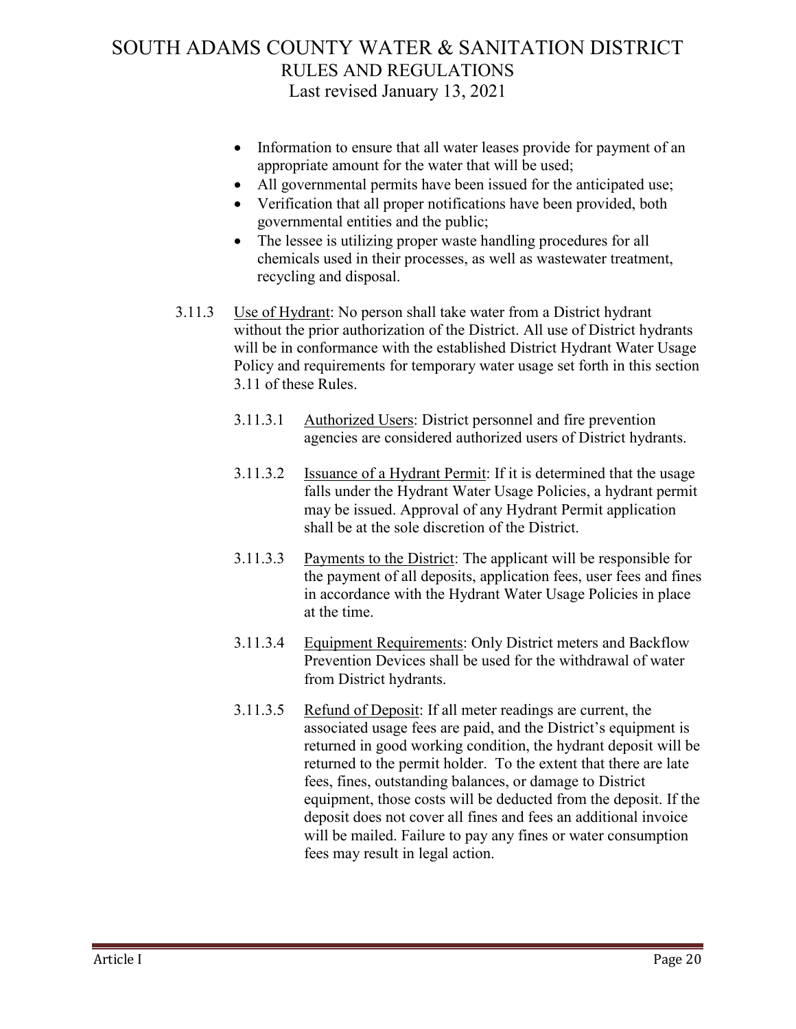- Information to ensure that all water leases provide for payment of an appropriate amount for the water that will be used;
- All governmental permits have been issued for the anticipated use;
- Verification that all proper notifications have been provided, both governmental entities and the public;
- The lessee is utilizing proper waste handling procedures for all chemicals used in their processes, as well as wastewater treatment, recycling and disposal.

3.11.3 Use of Hydrant: No person shall take water from a District hydrant without the prior authorization of the District. All use of District hydrants will be in conformance with the established District Hydrant Water Usage Policy and requirements for temporary water usage set forth in this section 3.11 of these Rules.

3.11.3.1 Authorized Users: District personnel and fire prevention agencies are considered authorized users of District hydrants.

3.11.3.2 Issuance of a Hydrant Permit: If it is determined that the usage falls under the Hydrant Water Usage Policies, a hydrant permit may be issued. Approval of any Hydrant Permit application shall be at the sole discretion of the District.

3.11.3.3 Payments to the District: The applicant will be responsible for the payment of all deposits, application fees, user fees and fines in accordance with the Hydrant Water Usage Policies in place at the time.

3.11.3.4 Equipment Requirements: Only District meters and Backflow Prevention Devices shall be used for the withdrawal of water from District hydrants.

3.11.3.5 Refund of Deposit: If all meter readings are current, the associated usage fees are paid, and the District's equipment is returned in good working condition, the hydrant deposit will be returned to the permit holder. To the extent that there are late fees, fines, outstanding balances, or damage to District equipment, those costs will be deducted from the deposit. If the deposit does not cover all fines and fees an additional invoice will be mailed. Failure to pay any fines or water consumption fees may result in legal action.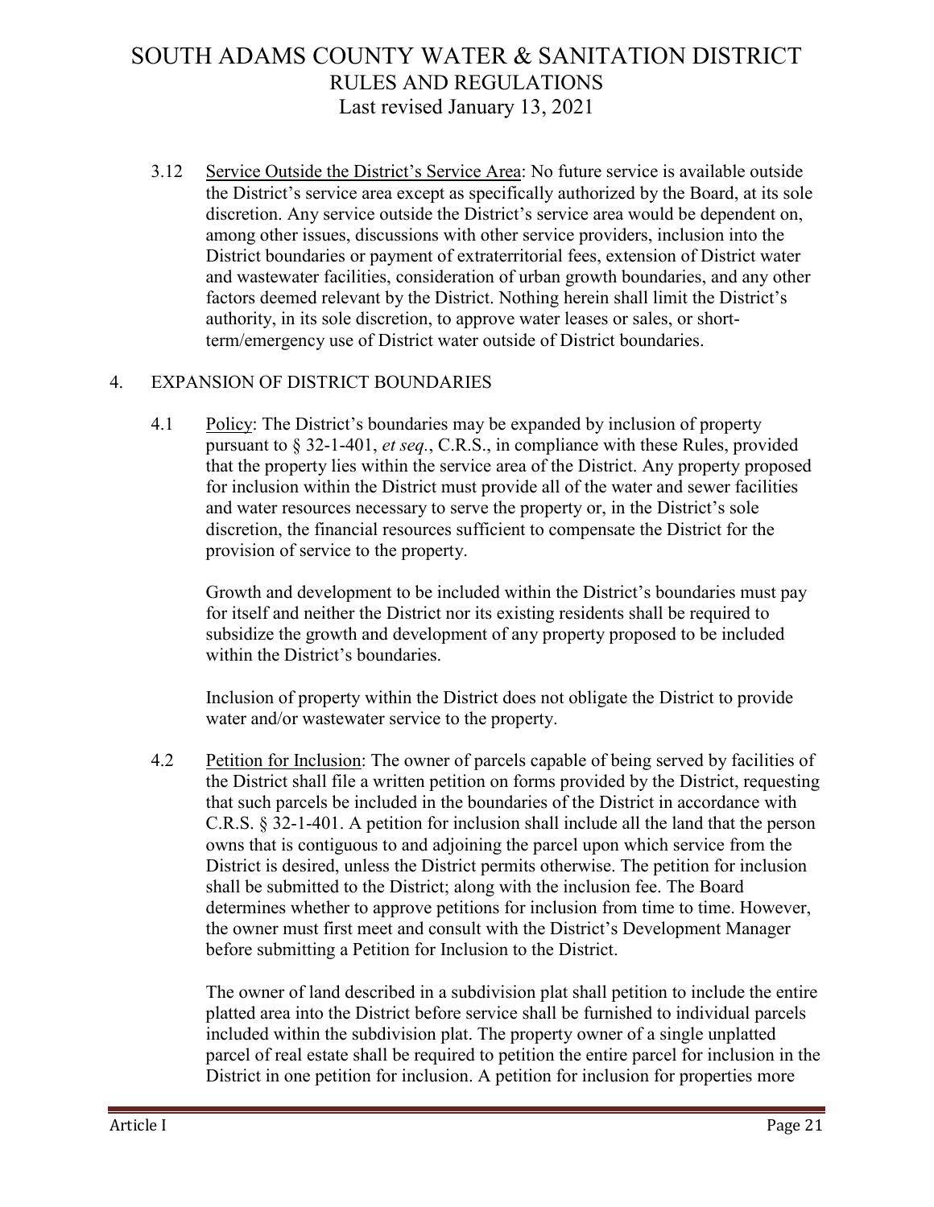3.12 Service Outside the District's Service Area: No future service is available outside the District's service area except as specifically authorized by the Board, at its sole discretion. Any service outside the District's service area would be dependent on, among other issues, discussions with other service providers, inclusion into the District boundaries or payment of extraterritorial fees, extension of District water and wastewater facilities, consideration of urban growth boundaries, and any other factors deemed relevant by the District. Nothing herein shall limit the District's authority, in its sole discretion, to approve water leases or sales, or short-term/emergency use of District water outside of District boundaries.

## 4. EXPANSION OF DISTRICT BOUNDARIES

4.1 Policy: The District's boundaries may be expanded by inclusion of property pursuant to § 32-1-401, *et seq.*, C.R.S., in compliance with these Rules, provided that the property lies within the service area of the District. Any property proposed for inclusion within the District must provide all of the water and sewer facilities and water resources necessary to serve the property or, in the District's sole discretion, the financial resources sufficient to compensate the District for the provision of service to the property.

Growth and development to be included within the District's boundaries must pay for itself and neither the District nor its existing residents shall be required to subsidize the growth and development of any property proposed to be included within the District's boundaries.

Inclusion of property within the District does not obligate the District to provide water and/or wastewater service to the property.

4.2 Petition for Inclusion: The owner of parcels capable of being served by facilities of the District shall file a written petition on forms provided by the District, requesting that such parcels be included in the boundaries of the District in accordance with C.R.S. § 32-1-401. A petition for inclusion shall include all the land that the person owns that is contiguous to and adjoining the parcel upon which service from the District is desired, unless the District permits otherwise. The petition for inclusion shall be submitted to the District; along with the inclusion fee. The Board determines whether to approve petitions for inclusion from time to time. However, the owner must first meet and consult with the District's Development Manager before submitting a Petition for Inclusion to the District.

The owner of land described in a subdivision plat shall petition to include the entire platted area into the District before service shall be furnished to individual parcels included within the subdivision plat. The property owner of a single unplatted parcel of real estate shall be required to petition the entire parcel for inclusion in the District in one petition for inclusion. A petition for inclusion for properties more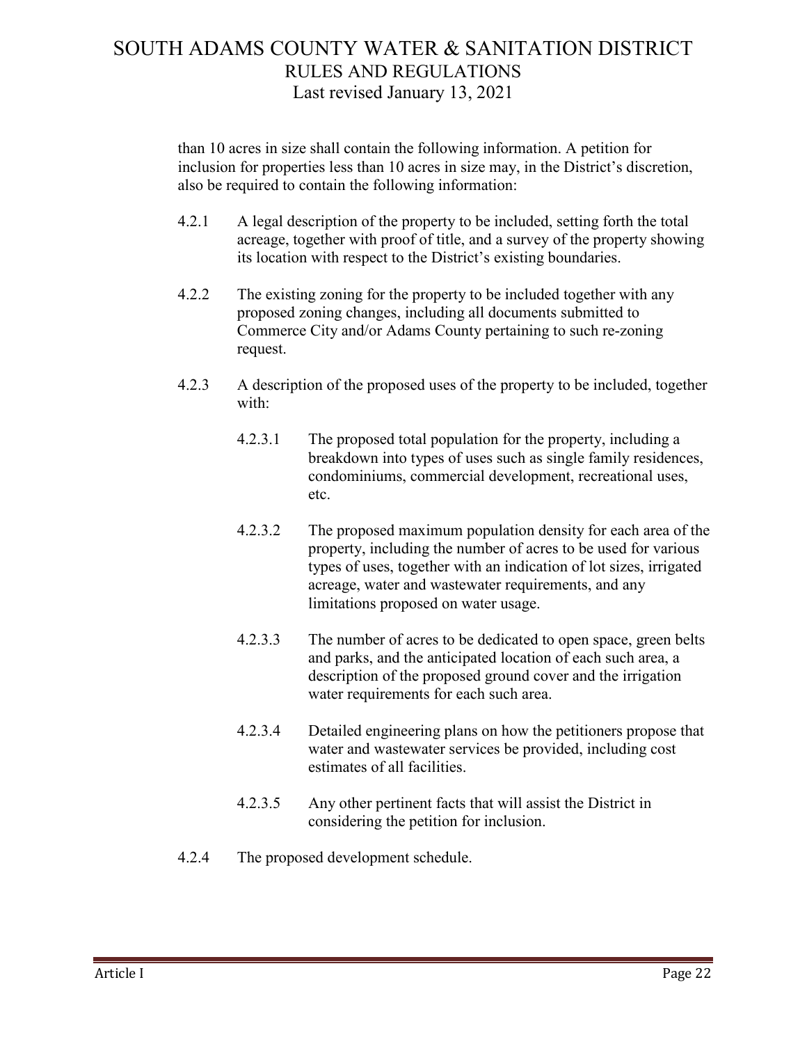than 10 acres in size shall contain the following information. A petition for inclusion for properties less than 10 acres in size may, in the District's discretion, also be required to contain the following information:

4.2.1 A legal description of the property to be included, setting forth the total acreage, together with proof of title, and a survey of the property showing its location with respect to the District's existing boundaries.

4.2.2 The existing zoning for the property to be included together with any proposed zoning changes, including all documents submitted to Commerce City and/or Adams County pertaining to such re-zoning request.

4.2.3 A description of the proposed uses of the property to be included, together with:

4.2.3.1 The proposed total population for the property, including a breakdown into types of uses such as single family residences, condominiums, commercial development, recreational uses, etc.

4.2.3.2 The proposed maximum population density for each area of the property, including the number of acres to be used for various types of uses, together with an indication of lot sizes, irrigated acreage, water and wastewater requirements, and any limitations proposed on water usage.

4.2.3.3 The number of acres to be dedicated to open space, green belts and parks, and the anticipated location of each such area, a description of the proposed ground cover and the irrigation water requirements for each such area.

4.2.3.4 Detailed engineering plans on how the petitioners propose that water and wastewater services be provided, including cost estimates of all facilities.

4.2.3.5 Any other pertinent facts that will assist the District in considering the petition for inclusion.

4.2.4 The proposed development schedule.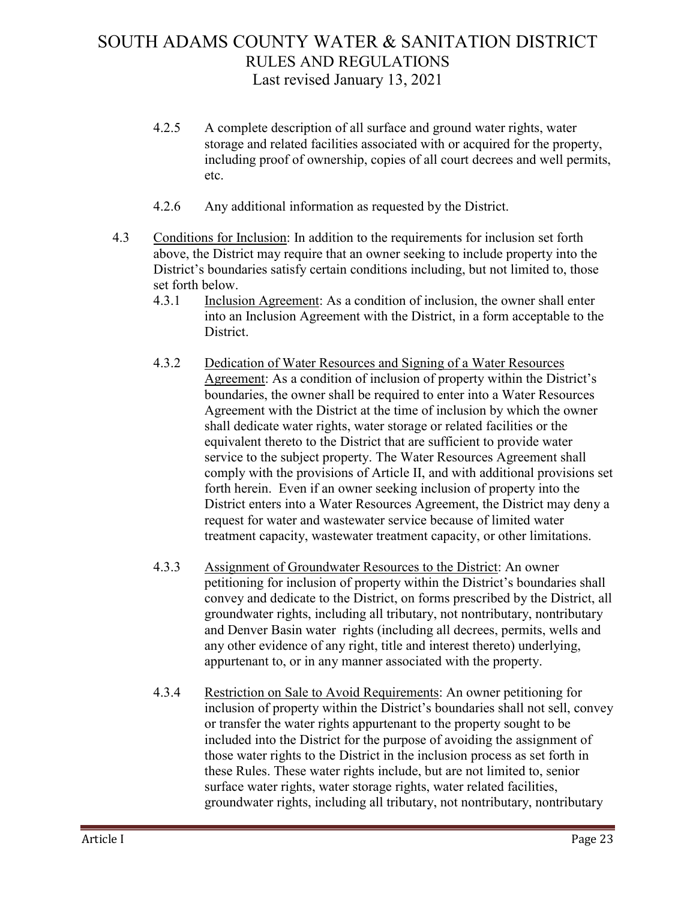4.2.5 A complete description of all surface and ground water rights, water storage and related facilities associated with or acquired for the property, including proof of ownership, copies of all court decrees and well permits, etc.

4.2.6 Any additional information as requested by the District.

4.3 Conditions for Inclusion: In addition to the requirements for inclusion set forth above, the District may require that an owner seeking to include property into the District's boundaries satisfy certain conditions including, but not limited to, those set forth below.

4.3.1 Inclusion Agreement: As a condition of inclusion, the owner shall enter into an Inclusion Agreement with the District, in a form acceptable to the District.

4.3.2 Dedication of Water Resources and Signing of a Water Resources Agreement: As a condition of inclusion of property within the District's boundaries, the owner shall be required to enter into a Water Resources Agreement with the District at the time of inclusion by which the owner shall dedicate water rights, water storage or related facilities or the equivalent thereto to the District that are sufficient to provide water service to the subject property. The Water Resources Agreement shall comply with the provisions of Article II, and with additional provisions set forth herein. Even if an owner seeking inclusion of property into the District enters into a Water Resources Agreement, the District may deny a request for water and wastewater service because of limited water treatment capacity, wastewater treatment capacity, or other limitations.

4.3.3 Assignment of Groundwater Resources to the District: An owner petitioning for inclusion of property within the District's boundaries shall convey and dedicate to the District, on forms prescribed by the District, all groundwater rights, including all tributary, not nontributary, nontributary and Denver Basin water rights (including all decrees, permits, wells and any other evidence of any right, title and interest thereto) underlying, appurtenant to, or in any manner associated with the property.

4.3.4 Restriction on Sale to Avoid Requirements: An owner petitioning for inclusion of property within the District's boundaries shall not sell, convey or transfer the water rights appurtenant to the property sought to be included into the District for the purpose of avoiding the assignment of those water rights to the District in the inclusion process as set forth in these Rules. These water rights include, but are not limited to, senior surface water rights, water storage rights, water related facilities, groundwater rights, including all tributary, not nontributary, nontributary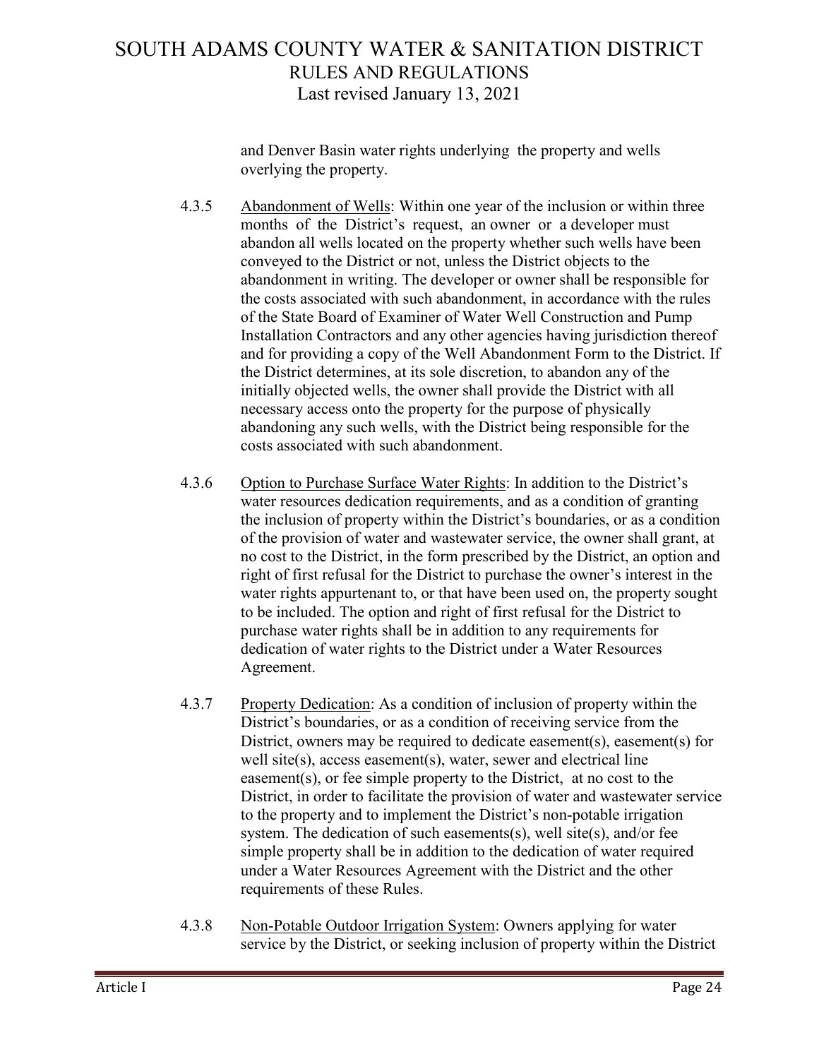and Denver Basin water rights underlying the property and wells overlying the property.

4.3.5 Abandonment of Wells: Within one year of the inclusion or within three months of the District's request, an owner or a developer must abandon all wells located on the property whether such wells have been conveyed to the District or not, unless the District objects to the abandonment in writing. The developer or owner shall be responsible for the costs associated with such abandonment, in accordance with the rules of the State Board of Examiner of Water Well Construction and Pump Installation Contractors and any other agencies having jurisdiction thereof and for providing a copy of the Well Abandonment Form to the District. If the District determines, at its sole discretion, to abandon any of the initially objected wells, the owner shall provide the District with all necessary access onto the property for the purpose of physically abandoning any such wells, with the District being responsible for the costs associated with such abandonment.

4.3.6 Option to Purchase Surface Water Rights: In addition to the District's water resources dedication requirements, and as a condition of granting the inclusion of property within the District's boundaries, or as a condition of the provision of water and wastewater service, the owner shall grant, at no cost to the District, in the form prescribed by the District, an option and right of first refusal for the District to purchase the owner's interest in the water rights appurtenant to, or that have been used on, the property sought to be included. The option and right of first refusal for the District to purchase water rights shall be in addition to any requirements for dedication of water rights to the District under a Water Resources Agreement.

4.3.7 Property Dedication: As a condition of inclusion of property within the District's boundaries, or as a condition of receiving service from the District, owners may be required to dedicate easement(s), easement(s) for well site(s), access easement(s), water, sewer and electrical line easement(s), or fee simple property to the District, at no cost to the District, in order to facilitate the provision of water and wastewater service to the property and to implement the District's non-potable irrigation system. The dedication of such easements(s), well site(s), and/or fee simple property shall be in addition to the dedication of water required under a Water Resources Agreement with the District and the other requirements of these Rules.

4.3.8 Non-Potable Outdoor Irrigation System: Owners applying for water service by the District, or seeking inclusion of property within the District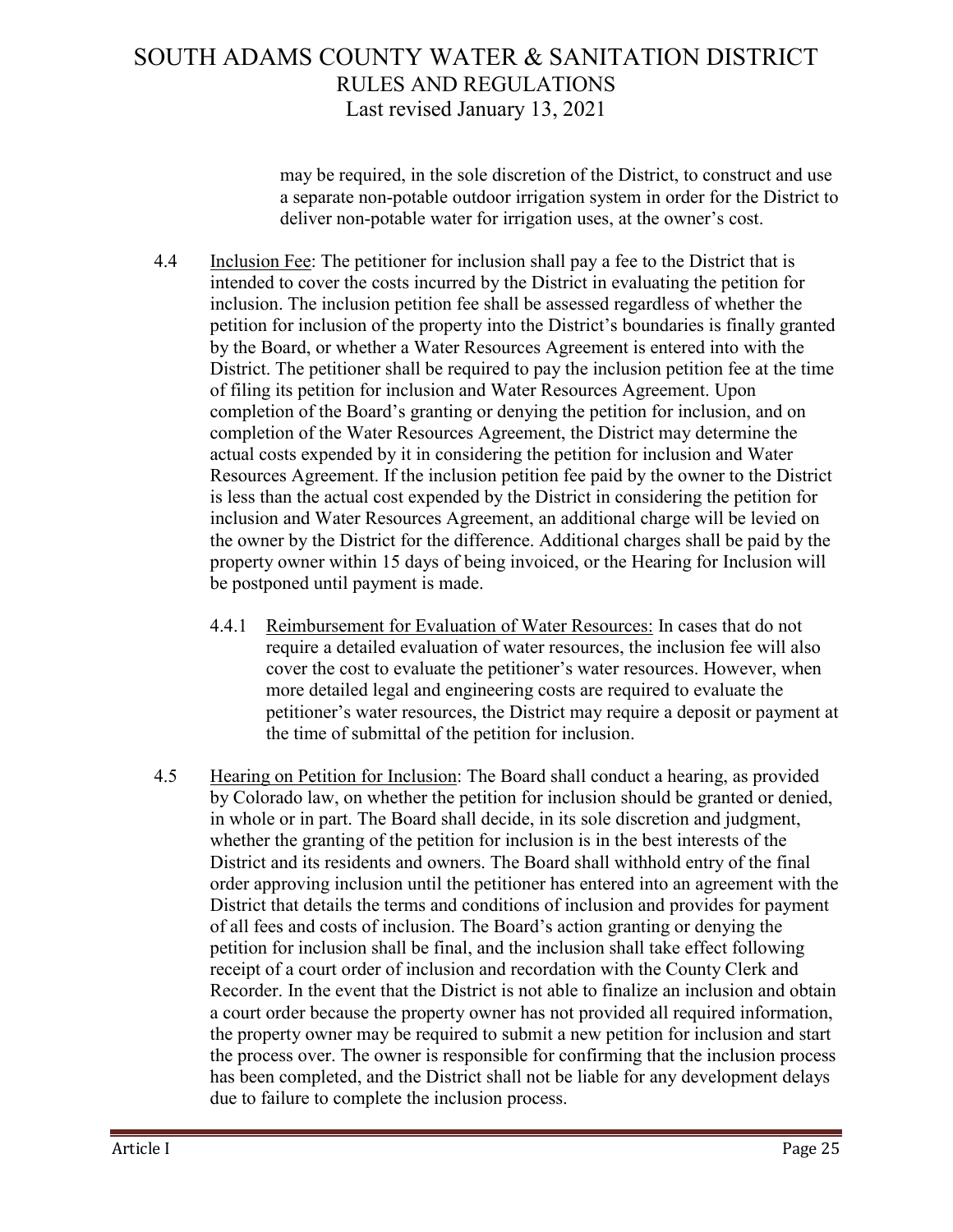may be required, in the sole discretion of the District, to construct and use a separate non-potable outdoor irrigation system in order for the District to deliver non-potable water for irrigation uses, at the owner's cost.

4.4 Inclusion Fee: The petitioner for inclusion shall pay a fee to the District that is intended to cover the costs incurred by the District in evaluating the petition for inclusion. The inclusion petition fee shall be assessed regardless of whether the petition for inclusion of the property into the District's boundaries is finally granted by the Board, or whether a Water Resources Agreement is entered into with the District. The petitioner shall be required to pay the inclusion petition fee at the time of filing its petition for inclusion and Water Resources Agreement. Upon completion of the Board's granting or denying the petition for inclusion, and on completion of the Water Resources Agreement, the District may determine the actual costs expended by it in considering the petition for inclusion and Water Resources Agreement. If the inclusion petition fee paid by the owner to the District is less than the actual cost expended by the District in considering the petition for inclusion and Water Resources Agreement, an additional charge will be levied on the owner by the District for the difference. Additional charges shall be paid by the property owner within 15 days of being invoiced, or the Hearing for Inclusion will be postponed until payment is made.

4.4.1 Reimbursement for Evaluation of Water Resources: In cases that do not require a detailed evaluation of water resources, the inclusion fee will also cover the cost to evaluate the petitioner's water resources. However, when more detailed legal and engineering costs are required to evaluate the petitioner's water resources, the District may require a deposit or payment at the time of submittal of the petition for inclusion.

4.5 Hearing on Petition for Inclusion: The Board shall conduct a hearing, as provided by Colorado law, on whether the petition for inclusion should be granted or denied, in whole or in part. The Board shall decide, in its sole discretion and judgment, whether the granting of the petition for inclusion is in the best interests of the District and its residents and owners. The Board shall withhold entry of the final order approving inclusion until the petitioner has entered into an agreement with the District that details the terms and conditions of inclusion and provides for payment of all fees and costs of inclusion. The Board's action granting or denying the petition for inclusion shall be final, and the inclusion shall take effect following receipt of a court order of inclusion and recordation with the County Clerk and Recorder. In the event that the District is not able to finalize an inclusion and obtain a court order because the property owner has not provided all required information, the property owner may be required to submit a new petition for inclusion and start the process over. The owner is responsible for confirming that the inclusion process has been completed, and the District shall not be liable for any development delays due to failure to complete the inclusion process.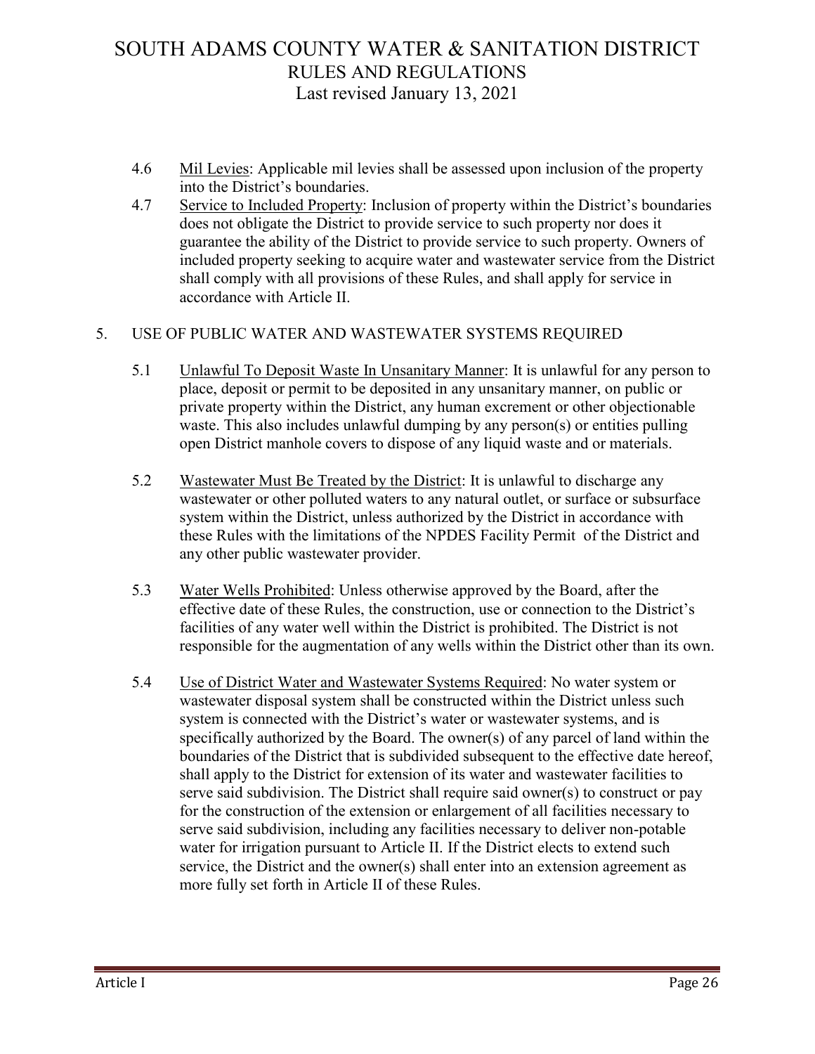4.6 Mil Levies: Applicable mil levies shall be assessed upon inclusion of the property into the District's boundaries.

4.7 Service to Included Property: Inclusion of property within the District's boundaries does not obligate the District to provide service to such property nor does it guarantee the ability of the District to provide service to such property. Owners of included property seeking to acquire water and wastewater service from the District shall comply with all provisions of these Rules, and shall apply for service in accordance with Article II.

## 5. USE OF PUBLIC WATER AND WASTEWATER SYSTEMS REQUIRED

5.1 Unlawful To Deposit Waste In Unsanitary Manner: It is unlawful for any person to place, deposit or permit to be deposited in any unsanitary manner, on public or private property within the District, any human excrement or other objectionable waste. This also includes unlawful dumping by any person(s) or entities pulling open District manhole covers to dispose of any liquid waste and or materials.

5.2 Wastewater Must Be Treated by the District: It is unlawful to discharge any wastewater or other polluted waters to any natural outlet, or surface or subsurface system within the District, unless authorized by the District in accordance with these Rules with the limitations of the NPDES Facility Permit of the District and any other public wastewater provider.

5.3 Water Wells Prohibited: Unless otherwise approved by the Board, after the effective date of these Rules, the construction, use or connection to the District's facilities of any water well within the District is prohibited. The District is not responsible for the augmentation of any wells within the District other than its own.

5.4 Use of District Water and Wastewater Systems Required: No water system or wastewater disposal system shall be constructed within the District unless such system is connected with the District's water or wastewater systems, and is specifically authorized by the Board. The owner(s) of any parcel of land within the boundaries of the District that is subdivided subsequent to the effective date hereof, shall apply to the District for extension of its water and wastewater facilities to serve said subdivision. The District shall require said owner(s) to construct or pay for the construction of the extension or enlargement of all facilities necessary to serve said subdivision, including any facilities necessary to deliver non-potable water for irrigation pursuant to Article II. If the District elects to extend such service, the District and the owner(s) shall enter into an extension agreement as more fully set forth in Article II of these Rules.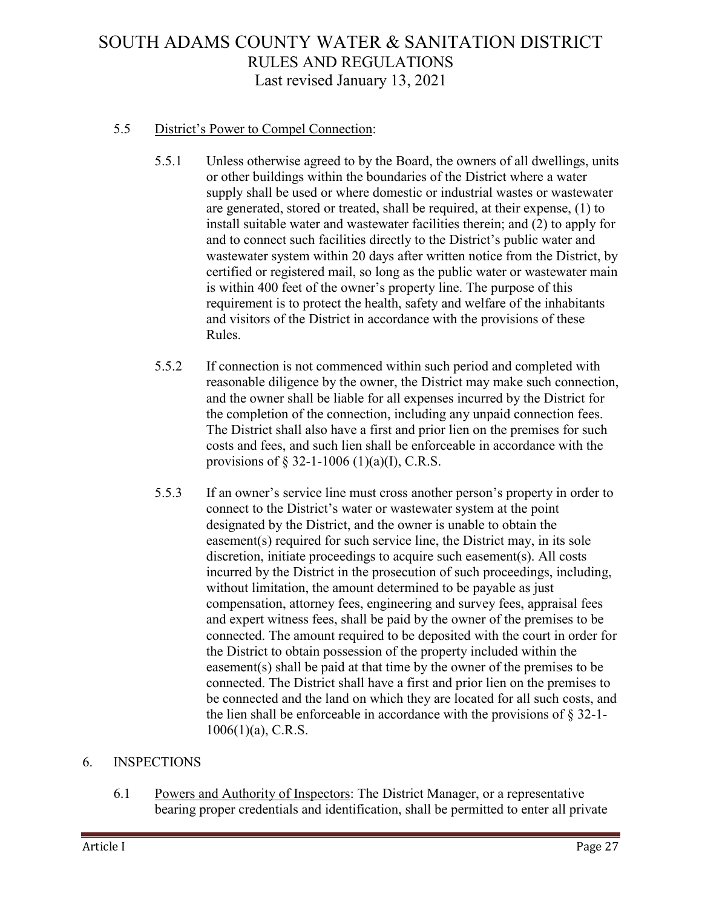5.5 <u>District's Power to Compel Connection</u>:

5.5.1 Unless otherwise agreed to by the Board, the owners of all dwellings, units or other buildings within the boundaries of the District where a water supply shall be used or where domestic or industrial wastes or wastewater are generated, stored or treated, shall be required, at their expense, (1) to install suitable water and wastewater facilities therein; and (2) to apply for and to connect such facilities directly to the District's public water and wastewater system within 20 days after written notice from the District, by certified or registered mail, so long as the public water or wastewater main is within 400 feet of the owner's property line. The purpose of this requirement is to protect the health, safety and welfare of the inhabitants and visitors of the District in accordance with the provisions of these Rules.

5.5.2 If connection is not commenced within such period and completed with reasonable diligence by the owner, the District may make such connection, and the owner shall be liable for all expenses incurred by the District for the completion of the connection, including any unpaid connection fees. The District shall also have a first and prior lien on the premises for such costs and fees, and such lien shall be enforceable in accordance with the provisions of § 32-1-1006 (1)(a)(I), C.R.S.

5.5.3 If an owner's service line must cross another person's property in order to connect to the District's water or wastewater system at the point designated by the District, and the owner is unable to obtain the easement(s) required for such service line, the District may, in its sole discretion, initiate proceedings to acquire such easement(s). All costs incurred by the District in the prosecution of such proceedings, including, without limitation, the amount determined to be payable as just compensation, attorney fees, engineering and survey fees, appraisal fees and expert witness fees, shall be paid by the owner of the premises to be connected. The amount required to be deposited with the court in order for the District to obtain possession of the property included within the easement(s) shall be paid at that time by the owner of the premises to be connected. The District shall have a first and prior lien on the premises to be connected and the land on which they are located for all such costs, and the lien shall be enforceable in accordance with the provisions of § 32-1-1006(1)(a), C.R.S.

## 6. INSPECTIONS

6.1 <u>Powers and Authority of Inspectors</u>: The District Manager, or a representative bearing proper credentials and identification, shall be permitted to enter all private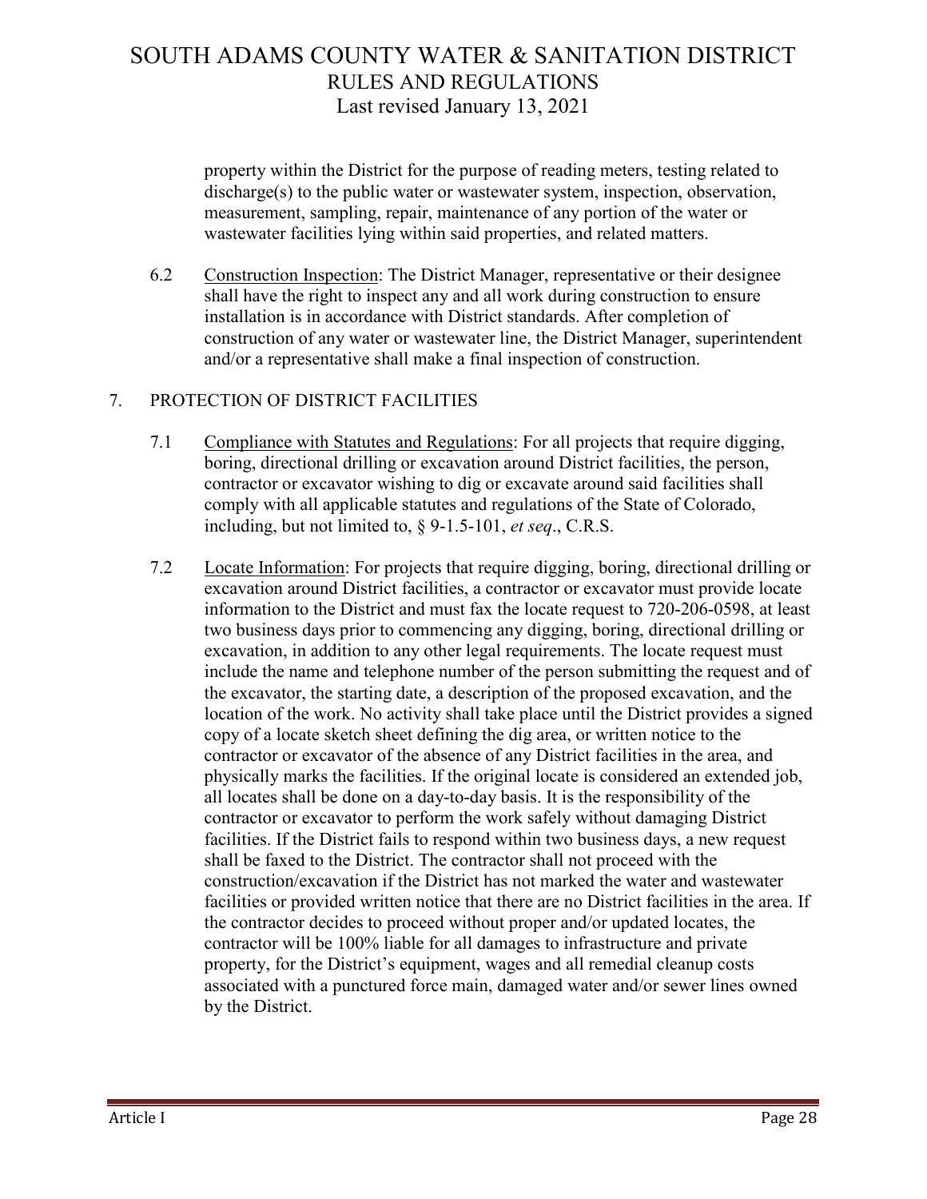property within the District for the purpose of reading meters, testing related to discharge(s) to the public water or wastewater system, inspection, observation, measurement, sampling, repair, maintenance of any portion of the water or wastewater facilities lying within said properties, and related matters.

6.2 Construction Inspection: The District Manager, representative or their designee shall have the right to inspect any and all work during construction to ensure installation is in accordance with District standards. After completion of construction of any water or wastewater line, the District Manager, superintendent and/or a representative shall make a final inspection of construction.

## 7. PROTECTION OF DISTRICT FACILITIES

7.1 Compliance with Statutes and Regulations: For all projects that require digging, boring, directional drilling or excavation around District facilities, the person, contractor or excavator wishing to dig or excavate around said facilities shall comply with all applicable statutes and regulations of the State of Colorado, including, but not limited to, § 9-1.5-101, *et seq*., C.R.S.

7.2 Locate Information: For projects that require digging, boring, directional drilling or excavation around District facilities, a contractor or excavator must provide locate information to the District and must fax the locate request to 720-206-0598, at least two business days prior to commencing any digging, boring, directional drilling or excavation, in addition to any other legal requirements. The locate request must include the name and telephone number of the person submitting the request and of the excavator, the starting date, a description of the proposed excavation, and the location of the work. No activity shall take place until the District provides a signed copy of a locate sketch sheet defining the dig area, or written notice to the contractor or excavator of the absence of any District facilities in the area, and physically marks the facilities. If the original locate is considered an extended job, all locates shall be done on a day-to-day basis. It is the responsibility of the contractor or excavator to perform the work safely without damaging District facilities. If the District fails to respond within two business days, a new request shall be faxed to the District. The contractor shall not proceed with the construction/excavation if the District has not marked the water and wastewater facilities or provided written notice that there are no District facilities in the area. If the contractor decides to proceed without proper and/or updated locates, the contractor will be 100% liable for all damages to infrastructure and private property, for the District's equipment, wages and all remedial cleanup costs associated with a punctured force main, damaged water and/or sewer lines owned by the District.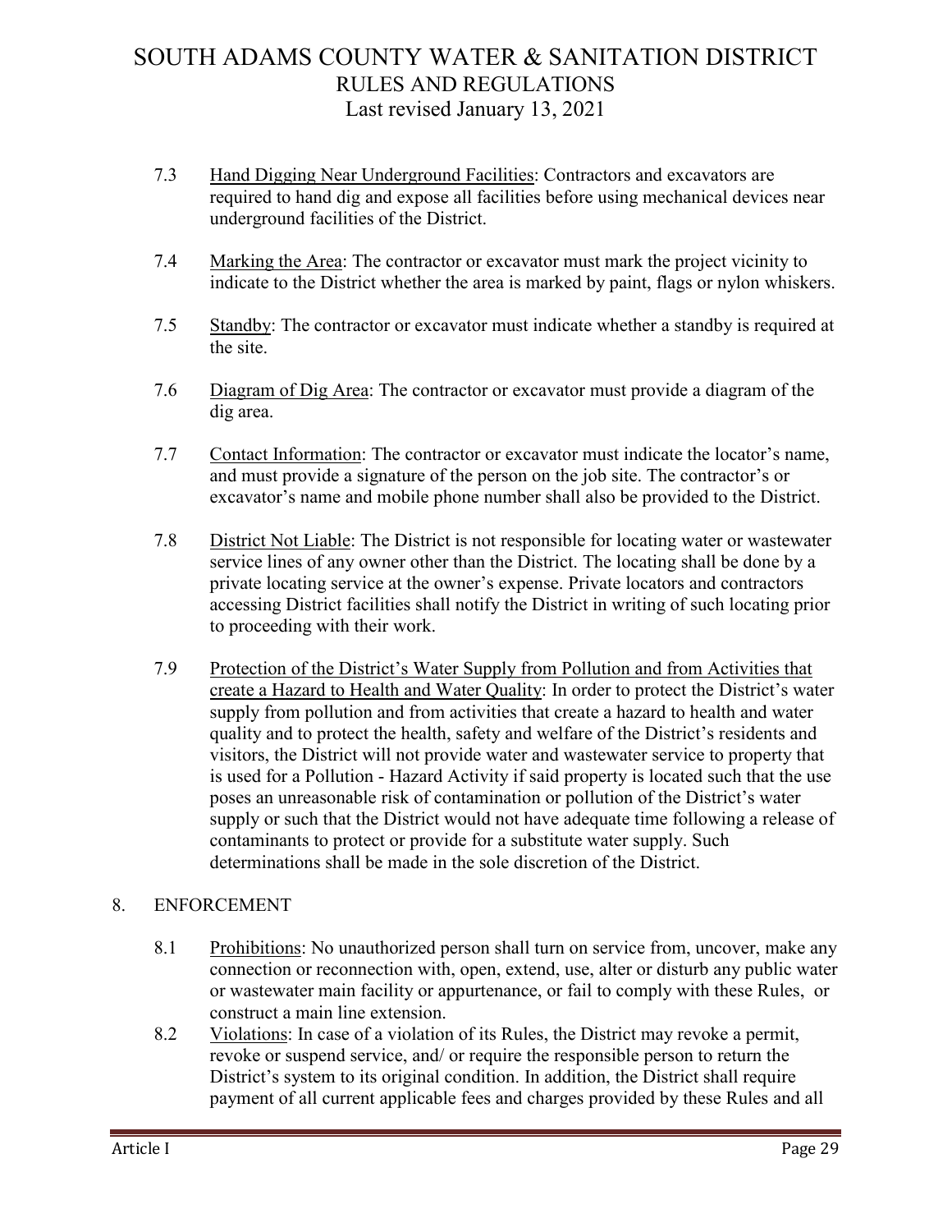7.3 Hand Digging Near Underground Facilities: Contractors and excavators are required to hand dig and expose all facilities before using mechanical devices near underground facilities of the District.

7.4 Marking the Area: The contractor or excavator must mark the project vicinity to indicate to the District whether the area is marked by paint, flags or nylon whiskers.

7.5 Standby: The contractor or excavator must indicate whether a standby is required at the site.

7.6 Diagram of Dig Area: The contractor or excavator must provide a diagram of the dig area.

7.7 Contact Information: The contractor or excavator must indicate the locator's name, and must provide a signature of the person on the job site. The contractor's or excavator's name and mobile phone number shall also be provided to the District.

7.8 District Not Liable: The District is not responsible for locating water or wastewater service lines of any owner other than the District. The locating shall be done by a private locating service at the owner's expense. Private locators and contractors accessing District facilities shall notify the District in writing of such locating prior to proceeding with their work.

7.9 Protection of the District's Water Supply from Pollution and from Activities that create a Hazard to Health and Water Quality: In order to protect the District's water supply from pollution and from activities that create a hazard to health and water quality and to protect the health, safety and welfare of the District's residents and visitors, the District will not provide water and wastewater service to property that is used for a Pollution - Hazard Activity if said property is located such that the use poses an unreasonable risk of contamination or pollution of the District's water supply or such that the District would not have adequate time following a release of contaminants to protect or provide for a substitute water supply. Such determinations shall be made in the sole discretion of the District.

## 8. ENFORCEMENT

8.1 Prohibitions: No unauthorized person shall turn on service from, uncover, make any connection or reconnection with, open, extend, use, alter or disturb any public water or wastewater main facility or appurtenance, or fail to comply with these Rules, or construct a main line extension.

8.2 Violations: In case of a violation of its Rules, the District may revoke a permit, revoke or suspend service, and/ or require the responsible person to return the District's system to its original condition. In addition, the District shall require payment of all current applicable fees and charges provided by these Rules and all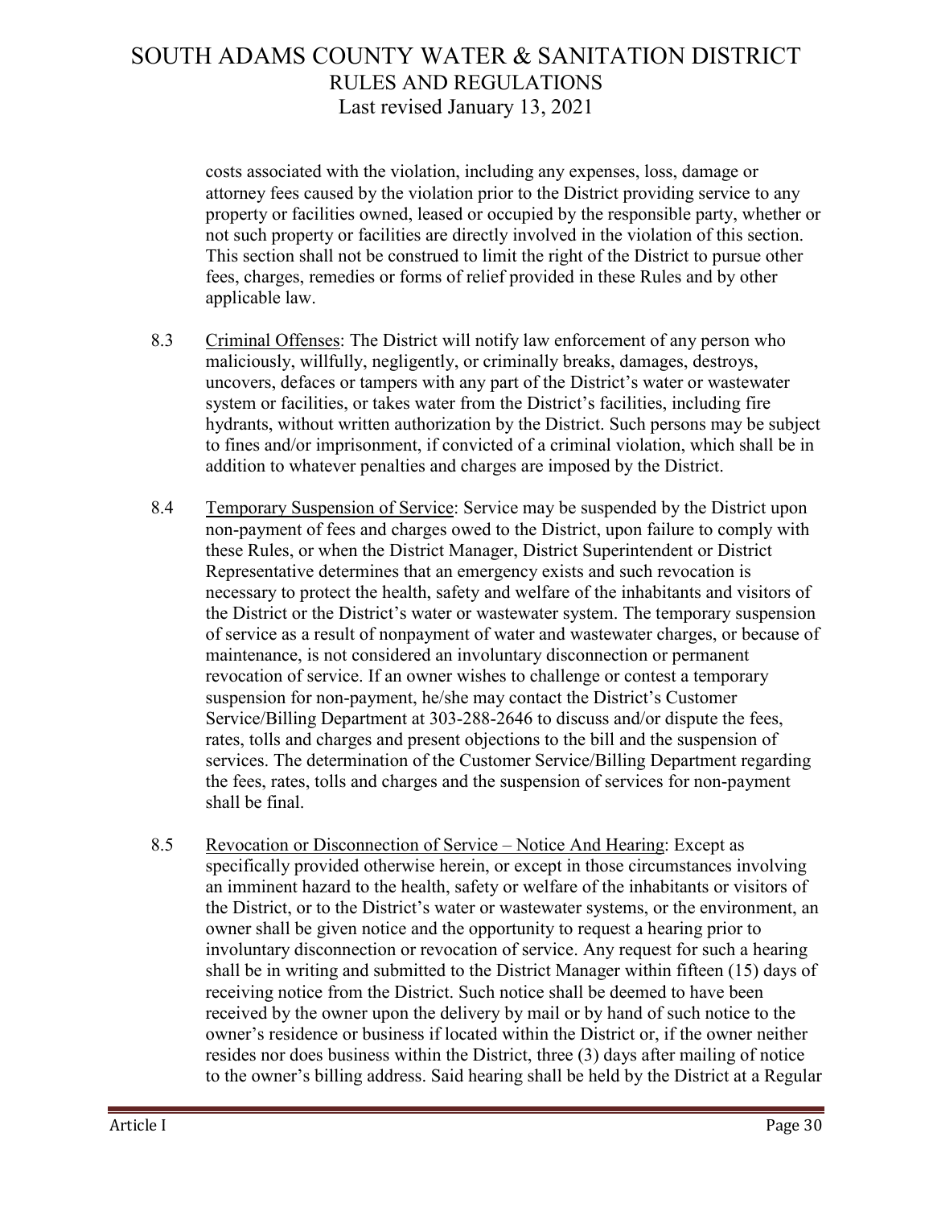costs associated with the violation, including any expenses, loss, damage or attorney fees caused by the violation prior to the District providing service to any property or facilities owned, leased or occupied by the responsible party, whether or not such property or facilities are directly involved in the violation of this section. This section shall not be construed to limit the right of the District to pursue other fees, charges, remedies or forms of relief provided in these Rules and by other applicable law.

8.3 Criminal Offenses: The District will notify law enforcement of any person who maliciously, willfully, negligently, or criminally breaks, damages, destroys, uncovers, defaces or tampers with any part of the District's water or wastewater system or facilities, or takes water from the District's facilities, including fire hydrants, without written authorization by the District. Such persons may be subject to fines and/or imprisonment, if convicted of a criminal violation, which shall be in addition to whatever penalties and charges are imposed by the District.

8.4 Temporary Suspension of Service: Service may be suspended by the District upon non-payment of fees and charges owed to the District, upon failure to comply with these Rules, or when the District Manager, District Superintendent or District Representative determines that an emergency exists and such revocation is necessary to protect the health, safety and welfare of the inhabitants and visitors of the District or the District's water or wastewater system. The temporary suspension of service as a result of nonpayment of water and wastewater charges, or because of maintenance, is not considered an involuntary disconnection or permanent revocation of service. If an owner wishes to challenge or contest a temporary suspension for non-payment, he/she may contact the District's Customer Service/Billing Department at 303-288-2646 to discuss and/or dispute the fees, rates, tolls and charges and present objections to the bill and the suspension of services. The determination of the Customer Service/Billing Department regarding the fees, rates, tolls and charges and the suspension of services for non-payment shall be final.

8.5 Revocation or Disconnection of Service – Notice And Hearing: Except as specifically provided otherwise herein, or except in those circumstances involving an imminent hazard to the health, safety or welfare of the inhabitants or visitors of the District, or to the District's water or wastewater systems, or the environment, an owner shall be given notice and the opportunity to request a hearing prior to involuntary disconnection or revocation of service. Any request for such a hearing shall be in writing and submitted to the District Manager within fifteen (15) days of receiving notice from the District. Such notice shall be deemed to have been received by the owner upon the delivery by mail or by hand of such notice to the owner's residence or business if located within the District or, if the owner neither resides nor does business within the District, three (3) days after mailing of notice to the owner's billing address. Said hearing shall be held by the District at a Regular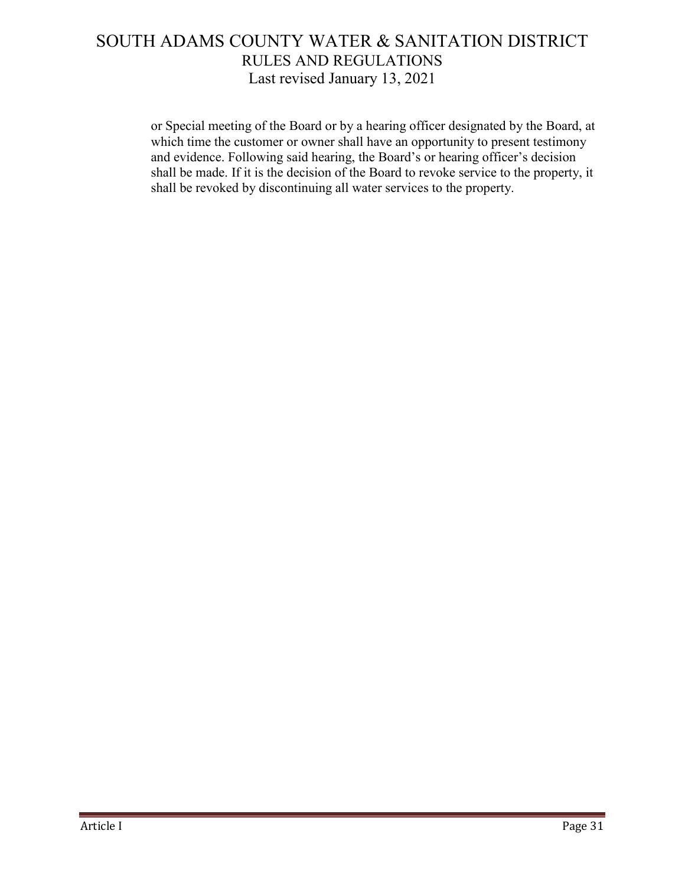or Special meeting of the Board or by a hearing officer designated by the Board, at which time the customer or owner shall have an opportunity to present testimony and evidence. Following said hearing, the Board's or hearing officer's decision shall be made. If it is the decision of the Board to revoke service to the property, it shall be revoked by discontinuing all water services to the property.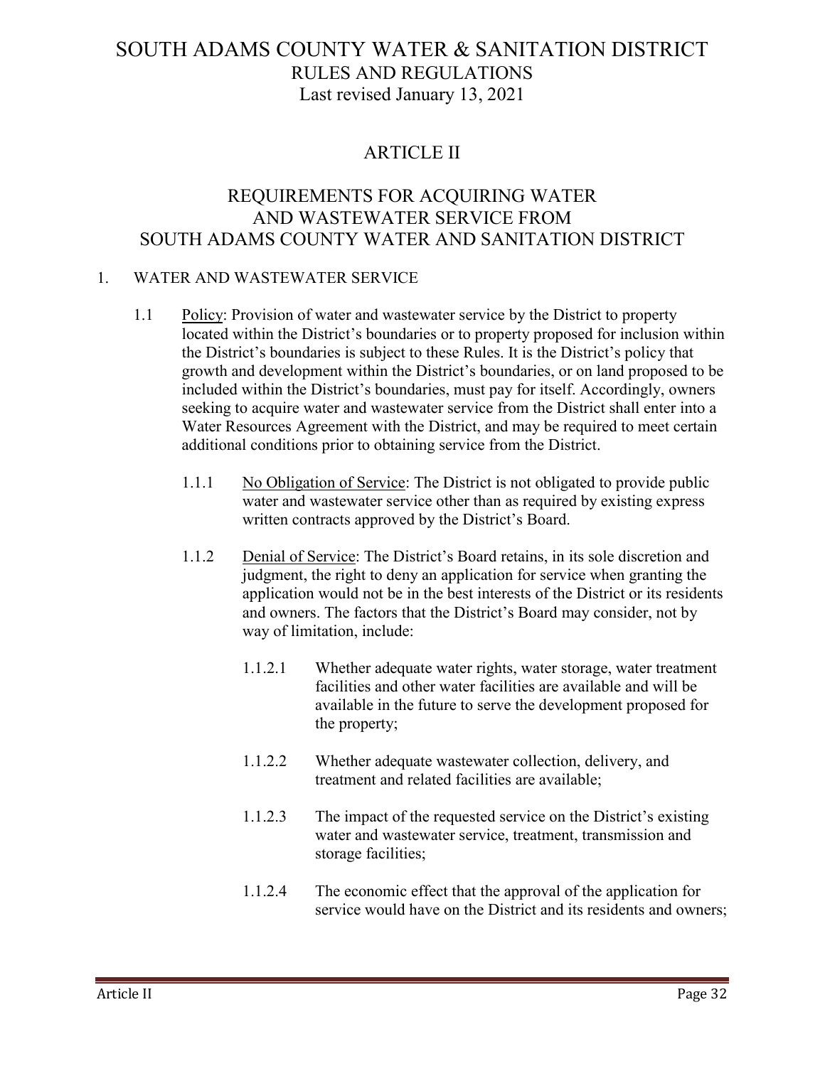# SOUTH ADAMS COUNTY WATER & SANITATION DISTRICT
## RULES AND REGULATIONS
Last revised January 13, 2021

## ARTICLE II

## REQUIREMENTS FOR ACQUIRING WATER AND WASTEWATER SERVICE FROM SOUTH ADAMS COUNTY WATER AND SANITATION DISTRICT

### 1. WATER AND WASTEWATER SERVICE

1.1 Policy: Provision of water and wastewater service by the District to property located within the District's boundaries or to property proposed for inclusion within the District's boundaries is subject to these Rules. It is the District's policy that growth and development within the District's boundaries, or on land proposed to be included within the District's boundaries, must pay for itself. Accordingly, owners seeking to acquire water and wastewater service from the District shall enter into a Water Resources Agreement with the District, and may be required to meet certain additional conditions prior to obtaining service from the District.

1.1.1 No Obligation of Service: The District is not obligated to provide public water and wastewater service other than as required by existing express written contracts approved by the District's Board.

1.1.2 Denial of Service: The District's Board retains, in its sole discretion and judgment, the right to deny an application for service when granting the application would not be in the best interests of the District or its residents and owners. The factors that the District's Board may consider, not by way of limitation, include:

1.1.2.1 Whether adequate water rights, water storage, water treatment facilities and other water facilities are available and will be available in the future to serve the development proposed for the property;

1.1.2.2 Whether adequate wastewater collection, delivery, and treatment and related facilities are available;

1.1.2.3 The impact of the requested service on the District's existing water and wastewater service, treatment, transmission and storage facilities;

1.1.2.4 The economic effect that the approval of the application for service would have on the District and its residents and owners;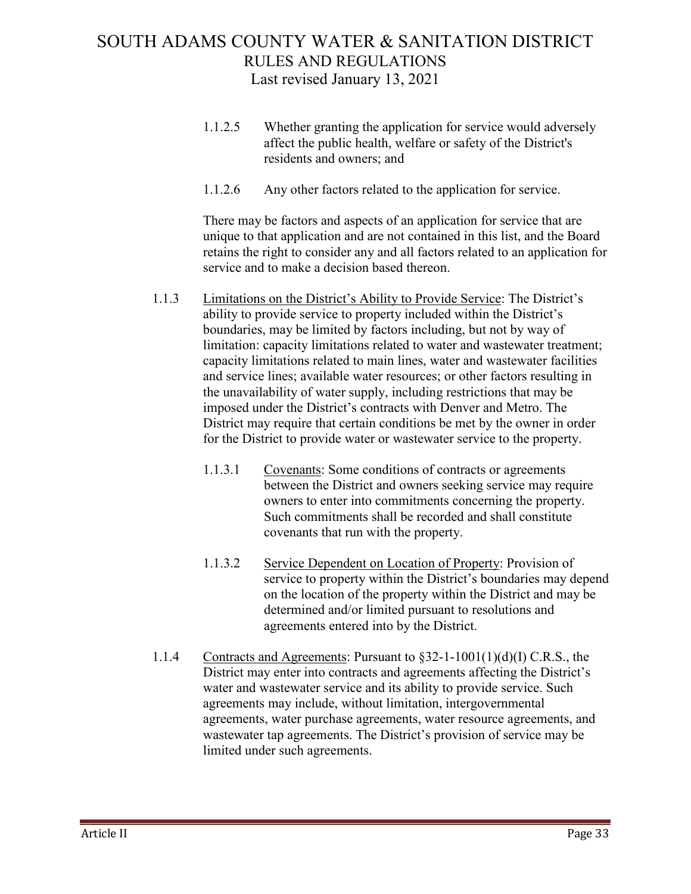1.1.2.5 Whether granting the application for service would adversely affect the public health, welfare or safety of the District's residents and owners; and

1.1.2.6 Any other factors related to the application for service.

There may be factors and aspects of an application for service that are unique to that application and are not contained in this list, and the Board retains the right to consider any and all factors related to an application for service and to make a decision based thereon.

1.1.3 Limitations on the District's Ability to Provide Service: The District's ability to provide service to property included within the District's boundaries, may be limited by factors including, but not by way of limitation: capacity limitations related to water and wastewater treatment; capacity limitations related to main lines, water and wastewater facilities and service lines; available water resources; or other factors resulting in the unavailability of water supply, including restrictions that may be imposed under the District's contracts with Denver and Metro. The District may require that certain conditions be met by the owner in order for the District to provide water or wastewater service to the property.

1.1.3.1 Covenants: Some conditions of contracts or agreements between the District and owners seeking service may require owners to enter into commitments concerning the property. Such commitments shall be recorded and shall constitute covenants that run with the property.

1.1.3.2 Service Dependent on Location of Property: Provision of service to property within the District's boundaries may depend on the location of the property within the District and may be determined and/or limited pursuant to resolutions and agreements entered into by the District.

1.1.4 Contracts and Agreements: Pursuant to §32-1-1001(1)(d)(I) C.R.S., the District may enter into contracts and agreements affecting the District's water and wastewater service and its ability to provide service. Such agreements may include, without limitation, intergovernmental agreements, water purchase agreements, water resource agreements, and wastewater tap agreements. The District's provision of service may be limited under such agreements.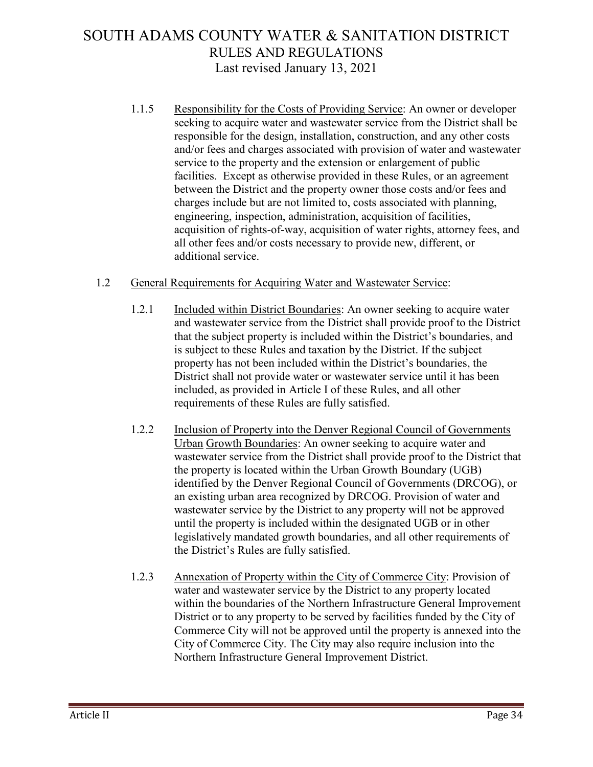1.1.5 Responsibility for the Costs of Providing Service: An owner or developer seeking to acquire water and wastewater service from the District shall be responsible for the design, installation, construction, and any other costs and/or fees and charges associated with provision of water and wastewater service to the property and the extension or enlargement of public facilities. Except as otherwise provided in these Rules, or an agreement between the District and the property owner those costs and/or fees and charges include but are not limited to, costs associated with planning, engineering, inspection, administration, acquisition of facilities, acquisition of rights-of-way, acquisition of water rights, attorney fees, and all other fees and/or costs necessary to provide new, different, or additional service.

1.2 General Requirements for Acquiring Water and Wastewater Service:

1.2.1 Included within District Boundaries: An owner seeking to acquire water and wastewater service from the District shall provide proof to the District that the subject property is included within the District's boundaries, and is subject to these Rules and taxation by the District. If the subject property has not been included within the District's boundaries, the District shall not provide water or wastewater service until it has been included, as provided in Article I of these Rules, and all other requirements of these Rules are fully satisfied.

1.2.2 Inclusion of Property into the Denver Regional Council of Governments Urban Growth Boundaries: An owner seeking to acquire water and wastewater service from the District shall provide proof to the District that the property is located within the Urban Growth Boundary (UGB) identified by the Denver Regional Council of Governments (DRCOG), or an existing urban area recognized by DRCOG. Provision of water and wastewater service by the District to any property will not be approved until the property is included within the designated UGB or in other legislatively mandated growth boundaries, and all other requirements of the District's Rules are fully satisfied.

1.2.3 Annexation of Property within the City of Commerce City: Provision of water and wastewater service by the District to any property located within the boundaries of the Northern Infrastructure General Improvement District or to any property to be served by facilities funded by the City of Commerce City will not be approved until the property is annexed into the City of Commerce City. The City may also require inclusion into the Northern Infrastructure General Improvement District.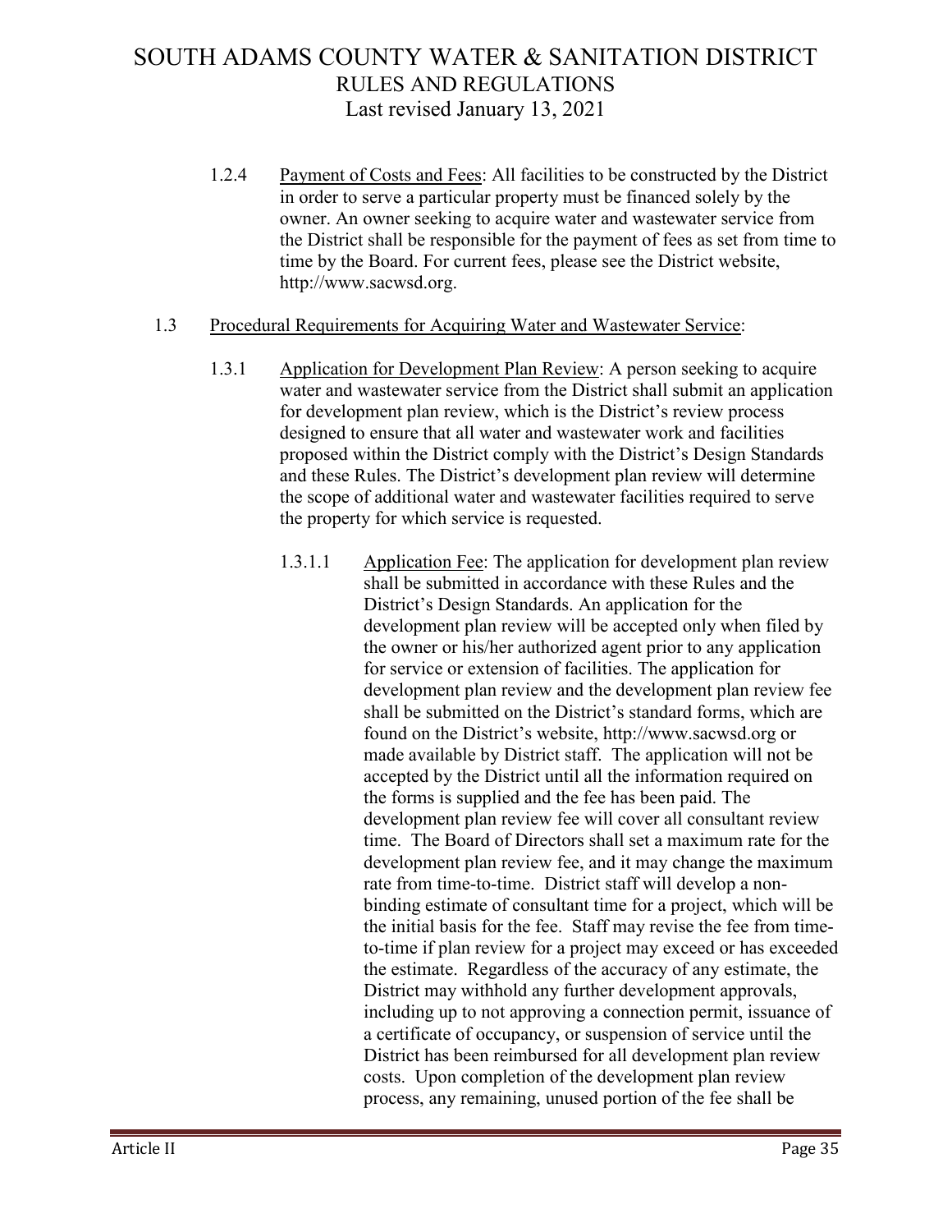1.2.4 Payment of Costs and Fees: All facilities to be constructed by the District in order to serve a particular property must be financed solely by the owner. An owner seeking to acquire water and wastewater service from the District shall be responsible for the payment of fees as set from time to time by the Board. For current fees, please see the District website, http://www.sacwsd.org.

1.3 Procedural Requirements for Acquiring Water and Wastewater Service:

1.3.1 Application for Development Plan Review: A person seeking to acquire water and wastewater service from the District shall submit an application for development plan review, which is the District's review process designed to ensure that all water and wastewater work and facilities proposed within the District comply with the District's Design Standards and these Rules. The District's development plan review will determine the scope of additional water and wastewater facilities required to serve the property for which service is requested.

1.3.1.1 Application Fee: The application for development plan review shall be submitted in accordance with these Rules and the District's Design Standards. An application for the development plan review will be accepted only when filed by the owner or his/her authorized agent prior to any application for service or extension of facilities. The application for development plan review and the development plan review fee shall be submitted on the District's standard forms, which are found on the District's website, http://www.sacwsd.org or made available by District staff. The application will not be accepted by the District until all the information required on the forms is supplied and the fee has been paid. The development plan review fee will cover all consultant review time. The Board of Directors shall set a maximum rate for the development plan review fee, and it may change the maximum rate from time-to-time. District staff will develop a non-binding estimate of consultant time for a project, which will be the initial basis for the fee. Staff may revise the fee from time-to-time if plan review for a project may exceed or has exceeded the estimate. Regardless of the accuracy of any estimate, the District may withhold any further development approvals, including up to not approving a connection permit, issuance of a certificate of occupancy, or suspension of service until the District has been reimbursed for all development plan review costs. Upon completion of the development plan review process, any remaining, unused portion of the fee shall be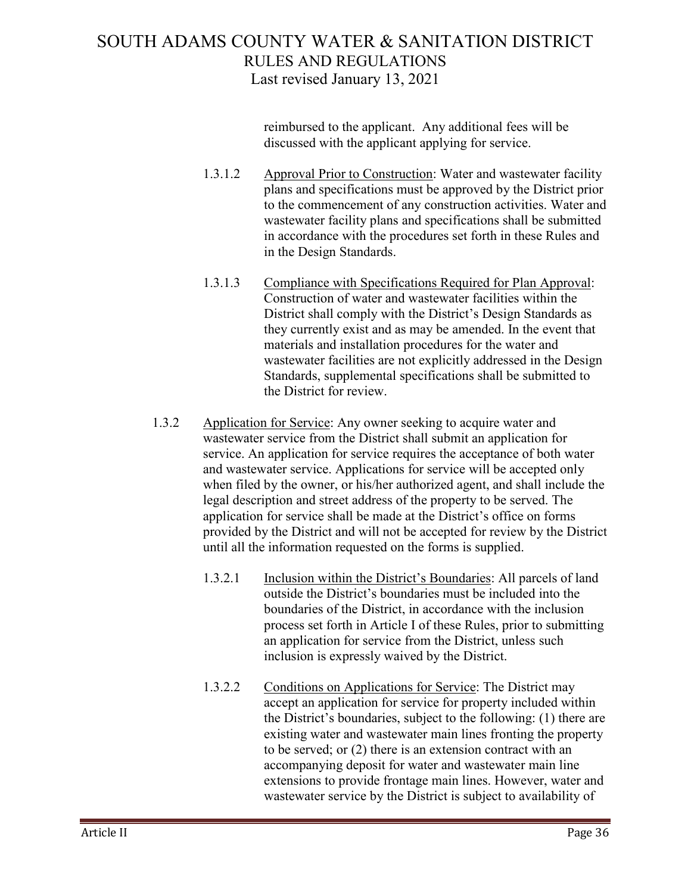reimbursed to the applicant. Any additional fees will be discussed with the applicant applying for service.

1.3.1.2 Approval Prior to Construction: Water and wastewater facility plans and specifications must be approved by the District prior to the commencement of any construction activities. Water and wastewater facility plans and specifications shall be submitted in accordance with the procedures set forth in these Rules and in the Design Standards.

1.3.1.3 Compliance with Specifications Required for Plan Approval: Construction of water and wastewater facilities within the District shall comply with the District's Design Standards as they currently exist and as may be amended. In the event that materials and installation procedures for the water and wastewater facilities are not explicitly addressed in the Design Standards, supplemental specifications shall be submitted to the District for review.

1.3.2 Application for Service: Any owner seeking to acquire water and wastewater service from the District shall submit an application for service. An application for service requires the acceptance of both water and wastewater service. Applications for service will be accepted only when filed by the owner, or his/her authorized agent, and shall include the legal description and street address of the property to be served. The application for service shall be made at the District's office on forms provided by the District and will not be accepted for review by the District until all the information requested on the forms is supplied.

1.3.2.1 Inclusion within the District's Boundaries: All parcels of land outside the District's boundaries must be included into the boundaries of the District, in accordance with the inclusion process set forth in Article I of these Rules, prior to submitting an application for service from the District, unless such inclusion is expressly waived by the District.

1.3.2.2 Conditions on Applications for Service: The District may accept an application for service for property included within the District's boundaries, subject to the following: (1) there are existing water and wastewater main lines fronting the property to be served; or (2) there is an extension contract with an accompanying deposit for water and wastewater main line extensions to provide frontage main lines. However, water and wastewater service by the District is subject to availability of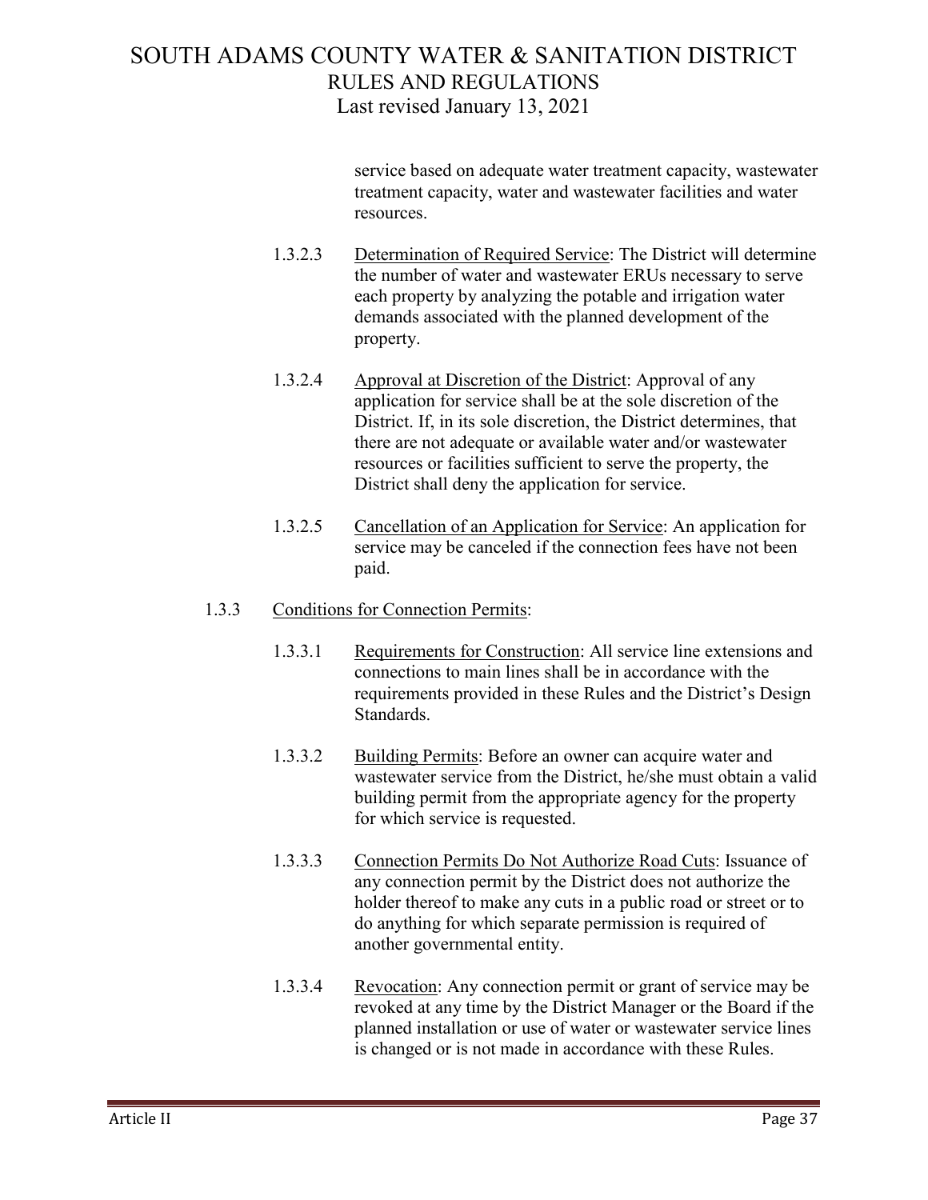service based on adequate water treatment capacity, wastewater treatment capacity, water and wastewater facilities and water resources.

1.3.2.3 Determination of Required Service: The District will determine the number of water and wastewater ERUs necessary to serve each property by analyzing the potable and irrigation water demands associated with the planned development of the property.

1.3.2.4 Approval at Discretion of the District: Approval of any application for service shall be at the sole discretion of the District. If, in its sole discretion, the District determines, that there are not adequate or available water and/or wastewater resources or facilities sufficient to serve the property, the District shall deny the application for service.

1.3.2.5 Cancellation of an Application for Service: An application for service may be canceled if the connection fees have not been paid.

1.3.3 Conditions for Connection Permits:

1.3.3.1 Requirements for Construction: All service line extensions and connections to main lines shall be in accordance with the requirements provided in these Rules and the District's Design Standards.

1.3.3.2 Building Permits: Before an owner can acquire water and wastewater service from the District, he/she must obtain a valid building permit from the appropriate agency for the property for which service is requested.

1.3.3.3 Connection Permits Do Not Authorize Road Cuts: Issuance of any connection permit by the District does not authorize the holder thereof to make any cuts in a public road or street or to do anything for which separate permission is required of another governmental entity.

1.3.3.4 Revocation: Any connection permit or grant of service may be revoked at any time by the District Manager or the Board if the planned installation or use of water or wastewater service lines is changed or is not made in accordance with these Rules.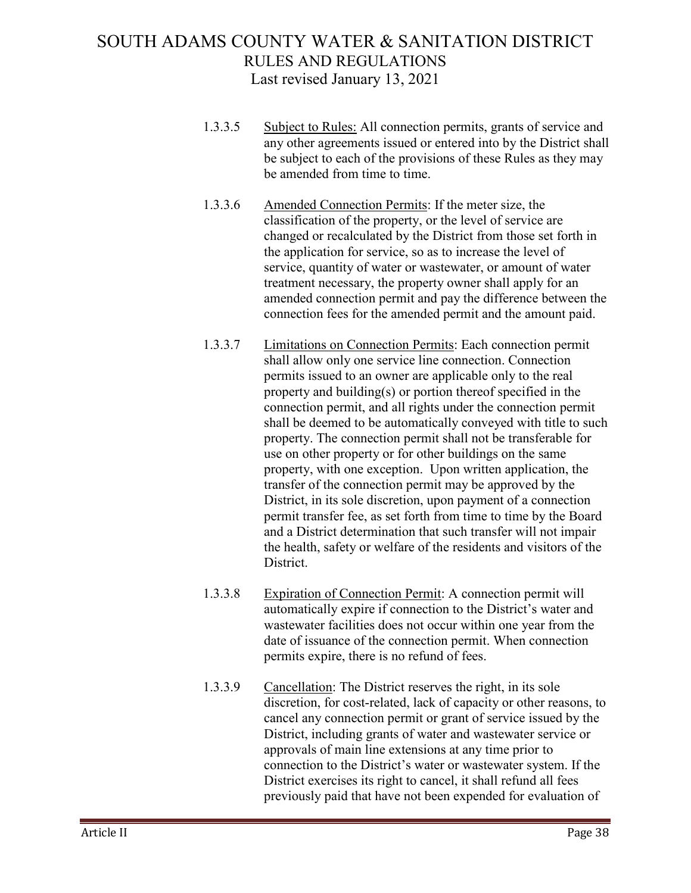1.3.3.5 Subject to Rules: All connection permits, grants of service and any other agreements issued or entered into by the District shall be subject to each of the provisions of these Rules as they may be amended from time to time.

1.3.3.6 Amended Connection Permits: If the meter size, the classification of the property, or the level of service are changed or recalculated by the District from those set forth in the application for service, so as to increase the level of service, quantity of water or wastewater, or amount of water treatment necessary, the property owner shall apply for an amended connection permit and pay the difference between the connection fees for the amended permit and the amount paid.

1.3.3.7 Limitations on Connection Permits: Each connection permit shall allow only one service line connection. Connection permits issued to an owner are applicable only to the real property and building(s) or portion thereof specified in the connection permit, and all rights under the connection permit shall be deemed to be automatically conveyed with title to such property. The connection permit shall not be transferable for use on other property or for other buildings on the same property, with one exception. Upon written application, the transfer of the connection permit may be approved by the District, in its sole discretion, upon payment of a connection permit transfer fee, as set forth from time to time by the Board and a District determination that such transfer will not impair the health, safety or welfare of the residents and visitors of the District.

1.3.3.8 Expiration of Connection Permit: A connection permit will automatically expire if connection to the District's water and wastewater facilities does not occur within one year from the date of issuance of the connection permit. When connection permits expire, there is no refund of fees.

1.3.3.9 Cancellation: The District reserves the right, in its sole discretion, for cost-related, lack of capacity or other reasons, to cancel any connection permit or grant of service issued by the District, including grants of water and wastewater service or approvals of main line extensions at any time prior to connection to the District's water or wastewater system. If the District exercises its right to cancel, it shall refund all fees previously paid that have not been expended for evaluation of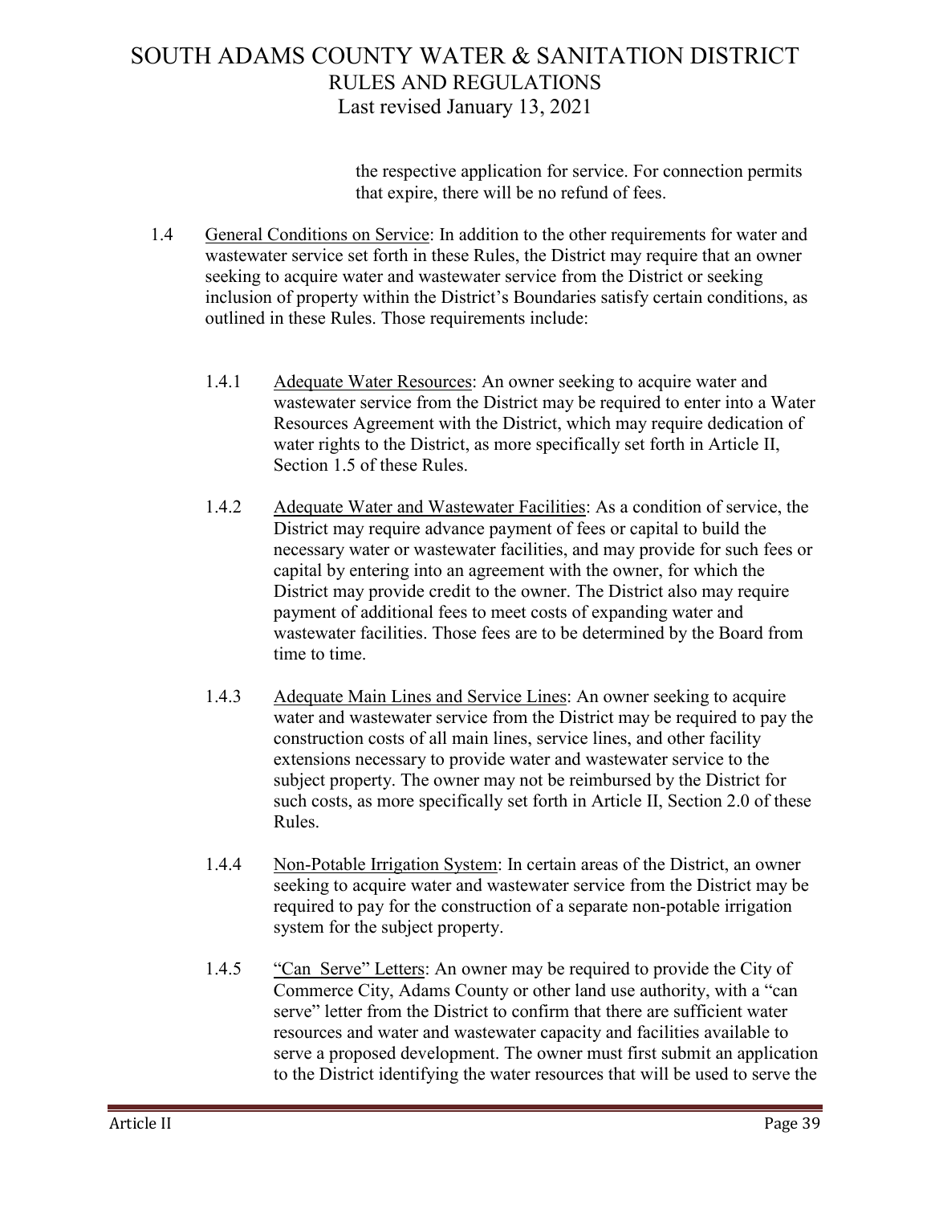the respective application for service. For connection permits that expire, there will be no refund of fees.

1.4 General Conditions on Service: In addition to the other requirements for water and wastewater service set forth in these Rules, the District may require that an owner seeking to acquire water and wastewater service from the District or seeking inclusion of property within the District's Boundaries satisfy certain conditions, as outlined in these Rules. Those requirements include:

1.4.1 Adequate Water Resources: An owner seeking to acquire water and wastewater service from the District may be required to enter into a Water Resources Agreement with the District, which may require dedication of water rights to the District, as more specifically set forth in Article II, Section 1.5 of these Rules.

1.4.2 Adequate Water and Wastewater Facilities: As a condition of service, the District may require advance payment of fees or capital to build the necessary water or wastewater facilities, and may provide for such fees or capital by entering into an agreement with the owner, for which the District may provide credit to the owner. The District also may require payment of additional fees to meet costs of expanding water and wastewater facilities. Those fees are to be determined by the Board from time to time.

1.4.3 Adequate Main Lines and Service Lines: An owner seeking to acquire water and wastewater service from the District may be required to pay the construction costs of all main lines, service lines, and other facility extensions necessary to provide water and wastewater service to the subject property. The owner may not be reimbursed by the District for such costs, as more specifically set forth in Article II, Section 2.0 of these Rules.

1.4.4 Non-Potable Irrigation System: In certain areas of the District, an owner seeking to acquire water and wastewater service from the District may be required to pay for the construction of a separate non-potable irrigation system for the subject property.

1.4.5 "Can Serve" Letters: An owner may be required to provide the City of Commerce City, Adams County or other land use authority, with a "can serve" letter from the District to confirm that there are sufficient water resources and water and wastewater capacity and facilities available to serve a proposed development. The owner must first submit an application to the District identifying the water resources that will be used to serve the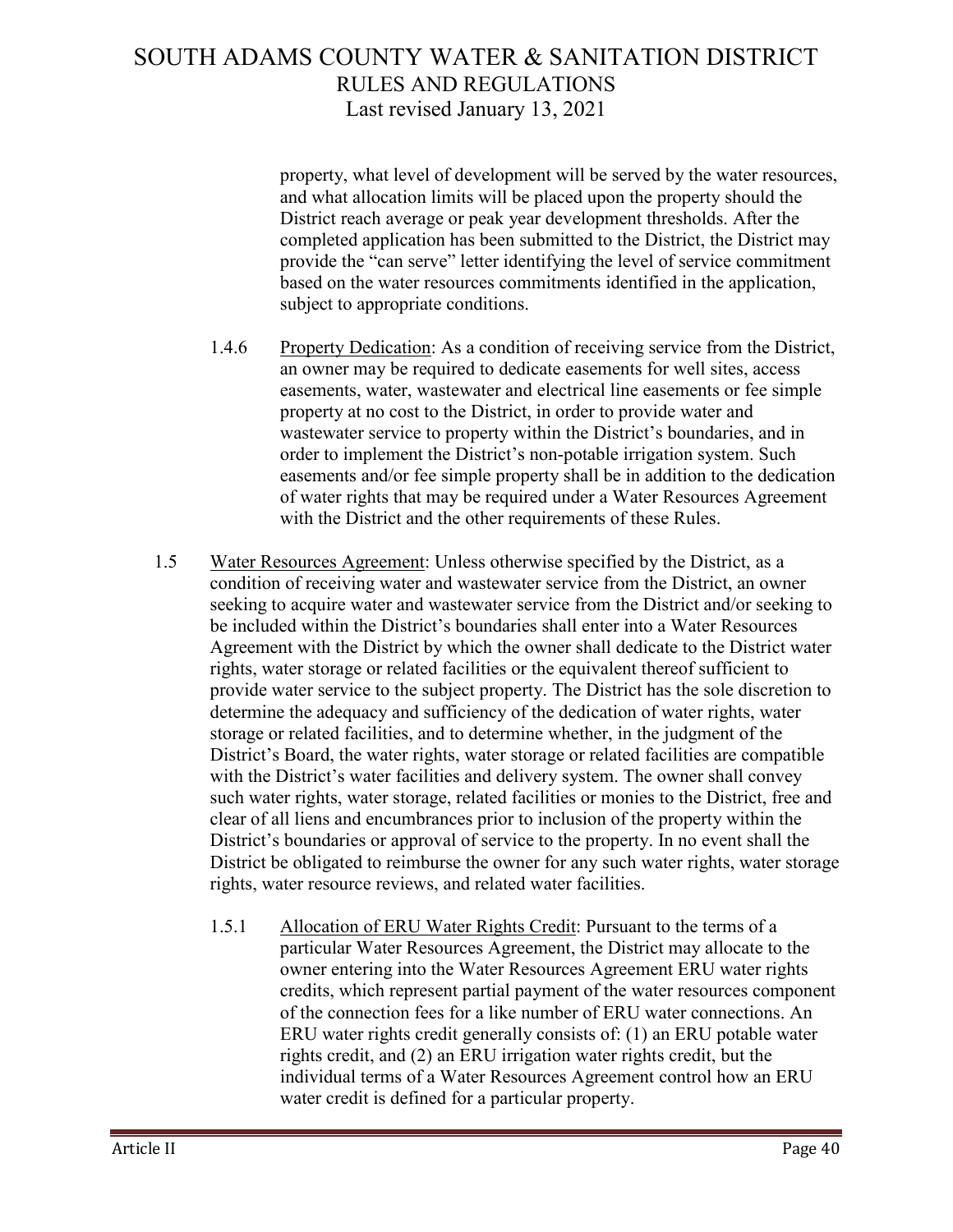property, what level of development will be served by the water resources, and what allocation limits will be placed upon the property should the District reach average or peak year development thresholds. After the completed application has been submitted to the District, the District may provide the "can serve" letter identifying the level of service commitment based on the water resources commitments identified in the application, subject to appropriate conditions.

1.4.6 Property Dedication: As a condition of receiving service from the District, an owner may be required to dedicate easements for well sites, access easements, water, wastewater and electrical line easements or fee simple property at no cost to the District, in order to provide water and wastewater service to property within the District's boundaries, and in order to implement the District's non-potable irrigation system. Such easements and/or fee simple property shall be in addition to the dedication of water rights that may be required under a Water Resources Agreement with the District and the other requirements of these Rules.

1.5 Water Resources Agreement: Unless otherwise specified by the District, as a condition of receiving water and wastewater service from the District, an owner seeking to acquire water and wastewater service from the District and/or seeking to be included within the District's boundaries shall enter into a Water Resources Agreement with the District by which the owner shall dedicate to the District water rights, water storage or related facilities or the equivalent thereof sufficient to provide water service to the subject property. The District has the sole discretion to determine the adequacy and sufficiency of the dedication of water rights, water storage or related facilities, and to determine whether, in the judgment of the District's Board, the water rights, water storage or related facilities are compatible with the District's water facilities and delivery system. The owner shall convey such water rights, water storage, related facilities or monies to the District, free and clear of all liens and encumbrances prior to inclusion of the property within the District's boundaries or approval of service to the property. In no event shall the District be obligated to reimburse the owner for any such water rights, water storage rights, water resource reviews, and related water facilities.

1.5.1 Allocation of ERU Water Rights Credit: Pursuant to the terms of a particular Water Resources Agreement, the District may allocate to the owner entering into the Water Resources Agreement ERU water rights credits, which represent partial payment of the water resources component of the connection fees for a like number of ERU water connections. An ERU water rights credit generally consists of: (1) an ERU potable water rights credit, and (2) an ERU irrigation water rights credit, but the individual terms of a Water Resources Agreement control how an ERU water credit is defined for a particular property.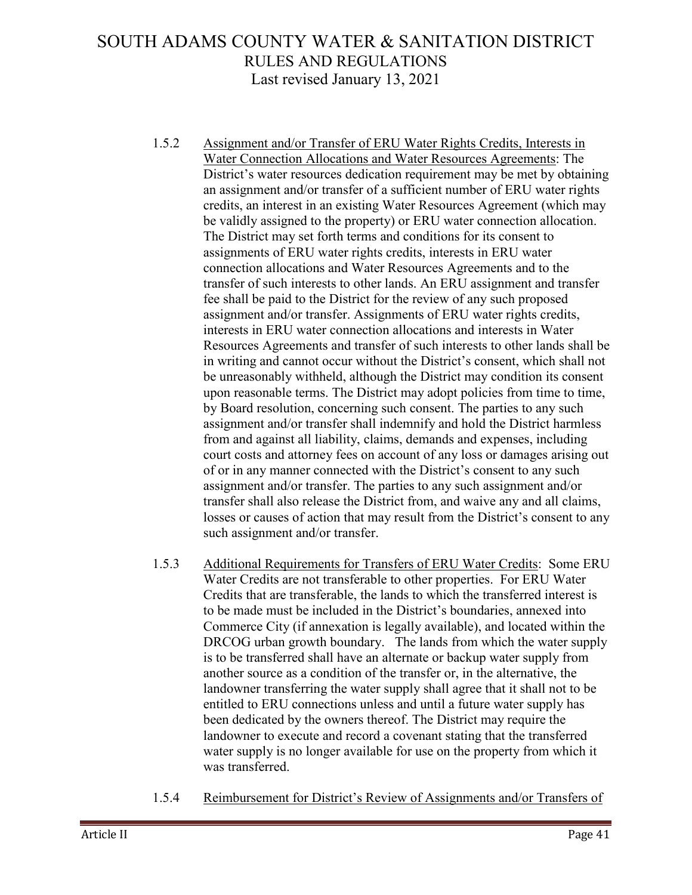1.5.2 Assignment and/or Transfer of ERU Water Rights Credits, Interests in Water Connection Allocations and Water Resources Agreements: The District's water resources dedication requirement may be met by obtaining an assignment and/or transfer of a sufficient number of ERU water rights credits, an interest in an existing Water Resources Agreement (which may be validly assigned to the property) or ERU water connection allocation. The District may set forth terms and conditions for its consent to assignments of ERU water rights credits, interests in ERU water connection allocations and Water Resources Agreements and to the transfer of such interests to other lands. An ERU assignment and transfer fee shall be paid to the District for the review of any such proposed assignment and/or transfer. Assignments of ERU water rights credits, interests in ERU water connection allocations and interests in Water Resources Agreements and transfer of such interests to other lands shall be in writing and cannot occur without the District's consent, which shall not be unreasonably withheld, although the District may condition its consent upon reasonable terms. The District may adopt policies from time to time, by Board resolution, concerning such consent. The parties to any such assignment and/or transfer shall indemnify and hold the District harmless from and against all liability, claims, demands and expenses, including court costs and attorney fees on account of any loss or damages arising out of or in any manner connected with the District's consent to any such assignment and/or transfer. The parties to any such assignment and/or transfer shall also release the District from, and waive any and all claims, losses or causes of action that may result from the District's consent to any such assignment and/or transfer.

1.5.3 Additional Requirements for Transfers of ERU Water Credits: Some ERU Water Credits are not transferable to other properties. For ERU Water Credits that are transferable, the lands to which the transferred interest is to be made must be included in the District's boundaries, annexed into Commerce City (if annexation is legally available), and located within the DRCOG urban growth boundary. The lands from which the water supply is to be transferred shall have an alternate or backup water supply from another source as a condition of the transfer or, in the alternative, the landowner transferring the water supply shall agree that it shall not to be entitled to ERU connections unless and until a future water supply has been dedicated by the owners thereof. The District may require the landowner to execute and record a covenant stating that the transferred water supply is no longer available for use on the property from which it was transferred.

1.5.4 Reimbursement for District's Review of Assignments and/or Transfers of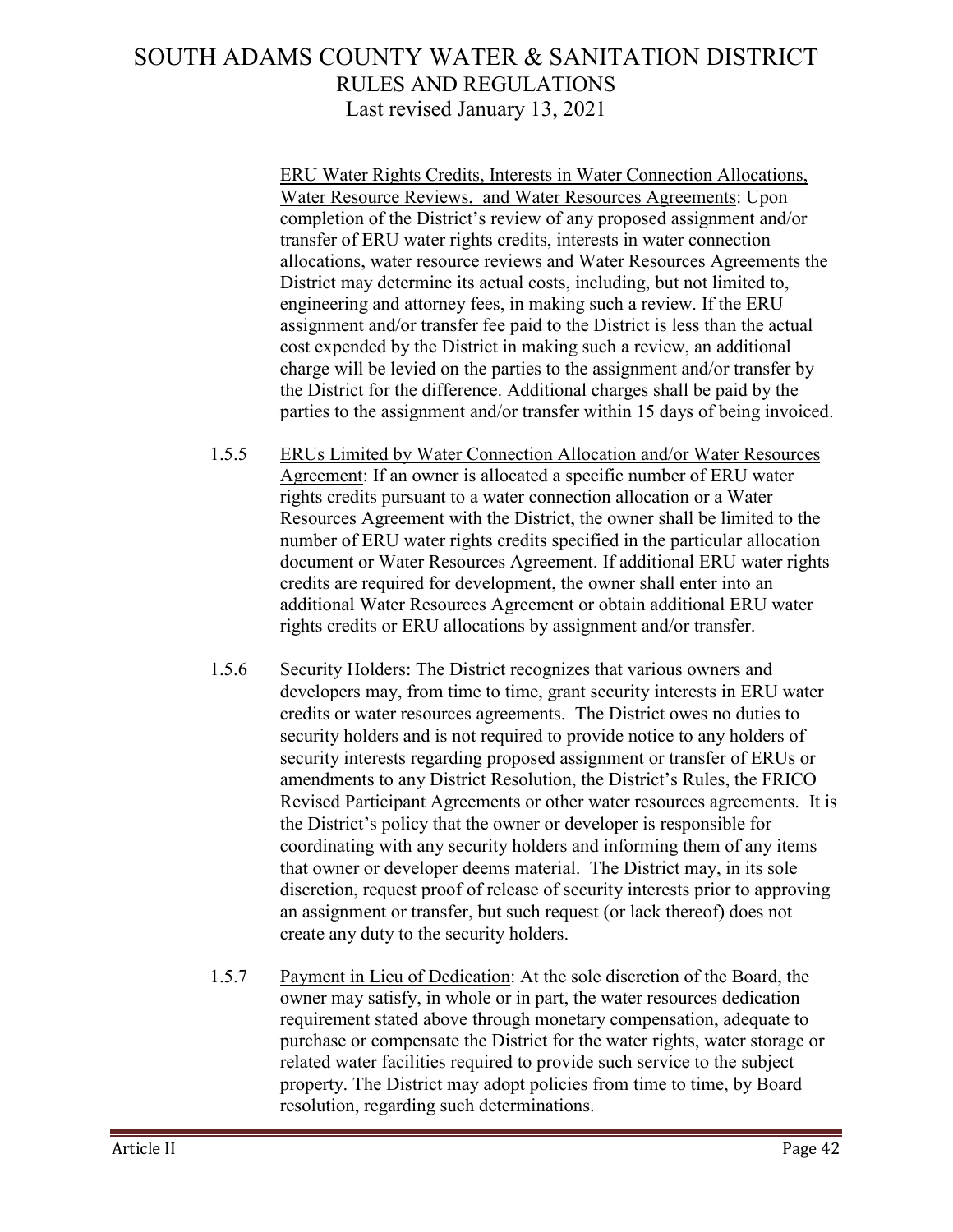ERU Water Rights Credits, Interests in Water Connection Allocations, Water Resource Reviews, and Water Resources Agreements: Upon completion of the District's review of any proposed assignment and/or transfer of ERU water rights credits, interests in water connection allocations, water resource reviews and Water Resources Agreements the District may determine its actual costs, including, but not limited to, engineering and attorney fees, in making such a review. If the ERU assignment and/or transfer fee paid to the District is less than the actual cost expended by the District in making such a review, an additional charge will be levied on the parties to the assignment and/or transfer by the District for the difference. Additional charges shall be paid by the parties to the assignment and/or transfer within 15 days of being invoiced.

1.5.5 ERUs Limited by Water Connection Allocation and/or Water Resources Agreement: If an owner is allocated a specific number of ERU water rights credits pursuant to a water connection allocation or a Water Resources Agreement with the District, the owner shall be limited to the number of ERU water rights credits specified in the particular allocation document or Water Resources Agreement. If additional ERU water rights credits are required for development, the owner shall enter into an additional Water Resources Agreement or obtain additional ERU water rights credits or ERU allocations by assignment and/or transfer.

1.5.6 Security Holders: The District recognizes that various owners and developers may, from time to time, grant security interests in ERU water credits or water resources agreements. The District owes no duties to security holders and is not required to provide notice to any holders of security interests regarding proposed assignment or transfer of ERUs or amendments to any District Resolution, the District's Rules, the FRICO Revised Participant Agreements or other water resources agreements. It is the District's policy that the owner or developer is responsible for coordinating with any security holders and informing them of any items that owner or developer deems material. The District may, in its sole discretion, request proof of release of security interests prior to approving an assignment or transfer, but such request (or lack thereof) does not create any duty to the security holders.

1.5.7 Payment in Lieu of Dedication: At the sole discretion of the Board, the owner may satisfy, in whole or in part, the water resources dedication requirement stated above through monetary compensation, adequate to purchase or compensate the District for the water rights, water storage or related water facilities required to provide such service to the subject property. The District may adopt policies from time to time, by Board resolution, regarding such determinations.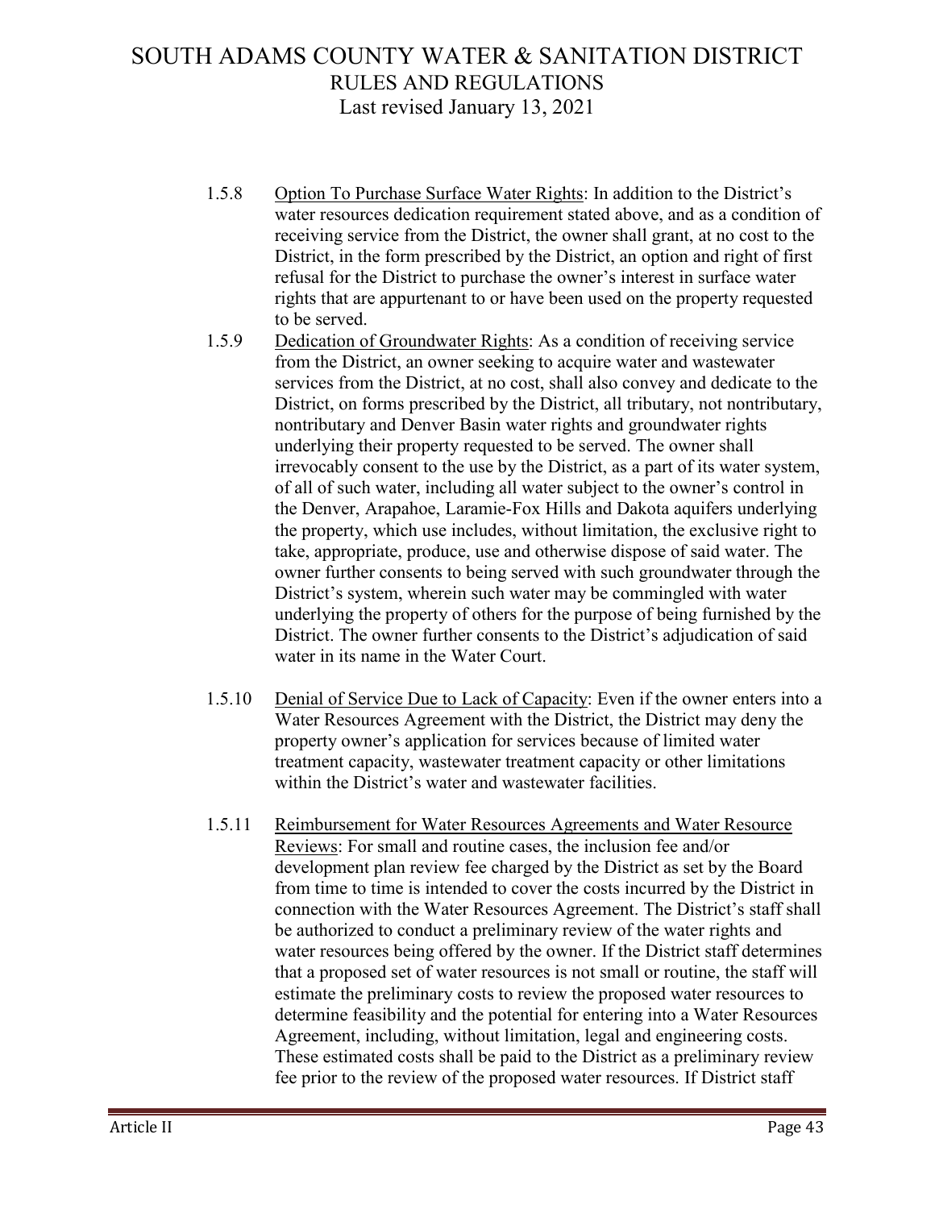1.5.8 Option To Purchase Surface Water Rights: In addition to the District's water resources dedication requirement stated above, and as a condition of receiving service from the District, the owner shall grant, at no cost to the District, in the form prescribed by the District, an option and right of first refusal for the District to purchase the owner's interest in surface water rights that are appurtenant to or have been used on the property requested to be served.

1.5.9 Dedication of Groundwater Rights: As a condition of receiving service from the District, an owner seeking to acquire water and wastewater services from the District, at no cost, shall also convey and dedicate to the District, on forms prescribed by the District, all tributary, not nontributary, nontributary and Denver Basin water rights and groundwater rights underlying their property requested to be served. The owner shall irrevocably consent to the use by the District, as a part of its water system, of all of such water, including all water subject to the owner's control in the Denver, Arapahoe, Laramie-Fox Hills and Dakota aquifers underlying the property, which use includes, without limitation, the exclusive right to take, appropriate, produce, use and otherwise dispose of said water. The owner further consents to being served with such groundwater through the District's system, wherein such water may be commingled with water underlying the property of others for the purpose of being furnished by the District. The owner further consents to the District's adjudication of said water in its name in the Water Court.

1.5.10 Denial of Service Due to Lack of Capacity: Even if the owner enters into a Water Resources Agreement with the District, the District may deny the property owner's application for services because of limited water treatment capacity, wastewater treatment capacity or other limitations within the District's water and wastewater facilities.

1.5.11 Reimbursement for Water Resources Agreements and Water Resource Reviews: For small and routine cases, the inclusion fee and/or development plan review fee charged by the District as set by the Board from time to time is intended to cover the costs incurred by the District in connection with the Water Resources Agreement. The District's staff shall be authorized to conduct a preliminary review of the water rights and water resources being offered by the owner. If the District staff determines that a proposed set of water resources is not small or routine, the staff will estimate the preliminary costs to review the proposed water resources to determine feasibility and the potential for entering into a Water Resources Agreement, including, without limitation, legal and engineering costs. These estimated costs shall be paid to the District as a preliminary review fee prior to the review of the proposed water resources. If District staff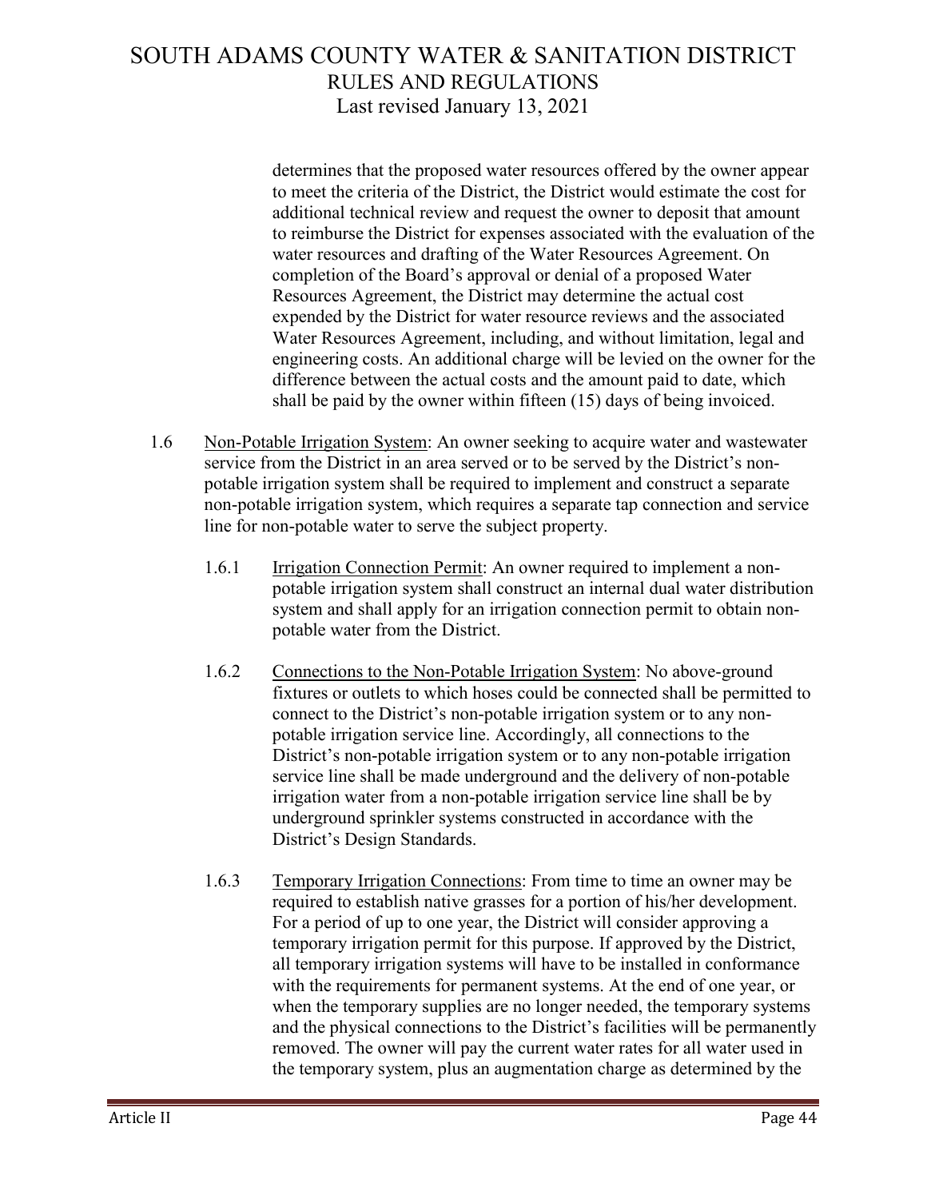determines that the proposed water resources offered by the owner appear to meet the criteria of the District, the District would estimate the cost for additional technical review and request the owner to deposit that amount to reimburse the District for expenses associated with the evaluation of the water resources and drafting of the Water Resources Agreement. On completion of the Board's approval or denial of a proposed Water Resources Agreement, the District may determine the actual cost expended by the District for water resource reviews and the associated Water Resources Agreement, including, and without limitation, legal and engineering costs. An additional charge will be levied on the owner for the difference between the actual costs and the amount paid to date, which shall be paid by the owner within fifteen (15) days of being invoiced.

1.6 Non-Potable Irrigation System: An owner seeking to acquire water and wastewater service from the District in an area served or to be served by the District's non-potable irrigation system shall be required to implement and construct a separate non-potable irrigation system, which requires a separate tap connection and service line for non-potable water to serve the subject property.

1.6.1 Irrigation Connection Permit: An owner required to implement a non-potable irrigation system shall construct an internal dual water distribution system and shall apply for an irrigation connection permit to obtain non-potable water from the District.

1.6.2 Connections to the Non-Potable Irrigation System: No above-ground fixtures or outlets to which hoses could be connected shall be permitted to connect to the District's non-potable irrigation system or to any non-potable irrigation service line. Accordingly, all connections to the District's non-potable irrigation system or to any non-potable irrigation service line shall be made underground and the delivery of non-potable irrigation water from a non-potable irrigation service line shall be by underground sprinkler systems constructed in accordance with the District's Design Standards.

1.6.3 Temporary Irrigation Connections: From time to time an owner may be required to establish native grasses for a portion of his/her development. For a period of up to one year, the District will consider approving a temporary irrigation permit for this purpose. If approved by the District, all temporary irrigation systems will have to be installed in conformance with the requirements for permanent systems. At the end of one year, or when the temporary supplies are no longer needed, the temporary systems and the physical connections to the District's facilities will be permanently removed. The owner will pay the current water rates for all water used in the temporary system, plus an augmentation charge as determined by the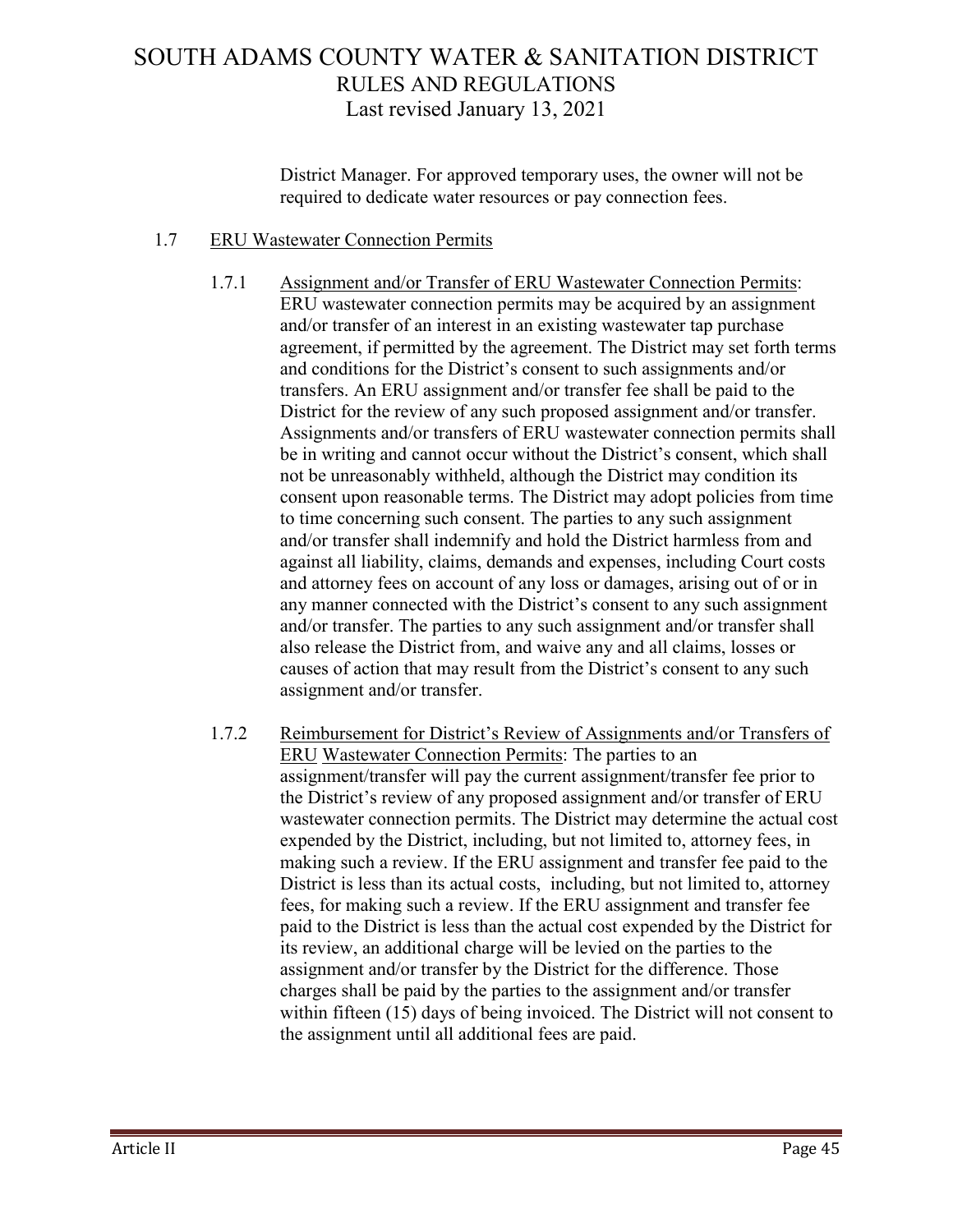District Manager. For approved temporary uses, the owner will not be required to dedicate water resources or pay connection fees.

1.7 ERU Wastewater Connection Permits

1.7.1 Assignment and/or Transfer of ERU Wastewater Connection Permits: ERU wastewater connection permits may be acquired by an assignment and/or transfer of an interest in an existing wastewater tap purchase agreement, if permitted by the agreement. The District may set forth terms and conditions for the District's consent to such assignments and/or transfers. An ERU assignment and/or transfer fee shall be paid to the District for the review of any such proposed assignment and/or transfer. Assignments and/or transfers of ERU wastewater connection permits shall be in writing and cannot occur without the District's consent, which shall not be unreasonably withheld, although the District may condition its consent upon reasonable terms. The District may adopt policies from time to time concerning such consent. The parties to any such assignment and/or transfer shall indemnify and hold the District harmless from and against all liability, claims, demands and expenses, including Court costs and attorney fees on account of any loss or damages, arising out of or in any manner connected with the District's consent to any such assignment and/or transfer. The parties to any such assignment and/or transfer shall also release the District from, and waive any and all claims, losses or causes of action that may result from the District's consent to any such assignment and/or transfer.

1.7.2 Reimbursement for District's Review of Assignments and/or Transfers of ERU Wastewater Connection Permits: The parties to an assignment/transfer will pay the current assignment/transfer fee prior to the District's review of any proposed assignment and/or transfer of ERU wastewater connection permits. The District may determine the actual cost expended by the District, including, but not limited to, attorney fees, in making such a review. If the ERU assignment and transfer fee paid to the District is less than its actual costs, including, but not limited to, attorney fees, for making such a review. If the ERU assignment and transfer fee paid to the District is less than the actual cost expended by the District for its review, an additional charge will be levied on the parties to the assignment and/or transfer by the District for the difference. Those charges shall be paid by the parties to the assignment and/or transfer within fifteen (15) days of being invoiced. The District will not consent to the assignment until all additional fees are paid.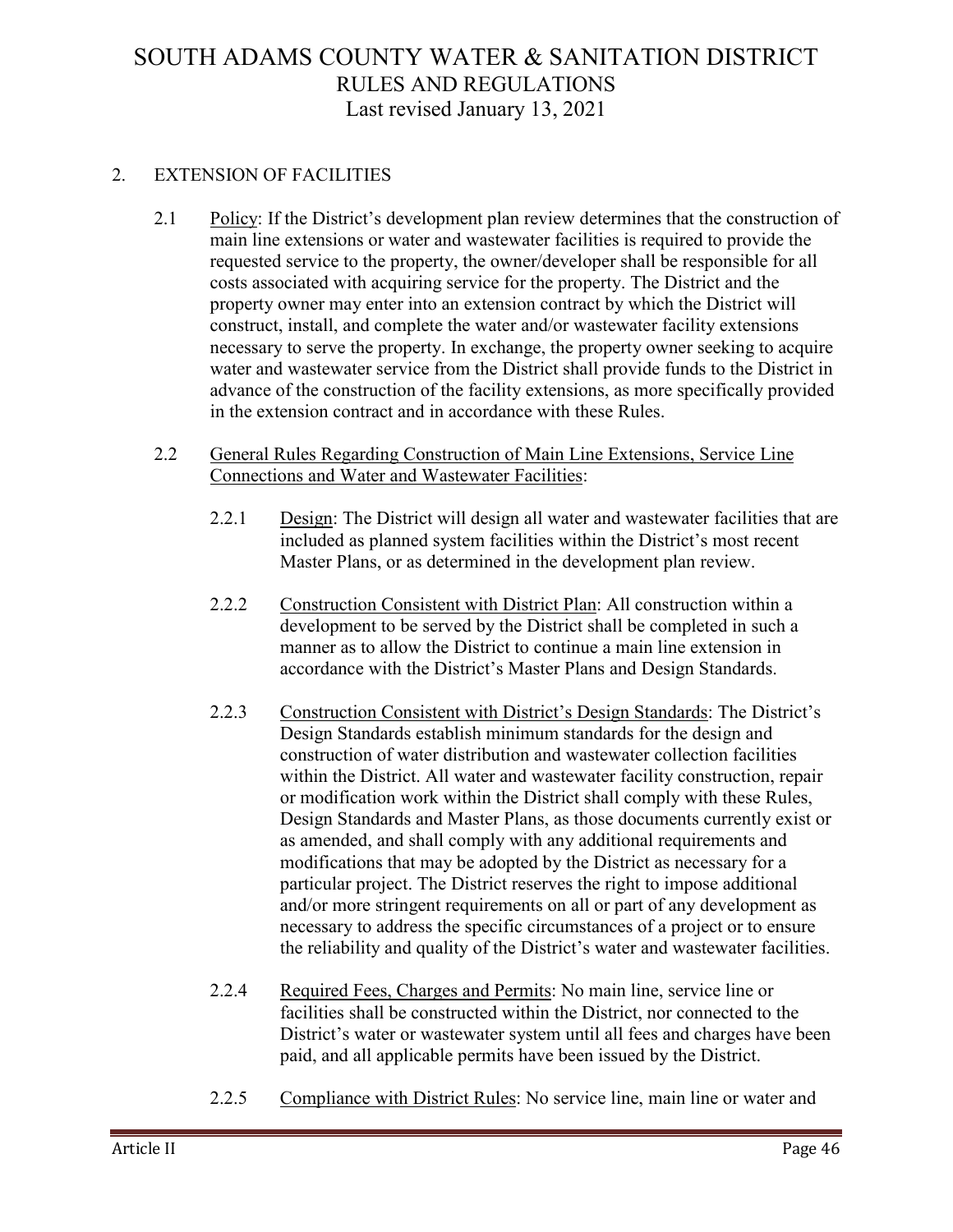## 2. EXTENSION OF FACILITIES

2.1 Policy: If the District's development plan review determines that the construction of main line extensions or water and wastewater facilities is required to provide the requested service to the property, the owner/developer shall be responsible for all costs associated with acquiring service for the property. The District and the property owner may enter into an extension contract by which the District will construct, install, and complete the water and/or wastewater facility extensions necessary to serve the property. In exchange, the property owner seeking to acquire water and wastewater service from the District shall provide funds to the District in advance of the construction of the facility extensions, as more specifically provided in the extension contract and in accordance with these Rules.

2.2 General Rules Regarding Construction of Main Line Extensions, Service Line Connections and Water and Wastewater Facilities:

2.2.1 Design: The District will design all water and wastewater facilities that are included as planned system facilities within the District's most recent Master Plans, or as determined in the development plan review.

2.2.2 Construction Consistent with District Plan: All construction within a development to be served by the District shall be completed in such a manner as to allow the District to continue a main line extension in accordance with the District's Master Plans and Design Standards.

2.2.3 Construction Consistent with District's Design Standards: The District's Design Standards establish minimum standards for the design and construction of water distribution and wastewater collection facilities within the District. All water and wastewater facility construction, repair or modification work within the District shall comply with these Rules, Design Standards and Master Plans, as those documents currently exist or as amended, and shall comply with any additional requirements and modifications that may be adopted by the District as necessary for a particular project. The District reserves the right to impose additional and/or more stringent requirements on all or part of any development as necessary to address the specific circumstances of a project or to ensure the reliability and quality of the District's water and wastewater facilities.

2.2.4 Required Fees, Charges and Permits: No main line, service line or facilities shall be constructed within the District, nor connected to the District's water or wastewater system until all fees and charges have been paid, and all applicable permits have been issued by the District.

2.2.5 Compliance with District Rules: No service line, main line or water and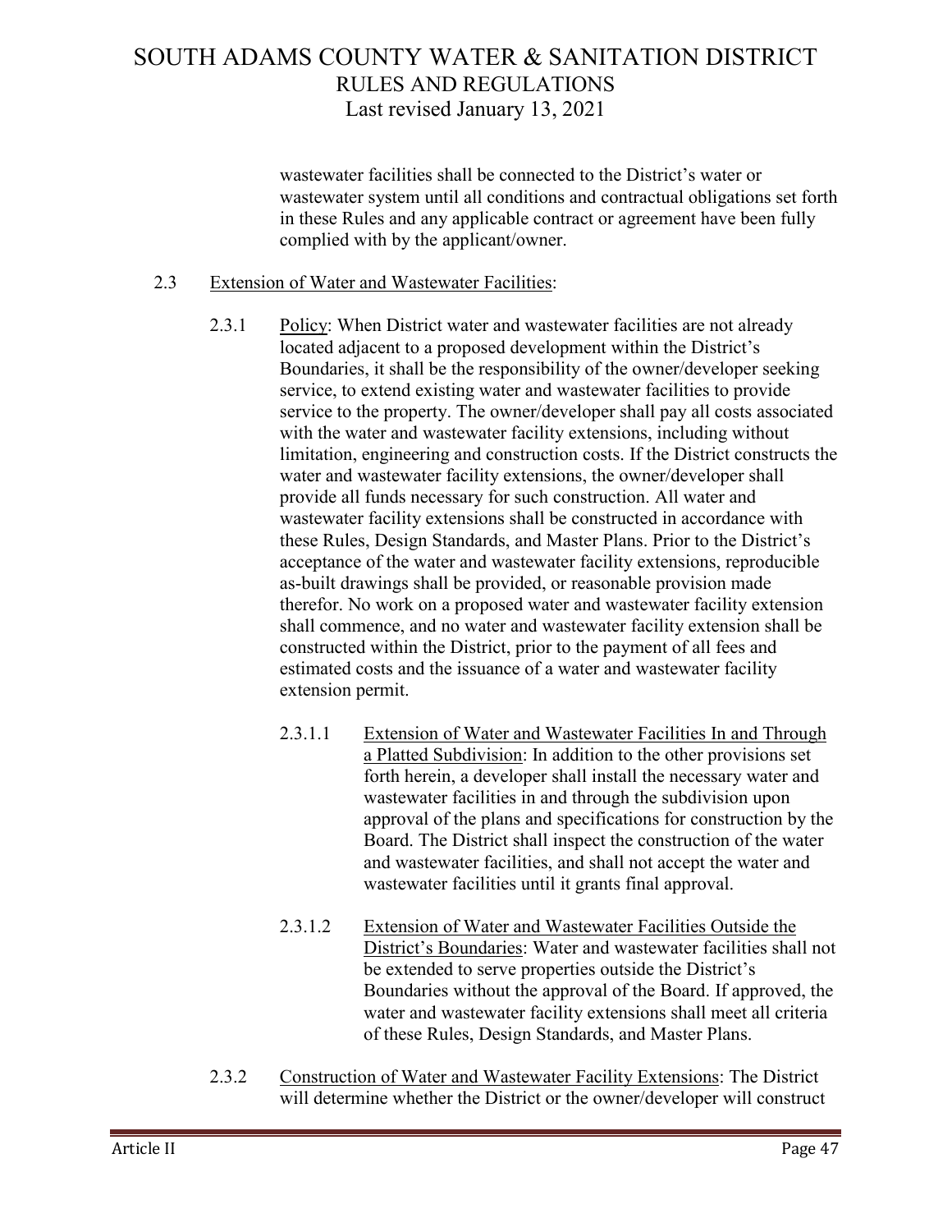wastewater facilities shall be connected to the District's water or wastewater system until all conditions and contractual obligations set forth in these Rules and any applicable contract or agreement have been fully complied with by the applicant/owner.

2.3 Extension of Water and Wastewater Facilities:

2.3.1 Policy: When District water and wastewater facilities are not already located adjacent to a proposed development within the District's Boundaries, it shall be the responsibility of the owner/developer seeking service, to extend existing water and wastewater facilities to provide service to the property. The owner/developer shall pay all costs associated with the water and wastewater facility extensions, including without limitation, engineering and construction costs. If the District constructs the water and wastewater facility extensions, the owner/developer shall provide all funds necessary for such construction. All water and wastewater facility extensions shall be constructed in accordance with these Rules, Design Standards, and Master Plans. Prior to the District's acceptance of the water and wastewater facility extensions, reproducible as-built drawings shall be provided, or reasonable provision made therefor. No work on a proposed water and wastewater facility extension shall commence, and no water and wastewater facility extension shall be constructed within the District, prior to the payment of all fees and estimated costs and the issuance of a water and wastewater facility extension permit.

2.3.1.1 Extension of Water and Wastewater Facilities In and Through a Platted Subdivision: In addition to the other provisions set forth herein, a developer shall install the necessary water and wastewater facilities in and through the subdivision upon approval of the plans and specifications for construction by the Board. The District shall inspect the construction of the water and wastewater facilities, and shall not accept the water and wastewater facilities until it grants final approval.

2.3.1.2 Extension of Water and Wastewater Facilities Outside the District's Boundaries: Water and wastewater facilities shall not be extended to serve properties outside the District's Boundaries without the approval of the Board. If approved, the water and wastewater facility extensions shall meet all criteria of these Rules, Design Standards, and Master Plans.

2.3.2 Construction of Water and Wastewater Facility Extensions: The District will determine whether the District or the owner/developer will construct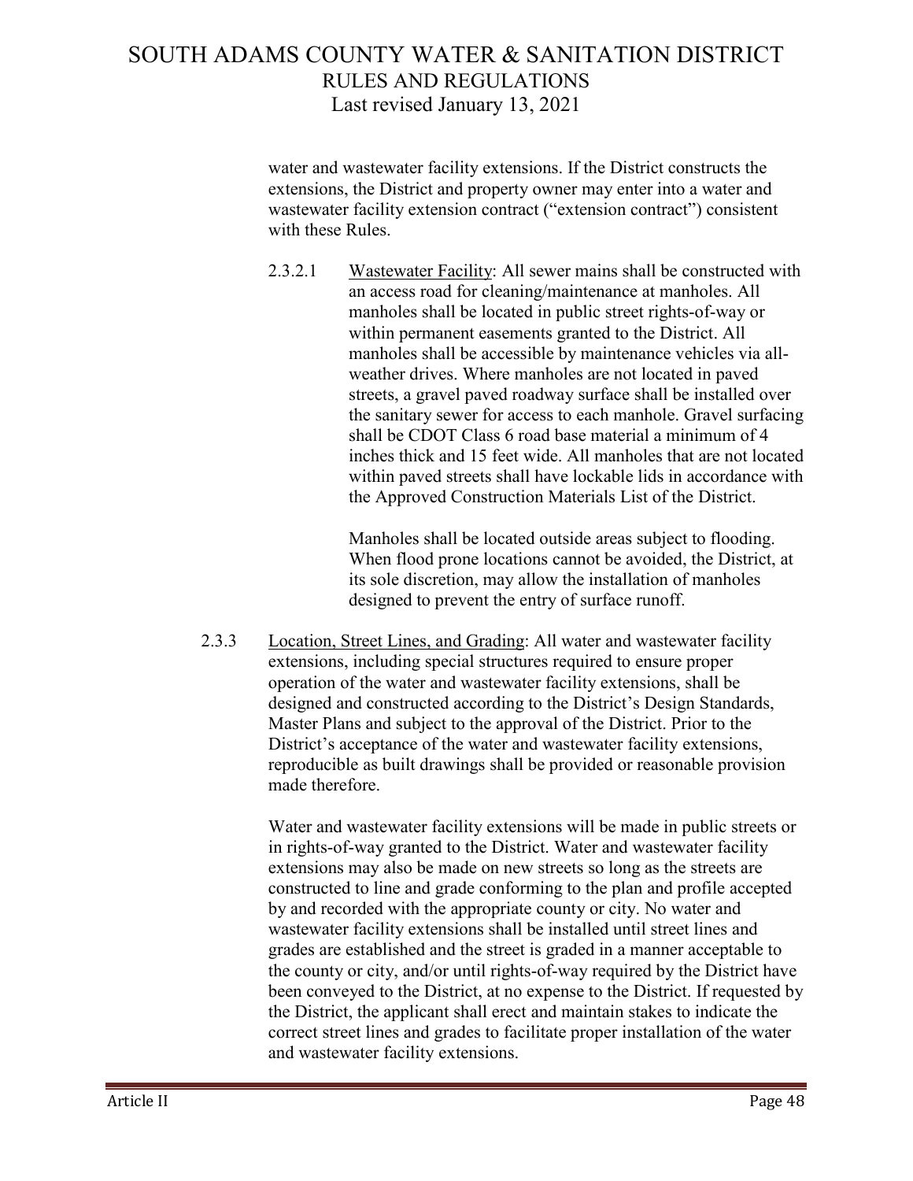water and wastewater facility extensions. If the District constructs the extensions, the District and property owner may enter into a water and wastewater facility extension contract ("extension contract") consistent with these Rules.

2.3.2.1 Wastewater Facility: All sewer mains shall be constructed with an access road for cleaning/maintenance at manholes. All manholes shall be located in public street rights-of-way or within permanent easements granted to the District. All manholes shall be accessible by maintenance vehicles via all-weather drives. Where manholes are not located in paved streets, a gravel paved roadway surface shall be installed over the sanitary sewer for access to each manhole. Gravel surfacing shall be CDOT Class 6 road base material a minimum of 4 inches thick and 15 feet wide. All manholes that are not located within paved streets shall have lockable lids in accordance with the Approved Construction Materials List of the District.

Manholes shall be located outside areas subject to flooding. When flood prone locations cannot be avoided, the District, at its sole discretion, may allow the installation of manholes designed to prevent the entry of surface runoff.

2.3.3 Location, Street Lines, and Grading: All water and wastewater facility extensions, including special structures required to ensure proper operation of the water and wastewater facility extensions, shall be designed and constructed according to the District's Design Standards, Master Plans and subject to the approval of the District. Prior to the District's acceptance of the water and wastewater facility extensions, reproducible as built drawings shall be provided or reasonable provision made therefore.

Water and wastewater facility extensions will be made in public streets or in rights-of-way granted to the District. Water and wastewater facility extensions may also be made on new streets so long as the streets are constructed to line and grade conforming to the plan and profile accepted by and recorded with the appropriate county or city. No water and wastewater facility extensions shall be installed until street lines and grades are established and the street is graded in a manner acceptable to the county or city, and/or until rights-of-way required by the District have been conveyed to the District, at no expense to the District. If requested by the District, the applicant shall erect and maintain stakes to indicate the correct street lines and grades to facilitate proper installation of the water and wastewater facility extensions.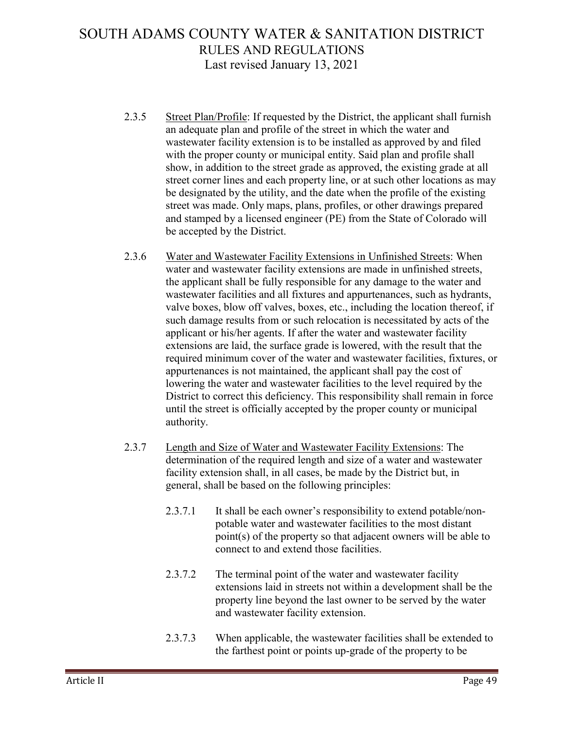2.3.5 Street Plan/Profile: If requested by the District, the applicant shall furnish an adequate plan and profile of the street in which the water and wastewater facility extension is to be installed as approved by and filed with the proper county or municipal entity. Said plan and profile shall show, in addition to the street grade as approved, the existing grade at all street corner lines and each property line, or at such other locations as may be designated by the utility, and the date when the profile of the existing street was made. Only maps, plans, profiles, or other drawings prepared and stamped by a licensed engineer (PE) from the State of Colorado will be accepted by the District.

2.3.6 Water and Wastewater Facility Extensions in Unfinished Streets: When water and wastewater facility extensions are made in unfinished streets, the applicant shall be fully responsible for any damage to the water and wastewater facilities and all fixtures and appurtenances, such as hydrants, valve boxes, blow off valves, boxes, etc., including the location thereof, if such damage results from or such relocation is necessitated by acts of the applicant or his/her agents. If after the water and wastewater facility extensions are laid, the surface grade is lowered, with the result that the required minimum cover of the water and wastewater facilities, fixtures, or appurtenances is not maintained, the applicant shall pay the cost of lowering the water and wastewater facilities to the level required by the District to correct this deficiency. This responsibility shall remain in force until the street is officially accepted by the proper county or municipal authority.

2.3.7 Length and Size of Water and Wastewater Facility Extensions: The determination of the required length and size of a water and wastewater facility extension shall, in all cases, be made by the District but, in general, shall be based on the following principles:

2.3.7.1 It shall be each owner's responsibility to extend potable/non-potable water and wastewater facilities to the most distant point(s) of the property so that adjacent owners will be able to connect to and extend those facilities.

2.3.7.2 The terminal point of the water and wastewater facility extensions laid in streets not within a development shall be the property line beyond the last owner to be served by the water and wastewater facility extension.

2.3.7.3 When applicable, the wastewater facilities shall be extended to the farthest point or points up-grade of the property to be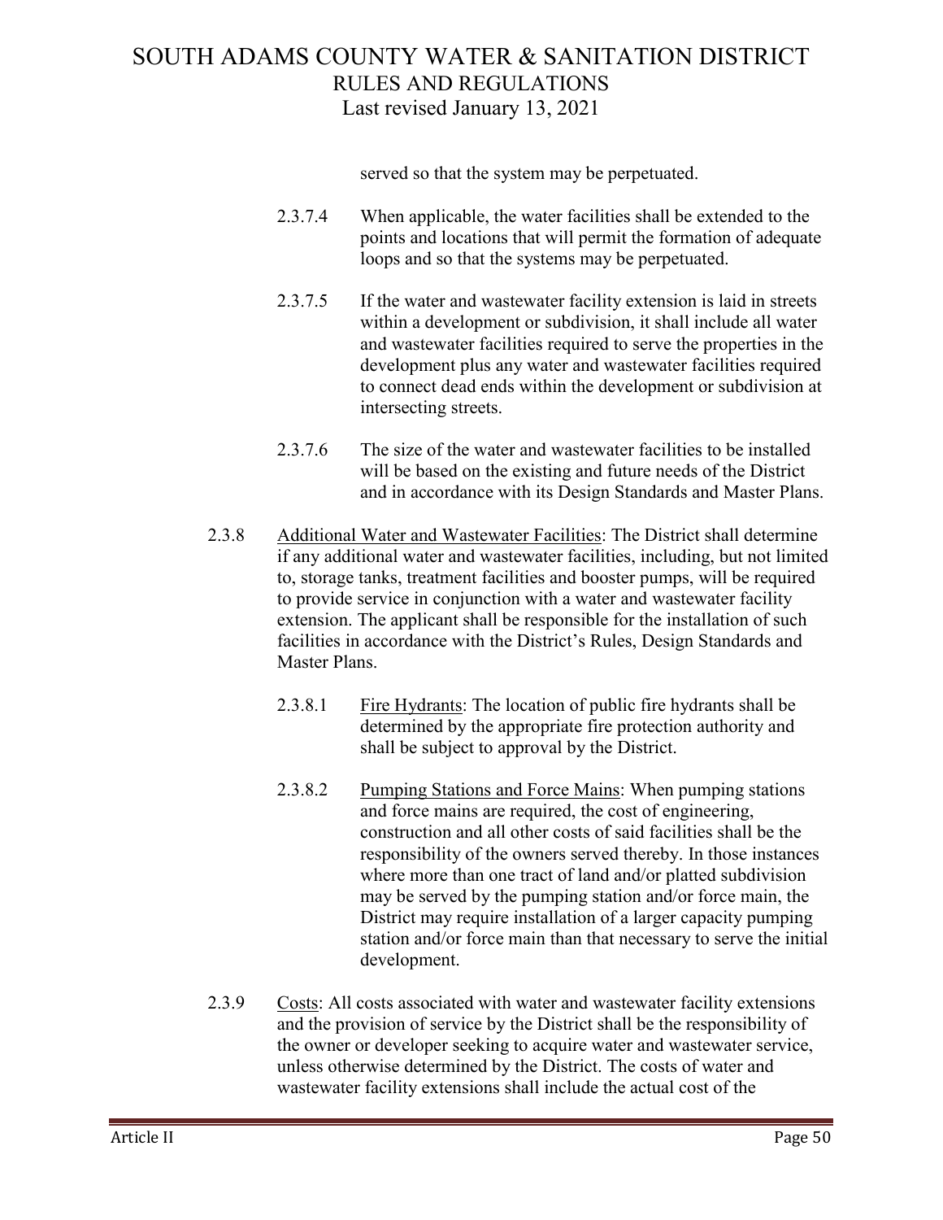served so that the system may be perpetuated.

2.3.7.4 When applicable, the water facilities shall be extended to the points and locations that will permit the formation of adequate loops and so that the systems may be perpetuated.

2.3.7.5 If the water and wastewater facility extension is laid in streets within a development or subdivision, it shall include all water and wastewater facilities required to serve the properties in the development plus any water and wastewater facilities required to connect dead ends within the development or subdivision at intersecting streets.

2.3.7.6 The size of the water and wastewater facilities to be installed will be based on the existing and future needs of the District and in accordance with its Design Standards and Master Plans.

2.3.8 <u>Additional Water and Wastewater Facilities</u>: The District shall determine if any additional water and wastewater facilities, including, but not limited to, storage tanks, treatment facilities and booster pumps, will be required to provide service in conjunction with a water and wastewater facility extension. The applicant shall be responsible for the installation of such facilities in accordance with the District's Rules, Design Standards and Master Plans.

2.3.8.1 <u>Fire Hydrants</u>: The location of public fire hydrants shall be determined by the appropriate fire protection authority and shall be subject to approval by the District.

2.3.8.2 <u>Pumping Stations and Force Mains</u>: When pumping stations and force mains are required, the cost of engineering, construction and all other costs of said facilities shall be the responsibility of the owners served thereby. In those instances where more than one tract of land and/or platted subdivision may be served by the pumping station and/or force main, the District may require installation of a larger capacity pumping station and/or force main than that necessary to serve the initial development.

2.3.9 <u>Costs</u>: All costs associated with water and wastewater facility extensions and the provision of service by the District shall be the responsibility of the owner or developer seeking to acquire water and wastewater service, unless otherwise determined by the District. The costs of water and wastewater facility extensions shall include the actual cost of the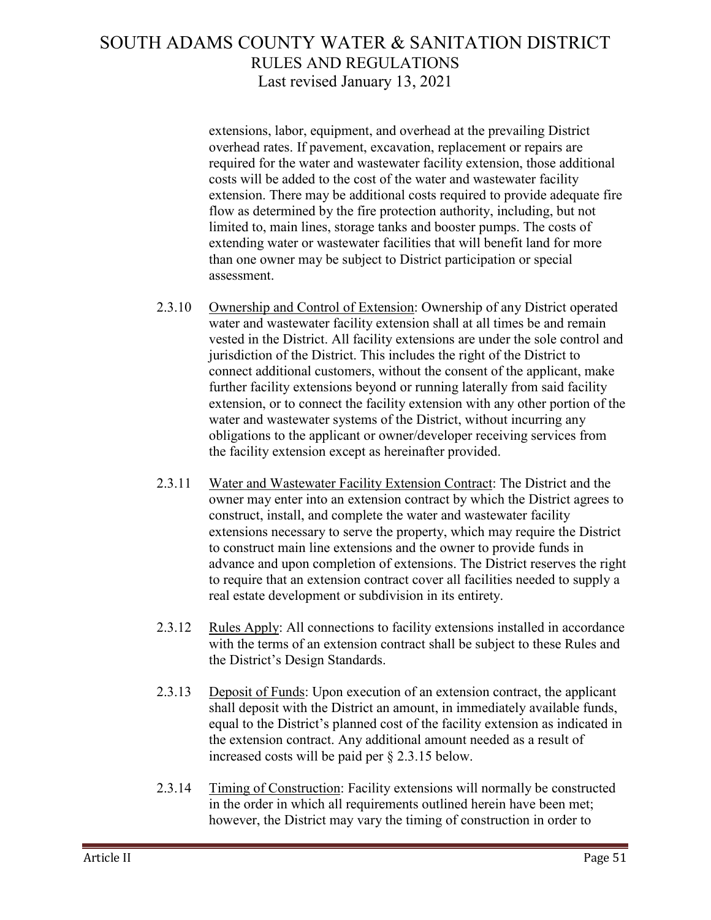extensions, labor, equipment, and overhead at the prevailing District overhead rates. If pavement, excavation, replacement or repairs are required for the water and wastewater facility extension, those additional costs will be added to the cost of the water and wastewater facility extension. There may be additional costs required to provide adequate fire flow as determined by the fire protection authority, including, but not limited to, main lines, storage tanks and booster pumps. The costs of extending water or wastewater facilities that will benefit land for more than one owner may be subject to District participation or special assessment.

2.3.10 Ownership and Control of Extension: Ownership of any District operated water and wastewater facility extension shall at all times be and remain vested in the District. All facility extensions are under the sole control and jurisdiction of the District. This includes the right of the District to connect additional customers, without the consent of the applicant, make further facility extensions beyond or running laterally from said facility extension, or to connect the facility extension with any other portion of the water and wastewater systems of the District, without incurring any obligations to the applicant or owner/developer receiving services from the facility extension except as hereinafter provided.

2.3.11 Water and Wastewater Facility Extension Contract: The District and the owner may enter into an extension contract by which the District agrees to construct, install, and complete the water and wastewater facility extensions necessary to serve the property, which may require the District to construct main line extensions and the owner to provide funds in advance and upon completion of extensions. The District reserves the right to require that an extension contract cover all facilities needed to supply a real estate development or subdivision in its entirety.

2.3.12 Rules Apply: All connections to facility extensions installed in accordance with the terms of an extension contract shall be subject to these Rules and the District's Design Standards.

2.3.13 Deposit of Funds: Upon execution of an extension contract, the applicant shall deposit with the District an amount, in immediately available funds, equal to the District's planned cost of the facility extension as indicated in the extension contract. Any additional amount needed as a result of increased costs will be paid per § 2.3.15 below.

2.3.14 Timing of Construction: Facility extensions will normally be constructed in the order in which all requirements outlined herein have been met; however, the District may vary the timing of construction in order to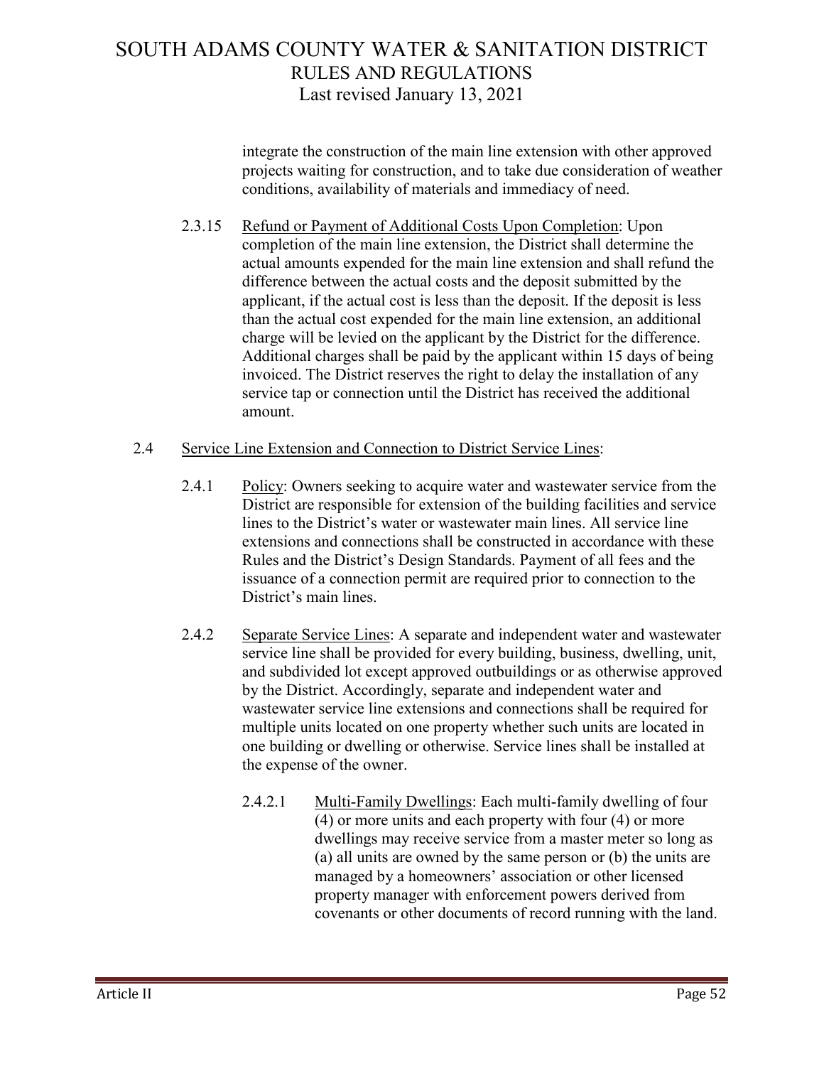integrate the construction of the main line extension with other approved projects waiting for construction, and to take due consideration of weather conditions, availability of materials and immediacy of need.

2.3.15 Refund or Payment of Additional Costs Upon Completion: Upon completion of the main line extension, the District shall determine the actual amounts expended for the main line extension and shall refund the difference between the actual costs and the deposit submitted by the applicant, if the actual cost is less than the deposit. If the deposit is less than the actual cost expended for the main line extension, an additional charge will be levied on the applicant by the District for the difference. Additional charges shall be paid by the applicant within 15 days of being invoiced. The District reserves the right to delay the installation of any service tap or connection until the District has received the additional amount.

2.4 Service Line Extension and Connection to District Service Lines:

2.4.1 Policy: Owners seeking to acquire water and wastewater service from the District are responsible for extension of the building facilities and service lines to the District's water or wastewater main lines. All service line extensions and connections shall be constructed in accordance with these Rules and the District's Design Standards. Payment of all fees and the issuance of a connection permit are required prior to connection to the District's main lines.

2.4.2 Separate Service Lines: A separate and independent water and wastewater service line shall be provided for every building, business, dwelling, unit, and subdivided lot except approved outbuildings or as otherwise approved by the District. Accordingly, separate and independent water and wastewater service line extensions and connections shall be required for multiple units located on one property whether such units are located in one building or dwelling or otherwise. Service lines shall be installed at the expense of the owner.

2.4.2.1 Multi-Family Dwellings: Each multi-family dwelling of four (4) or more units and each property with four (4) or more dwellings may receive service from a master meter so long as (a) all units are owned by the same person or (b) the units are managed by a homeowners' association or other licensed property manager with enforcement powers derived from covenants or other documents of record running with the land.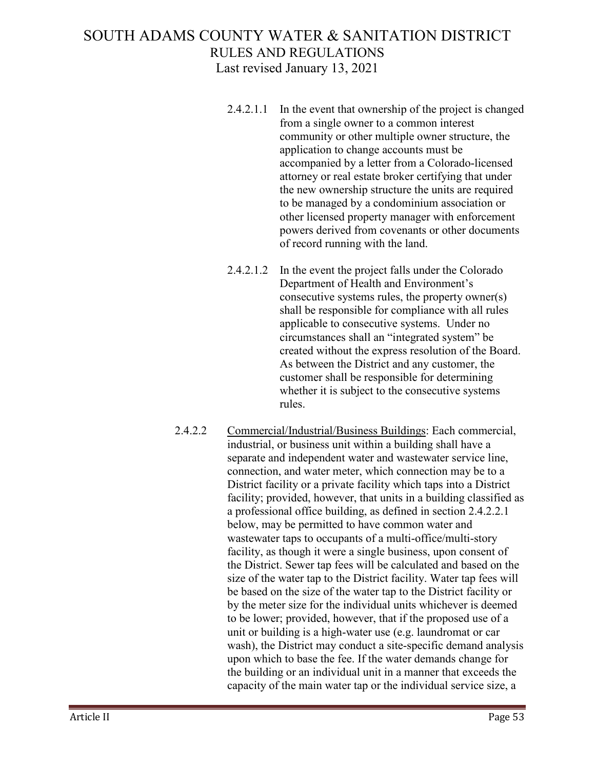2.4.2.1.1 In the event that ownership of the project is changed from a single owner to a common interest community or other multiple owner structure, the application to change accounts must be accompanied by a letter from a Colorado-licensed attorney or real estate broker certifying that under the new ownership structure the units are required to be managed by a condominium association or other licensed property manager with enforcement powers derived from covenants or other documents of record running with the land.

2.4.2.1.2 In the event the project falls under the Colorado Department of Health and Environment's consecutive systems rules, the property owner(s) shall be responsible for compliance with all rules applicable to consecutive systems. Under no circumstances shall an "integrated system" be created without the express resolution of the Board. As between the District and any customer, the customer shall be responsible for determining whether it is subject to the consecutive systems rules.

2.4.2.2 Commercial/Industrial/Business Buildings: Each commercial, industrial, or business unit within a building shall have a separate and independent water and wastewater service line, connection, and water meter, which connection may be to a District facility or a private facility which taps into a District facility; provided, however, that units in a building classified as a professional office building, as defined in section 2.4.2.2.1 below, may be permitted to have common water and wastewater taps to occupants of a multi-office/multi-story facility, as though it were a single business, upon consent of the District. Sewer tap fees will be calculated and based on the size of the water tap to the District facility. Water tap fees will be based on the size of the water tap to the District facility or by the meter size for the individual units whichever is deemed to be lower; provided, however, that if the proposed use of a unit or building is a high-water use (e.g. laundromat or car wash), the District may conduct a site-specific demand analysis upon which to base the fee. If the water demands change for the building or an individual unit in a manner that exceeds the capacity of the main water tap or the individual service size, a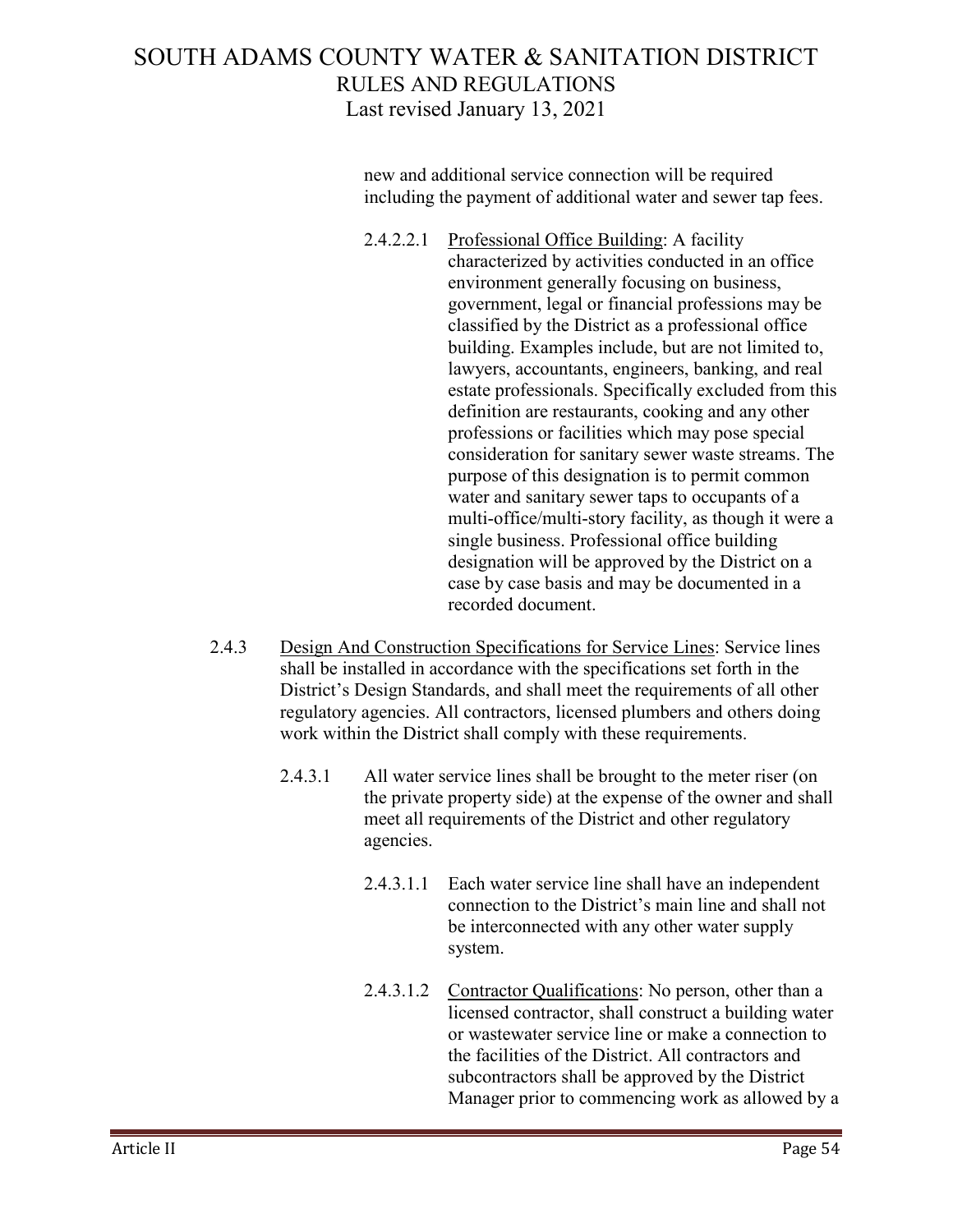new and additional service connection will be required including the payment of additional water and sewer tap fees.

2.4.2.2.1 Professional Office Building: A facility characterized by activities conducted in an office environment generally focusing on business, government, legal or financial professions may be classified by the District as a professional office building. Examples include, but are not limited to, lawyers, accountants, engineers, banking, and real estate professionals. Specifically excluded from this definition are restaurants, cooking and any other professions or facilities which may pose special consideration for sanitary sewer waste streams. The purpose of this designation is to permit common water and sanitary sewer taps to occupants of a multi-office/multi-story facility, as though it were a single business. Professional office building designation will be approved by the District on a case by case basis and may be documented in a recorded document.

2.4.3 Design And Construction Specifications for Service Lines: Service lines shall be installed in accordance with the specifications set forth in the District's Design Standards, and shall meet the requirements of all other regulatory agencies. All contractors, licensed plumbers and others doing work within the District shall comply with these requirements.

2.4.3.1 All water service lines shall be brought to the meter riser (on the private property side) at the expense of the owner and shall meet all requirements of the District and other regulatory agencies.

2.4.3.1.1 Each water service line shall have an independent connection to the District's main line and shall not be interconnected with any other water supply system.

2.4.3.1.2 Contractor Qualifications: No person, other than a licensed contractor, shall construct a building water or wastewater service line or make a connection to the facilities of the District. All contractors and subcontractors shall be approved by the District Manager prior to commencing work as allowed by a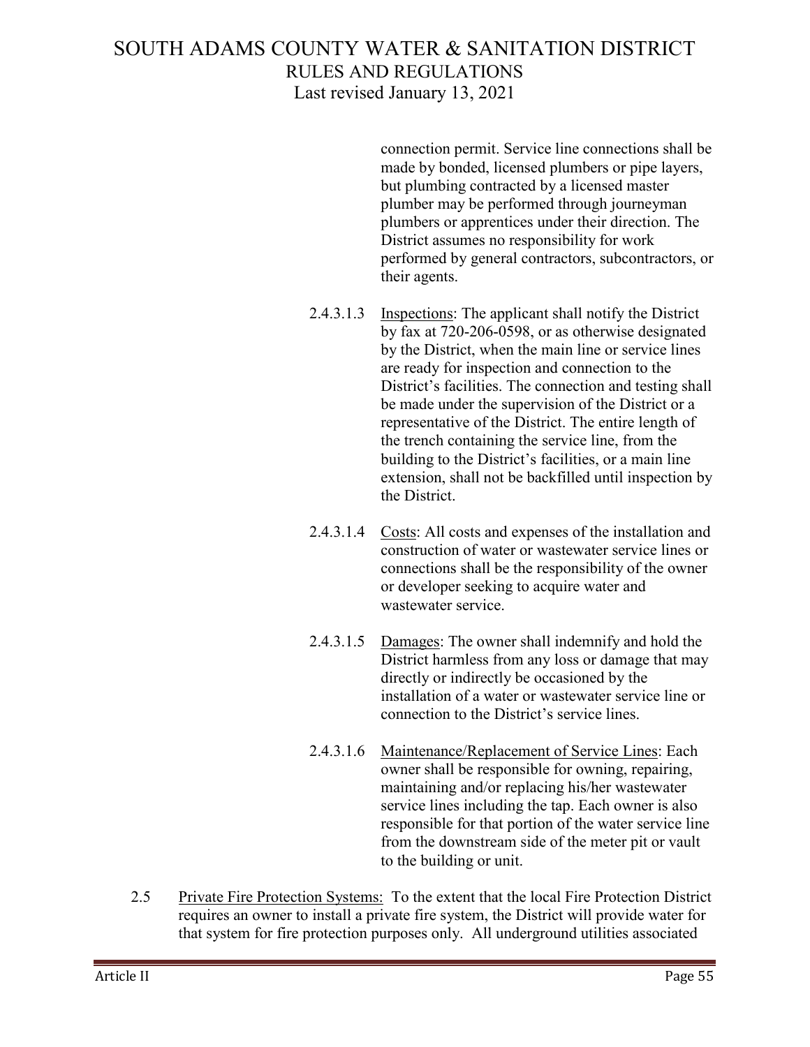connection permit. Service line connections shall be made by bonded, licensed plumbers or pipe layers, but plumbing contracted by a licensed master plumber may be performed through journeyman plumbers or apprentices under their direction. The District assumes no responsibility for work performed by general contractors, subcontractors, or their agents.

2.4.3.1.3 Inspections: The applicant shall notify the District by fax at 720-206-0598, or as otherwise designated by the District, when the main line or service lines are ready for inspection and connection to the District's facilities. The connection and testing shall be made under the supervision of the District or a representative of the District. The entire length of the trench containing the service line, from the building to the District's facilities, or a main line extension, shall not be backfilled until inspection by the District.

2.4.3.1.4 Costs: All costs and expenses of the installation and construction of water or wastewater service lines or connections shall be the responsibility of the owner or developer seeking to acquire water and wastewater service.

2.4.3.1.5 Damages: The owner shall indemnify and hold the District harmless from any loss or damage that may directly or indirectly be occasioned by the installation of a water or wastewater service line or connection to the District's service lines.

2.4.3.1.6 Maintenance/Replacement of Service Lines: Each owner shall be responsible for owning, repairing, maintaining and/or replacing his/her wastewater service lines including the tap. Each owner is also responsible for that portion of the water service line from the downstream side of the meter pit or vault to the building or unit.

2.5 Private Fire Protection Systems: To the extent that the local Fire Protection District requires an owner to install a private fire system, the District will provide water for that system for fire protection purposes only. All underground utilities associated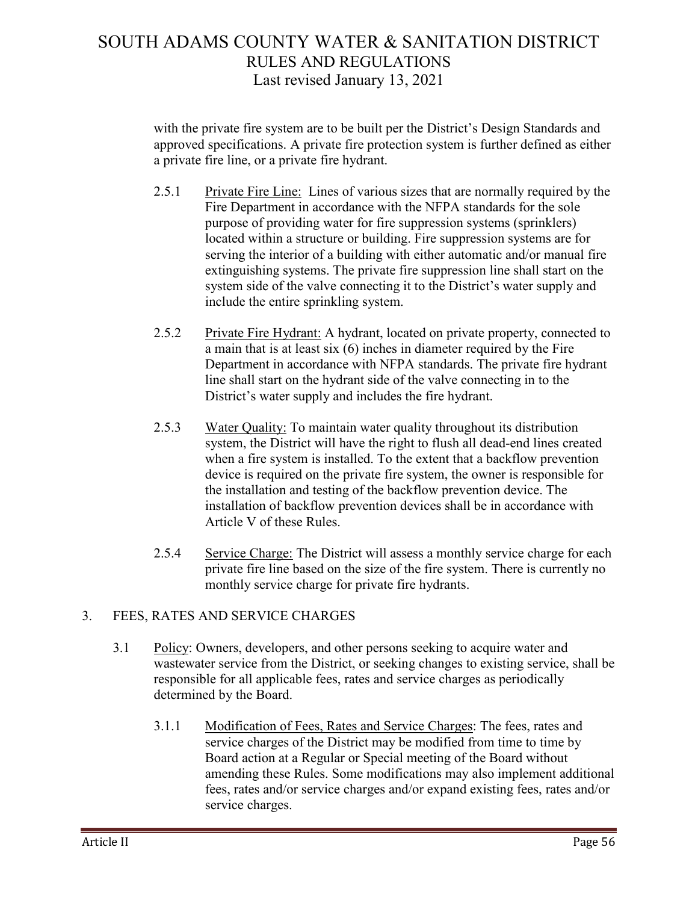with the private fire system are to be built per the District's Design Standards and approved specifications. A private fire protection system is further defined as either a private fire line, or a private fire hydrant.

2.5.1 Private Fire Line: Lines of various sizes that are normally required by the Fire Department in accordance with the NFPA standards for the sole purpose of providing water for fire suppression systems (sprinklers) located within a structure or building. Fire suppression systems are for serving the interior of a building with either automatic and/or manual fire extinguishing systems. The private fire suppression line shall start on the system side of the valve connecting it to the District's water supply and include the entire sprinkling system.

2.5.2 Private Fire Hydrant: A hydrant, located on private property, connected to a main that is at least six (6) inches in diameter required by the Fire Department in accordance with NFPA standards. The private fire hydrant line shall start on the hydrant side of the valve connecting in to the District's water supply and includes the fire hydrant.

2.5.3 Water Quality: To maintain water quality throughout its distribution system, the District will have the right to flush all dead-end lines created when a fire system is installed. To the extent that a backflow prevention device is required on the private fire system, the owner is responsible for the installation and testing of the backflow prevention device. The installation of backflow prevention devices shall be in accordance with Article V of these Rules.

2.5.4 Service Charge: The District will assess a monthly service charge for each private fire line based on the size of the fire system. There is currently no monthly service charge for private fire hydrants.

## 3. FEES, RATES AND SERVICE CHARGES

3.1 Policy: Owners, developers, and other persons seeking to acquire water and wastewater service from the District, or seeking changes to existing service, shall be responsible for all applicable fees, rates and service charges as periodically determined by the Board.

3.1.1 Modification of Fees, Rates and Service Charges: The fees, rates and service charges of the District may be modified from time to time by Board action at a Regular or Special meeting of the Board without amending these Rules. Some modifications may also implement additional fees, rates and/or service charges and/or expand existing fees, rates and/or service charges.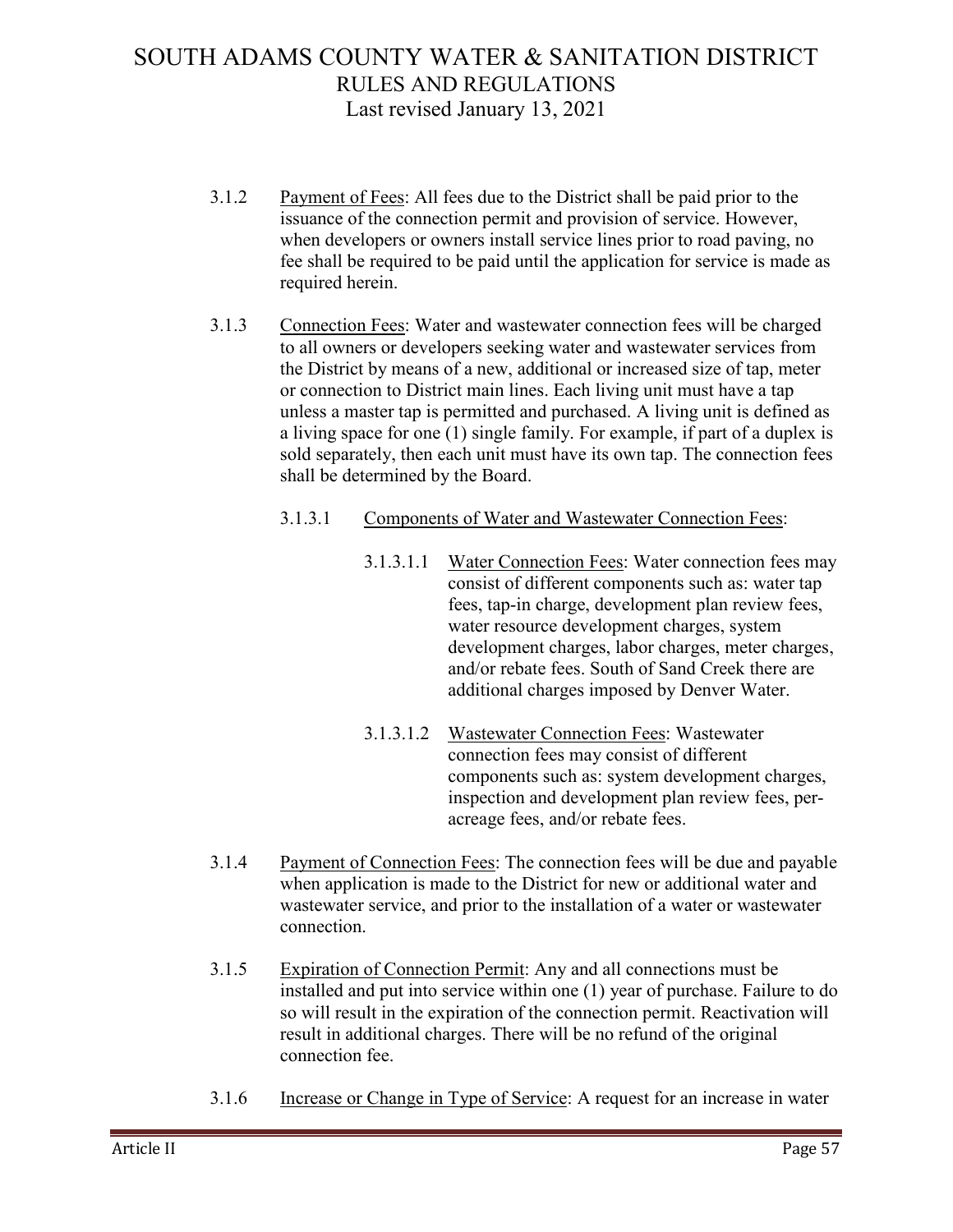3.1.2 Payment of Fees: All fees due to the District shall be paid prior to the issuance of the connection permit and provision of service. However, when developers or owners install service lines prior to road paving, no fee shall be required to be paid until the application for service is made as required herein.

3.1.3 Connection Fees: Water and wastewater connection fees will be charged to all owners or developers seeking water and wastewater services from the District by means of a new, additional or increased size of tap, meter or connection to District main lines. Each living unit must have a tap unless a master tap is permitted and purchased. A living unit is defined as a living space for one (1) single family. For example, if part of a duplex is sold separately, then each unit must have its own tap. The connection fees shall be determined by the Board.

3.1.3.1 Components of Water and Wastewater Connection Fees:

3.1.3.1.1 Water Connection Fees: Water connection fees may consist of different components such as: water tap fees, tap-in charge, development plan review fees, water resource development charges, system development charges, labor charges, meter charges, and/or rebate fees. South of Sand Creek there are additional charges imposed by Denver Water.

3.1.3.1.2 Wastewater Connection Fees: Wastewater connection fees may consist of different components such as: system development charges, inspection and development plan review fees, per-acreage fees, and/or rebate fees.

3.1.4 Payment of Connection Fees: The connection fees will be due and payable when application is made to the District for new or additional water and wastewater service, and prior to the installation of a water or wastewater connection.

3.1.5 Expiration of Connection Permit: Any and all connections must be installed and put into service within one (1) year of purchase. Failure to do so will result in the expiration of the connection permit. Reactivation will result in additional charges. There will be no refund of the original connection fee.

3.1.6 Increase or Change in Type of Service: A request for an increase in water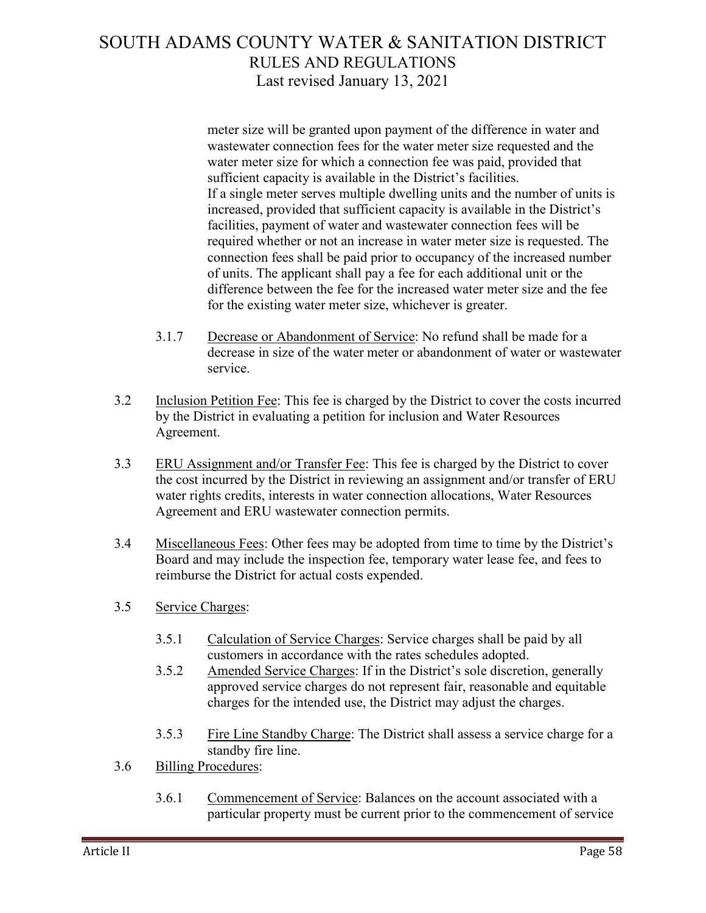meter size will be granted upon payment of the difference in water and wastewater connection fees for the water meter size requested and the water meter size for which a connection fee was paid, provided that sufficient capacity is available in the District's facilities.
If a single meter serves multiple dwelling units and the number of units is increased, provided that sufficient capacity is available in the District's facilities, payment of water and wastewater connection fees will be required whether or not an increase in water meter size is requested. The connection fees shall be paid prior to occupancy of the increased number of units. The applicant shall pay a fee for each additional unit or the difference between the fee for the increased water meter size and the fee for the existing water meter size, whichever is greater.

3.1.7 Decrease or Abandonment of Service: No refund shall be made for a decrease in size of the water meter or abandonment of water or wastewater service.

3.2 Inclusion Petition Fee: This fee is charged by the District to cover the costs incurred by the District in evaluating a petition for inclusion and Water Resources Agreement.

3.3 ERU Assignment and/or Transfer Fee: This fee is charged by the District to cover the cost incurred by the District in reviewing an assignment and/or transfer of ERU water rights credits, interests in water connection allocations, Water Resources Agreement and ERU wastewater connection permits.

3.4 Miscellaneous Fees: Other fees may be adopted from time to time by the District's Board and may include the inspection fee, temporary water lease fee, and fees to reimburse the District for actual costs expended.

3.5 Service Charges:

3.5.1 Calculation of Service Charges: Service charges shall be paid by all customers in accordance with the rates schedules adopted.

3.5.2 Amended Service Charges: If in the District's sole discretion, generally approved service charges do not represent fair, reasonable and equitable charges for the intended use, the District may adjust the charges.

3.5.3 Fire Line Standby Charge: The District shall assess a service charge for a standby fire line.

3.6 Billing Procedures:

3.6.1 Commencement of Service: Balances on the account associated with a particular property must be current prior to the commencement of service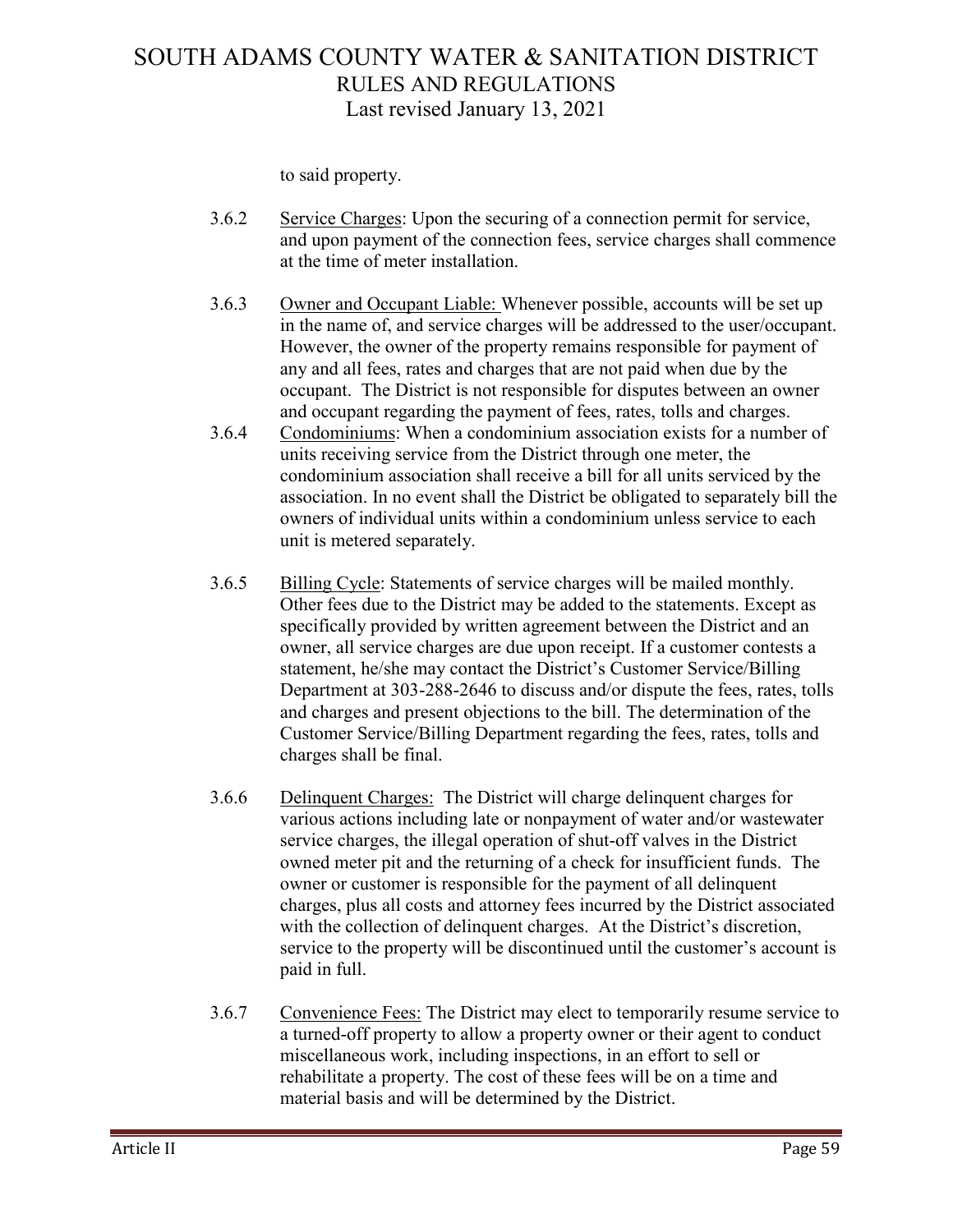to said property.

3.6.2 Service Charges: Upon the securing of a connection permit for service, and upon payment of the connection fees, service charges shall commence at the time of meter installation.

3.6.3 Owner and Occupant Liable: Whenever possible, accounts will be set up in the name of, and service charges will be addressed to the user/occupant. However, the owner of the property remains responsible for payment of any and all fees, rates and charges that are not paid when due by the occupant. The District is not responsible for disputes between an owner and occupant regarding the payment of fees, rates, tolls and charges.

3.6.4 Condominiums: When a condominium association exists for a number of units receiving service from the District through one meter, the condominium association shall receive a bill for all units serviced by the association. In no event shall the District be obligated to separately bill the owners of individual units within a condominium unless service to each unit is metered separately.

3.6.5 Billing Cycle: Statements of service charges will be mailed monthly. Other fees due to the District may be added to the statements. Except as specifically provided by written agreement between the District and an owner, all service charges are due upon receipt. If a customer contests a statement, he/she may contact the District's Customer Service/Billing Department at 303-288-2646 to discuss and/or dispute the fees, rates, tolls and charges and present objections to the bill. The determination of the Customer Service/Billing Department regarding the fees, rates, tolls and charges shall be final.

3.6.6 Delinquent Charges: The District will charge delinquent charges for various actions including late or nonpayment of water and/or wastewater service charges, the illegal operation of shut-off valves in the District owned meter pit and the returning of a check for insufficient funds. The owner or customer is responsible for the payment of all delinquent charges, plus all costs and attorney fees incurred by the District associated with the collection of delinquent charges. At the District's discretion, service to the property will be discontinued until the customer's account is paid in full.

3.6.7 Convenience Fees: The District may elect to temporarily resume service to a turned-off property to allow a property owner or their agent to conduct miscellaneous work, including inspections, in an effort to sell or rehabilitate a property. The cost of these fees will be on a time and material basis and will be determined by the District.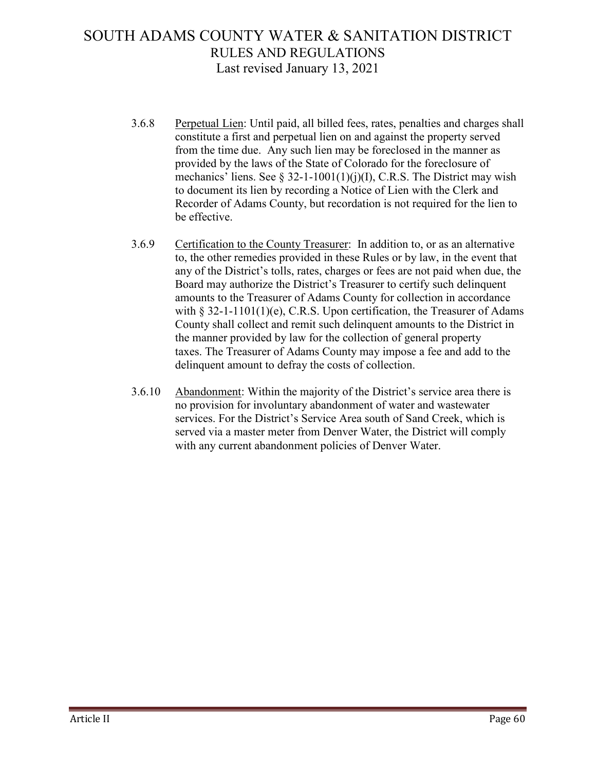3.6.8 Perpetual Lien: Until paid, all billed fees, rates, penalties and charges shall constitute a first and perpetual lien on and against the property served from the time due. Any such lien may be foreclosed in the manner as provided by the laws of the State of Colorado for the foreclosure of mechanics' liens. See § 32-1-1001(1)(j)(I), C.R.S. The District may wish to document its lien by recording a Notice of Lien with the Clerk and Recorder of Adams County, but recordation is not required for the lien to be effective.

3.6.9 Certification to the County Treasurer: In addition to, or as an alternative to, the other remedies provided in these Rules or by law, in the event that any of the District's tolls, rates, charges or fees are not paid when due, the Board may authorize the District's Treasurer to certify such delinquent amounts to the Treasurer of Adams County for collection in accordance with § 32-1-1101(1)(e), C.R.S. Upon certification, the Treasurer of Adams County shall collect and remit such delinquent amounts to the District in the manner provided by law for the collection of general property taxes. The Treasurer of Adams County may impose a fee and add to the delinquent amount to defray the costs of collection.

3.6.10 Abandonment: Within the majority of the District's service area there is no provision for involuntary abandonment of water and wastewater services. For the District's Service Area south of Sand Creek, which is served via a master meter from Denver Water, the District will comply with any current abandonment policies of Denver Water.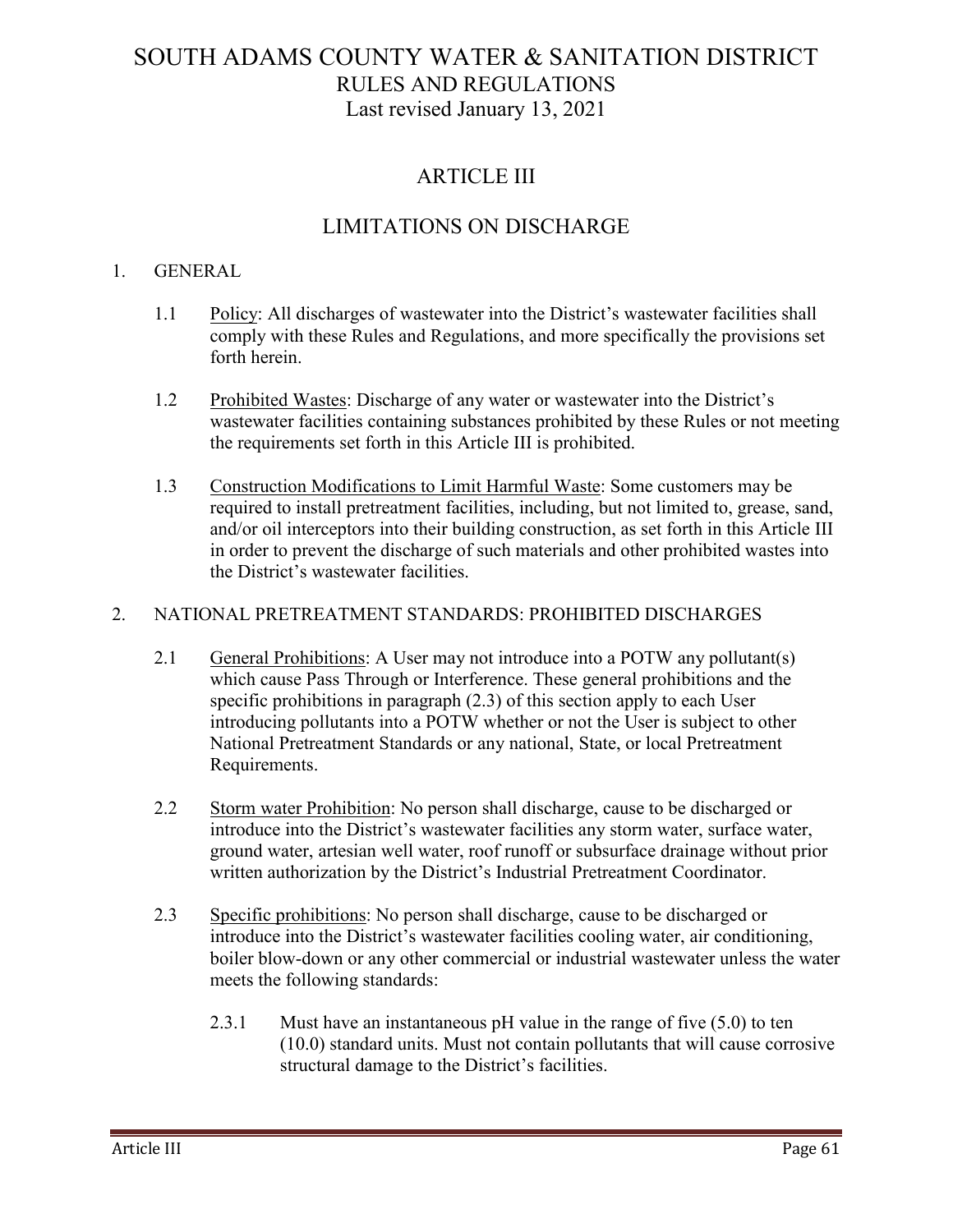# SOUTH ADAMS COUNTY WATER & SANITATION DISTRICT
## RULES AND REGULATIONS
Last revised January 13, 2021

## ARTICLE III

## LIMITATIONS ON DISCHARGE

1. GENERAL

   1.1 Policy: All discharges of wastewater into the District's wastewater facilities shall comply with these Rules and Regulations, and more specifically the provisions set forth herein.

   1.2 Prohibited Wastes: Discharge of any water or wastewater into the District's wastewater facilities containing substances prohibited by these Rules or not meeting the requirements set forth in this Article III is prohibited.

   1.3 Construction Modifications to Limit Harmful Waste: Some customers may be required to install pretreatment facilities, including, but not limited to, grease, sand, and/or oil interceptors into their building construction, as set forth in this Article III in order to prevent the discharge of such materials and other prohibited wastes into the District's wastewater facilities.

2. NATIONAL PRETREATMENT STANDARDS: PROHIBITED DISCHARGES

   2.1 General Prohibitions: A User may not introduce into a POTW any pollutant(s) which cause Pass Through or Interference. These general prohibitions and the specific prohibitions in paragraph (2.3) of this section apply to each User introducing pollutants into a POTW whether or not the User is subject to other National Pretreatment Standards or any national, State, or local Pretreatment Requirements.

   2.2 Storm water Prohibition: No person shall discharge, cause to be discharged or introduce into the District's wastewater facilities any storm water, surface water, ground water, artesian well water, roof runoff or subsurface drainage without prior written authorization by the District's Industrial Pretreatment Coordinator.

   2.3 Specific prohibitions: No person shall discharge, cause to be discharged or introduce into the District's wastewater facilities cooling water, air conditioning, boiler blow-down or any other commercial or industrial wastewater unless the water meets the following standards:

      2.3.1 Must have an instantaneous pH value in the range of five (5.0) to ten (10.0) standard units. Must not contain pollutants that will cause corrosive structural damage to the District's facilities.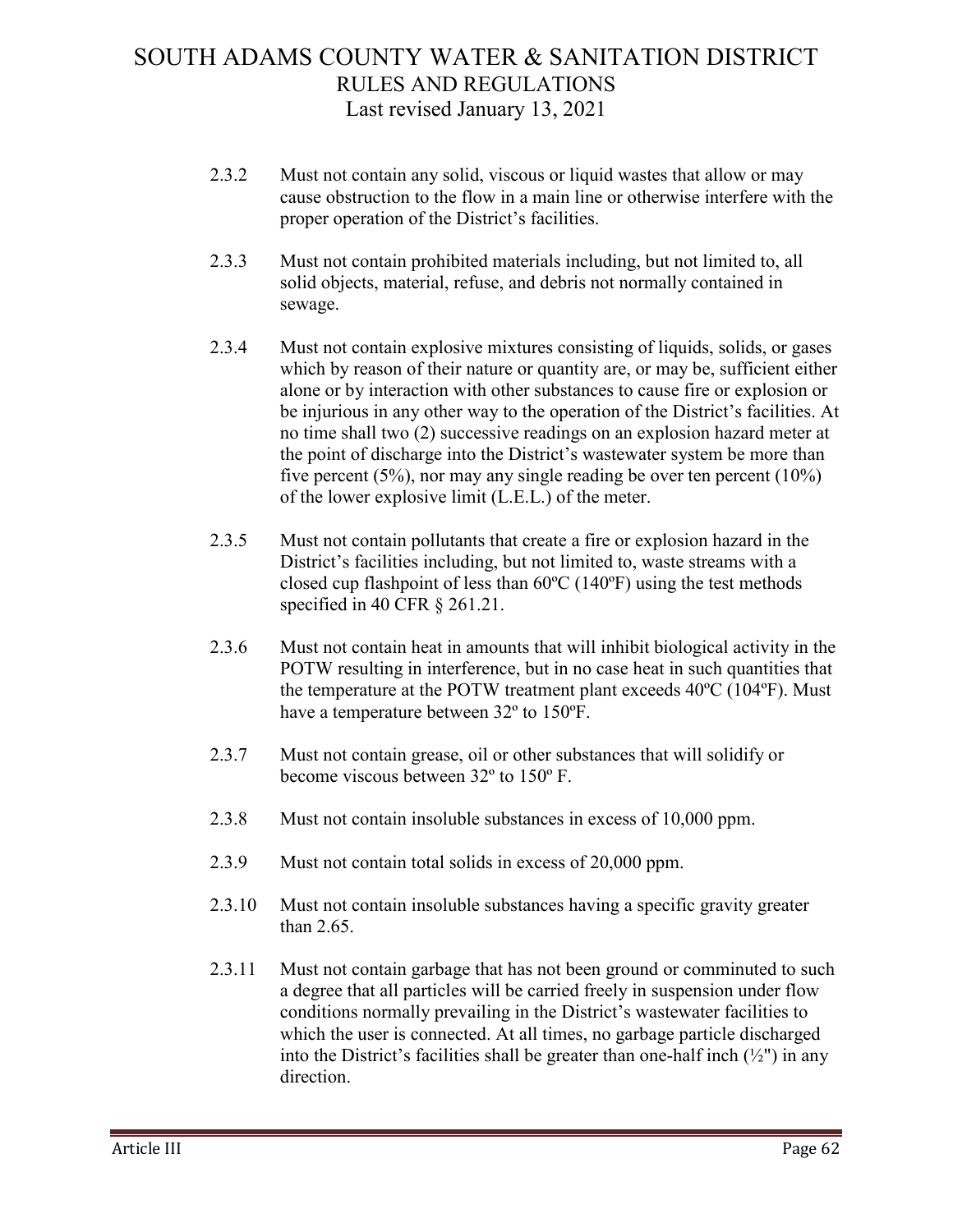2.3.2 Must not contain any solid, viscous or liquid wastes that allow or may cause obstruction to the flow in a main line or otherwise interfere with the proper operation of the District's facilities.

2.3.3 Must not contain prohibited materials including, but not limited to, all solid objects, material, refuse, and debris not normally contained in sewage.

2.3.4 Must not contain explosive mixtures consisting of liquids, solids, or gases which by reason of their nature or quantity are, or may be, sufficient either alone or by interaction with other substances to cause fire or explosion or be injurious in any other way to the operation of the District's facilities. At no time shall two (2) successive readings on an explosion hazard meter at the point of discharge into the District's wastewater system be more than five percent (5%), nor may any single reading be over ten percent (10%) of the lower explosive limit (L.E.L.) of the meter.

2.3.5 Must not contain pollutants that create a fire or explosion hazard in the District's facilities including, but not limited to, waste streams with a closed cup flashpoint of less than 60ºC (140ºF) using the test methods specified in 40 CFR § 261.21.

2.3.6 Must not contain heat in amounts that will inhibit biological activity in the POTW resulting in interference, but in no case heat in such quantities that the temperature at the POTW treatment plant exceeds 40ºC (104ºF). Must have a temperature between 32º to 150ºF.

2.3.7 Must not contain grease, oil or other substances that will solidify or become viscous between 32º to 150º F.

2.3.8 Must not contain insoluble substances in excess of 10,000 ppm.

2.3.9 Must not contain total solids in excess of 20,000 ppm.

2.3.10 Must not contain insoluble substances having a specific gravity greater than 2.65.

2.3.11 Must not contain garbage that has not been ground or comminuted to such a degree that all particles will be carried freely in suspension under flow conditions normally prevailing in the District's wastewater facilities to which the user is connected. At all times, no garbage particle discharged into the District's facilities shall be greater than one-half inch (½") in any direction.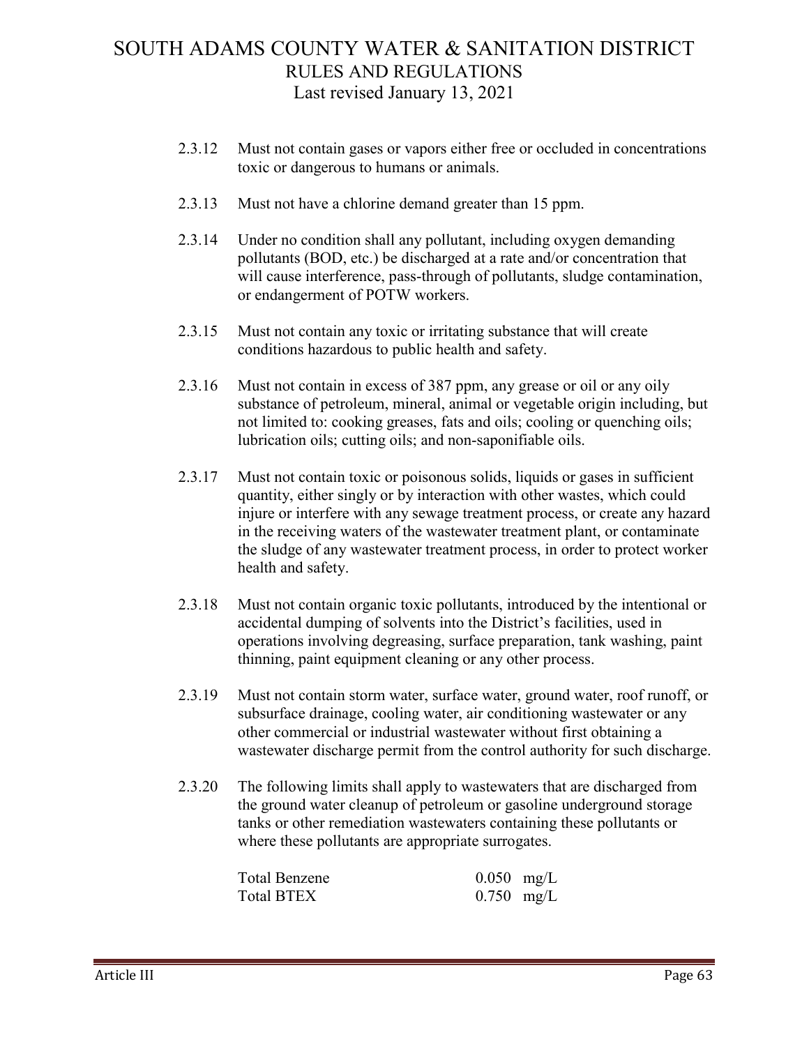2.3.12 Must not contain gases or vapors either free or occluded in concentrations toxic or dangerous to humans or animals.

2.3.13 Must not have a chlorine demand greater than 15 ppm.

2.3.14 Under no condition shall any pollutant, including oxygen demanding pollutants (BOD, etc.) be discharged at a rate and/or concentration that will cause interference, pass-through of pollutants, sludge contamination, or endangerment of POTW workers.

2.3.15 Must not contain any toxic or irritating substance that will create conditions hazardous to public health and safety.

2.3.16 Must not contain in excess of 387 ppm, any grease or oil or any oily substance of petroleum, mineral, animal or vegetable origin including, but not limited to: cooking greases, fats and oils; cooling or quenching oils; lubrication oils; cutting oils; and non-saponifiable oils.

2.3.17 Must not contain toxic or poisonous solids, liquids or gases in sufficient quantity, either singly or by interaction with other wastes, which could injure or interfere with any sewage treatment process, or create any hazard in the receiving waters of the wastewater treatment plant, or contaminate the sludge of any wastewater treatment process, in order to protect worker health and safety.

2.3.18 Must not contain organic toxic pollutants, introduced by the intentional or accidental dumping of solvents into the District's facilities, used in operations involving degreasing, surface preparation, tank washing, paint thinning, paint equipment cleaning or any other process.

2.3.19 Must not contain storm water, surface water, ground water, roof runoff, or subsurface drainage, cooling water, air conditioning wastewater or any other commercial or industrial wastewater without first obtaining a wastewater discharge permit from the control authority for such discharge.

2.3.20 The following limits shall apply to wastewaters that are discharged from the ground water cleanup of petroleum or gasoline underground storage tanks or other remediation wastewaters containing these pollutants or where these pollutants are appropriate surrogates.

| | |
|---|---|
| Total Benzene | 0.050 mg/L |
| Total BTEX | 0.750 mg/L |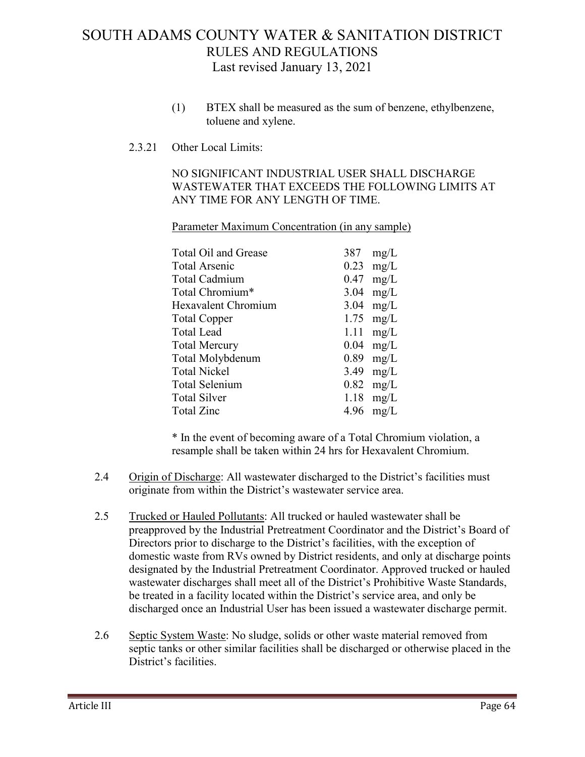(1) BTEX shall be measured as the sum of benzene, ethylbenzene, toluene and xylene.

2.3.21 Other Local Limits:

NO SIGNIFICANT INDUSTRIAL USER SHALL DISCHARGE WASTEWATER THAT EXCEEDS THE FOLLOWING LIMITS AT ANY TIME FOR ANY LENGTH OF TIME.

| Parameter | Maximum Concentration (in any sample) |
|---|---|
| Total Oil and Grease | 387 mg/L |
| Total Arsenic | 0.23 mg/L |
| Total Cadmium | 0.47 mg/L |
| Total Chromium* | 3.04 mg/L |
| Hexavalent Chromium | 3.04 mg/L |
| Total Copper | 1.75 mg/L |
| Total Lead | 1.11 mg/L |
| Total Mercury | 0.04 mg/L |
| Total Molybdenum | 0.89 mg/L |
| Total Nickel | 3.49 mg/L |
| Total Selenium | 0.82 mg/L |
| Total Silver | 1.18 mg/L |
| Total Zinc | 4.96 mg/L |

* In the event of becoming aware of a Total Chromium violation, a resample shall be taken within 24 hrs for Hexavalent Chromium.

2.4 Origin of Discharge: All wastewater discharged to the District's facilities must originate from within the District's wastewater service area.

2.5 Trucked or Hauled Pollutants: All trucked or hauled wastewater shall be preapproved by the Industrial Pretreatment Coordinator and the District's Board of Directors prior to discharge to the District's facilities, with the exception of domestic waste from RVs owned by District residents, and only at discharge points designated by the Industrial Pretreatment Coordinator. Approved trucked or hauled wastewater discharges shall meet all of the District's Prohibitive Waste Standards, be treated in a facility located within the District's service area, and only be discharged once an Industrial User has been issued a wastewater discharge permit.

2.6 Septic System Waste: No sludge, solids or other waste material removed from septic tanks or other similar facilities shall be discharged or otherwise placed in the District's facilities.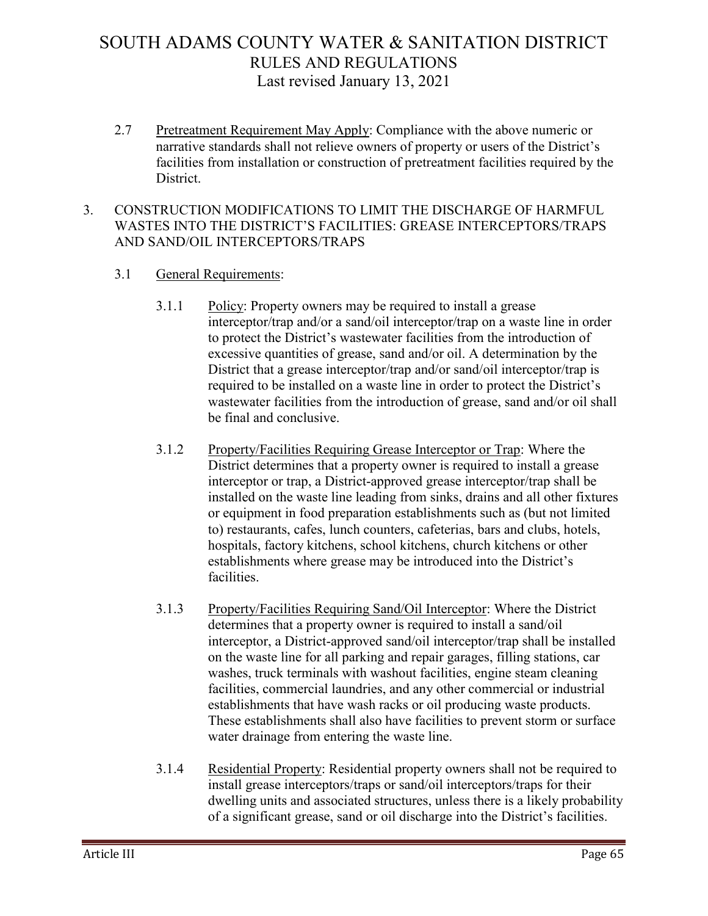2.7 Pretreatment Requirement May Apply: Compliance with the above numeric or narrative standards shall not relieve owners of property or users of the District's facilities from installation or construction of pretreatment facilities required by the District.

## 3. CONSTRUCTION MODIFICATIONS TO LIMIT THE DISCHARGE OF HARMFUL WASTES INTO THE DISTRICT'S FACILITIES: GREASE INTERCEPTORS/TRAPS AND SAND/OIL INTERCEPTORS/TRAPS

### 3.1 General Requirements:

3.1.1 Policy: Property owners may be required to install a grease interceptor/trap and/or a sand/oil interceptor/trap on a waste line in order to protect the District's wastewater facilities from the introduction of excessive quantities of grease, sand and/or oil. A determination by the District that a grease interceptor/trap and/or sand/oil interceptor/trap is required to be installed on a waste line in order to protect the District's wastewater facilities from the introduction of grease, sand and/or oil shall be final and conclusive.

3.1.2 Property/Facilities Requiring Grease Interceptor or Trap: Where the District determines that a property owner is required to install a grease interceptor or trap, a District-approved grease interceptor/trap shall be installed on the waste line leading from sinks, drains and all other fixtures or equipment in food preparation establishments such as (but not limited to) restaurants, cafes, lunch counters, cafeterias, bars and clubs, hotels, hospitals, factory kitchens, school kitchens, church kitchens or other establishments where grease may be introduced into the District's facilities.

3.1.3 Property/Facilities Requiring Sand/Oil Interceptor: Where the District determines that a property owner is required to install a sand/oil interceptor, a District-approved sand/oil interceptor/trap shall be installed on the waste line for all parking and repair garages, filling stations, car washes, truck terminals with washout facilities, engine steam cleaning facilities, commercial laundries, and any other commercial or industrial establishments that have wash racks or oil producing waste products. These establishments shall also have facilities to prevent storm or surface water drainage from entering the waste line.

3.1.4 Residential Property: Residential property owners shall not be required to install grease interceptors/traps or sand/oil interceptors/traps for their dwelling units and associated structures, unless there is a likely probability of a significant grease, sand or oil discharge into the District's facilities.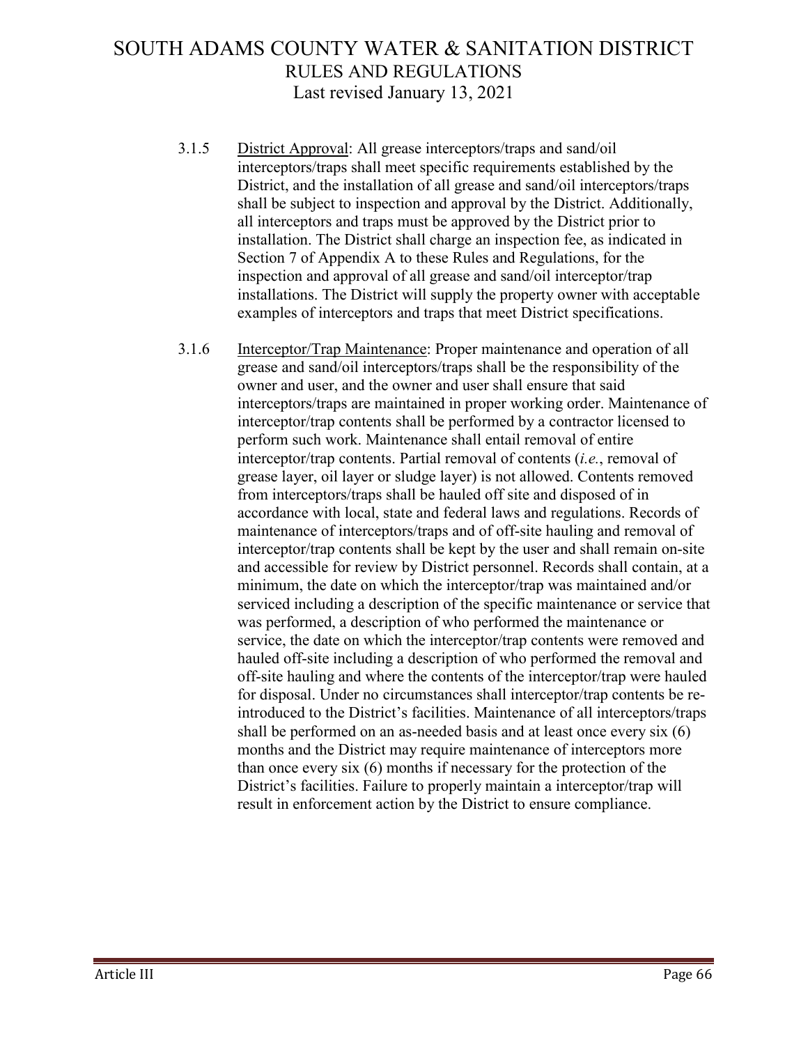3.1.5 <u>District Approval</u>: All grease interceptors/traps and sand/oil interceptors/traps shall meet specific requirements established by the District, and the installation of all grease and sand/oil interceptors/traps shall be subject to inspection and approval by the District. Additionally, all interceptors and traps must be approved by the District prior to installation. The District shall charge an inspection fee, as indicated in Section 7 of Appendix A to these Rules and Regulations, for the inspection and approval of all grease and sand/oil interceptor/trap installations. The District will supply the property owner with acceptable examples of interceptors and traps that meet District specifications.

3.1.6 <u>Interceptor/Trap Maintenance</u>: Proper maintenance and operation of all grease and sand/oil interceptors/traps shall be the responsibility of the owner and user, and the owner and user shall ensure that said interceptors/traps are maintained in proper working order. Maintenance of interceptor/trap contents shall be performed by a contractor licensed to perform such work. Maintenance shall entail removal of entire interceptor/trap contents. Partial removal of contents (*i.e.*, removal of grease layer, oil layer or sludge layer) is not allowed. Contents removed from interceptors/traps shall be hauled off site and disposed of in accordance with local, state and federal laws and regulations. Records of maintenance of interceptors/traps and of off-site hauling and removal of interceptor/trap contents shall be kept by the user and shall remain on-site and accessible for review by District personnel. Records shall contain, at a minimum, the date on which the interceptor/trap was maintained and/or serviced including a description of the specific maintenance or service that was performed, a description of who performed the maintenance or service, the date on which the interceptor/trap contents were removed and hauled off-site including a description of who performed the removal and off-site hauling and where the contents of the interceptor/trap were hauled for disposal. Under no circumstances shall interceptor/trap contents be re-introduced to the District's facilities. Maintenance of all interceptors/traps shall be performed on an as-needed basis and at least once every six (6) months and the District may require maintenance of interceptors more than once every six (6) months if necessary for the protection of the District's facilities. Failure to properly maintain a interceptor/trap will result in enforcement action by the District to ensure compliance.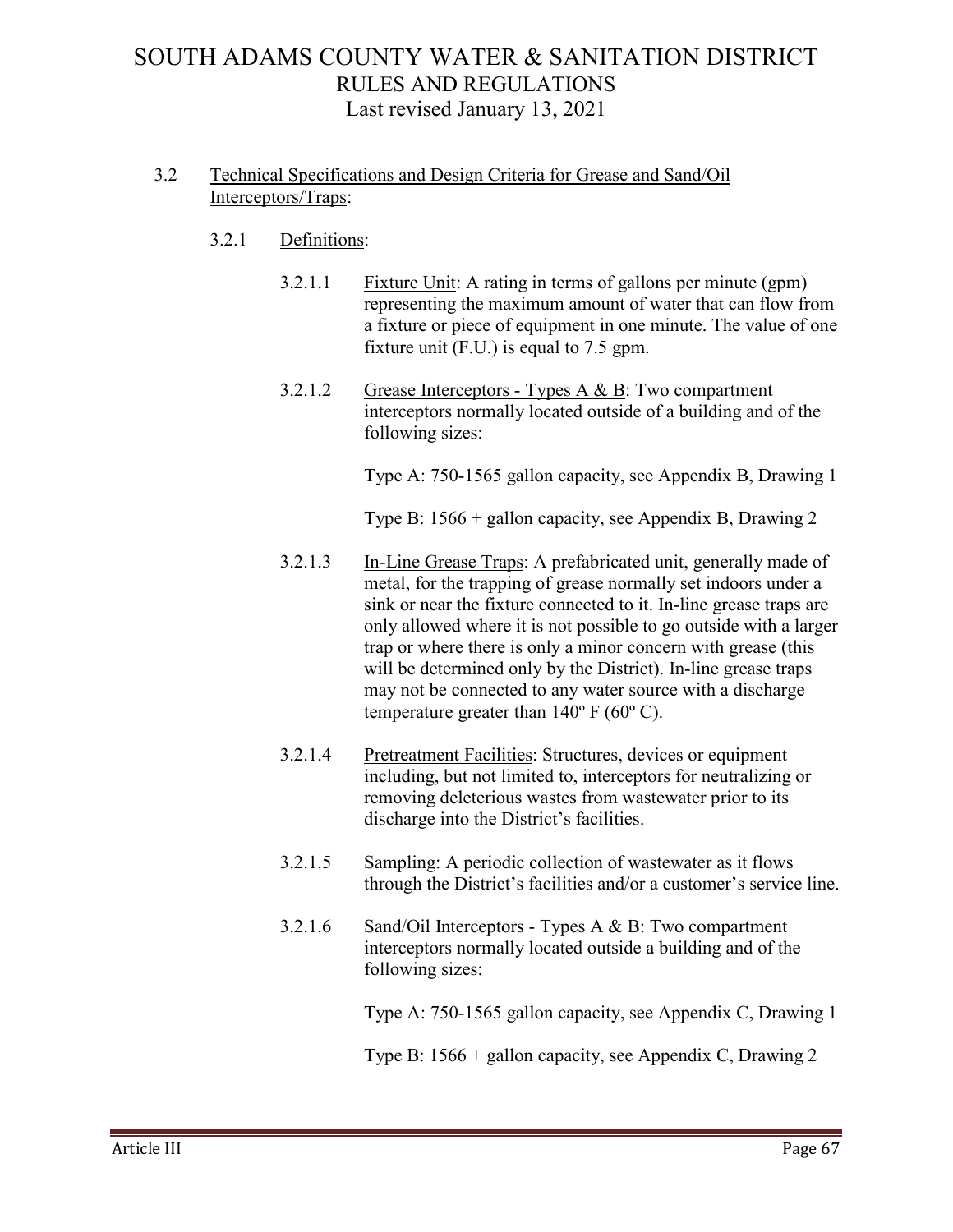3.2 Technical Specifications and Design Criteria for Grease and Sand/Oil Interceptors/Traps:

3.2.1 Definitions:

3.2.1.1 Fixture Unit: A rating in terms of gallons per minute (gpm) representing the maximum amount of water that can flow from a fixture or piece of equipment in one minute. The value of one fixture unit (F.U.) is equal to 7.5 gpm.

3.2.1.2 Grease Interceptors - Types A & B: Two compartment interceptors normally located outside of a building and of the following sizes:

Type A: 750-1565 gallon capacity, see Appendix B, Drawing 1

Type B: 1566 + gallon capacity, see Appendix B, Drawing 2

3.2.1.3 In-Line Grease Traps: A prefabricated unit, generally made of metal, for the trapping of grease normally set indoors under a sink or near the fixture connected to it. In-line grease traps are only allowed where it is not possible to go outside with a larger trap or where there is only a minor concern with grease (this will be determined only by the District). In-line grease traps may not be connected to any water source with a discharge temperature greater than 140º F (60º C).

3.2.1.4 Pretreatment Facilities: Structures, devices or equipment including, but not limited to, interceptors for neutralizing or removing deleterious wastes from wastewater prior to its discharge into the District's facilities.

3.2.1.5 Sampling: A periodic collection of wastewater as it flows through the District's facilities and/or a customer's service line.

3.2.1.6 Sand/Oil Interceptors - Types A & B: Two compartment interceptors normally located outside a building and of the following sizes:

Type A: 750-1565 gallon capacity, see Appendix C, Drawing 1

Type B: 1566 + gallon capacity, see Appendix C, Drawing 2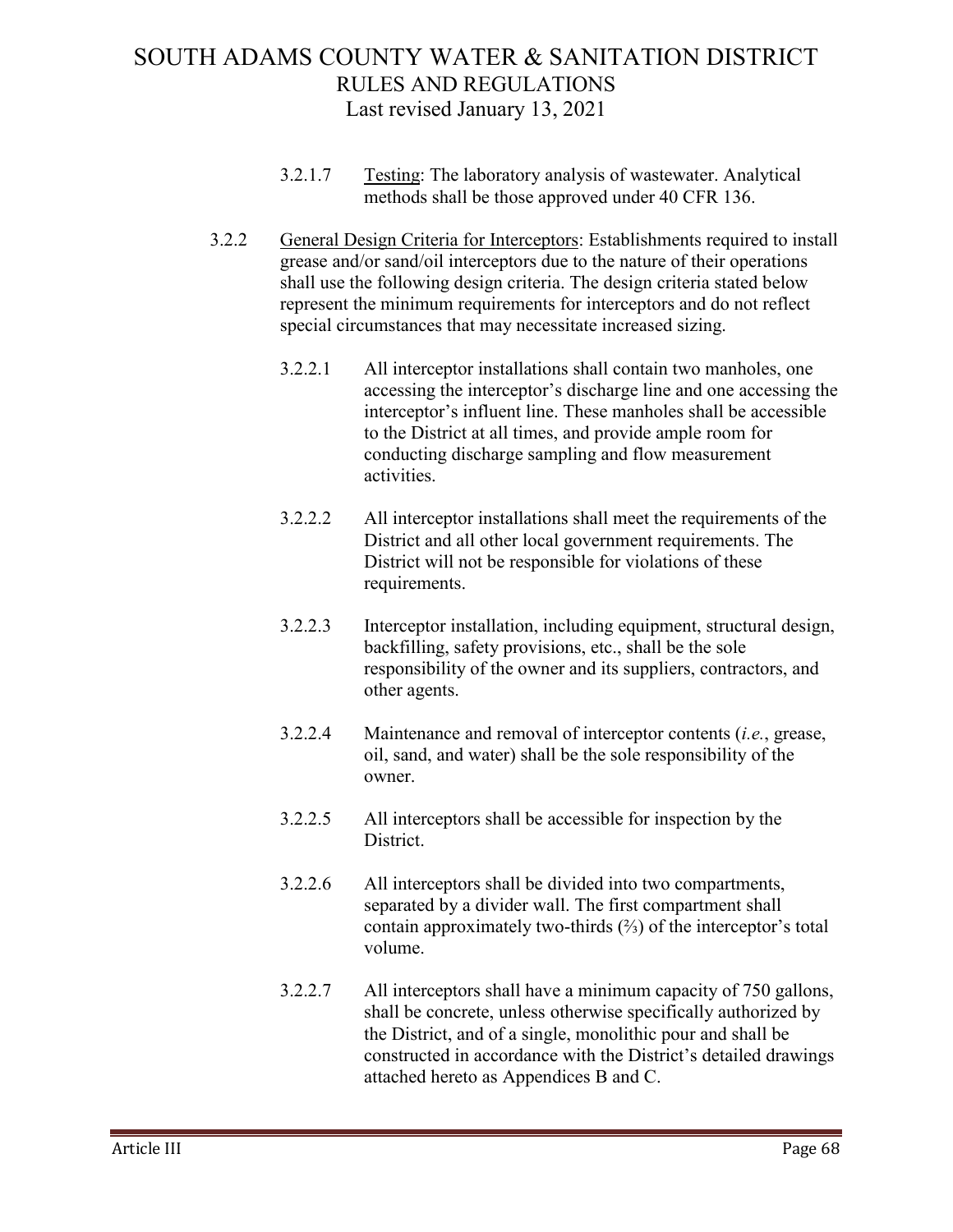3.2.1.7 Testing: The laboratory analysis of wastewater. Analytical methods shall be those approved under 40 CFR 136.

3.2.2 General Design Criteria for Interceptors: Establishments required to install grease and/or sand/oil interceptors due to the nature of their operations shall use the following design criteria. The design criteria stated below represent the minimum requirements for interceptors and do not reflect special circumstances that may necessitate increased sizing.

3.2.2.1 All interceptor installations shall contain two manholes, one accessing the interceptor's discharge line and one accessing the interceptor's influent line. These manholes shall be accessible to the District at all times, and provide ample room for conducting discharge sampling and flow measurement activities.

3.2.2.2 All interceptor installations shall meet the requirements of the District and all other local government requirements. The District will not be responsible for violations of these requirements.

3.2.2.3 Interceptor installation, including equipment, structural design, backfilling, safety provisions, etc., shall be the sole responsibility of the owner and its suppliers, contractors, and other agents.

3.2.2.4 Maintenance and removal of interceptor contents (*i.e.*, grease, oil, sand, and water) shall be the sole responsibility of the owner.

3.2.2.5 All interceptors shall be accessible for inspection by the District.

3.2.2.6 All interceptors shall be divided into two compartments, separated by a divider wall. The first compartment shall contain approximately two-thirds (⅔) of the interceptor's total volume.

3.2.2.7 All interceptors shall have a minimum capacity of 750 gallons, shall be concrete, unless otherwise specifically authorized by the District, and of a single, monolithic pour and shall be constructed in accordance with the District's detailed drawings attached hereto as Appendices B and C.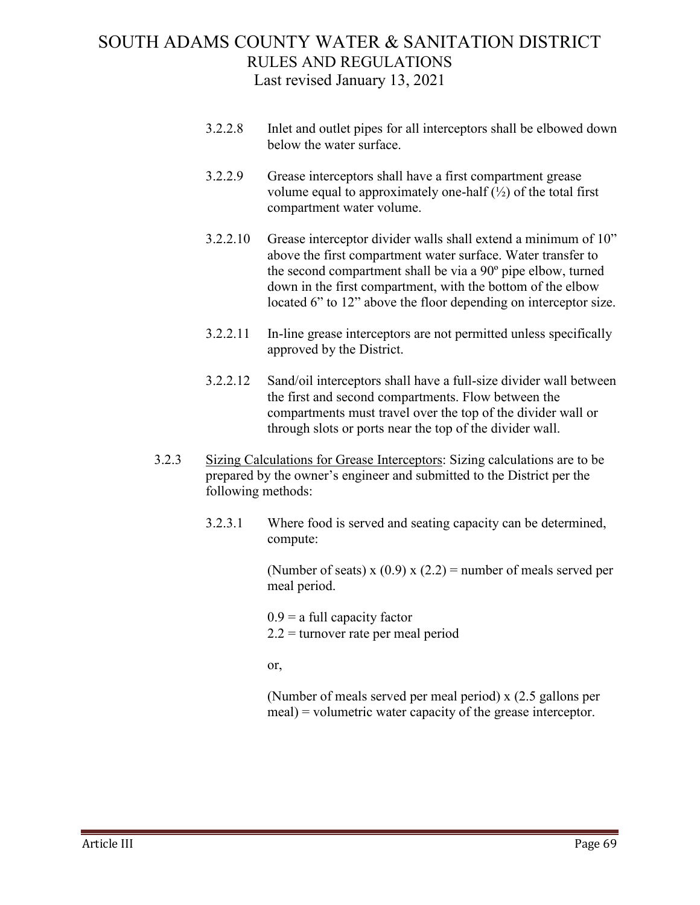3.2.2.8 Inlet and outlet pipes for all interceptors shall be elbowed down below the water surface.

3.2.2.9 Grease interceptors shall have a first compartment grease volume equal to approximately one-half (½) of the total first compartment water volume.

3.2.2.10 Grease interceptor divider walls shall extend a minimum of 10" above the first compartment water surface. Water transfer to the second compartment shall be via a 90º pipe elbow, turned down in the first compartment, with the bottom of the elbow located 6" to 12" above the floor depending on interceptor size.

3.2.2.11 In-line grease interceptors are not permitted unless specifically approved by the District.

3.2.2.12 Sand/oil interceptors shall have a full-size divider wall between the first and second compartments. Flow between the compartments must travel over the top of the divider wall or through slots or ports near the top of the divider wall.

3.2.3 <u>Sizing Calculations for Grease Interceptors</u>: Sizing calculations are to be prepared by the owner's engineer and submitted to the District per the following methods:

3.2.3.1 Where food is served and seating capacity can be determined, compute:

(Number of seats) x (0.9) x (2.2) = number of meals served per meal period.

0.9 = a full capacity factor
2.2 = turnover rate per meal period

or,

(Number of meals served per meal period) x (2.5 gallons per meal) = volumetric water capacity of the grease interceptor.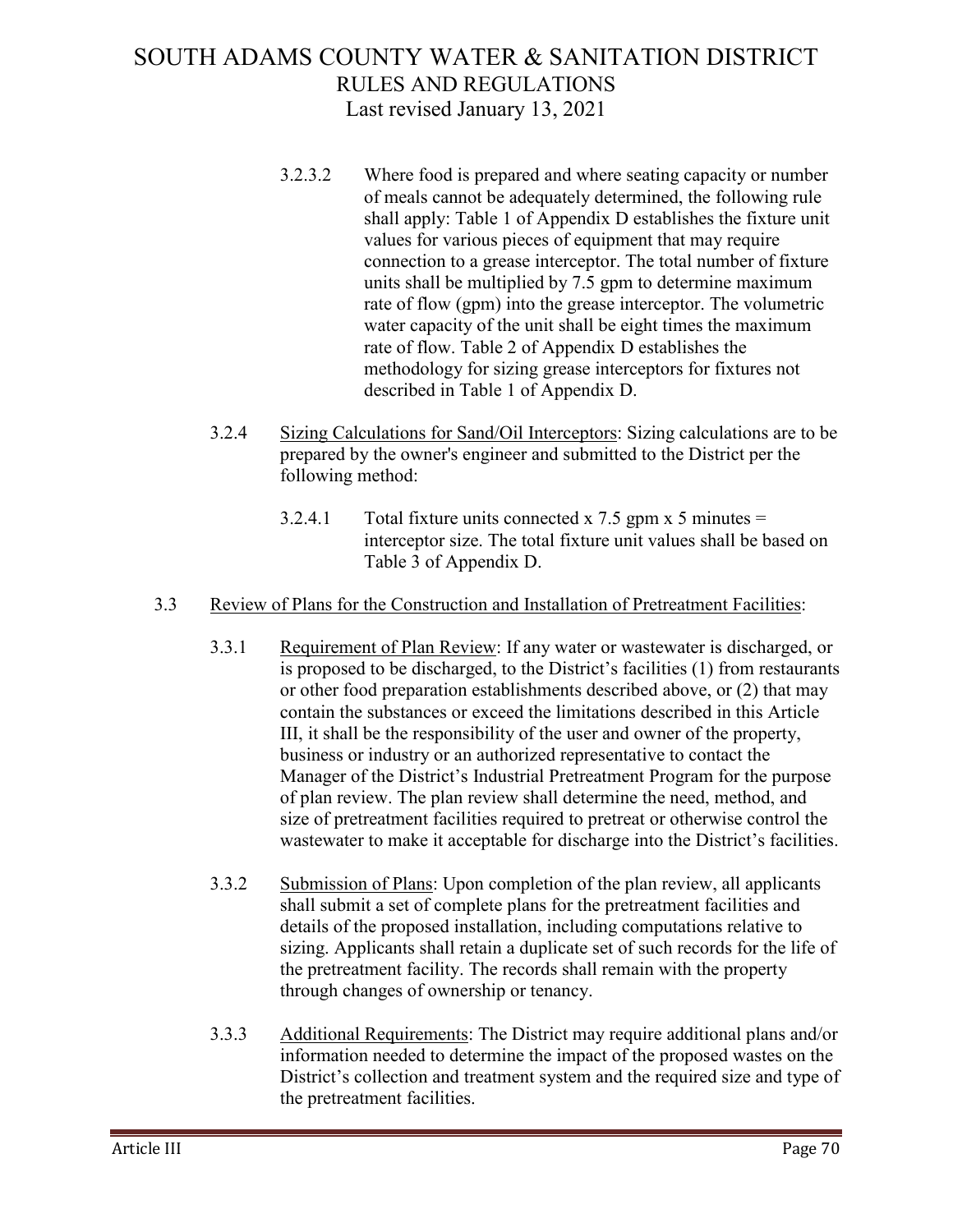3.2.3.2 Where food is prepared and where seating capacity or number of meals cannot be adequately determined, the following rule shall apply: Table 1 of Appendix D establishes the fixture unit values for various pieces of equipment that may require connection to a grease interceptor. The total number of fixture units shall be multiplied by 7.5 gpm to determine maximum rate of flow (gpm) into the grease interceptor. The volumetric water capacity of the unit shall be eight times the maximum rate of flow. Table 2 of Appendix D establishes the methodology for sizing grease interceptors for fixtures not described in Table 1 of Appendix D.

3.2.4 <u>Sizing Calculations for Sand/Oil Interceptors</u>: Sizing calculations are to be prepared by the owner's engineer and submitted to the District per the following method:

3.2.4.1 Total fixture units connected x 7.5 gpm x 5 minutes = interceptor size. The total fixture unit values shall be based on Table 3 of Appendix D.

3.3 <u>Review of Plans for the Construction and Installation of Pretreatment Facilities</u>:

3.3.1 <u>Requirement of Plan Review</u>: If any water or wastewater is discharged, or is proposed to be discharged, to the District's facilities (1) from restaurants or other food preparation establishments described above, or (2) that may contain the substances or exceed the limitations described in this Article III, it shall be the responsibility of the user and owner of the property, business or industry or an authorized representative to contact the Manager of the District's Industrial Pretreatment Program for the purpose of plan review. The plan review shall determine the need, method, and size of pretreatment facilities required to pretreat or otherwise control the wastewater to make it acceptable for discharge into the District's facilities.

3.3.2 <u>Submission of Plans</u>: Upon completion of the plan review, all applicants shall submit a set of complete plans for the pretreatment facilities and details of the proposed installation, including computations relative to sizing. Applicants shall retain a duplicate set of such records for the life of the pretreatment facility. The records shall remain with the property through changes of ownership or tenancy.

3.3.3 <u>Additional Requirements</u>: The District may require additional plans and/or information needed to determine the impact of the proposed wastes on the District's collection and treatment system and the required size and type of the pretreatment facilities.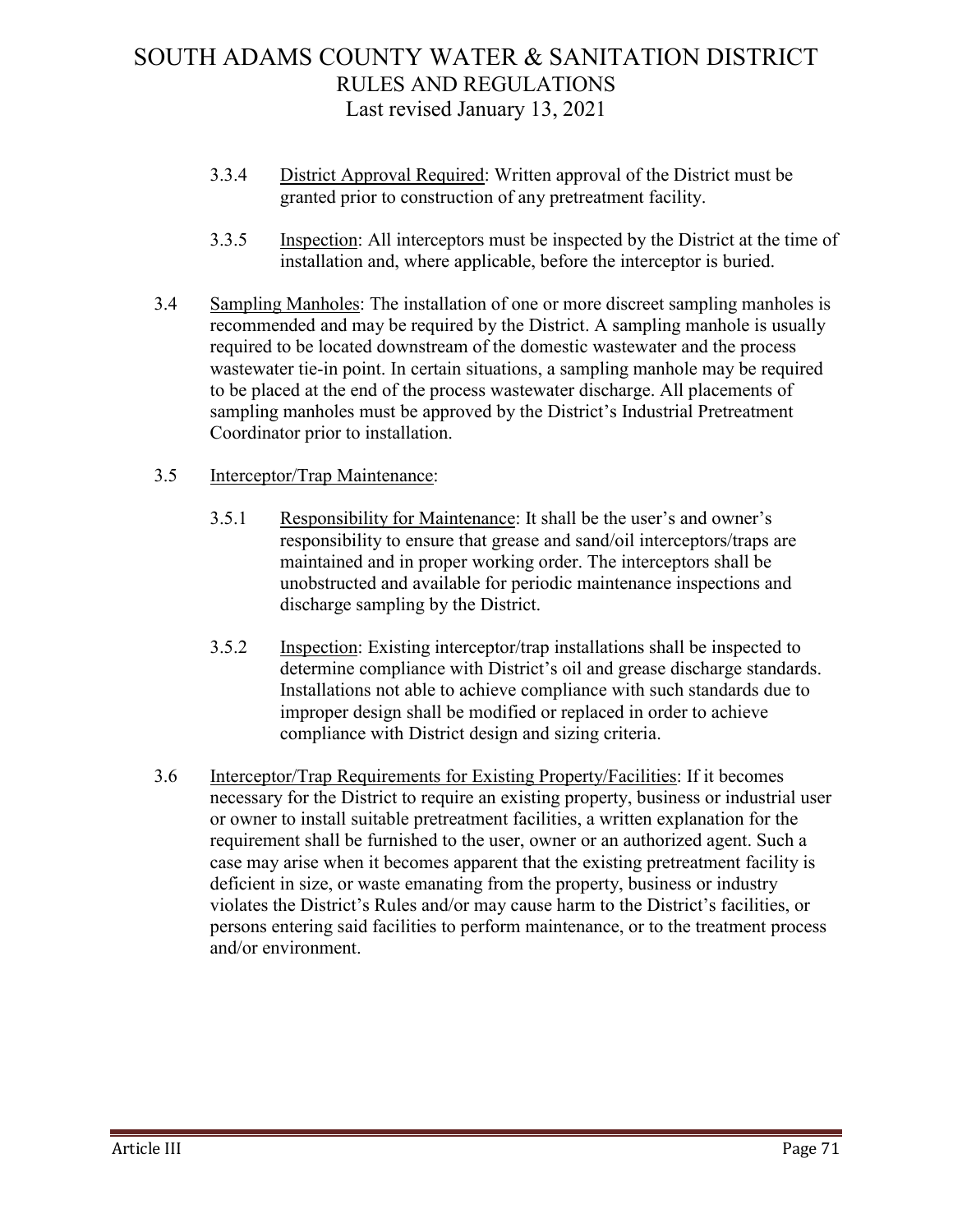3.3.4 <u>District Approval Required</u>: Written approval of the District must be granted prior to construction of any pretreatment facility.

3.3.5 <u>Inspection</u>: All interceptors must be inspected by the District at the time of installation and, where applicable, before the interceptor is buried.

3.4 <u>Sampling Manholes</u>: The installation of one or more discreet sampling manholes is recommended and may be required by the District. A sampling manhole is usually required to be located downstream of the domestic wastewater and the process wastewater tie-in point. In certain situations, a sampling manhole may be required to be placed at the end of the process wastewater discharge. All placements of sampling manholes must be approved by the District's Industrial Pretreatment Coordinator prior to installation.

3.5 <u>Interceptor/Trap Maintenance</u>:

3.5.1 <u>Responsibility for Maintenance</u>: It shall be the user's and owner's responsibility to ensure that grease and sand/oil interceptors/traps are maintained and in proper working order. The interceptors shall be unobstructed and available for periodic maintenance inspections and discharge sampling by the District.

3.5.2 <u>Inspection</u>: Existing interceptor/trap installations shall be inspected to determine compliance with District's oil and grease discharge standards. Installations not able to achieve compliance with such standards due to improper design shall be modified or replaced in order to achieve compliance with District design and sizing criteria.

3.6 <u>Interceptor/Trap Requirements for Existing Property/Facilities</u>: If it becomes necessary for the District to require an existing property, business or industrial user or owner to install suitable pretreatment facilities, a written explanation for the requirement shall be furnished to the user, owner or an authorized agent. Such a case may arise when it becomes apparent that the existing pretreatment facility is deficient in size, or waste emanating from the property, business or industry violates the District's Rules and/or may cause harm to the District's facilities, or persons entering said facilities to perform maintenance, or to the treatment process and/or environment.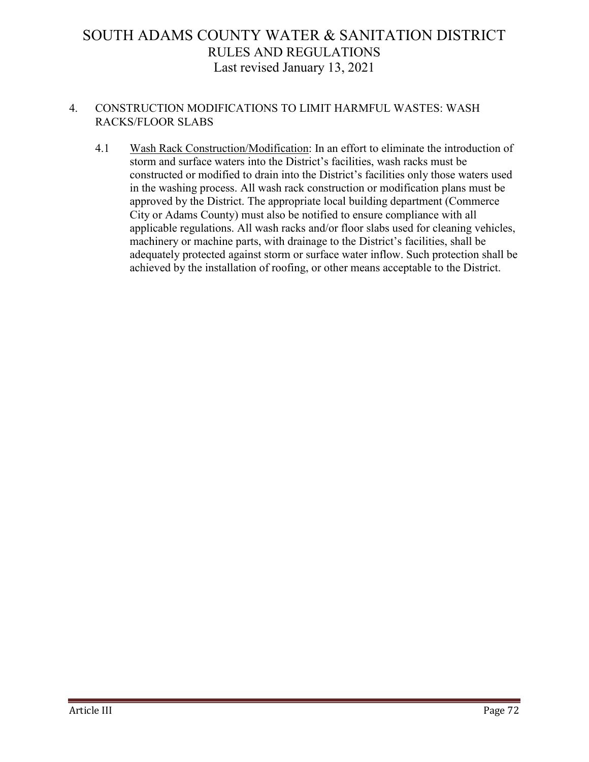## 4. CONSTRUCTION MODIFICATIONS TO LIMIT HARMFUL WASTES: WASH RACKS/FLOOR SLABS

4.1 Wash Rack Construction/Modification: In an effort to eliminate the introduction of storm and surface waters into the District's facilities, wash racks must be constructed or modified to drain into the District's facilities only those waters used in the washing process. All wash rack construction or modification plans must be approved by the District. The appropriate local building department (Commerce City or Adams County) must also be notified to ensure compliance with all applicable regulations. All wash racks and/or floor slabs used for cleaning vehicles, machinery or machine parts, with drainage to the District's facilities, shall be adequately protected against storm or surface water inflow. Such protection shall be achieved by the installation of roofing, or other means acceptable to the District.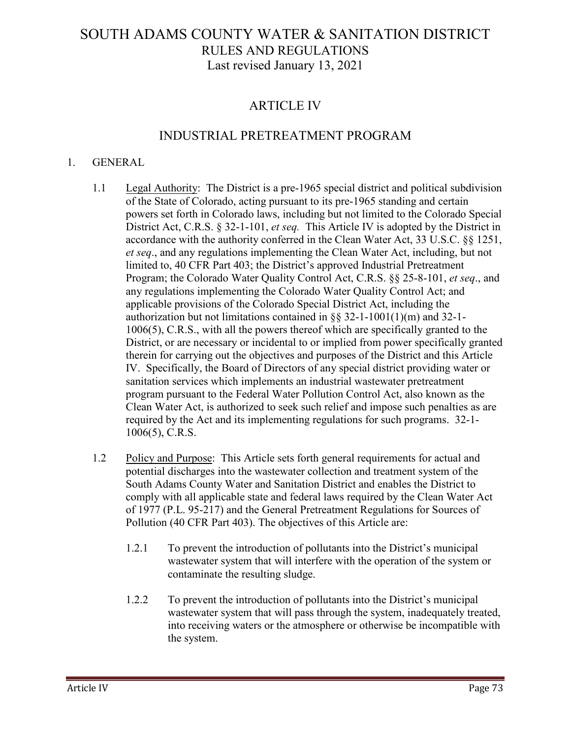# SOUTH ADAMS COUNTY WATER & SANITATION DISTRICT
## RULES AND REGULATIONS
Last revised January 13, 2021

## ARTICLE IV

## INDUSTRIAL PRETREATMENT PROGRAM

1. GENERAL

   1.1 Legal Authority: The District is a pre-1965 special district and political subdivision of the State of Colorado, acting pursuant to its pre-1965 standing and certain powers set forth in Colorado laws, including but not limited to the Colorado Special District Act, C.R.S. § 32-1-101, *et seq.* This Article IV is adopted by the District in accordance with the authority conferred in the Clean Water Act, 33 U.S.C. §§ 1251, *et seq*., and any regulations implementing the Clean Water Act, including, but not limited to, 40 CFR Part 403; the District's approved Industrial Pretreatment Program; the Colorado Water Quality Control Act, C.R.S. §§ 25-8-101, *et seq*., and any regulations implementing the Colorado Water Quality Control Act; and applicable provisions of the Colorado Special District Act, including the authorization but not limitations contained in §§ 32-1-1001(1)(m) and 32-1-1006(5), C.R.S., with all the powers thereof which are specifically granted to the District, or are necessary or incidental to or implied from power specifically granted therein for carrying out the objectives and purposes of the District and this Article IV. Specifically, the Board of Directors of any special district providing water or sanitation services which implements an industrial wastewater pretreatment program pursuant to the Federal Water Pollution Control Act, also known as the Clean Water Act, is authorized to seek such relief and impose such penalties as are required by the Act and its implementing regulations for such programs. 32-1-1006(5), C.R.S.

   1.2 Policy and Purpose: This Article sets forth general requirements for actual and potential discharges into the wastewater collection and treatment system of the South Adams County Water and Sanitation District and enables the District to comply with all applicable state and federal laws required by the Clean Water Act of 1977 (P.L. 95-217) and the General Pretreatment Regulations for Sources of Pollution (40 CFR Part 403). The objectives of this Article are:

      1.2.1 To prevent the introduction of pollutants into the District's municipal wastewater system that will interfere with the operation of the system or contaminate the resulting sludge.

      1.2.2 To prevent the introduction of pollutants into the District's municipal wastewater system that will pass through the system, inadequately treated, into receiving waters or the atmosphere or otherwise be incompatible with the system.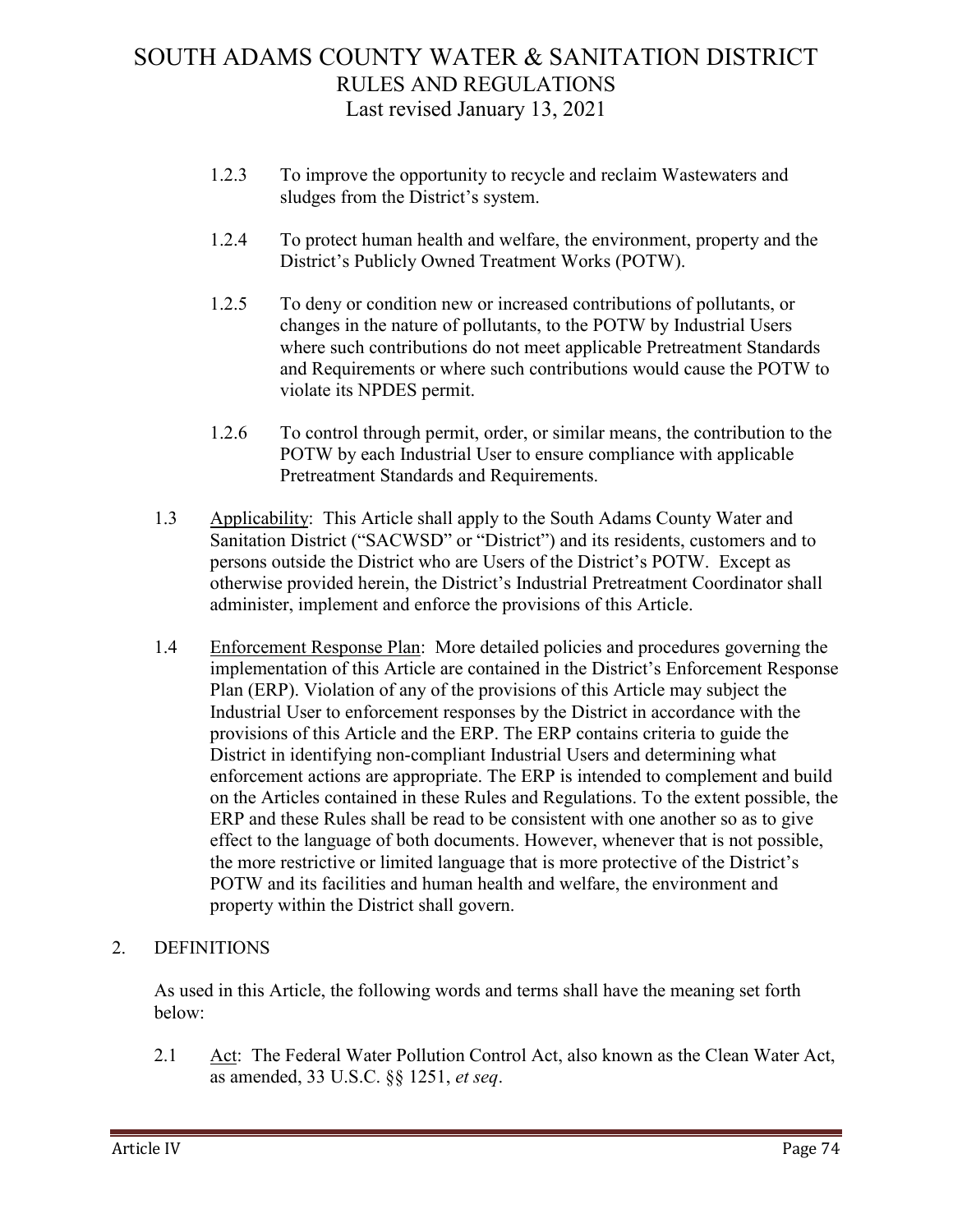1.2.3 To improve the opportunity to recycle and reclaim Wastewaters and sludges from the District's system.

1.2.4 To protect human health and welfare, the environment, property and the District's Publicly Owned Treatment Works (POTW).

1.2.5 To deny or condition new or increased contributions of pollutants, or changes in the nature of pollutants, to the POTW by Industrial Users where such contributions do not meet applicable Pretreatment Standards and Requirements or where such contributions would cause the POTW to violate its NPDES permit.

1.2.6 To control through permit, order, or similar means, the contribution to the POTW by each Industrial User to ensure compliance with applicable Pretreatment Standards and Requirements.

1.3 <u>Applicability</u>: This Article shall apply to the South Adams County Water and Sanitation District ("SACWSD" or "District") and its residents, customers and to persons outside the District who are Users of the District's POTW. Except as otherwise provided herein, the District's Industrial Pretreatment Coordinator shall administer, implement and enforce the provisions of this Article.

1.4 <u>Enforcement Response Plan</u>: More detailed policies and procedures governing the implementation of this Article are contained in the District's Enforcement Response Plan (ERP). Violation of any of the provisions of this Article may subject the Industrial User to enforcement responses by the District in accordance with the provisions of this Article and the ERP. The ERP contains criteria to guide the District in identifying non-compliant Industrial Users and determining what enforcement actions are appropriate. The ERP is intended to complement and build on the Articles contained in these Rules and Regulations. To the extent possible, the ERP and these Rules shall be read to be consistent with one another so as to give effect to the language of both documents. However, whenever that is not possible, the more restrictive or limited language that is more protective of the District's POTW and its facilities and human health and welfare, the environment and property within the District shall govern.

## 2. DEFINITIONS

As used in this Article, the following words and terms shall have the meaning set forth below:

2.1 <u>Act</u>: The Federal Water Pollution Control Act, also known as the Clean Water Act, as amended, 33 U.S.C. §§ 1251, *et seq*.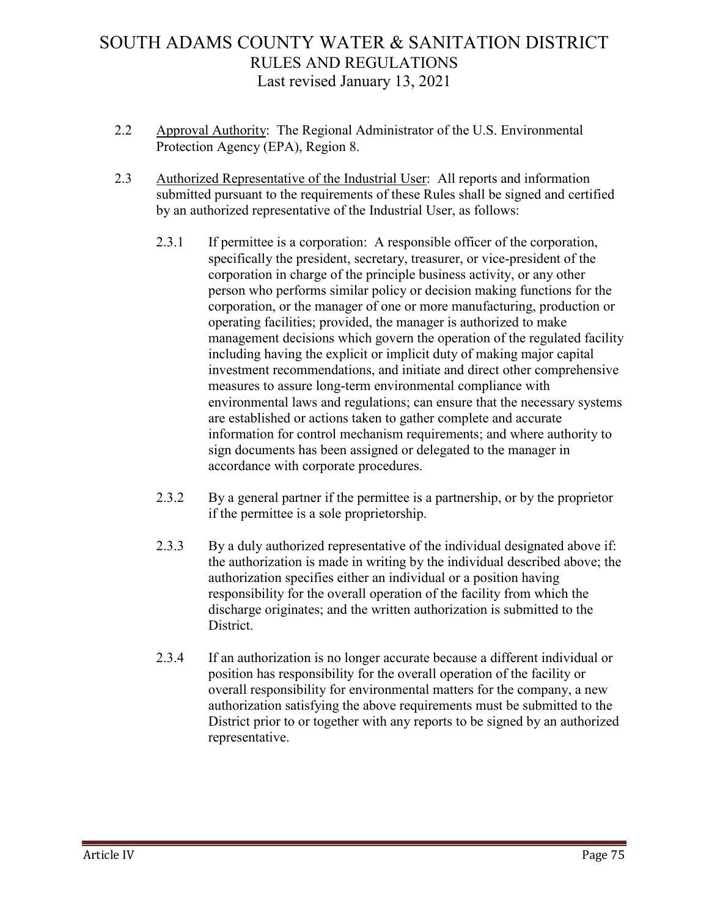2.2 Approval Authority: The Regional Administrator of the U.S. Environmental Protection Agency (EPA), Region 8.

2.3 Authorized Representative of the Industrial User: All reports and information submitted pursuant to the requirements of these Rules shall be signed and certified by an authorized representative of the Industrial User, as follows:

2.3.1 If permittee is a corporation: A responsible officer of the corporation, specifically the president, secretary, treasurer, or vice-president of the corporation in charge of the principle business activity, or any other person who performs similar policy or decision making functions for the corporation, or the manager of one or more manufacturing, production or operating facilities; provided, the manager is authorized to make management decisions which govern the operation of the regulated facility including having the explicit or implicit duty of making major capital investment recommendations, and initiate and direct other comprehensive measures to assure long-term environmental compliance with environmental laws and regulations; can ensure that the necessary systems are established or actions taken to gather complete and accurate information for control mechanism requirements; and where authority to sign documents has been assigned or delegated to the manager in accordance with corporate procedures.

2.3.2 By a general partner if the permittee is a partnership, or by the proprietor if the permittee is a sole proprietorship.

2.3.3 By a duly authorized representative of the individual designated above if: the authorization is made in writing by the individual described above; the authorization specifies either an individual or a position having responsibility for the overall operation of the facility from which the discharge originates; and the written authorization is submitted to the District.

2.3.4 If an authorization is no longer accurate because a different individual or position has responsibility for the overall operation of the facility or overall responsibility for environmental matters for the company, a new authorization satisfying the above requirements must be submitted to the District prior to or together with any reports to be signed by an authorized representative.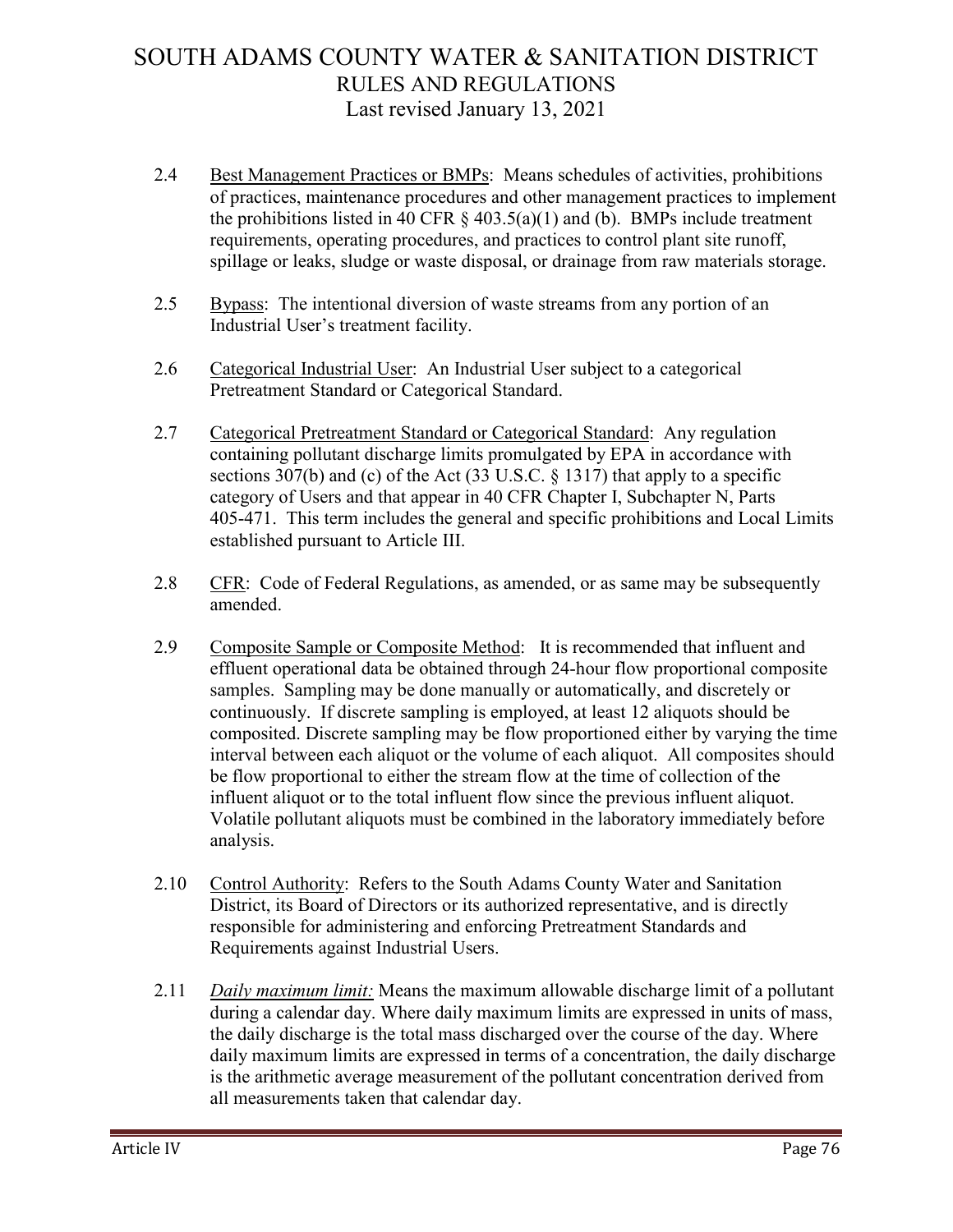2.4 Best Management Practices or BMPs: Means schedules of activities, prohibitions of practices, maintenance procedures and other management practices to implement the prohibitions listed in 40 CFR § 403.5(a)(1) and (b). BMPs include treatment requirements, operating procedures, and practices to control plant site runoff, spillage or leaks, sludge or waste disposal, or drainage from raw materials storage.

2.5 Bypass: The intentional diversion of waste streams from any portion of an Industrial User's treatment facility.

2.6 Categorical Industrial User: An Industrial User subject to a categorical Pretreatment Standard or Categorical Standard.

2.7 Categorical Pretreatment Standard or Categorical Standard: Any regulation containing pollutant discharge limits promulgated by EPA in accordance with sections 307(b) and (c) of the Act (33 U.S.C. § 1317) that apply to a specific category of Users and that appear in 40 CFR Chapter I, Subchapter N, Parts 405-471. This term includes the general and specific prohibitions and Local Limits established pursuant to Article III.

2.8 CFR: Code of Federal Regulations, as amended, or as same may be subsequently amended.

2.9 Composite Sample or Composite Method: It is recommended that influent and effluent operational data be obtained through 24-hour flow proportional composite samples. Sampling may be done manually or automatically, and discretely or continuously. If discrete sampling is employed, at least 12 aliquots should be composited. Discrete sampling may be flow proportioned either by varying the time interval between each aliquot or the volume of each aliquot. All composites should be flow proportional to either the stream flow at the time of collection of the influent aliquot or to the total influent flow since the previous influent aliquot. Volatile pollutant aliquots must be combined in the laboratory immediately before analysis.

2.10 Control Authority: Refers to the South Adams County Water and Sanitation District, its Board of Directors or its authorized representative, and is directly responsible for administering and enforcing Pretreatment Standards and Requirements against Industrial Users.

2.11 *Daily maximum limit:* Means the maximum allowable discharge limit of a pollutant during a calendar day. Where daily maximum limits are expressed in units of mass, the daily discharge is the total mass discharged over the course of the day. Where daily maximum limits are expressed in terms of a concentration, the daily discharge is the arithmetic average measurement of the pollutant concentration derived from all measurements taken that calendar day.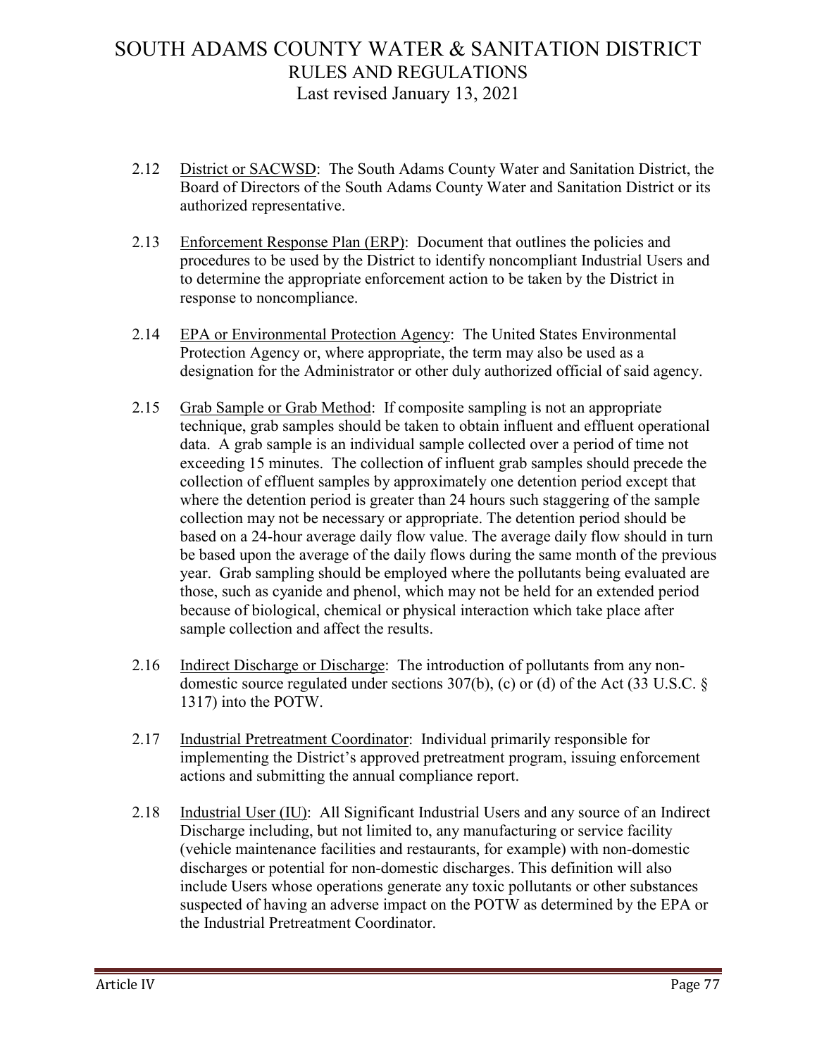2.12 District or SACWSD: The South Adams County Water and Sanitation District, the Board of Directors of the South Adams County Water and Sanitation District or its authorized representative.

2.13 Enforcement Response Plan (ERP): Document that outlines the policies and procedures to be used by the District to identify noncompliant Industrial Users and to determine the appropriate enforcement action to be taken by the District in response to noncompliance.

2.14 EPA or Environmental Protection Agency: The United States Environmental Protection Agency or, where appropriate, the term may also be used as a designation for the Administrator or other duly authorized official of said agency.

2.15 Grab Sample or Grab Method: If composite sampling is not an appropriate technique, grab samples should be taken to obtain influent and effluent operational data. A grab sample is an individual sample collected over a period of time not exceeding 15 minutes. The collection of influent grab samples should precede the collection of effluent samples by approximately one detention period except that where the detention period is greater than 24 hours such staggering of the sample collection may not be necessary or appropriate. The detention period should be based on a 24-hour average daily flow value. The average daily flow should in turn be based upon the average of the daily flows during the same month of the previous year. Grab sampling should be employed where the pollutants being evaluated are those, such as cyanide and phenol, which may not be held for an extended period because of biological, chemical or physical interaction which take place after sample collection and affect the results.

2.16 Indirect Discharge or Discharge: The introduction of pollutants from any non-domestic source regulated under sections 307(b), (c) or (d) of the Act (33 U.S.C. § 1317) into the POTW.

2.17 Industrial Pretreatment Coordinator: Individual primarily responsible for implementing the District's approved pretreatment program, issuing enforcement actions and submitting the annual compliance report.

2.18 Industrial User (IU): All Significant Industrial Users and any source of an Indirect Discharge including, but not limited to, any manufacturing or service facility (vehicle maintenance facilities and restaurants, for example) with non-domestic discharges or potential for non-domestic discharges. This definition will also include Users whose operations generate any toxic pollutants or other substances suspected of having an adverse impact on the POTW as determined by the EPA or the Industrial Pretreatment Coordinator.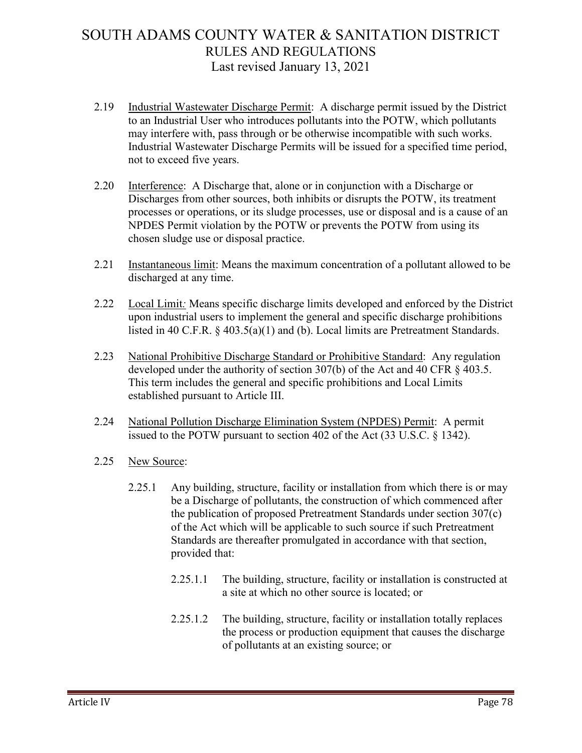2.19 Industrial Wastewater Discharge Permit: A discharge permit issued by the District to an Industrial User who introduces pollutants into the POTW, which pollutants may interfere with, pass through or be otherwise incompatible with such works. Industrial Wastewater Discharge Permits will be issued for a specified time period, not to exceed five years.

2.20 Interference: A Discharge that, alone or in conjunction with a Discharge or Discharges from other sources, both inhibits or disrupts the POTW, its treatment processes or operations, or its sludge processes, use or disposal and is a cause of an NPDES Permit violation by the POTW or prevents the POTW from using its chosen sludge use or disposal practice.

2.21 Instantaneous limit: Means the maximum concentration of a pollutant allowed to be discharged at any time.

2.22 Local Limit*:* Means specific discharge limits developed and enforced by the District upon industrial users to implement the general and specific discharge prohibitions listed in 40 C.F.R. § 403.5(a)(1) and (b). Local limits are Pretreatment Standards.

2.23 National Prohibitive Discharge Standard or Prohibitive Standard: Any regulation developed under the authority of section 307(b) of the Act and 40 CFR § 403.5. This term includes the general and specific prohibitions and Local Limits established pursuant to Article III.

2.24 National Pollution Discharge Elimination System (NPDES) Permit: A permit issued to the POTW pursuant to section 402 of the Act (33 U.S.C. § 1342).

2.25 New Source:

2.25.1 Any building, structure, facility or installation from which there is or may be a Discharge of pollutants, the construction of which commenced after the publication of proposed Pretreatment Standards under section 307(c) of the Act which will be applicable to such source if such Pretreatment Standards are thereafter promulgated in accordance with that section, provided that:

2.25.1.1 The building, structure, facility or installation is constructed at a site at which no other source is located; or

2.25.1.2 The building, structure, facility or installation totally replaces the process or production equipment that causes the discharge of pollutants at an existing source; or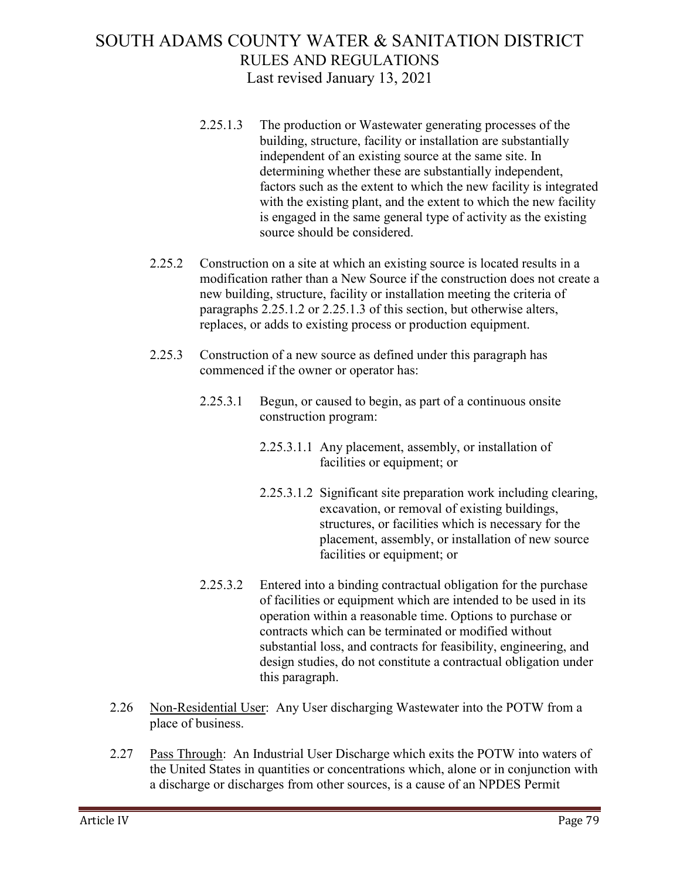2.25.1.3 The production or Wastewater generating processes of the building, structure, facility or installation are substantially independent of an existing source at the same site. In determining whether these are substantially independent, factors such as the extent to which the new facility is integrated with the existing plant, and the extent to which the new facility is engaged in the same general type of activity as the existing source should be considered.

2.25.2 Construction on a site at which an existing source is located results in a modification rather than a New Source if the construction does not create a new building, structure, facility or installation meeting the criteria of paragraphs 2.25.1.2 or 2.25.1.3 of this section, but otherwise alters, replaces, or adds to existing process or production equipment.

2.25.3 Construction of a new source as defined under this paragraph has commenced if the owner or operator has:

2.25.3.1 Begun, or caused to begin, as part of a continuous onsite construction program:

2.25.3.1.1 Any placement, assembly, or installation of facilities or equipment; or

2.25.3.1.2 Significant site preparation work including clearing, excavation, or removal of existing buildings, structures, or facilities which is necessary for the placement, assembly, or installation of new source facilities or equipment; or

2.25.3.2 Entered into a binding contractual obligation for the purchase of facilities or equipment which are intended to be used in its operation within a reasonable time. Options to purchase or contracts which can be terminated or modified without substantial loss, and contracts for feasibility, engineering, and design studies, do not constitute a contractual obligation under this paragraph.

2.26 <u>Non-Residential User</u>: Any User discharging Wastewater into the POTW from a place of business.

2.27 <u>Pass Through</u>: An Industrial User Discharge which exits the POTW into waters of the United States in quantities or concentrations which, alone or in conjunction with a discharge or discharges from other sources, is a cause of an NPDES Permit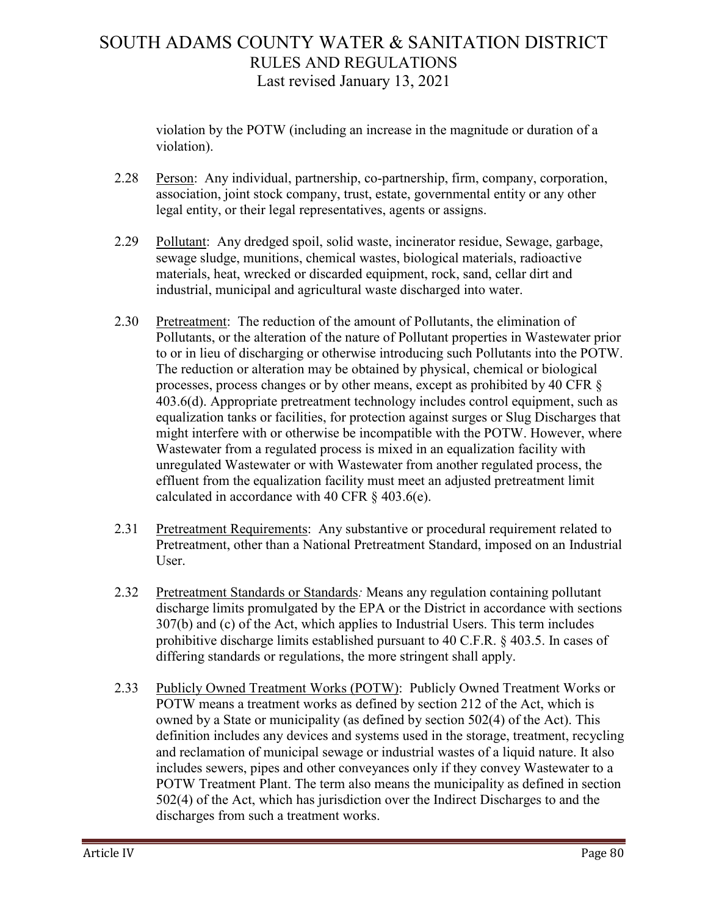violation by the POTW (including an increase in the magnitude or duration of a violation).

2.28 Person: Any individual, partnership, co-partnership, firm, company, corporation, association, joint stock company, trust, estate, governmental entity or any other legal entity, or their legal representatives, agents or assigns.

2.29 Pollutant: Any dredged spoil, solid waste, incinerator residue, Sewage, garbage, sewage sludge, munitions, chemical wastes, biological materials, radioactive materials, heat, wrecked or discarded equipment, rock, sand, cellar dirt and industrial, municipal and agricultural waste discharged into water.

2.30 Pretreatment: The reduction of the amount of Pollutants, the elimination of Pollutants, or the alteration of the nature of Pollutant properties in Wastewater prior to or in lieu of discharging or otherwise introducing such Pollutants into the POTW. The reduction or alteration may be obtained by physical, chemical or biological processes, process changes or by other means, except as prohibited by 40 CFR § 403.6(d). Appropriate pretreatment technology includes control equipment, such as equalization tanks or facilities, for protection against surges or Slug Discharges that might interfere with or otherwise be incompatible with the POTW. However, where Wastewater from a regulated process is mixed in an equalization facility with unregulated Wastewater or with Wastewater from another regulated process, the effluent from the equalization facility must meet an adjusted pretreatment limit calculated in accordance with 40 CFR § 403.6(e).

2.31 Pretreatment Requirements: Any substantive or procedural requirement related to Pretreatment, other than a National Pretreatment Standard, imposed on an Industrial User.

2.32 Pretreatment Standards or Standards*:* Means any regulation containing pollutant discharge limits promulgated by the EPA or the District in accordance with sections 307(b) and (c) of the Act, which applies to Industrial Users. This term includes prohibitive discharge limits established pursuant to 40 C.F.R. § 403.5. In cases of differing standards or regulations, the more stringent shall apply.

2.33 Publicly Owned Treatment Works (POTW): Publicly Owned Treatment Works or POTW means a treatment works as defined by section 212 of the Act, which is owned by a State or municipality (as defined by section 502(4) of the Act). This definition includes any devices and systems used in the storage, treatment, recycling and reclamation of municipal sewage or industrial wastes of a liquid nature. It also includes sewers, pipes and other conveyances only if they convey Wastewater to a POTW Treatment Plant. The term also means the municipality as defined in section 502(4) of the Act, which has jurisdiction over the Indirect Discharges to and the discharges from such a treatment works.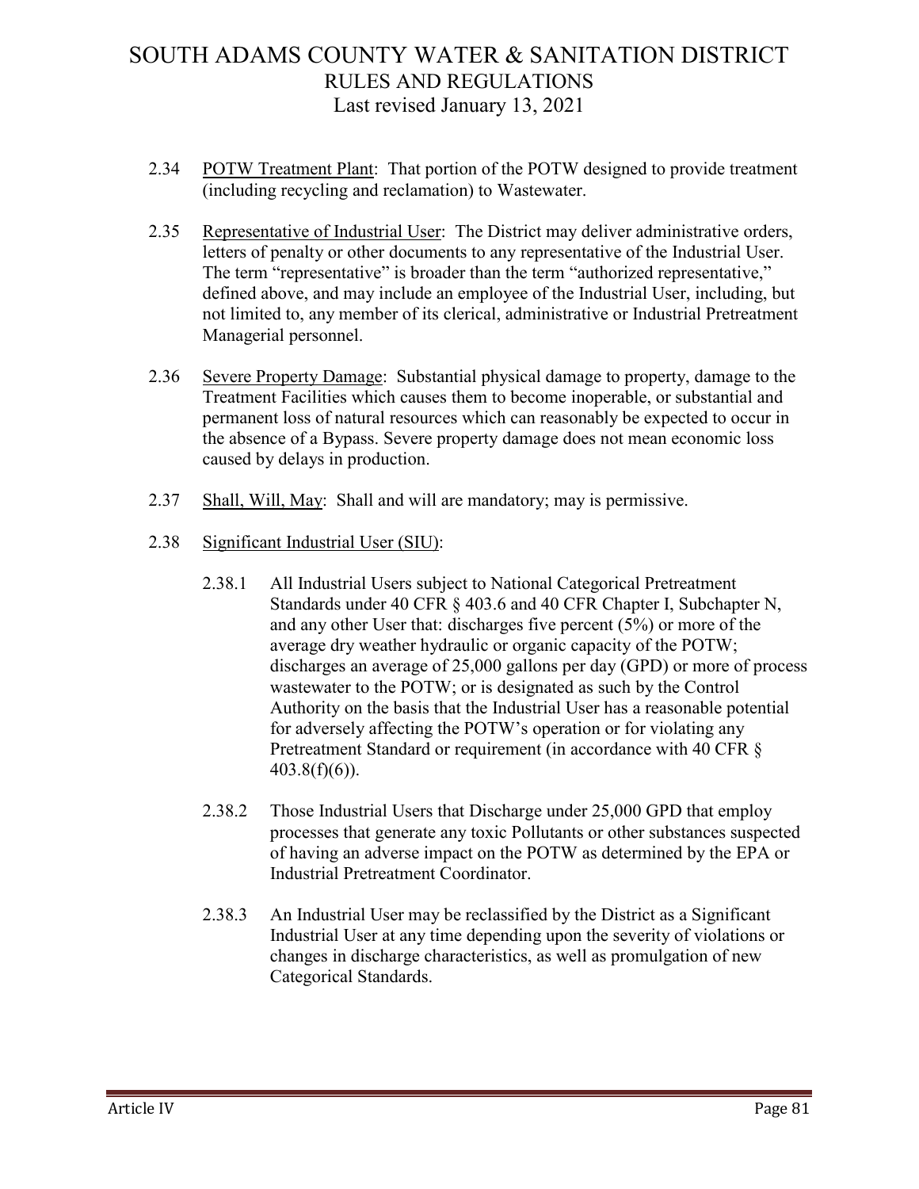2.34 POTW Treatment Plant: That portion of the POTW designed to provide treatment (including recycling and reclamation) to Wastewater.

2.35 Representative of Industrial User: The District may deliver administrative orders, letters of penalty or other documents to any representative of the Industrial User. The term "representative" is broader than the term "authorized representative," defined above, and may include an employee of the Industrial User, including, but not limited to, any member of its clerical, administrative or Industrial Pretreatment Managerial personnel.

2.36 Severe Property Damage: Substantial physical damage to property, damage to the Treatment Facilities which causes them to become inoperable, or substantial and permanent loss of natural resources which can reasonably be expected to occur in the absence of a Bypass. Severe property damage does not mean economic loss caused by delays in production.

2.37 Shall, Will, May: Shall and will are mandatory; may is permissive.

2.38 Significant Industrial User (SIU):

2.38.1 All Industrial Users subject to National Categorical Pretreatment Standards under 40 CFR § 403.6 and 40 CFR Chapter I, Subchapter N, and any other User that: discharges five percent (5%) or more of the average dry weather hydraulic or organic capacity of the POTW; discharges an average of 25,000 gallons per day (GPD) or more of process wastewater to the POTW; or is designated as such by the Control Authority on the basis that the Industrial User has a reasonable potential for adversely affecting the POTW's operation or for violating any Pretreatment Standard or requirement (in accordance with 40 CFR § 403.8(f)(6)).

2.38.2 Those Industrial Users that Discharge under 25,000 GPD that employ processes that generate any toxic Pollutants or other substances suspected of having an adverse impact on the POTW as determined by the EPA or Industrial Pretreatment Coordinator.

2.38.3 An Industrial User may be reclassified by the District as a Significant Industrial User at any time depending upon the severity of violations or changes in discharge characteristics, as well as promulgation of new Categorical Standards.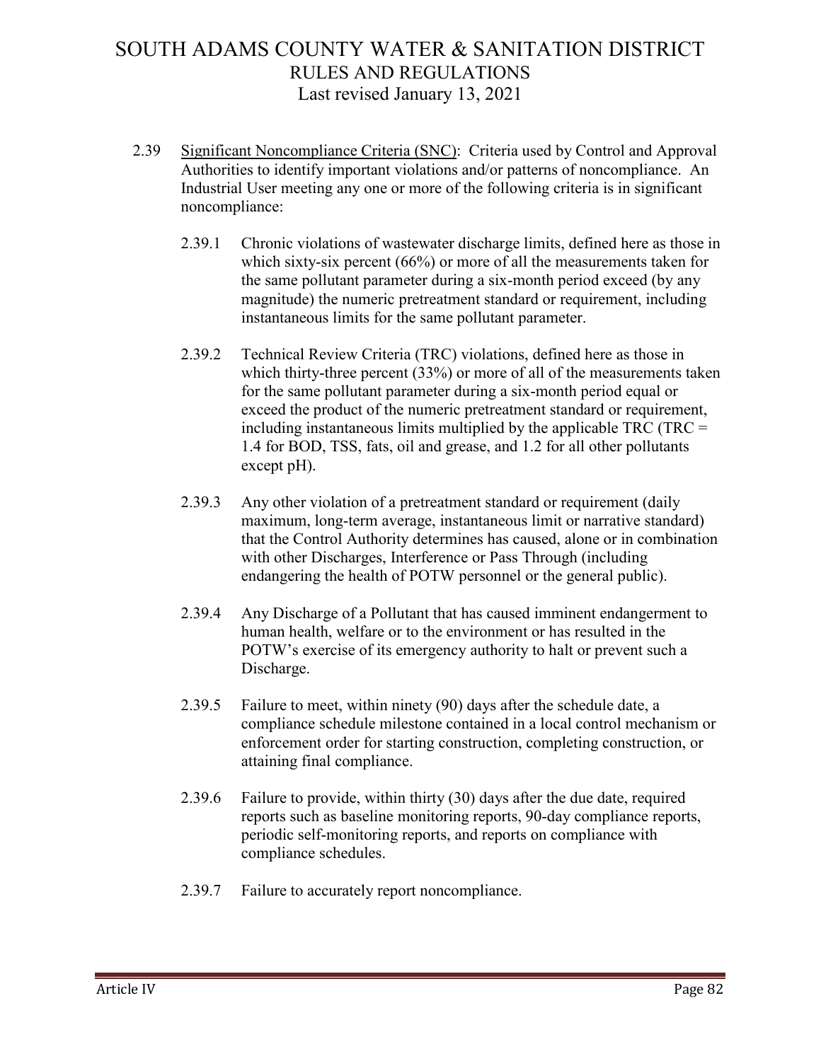2.39 Significant Noncompliance Criteria (SNC): Criteria used by Control and Approval Authorities to identify important violations and/or patterns of noncompliance. An Industrial User meeting any one or more of the following criteria is in significant noncompliance:

2.39.1 Chronic violations of wastewater discharge limits, defined here as those in which sixty-six percent (66%) or more of all the measurements taken for the same pollutant parameter during a six-month period exceed (by any magnitude) the numeric pretreatment standard or requirement, including instantaneous limits for the same pollutant parameter.

2.39.2 Technical Review Criteria (TRC) violations, defined here as those in which thirty-three percent (33%) or more of all of the measurements taken for the same pollutant parameter during a six-month period equal or exceed the product of the numeric pretreatment standard or requirement, including instantaneous limits multiplied by the applicable TRC (TRC = 1.4 for BOD, TSS, fats, oil and grease, and 1.2 for all other pollutants except pH).

2.39.3 Any other violation of a pretreatment standard or requirement (daily maximum, long-term average, instantaneous limit or narrative standard) that the Control Authority determines has caused, alone or in combination with other Discharges, Interference or Pass Through (including endangering the health of POTW personnel or the general public).

2.39.4 Any Discharge of a Pollutant that has caused imminent endangerment to human health, welfare or to the environment or has resulted in the POTW's exercise of its emergency authority to halt or prevent such a Discharge.

2.39.5 Failure to meet, within ninety (90) days after the schedule date, a compliance schedule milestone contained in a local control mechanism or enforcement order for starting construction, completing construction, or attaining final compliance.

2.39.6 Failure to provide, within thirty (30) days after the due date, required reports such as baseline monitoring reports, 90-day compliance reports, periodic self-monitoring reports, and reports on compliance with compliance schedules.

2.39.7 Failure to accurately report noncompliance.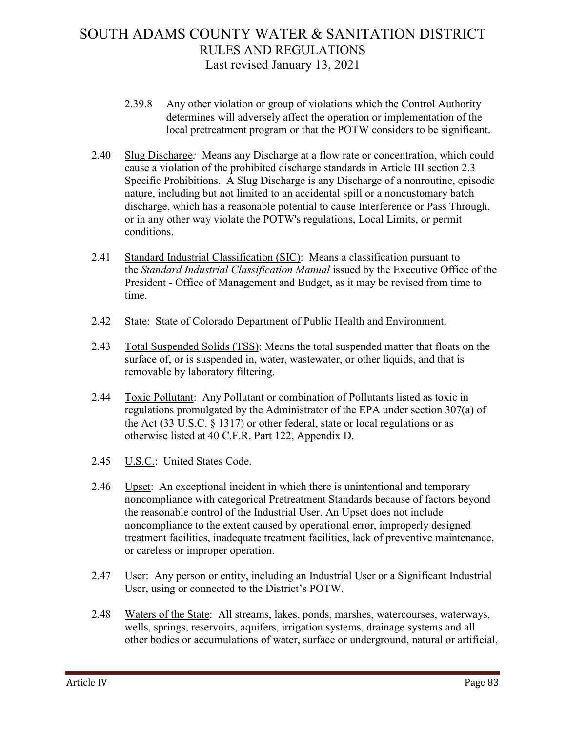2.39.8 Any other violation or group of violations which the Control Authority determines will adversely affect the operation or implementation of the local pretreatment program or that the POTW considers to be significant.

2.40 Slug Discharge*:* Means any Discharge at a flow rate or concentration, which could cause a violation of the prohibited discharge standards in Article III section 2.3 Specific Prohibitions. A Slug Discharge is any Discharge of a nonroutine, episodic nature, including but not limited to an accidental spill or a noncustomary batch discharge, which has a reasonable potential to cause Interference or Pass Through, or in any other way violate the POTW's regulations, Local Limits, or permit conditions.

2.41 Standard Industrial Classification (SIC): Means a classification pursuant to the *Standard Industrial Classification Manual* issued by the Executive Office of the President - Office of Management and Budget, as it may be revised from time to time.

2.42 State: State of Colorado Department of Public Health and Environment.

2.43 Total Suspended Solids (TSS): Means the total suspended matter that floats on the surface of, or is suspended in, water, wastewater, or other liquids, and that is removable by laboratory filtering.

2.44 Toxic Pollutant: Any Pollutant or combination of Pollutants listed as toxic in regulations promulgated by the Administrator of the EPA under section 307(a) of the Act (33 U.S.C. § 1317) or other federal, state or local regulations or as otherwise listed at 40 C.F.R. Part 122, Appendix D.

2.45 U.S.C.: United States Code.

2.46 Upset: An exceptional incident in which there is unintentional and temporary noncompliance with categorical Pretreatment Standards because of factors beyond the reasonable control of the Industrial User. An Upset does not include noncompliance to the extent caused by operational error, improperly designed treatment facilities, inadequate treatment facilities, lack of preventive maintenance, or careless or improper operation.

2.47 User: Any person or entity, including an Industrial User or a Significant Industrial User, using or connected to the District's POTW.

2.48 Waters of the State: All streams, lakes, ponds, marshes, watercourses, waterways, wells, springs, reservoirs, aquifers, irrigation systems, drainage systems and all other bodies or accumulations of water, surface or underground, natural or artificial,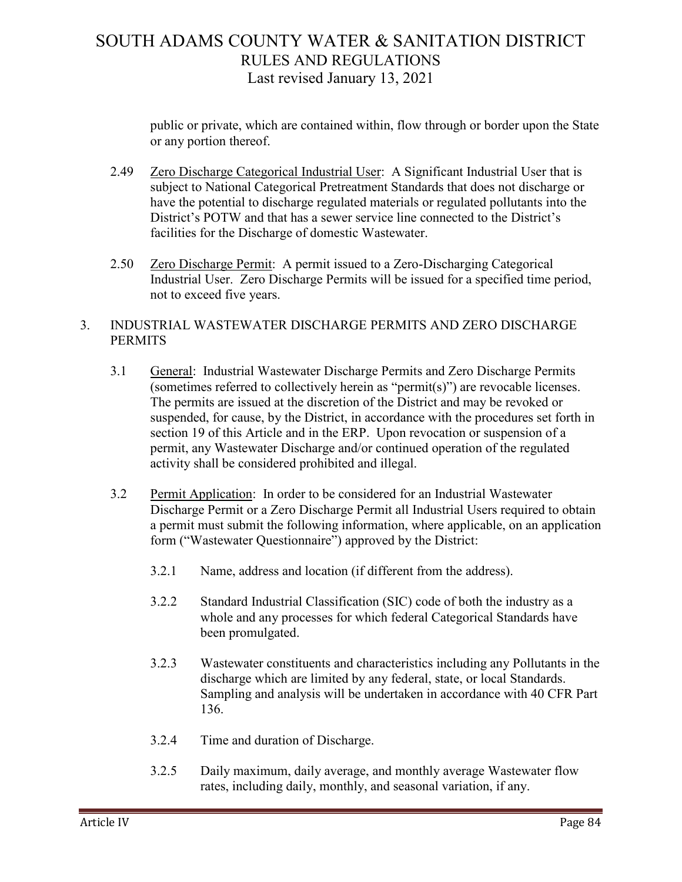public or private, which are contained within, flow through or border upon the State or any portion thereof.

2.49 Zero Discharge Categorical Industrial User: A Significant Industrial User that is subject to National Categorical Pretreatment Standards that does not discharge or have the potential to discharge regulated materials or regulated pollutants into the District's POTW and that has a sewer service line connected to the District's facilities for the Discharge of domestic Wastewater.

2.50 Zero Discharge Permit: A permit issued to a Zero-Discharging Categorical Industrial User. Zero Discharge Permits will be issued for a specified time period, not to exceed five years.

## 3. INDUSTRIAL WASTEWATER DISCHARGE PERMITS AND ZERO DISCHARGE PERMITS

3.1 General: Industrial Wastewater Discharge Permits and Zero Discharge Permits (sometimes referred to collectively herein as "permit(s)") are revocable licenses. The permits are issued at the discretion of the District and may be revoked or suspended, for cause, by the District, in accordance with the procedures set forth in section 19 of this Article and in the ERP. Upon revocation or suspension of a permit, any Wastewater Discharge and/or continued operation of the regulated activity shall be considered prohibited and illegal.

3.2 Permit Application: In order to be considered for an Industrial Wastewater Discharge Permit or a Zero Discharge Permit all Industrial Users required to obtain a permit must submit the following information, where applicable, on an application form ("Wastewater Questionnaire") approved by the District:

3.2.1 Name, address and location (if different from the address).

3.2.2 Standard Industrial Classification (SIC) code of both the industry as a whole and any processes for which federal Categorical Standards have been promulgated.

3.2.3 Wastewater constituents and characteristics including any Pollutants in the discharge which are limited by any federal, state, or local Standards. Sampling and analysis will be undertaken in accordance with 40 CFR Part 136.

3.2.4 Time and duration of Discharge.

3.2.5 Daily maximum, daily average, and monthly average Wastewater flow rates, including daily, monthly, and seasonal variation, if any.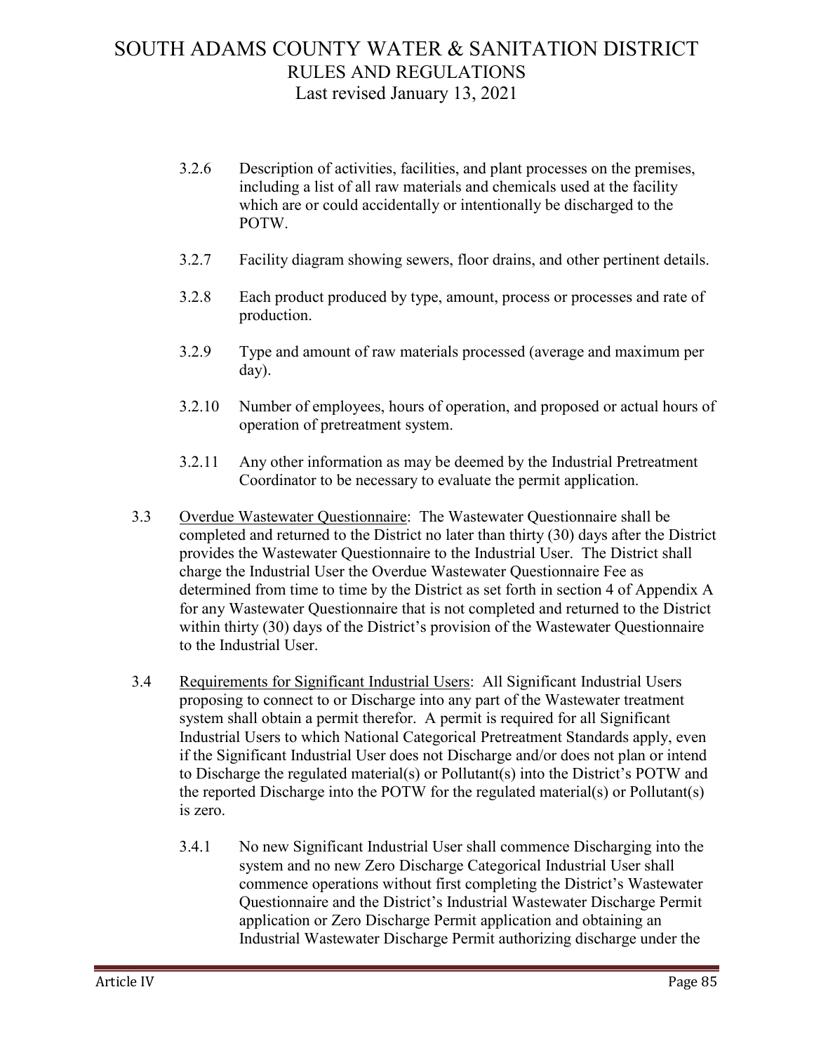3.2.6 Description of activities, facilities, and plant processes on the premises, including a list of all raw materials and chemicals used at the facility which are or could accidentally or intentionally be discharged to the POTW.

3.2.7 Facility diagram showing sewers, floor drains, and other pertinent details.

3.2.8 Each product produced by type, amount, process or processes and rate of production.

3.2.9 Type and amount of raw materials processed (average and maximum per day).

3.2.10 Number of employees, hours of operation, and proposed or actual hours of operation of pretreatment system.

3.2.11 Any other information as may be deemed by the Industrial Pretreatment Coordinator to be necessary to evaluate the permit application.

3.3 Overdue Wastewater Questionnaire: The Wastewater Questionnaire shall be completed and returned to the District no later than thirty (30) days after the District provides the Wastewater Questionnaire to the Industrial User. The District shall charge the Industrial User the Overdue Wastewater Questionnaire Fee as determined from time to time by the District as set forth in section 4 of Appendix A for any Wastewater Questionnaire that is not completed and returned to the District within thirty (30) days of the District's provision of the Wastewater Questionnaire to the Industrial User.

3.4 Requirements for Significant Industrial Users: All Significant Industrial Users proposing to connect to or Discharge into any part of the Wastewater treatment system shall obtain a permit therefor. A permit is required for all Significant Industrial Users to which National Categorical Pretreatment Standards apply, even if the Significant Industrial User does not Discharge and/or does not plan or intend to Discharge the regulated material(s) or Pollutant(s) into the District's POTW and the reported Discharge into the POTW for the regulated material(s) or Pollutant(s) is zero.

3.4.1 No new Significant Industrial User shall commence Discharging into the system and no new Zero Discharge Categorical Industrial User shall commence operations without first completing the District's Wastewater Questionnaire and the District's Industrial Wastewater Discharge Permit application or Zero Discharge Permit application and obtaining an Industrial Wastewater Discharge Permit authorizing discharge under the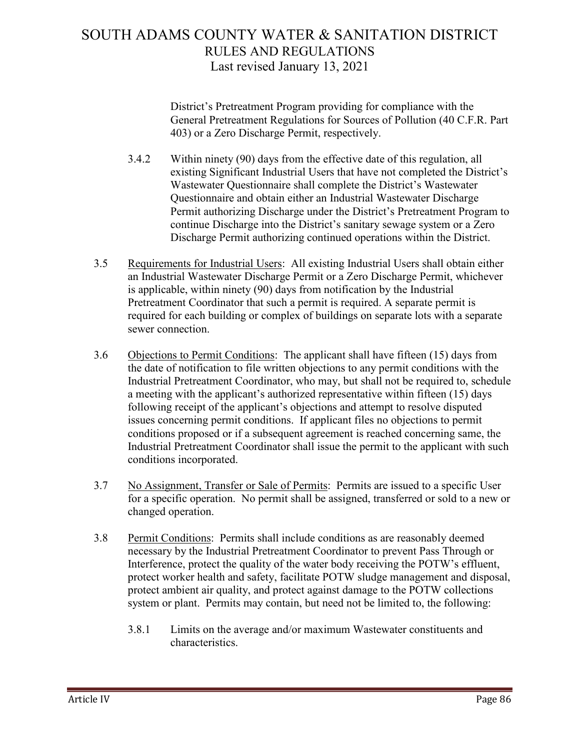District's Pretreatment Program providing for compliance with the General Pretreatment Regulations for Sources of Pollution (40 C.F.R. Part 403) or a Zero Discharge Permit, respectively.

3.4.2 Within ninety (90) days from the effective date of this regulation, all existing Significant Industrial Users that have not completed the District's Wastewater Questionnaire shall complete the District's Wastewater Questionnaire and obtain either an Industrial Wastewater Discharge Permit authorizing Discharge under the District's Pretreatment Program to continue Discharge into the District's sanitary sewage system or a Zero Discharge Permit authorizing continued operations within the District.

3.5 Requirements for Industrial Users: All existing Industrial Users shall obtain either an Industrial Wastewater Discharge Permit or a Zero Discharge Permit, whichever is applicable, within ninety (90) days from notification by the Industrial Pretreatment Coordinator that such a permit is required. A separate permit is required for each building or complex of buildings on separate lots with a separate sewer connection.

3.6 Objections to Permit Conditions: The applicant shall have fifteen (15) days from the date of notification to file written objections to any permit conditions with the Industrial Pretreatment Coordinator, who may, but shall not be required to, schedule a meeting with the applicant's authorized representative within fifteen (15) days following receipt of the applicant's objections and attempt to resolve disputed issues concerning permit conditions. If applicant files no objections to permit conditions proposed or if a subsequent agreement is reached concerning same, the Industrial Pretreatment Coordinator shall issue the permit to the applicant with such conditions incorporated.

3.7 No Assignment, Transfer or Sale of Permits: Permits are issued to a specific User for a specific operation. No permit shall be assigned, transferred or sold to a new or changed operation.

3.8 Permit Conditions: Permits shall include conditions as are reasonably deemed necessary by the Industrial Pretreatment Coordinator to prevent Pass Through or Interference, protect the quality of the water body receiving the POTW's effluent, protect worker health and safety, facilitate POTW sludge management and disposal, protect ambient air quality, and protect against damage to the POTW collections system or plant. Permits may contain, but need not be limited to, the following:

3.8.1 Limits on the average and/or maximum Wastewater constituents and characteristics.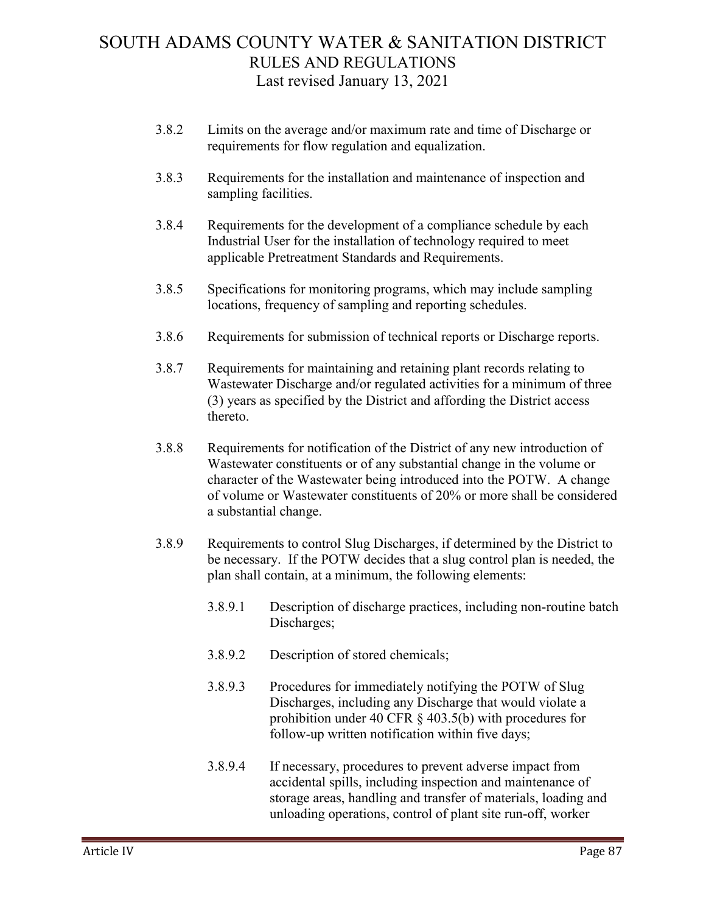3.8.2 Limits on the average and/or maximum rate and time of Discharge or requirements for flow regulation and equalization.

3.8.3 Requirements for the installation and maintenance of inspection and sampling facilities.

3.8.4 Requirements for the development of a compliance schedule by each Industrial User for the installation of technology required to meet applicable Pretreatment Standards and Requirements.

3.8.5 Specifications for monitoring programs, which may include sampling locations, frequency of sampling and reporting schedules.

3.8.6 Requirements for submission of technical reports or Discharge reports.

3.8.7 Requirements for maintaining and retaining plant records relating to Wastewater Discharge and/or regulated activities for a minimum of three (3) years as specified by the District and affording the District access thereto.

3.8.8 Requirements for notification of the District of any new introduction of Wastewater constituents or of any substantial change in the volume or character of the Wastewater being introduced into the POTW. A change of volume or Wastewater constituents of 20% or more shall be considered a substantial change.

3.8.9 Requirements to control Slug Discharges, if determined by the District to be necessary. If the POTW decides that a slug control plan is needed, the plan shall contain, at a minimum, the following elements:

3.8.9.1 Description of discharge practices, including non-routine batch Discharges;

3.8.9.2 Description of stored chemicals;

3.8.9.3 Procedures for immediately notifying the POTW of Slug Discharges, including any Discharge that would violate a prohibition under 40 CFR § 403.5(b) with procedures for follow-up written notification within five days;

3.8.9.4 If necessary, procedures to prevent adverse impact from accidental spills, including inspection and maintenance of storage areas, handling and transfer of materials, loading and unloading operations, control of plant site run-off, worker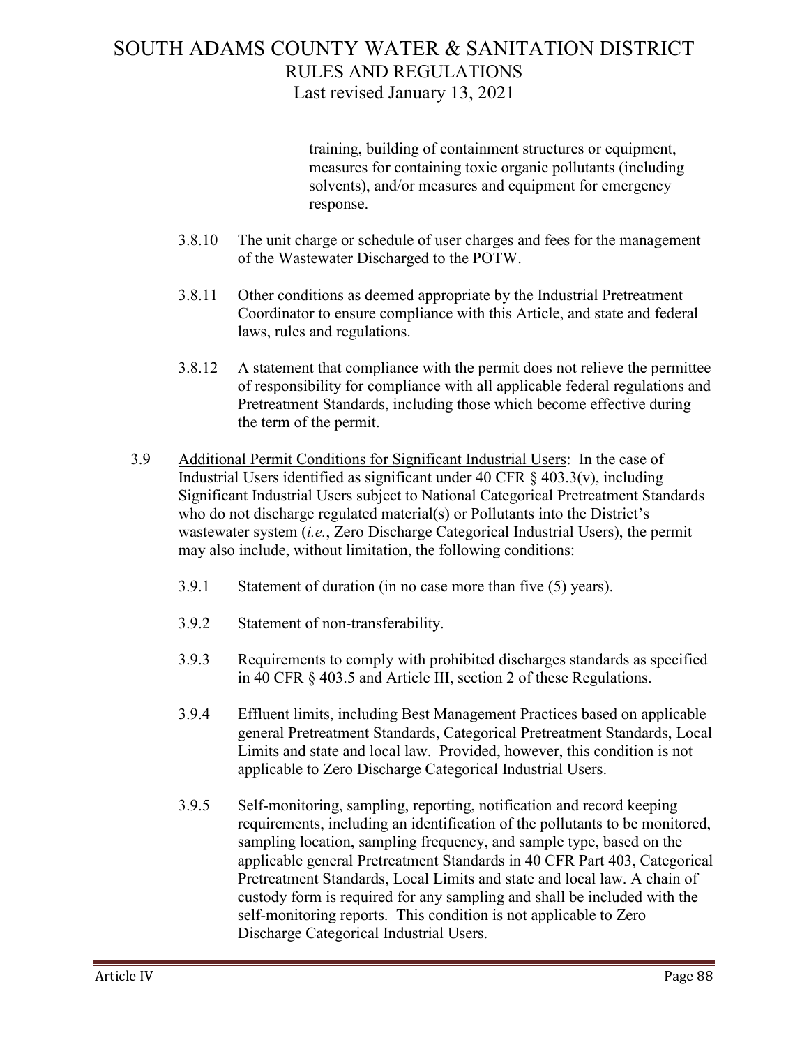training, building of containment structures or equipment, measures for containing toxic organic pollutants (including solvents), and/or measures and equipment for emergency response.

3.8.10 The unit charge or schedule of user charges and fees for the management of the Wastewater Discharged to the POTW.

3.8.11 Other conditions as deemed appropriate by the Industrial Pretreatment Coordinator to ensure compliance with this Article, and state and federal laws, rules and regulations.

3.8.12 A statement that compliance with the permit does not relieve the permittee of responsibility for compliance with all applicable federal regulations and Pretreatment Standards, including those which become effective during the term of the permit.

3.9 Additional Permit Conditions for Significant Industrial Users: In the case of Industrial Users identified as significant under 40 CFR § 403.3(v), including Significant Industrial Users subject to National Categorical Pretreatment Standards who do not discharge regulated material(s) or Pollutants into the District's wastewater system (*i.e.*, Zero Discharge Categorical Industrial Users), the permit may also include, without limitation, the following conditions:

3.9.1 Statement of duration (in no case more than five (5) years).

3.9.2 Statement of non-transferability.

3.9.3 Requirements to comply with prohibited discharges standards as specified in 40 CFR § 403.5 and Article III, section 2 of these Regulations.

3.9.4 Effluent limits, including Best Management Practices based on applicable general Pretreatment Standards, Categorical Pretreatment Standards, Local Limits and state and local law. Provided, however, this condition is not applicable to Zero Discharge Categorical Industrial Users.

3.9.5 Self-monitoring, sampling, reporting, notification and record keeping requirements, including an identification of the pollutants to be monitored, sampling location, sampling frequency, and sample type, based on the applicable general Pretreatment Standards in 40 CFR Part 403, Categorical Pretreatment Standards, Local Limits and state and local law. A chain of custody form is required for any sampling and shall be included with the self-monitoring reports. This condition is not applicable to Zero Discharge Categorical Industrial Users.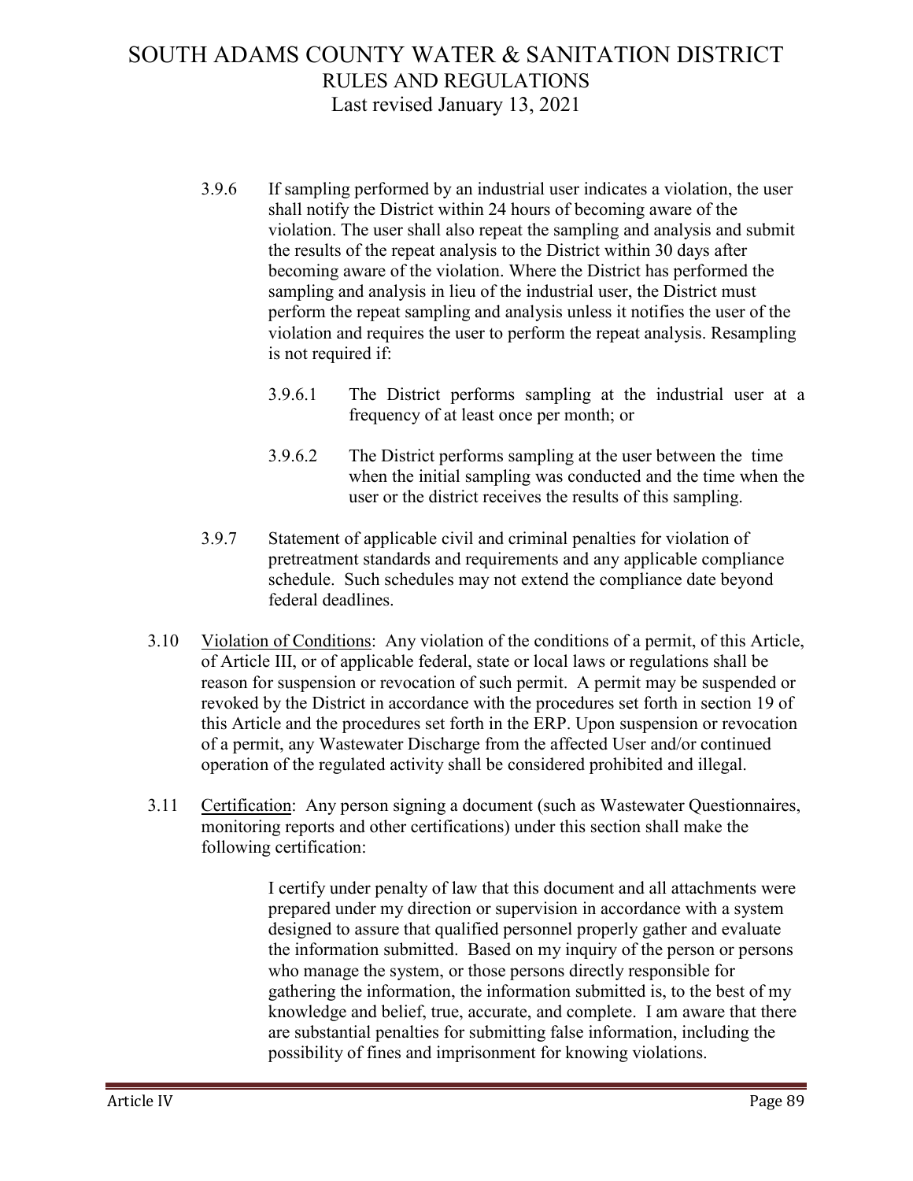3.9.6 If sampling performed by an industrial user indicates a violation, the user shall notify the District within 24 hours of becoming aware of the violation. The user shall also repeat the sampling and analysis and submit the results of the repeat analysis to the District within 30 days after becoming aware of the violation. Where the District has performed the sampling and analysis in lieu of the industrial user, the District must perform the repeat sampling and analysis unless it notifies the user of the violation and requires the user to perform the repeat analysis. Resampling is not required if:

3.9.6.1 The District performs sampling at the industrial user at a frequency of at least once per month; or

3.9.6.2 The District performs sampling at the user between the time when the initial sampling was conducted and the time when the user or the district receives the results of this sampling.

3.9.7 Statement of applicable civil and criminal penalties for violation of pretreatment standards and requirements and any applicable compliance schedule. Such schedules may not extend the compliance date beyond federal deadlines.

3.10 Violation of Conditions: Any violation of the conditions of a permit, of this Article, of Article III, or of applicable federal, state or local laws or regulations shall be reason for suspension or revocation of such permit. A permit may be suspended or revoked by the District in accordance with the procedures set forth in section 19 of this Article and the procedures set forth in the ERP. Upon suspension or revocation of a permit, any Wastewater Discharge from the affected User and/or continued operation of the regulated activity shall be considered prohibited and illegal.

3.11 Certification: Any person signing a document (such as Wastewater Questionnaires, monitoring reports and other certifications) under this section shall make the following certification:

> I certify under penalty of law that this document and all attachments were prepared under my direction or supervision in accordance with a system designed to assure that qualified personnel properly gather and evaluate the information submitted. Based on my inquiry of the person or persons who manage the system, or those persons directly responsible for gathering the information, the information submitted is, to the best of my knowledge and belief, true, accurate, and complete. I am aware that there are substantial penalties for submitting false information, including the possibility of fines and imprisonment for knowing violations.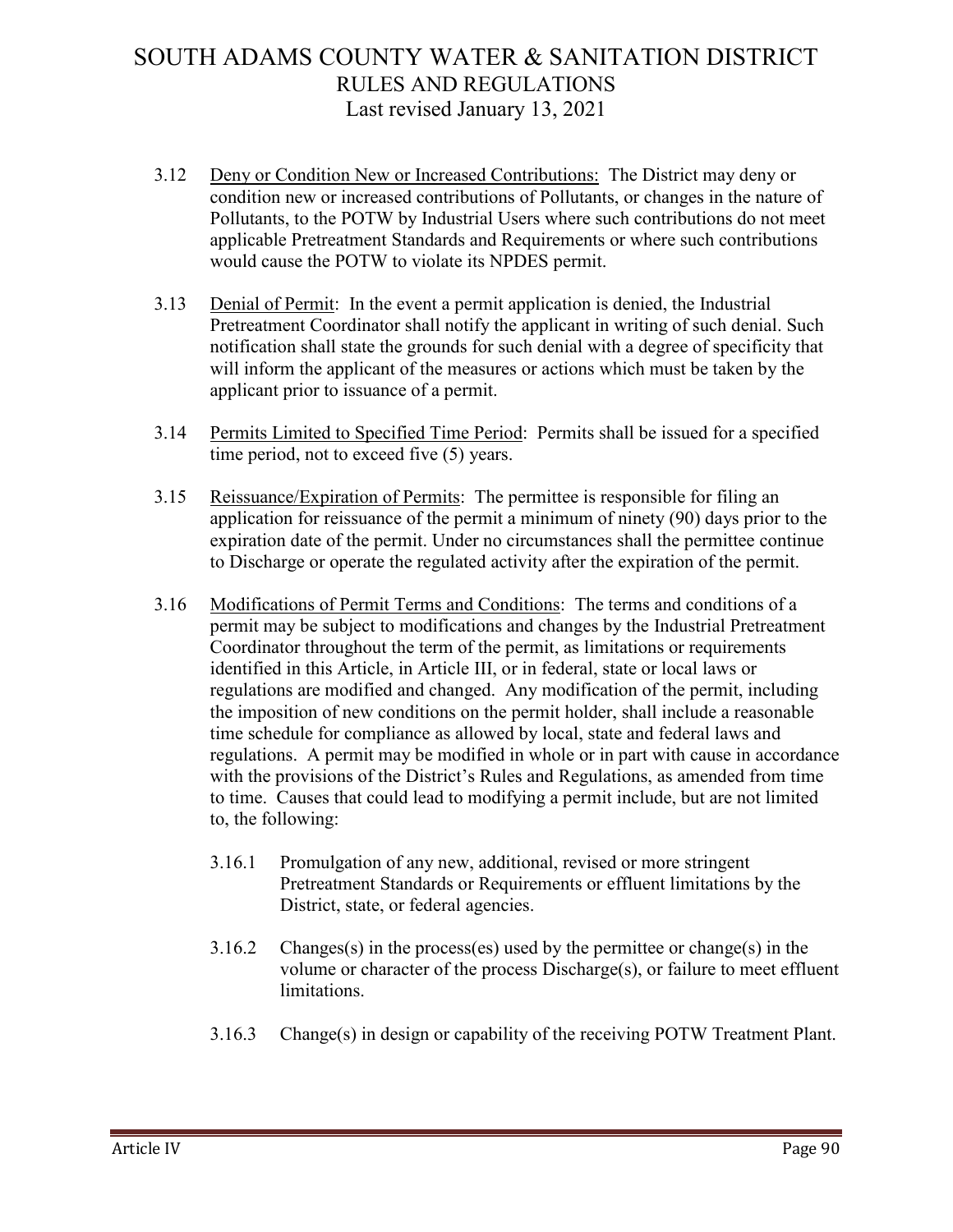3.12 Deny or Condition New or Increased Contributions: The District may deny or condition new or increased contributions of Pollutants, or changes in the nature of Pollutants, to the POTW by Industrial Users where such contributions do not meet applicable Pretreatment Standards and Requirements or where such contributions would cause the POTW to violate its NPDES permit.

3.13 Denial of Permit: In the event a permit application is denied, the Industrial Pretreatment Coordinator shall notify the applicant in writing of such denial. Such notification shall state the grounds for such denial with a degree of specificity that will inform the applicant of the measures or actions which must be taken by the applicant prior to issuance of a permit.

3.14 Permits Limited to Specified Time Period: Permits shall be issued for a specified time period, not to exceed five (5) years.

3.15 Reissuance/Expiration of Permits: The permittee is responsible for filing an application for reissuance of the permit a minimum of ninety (90) days prior to the expiration date of the permit. Under no circumstances shall the permittee continue to Discharge or operate the regulated activity after the expiration of the permit.

3.16 Modifications of Permit Terms and Conditions: The terms and conditions of a permit may be subject to modifications and changes by the Industrial Pretreatment Coordinator throughout the term of the permit, as limitations or requirements identified in this Article, in Article III, or in federal, state or local laws or regulations are modified and changed. Any modification of the permit, including the imposition of new conditions on the permit holder, shall include a reasonable time schedule for compliance as allowed by local, state and federal laws and regulations. A permit may be modified in whole or in part with cause in accordance with the provisions of the District's Rules and Regulations, as amended from time to time. Causes that could lead to modifying a permit include, but are not limited to, the following:

3.16.1 Promulgation of any new, additional, revised or more stringent Pretreatment Standards or Requirements or effluent limitations by the District, state, or federal agencies.

3.16.2 Changes(s) in the process(es) used by the permittee or change(s) in the volume or character of the process Discharge(s), or failure to meet effluent limitations.

3.16.3 Change(s) in design or capability of the receiving POTW Treatment Plant.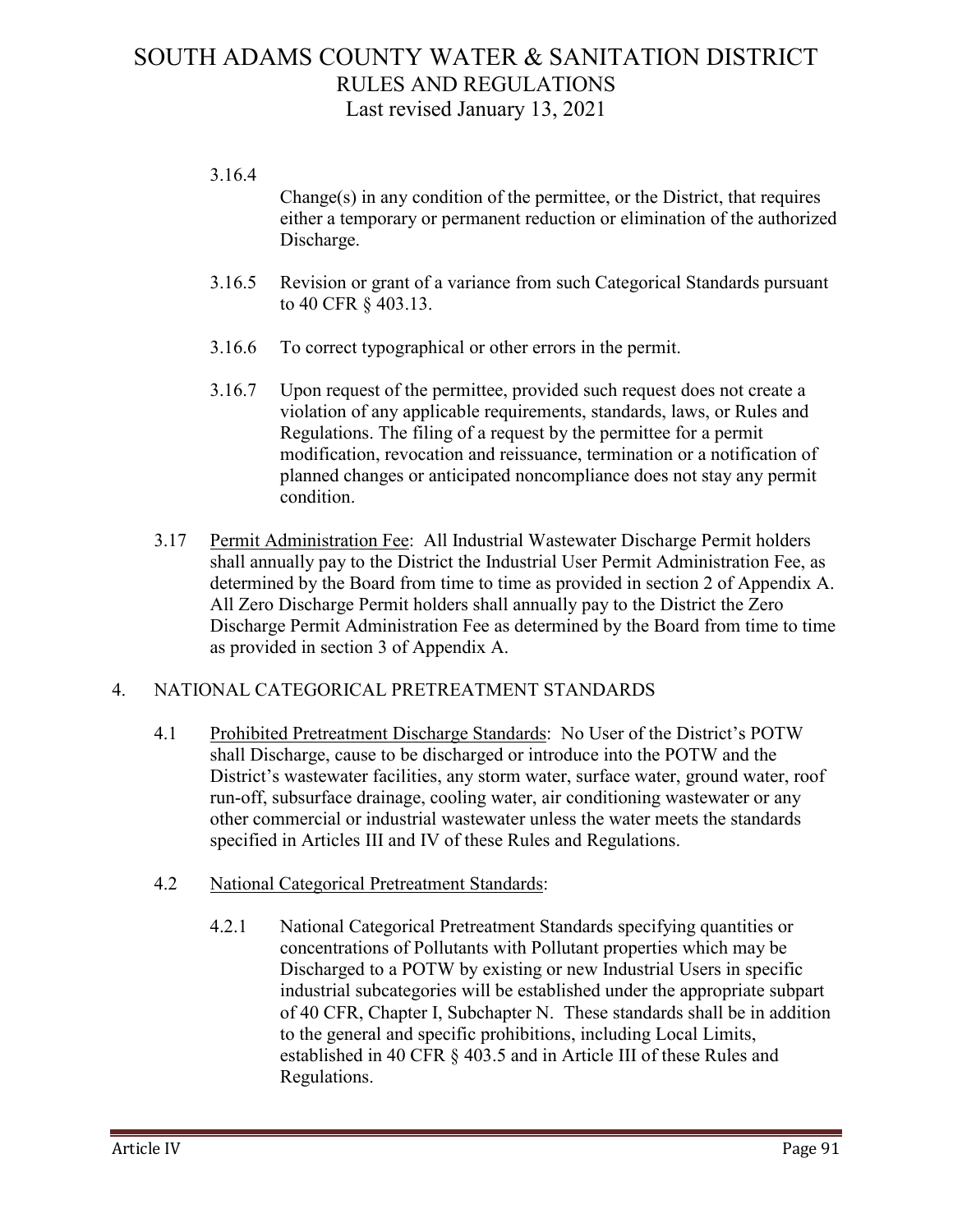3.16.4 Change(s) in any condition of the permittee, or the District, that requires either a temporary or permanent reduction or elimination of the authorized Discharge.

3.16.5 Revision or grant of a variance from such Categorical Standards pursuant to 40 CFR § 403.13.

3.16.6 To correct typographical or other errors in the permit.

3.16.7 Upon request of the permittee, provided such request does not create a violation of any applicable requirements, standards, laws, or Rules and Regulations. The filing of a request by the permittee for a permit modification, revocation and reissuance, termination or a notification of planned changes or anticipated noncompliance does not stay any permit condition.

3.17 Permit Administration Fee: All Industrial Wastewater Discharge Permit holders shall annually pay to the District the Industrial User Permit Administration Fee, as determined by the Board from time to time as provided in section 2 of Appendix A. All Zero Discharge Permit holders shall annually pay to the District the Zero Discharge Permit Administration Fee as determined by the Board from time to time as provided in section 3 of Appendix A.

## 4. NATIONAL CATEGORICAL PRETREATMENT STANDARDS

4.1 Prohibited Pretreatment Discharge Standards: No User of the District's POTW shall Discharge, cause to be discharged or introduce into the POTW and the District's wastewater facilities, any storm water, surface water, ground water, roof run-off, subsurface drainage, cooling water, air conditioning wastewater or any other commercial or industrial wastewater unless the water meets the standards specified in Articles III and IV of these Rules and Regulations.

4.2 National Categorical Pretreatment Standards:

4.2.1 National Categorical Pretreatment Standards specifying quantities or concentrations of Pollutants with Pollutant properties which may be Discharged to a POTW by existing or new Industrial Users in specific industrial subcategories will be established under the appropriate subpart of 40 CFR, Chapter I, Subchapter N. These standards shall be in addition to the general and specific prohibitions, including Local Limits, established in 40 CFR § 403.5 and in Article III of these Rules and Regulations.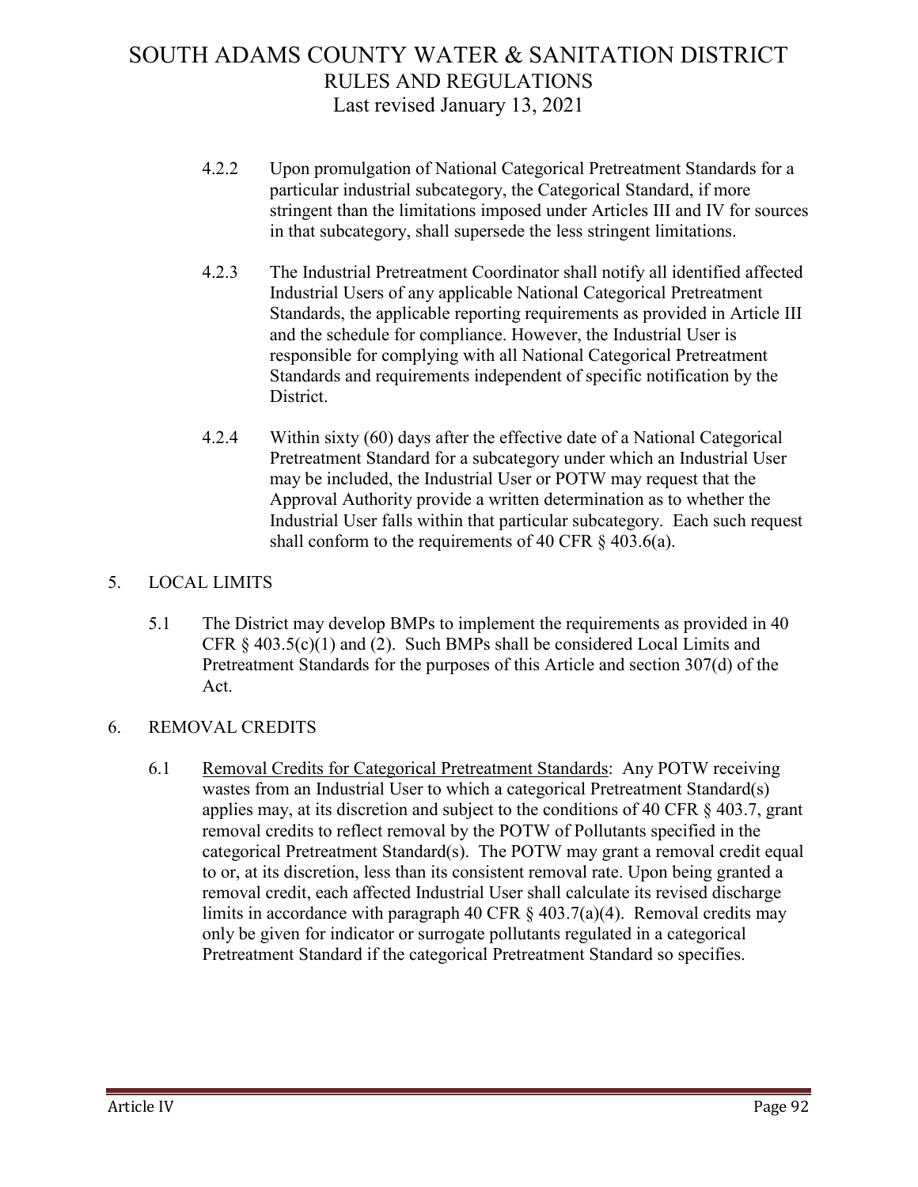4.2.2 Upon promulgation of National Categorical Pretreatment Standards for a particular industrial subcategory, the Categorical Standard, if more stringent than the limitations imposed under Articles III and IV for sources in that subcategory, shall supersede the less stringent limitations.

4.2.3 The Industrial Pretreatment Coordinator shall notify all identified affected Industrial Users of any applicable National Categorical Pretreatment Standards, the applicable reporting requirements as provided in Article III and the schedule for compliance. However, the Industrial User is responsible for complying with all National Categorical Pretreatment Standards and requirements independent of specific notification by the District.

4.2.4 Within sixty (60) days after the effective date of a National Categorical Pretreatment Standard for a subcategory under which an Industrial User may be included, the Industrial User or POTW may request that the Approval Authority provide a written determination as to whether the Industrial User falls within that particular subcategory. Each such request shall conform to the requirements of 40 CFR § 403.6(a).

## 5. LOCAL LIMITS

5.1 The District may develop BMPs to implement the requirements as provided in 40 CFR § 403.5(c)(1) and (2). Such BMPs shall be considered Local Limits and Pretreatment Standards for the purposes of this Article and section 307(d) of the Act.

## 6. REMOVAL CREDITS

6.1 Removal Credits for Categorical Pretreatment Standards: Any POTW receiving wastes from an Industrial User to which a categorical Pretreatment Standard(s) applies may, at its discretion and subject to the conditions of 40 CFR § 403.7, grant removal credits to reflect removal by the POTW of Pollutants specified in the categorical Pretreatment Standard(s). The POTW may grant a removal credit equal to or, at its discretion, less than its consistent removal rate. Upon being granted a removal credit, each affected Industrial User shall calculate its revised discharge limits in accordance with paragraph 40 CFR § 403.7(a)(4). Removal credits may only be given for indicator or surrogate pollutants regulated in a categorical Pretreatment Standard if the categorical Pretreatment Standard so specifies.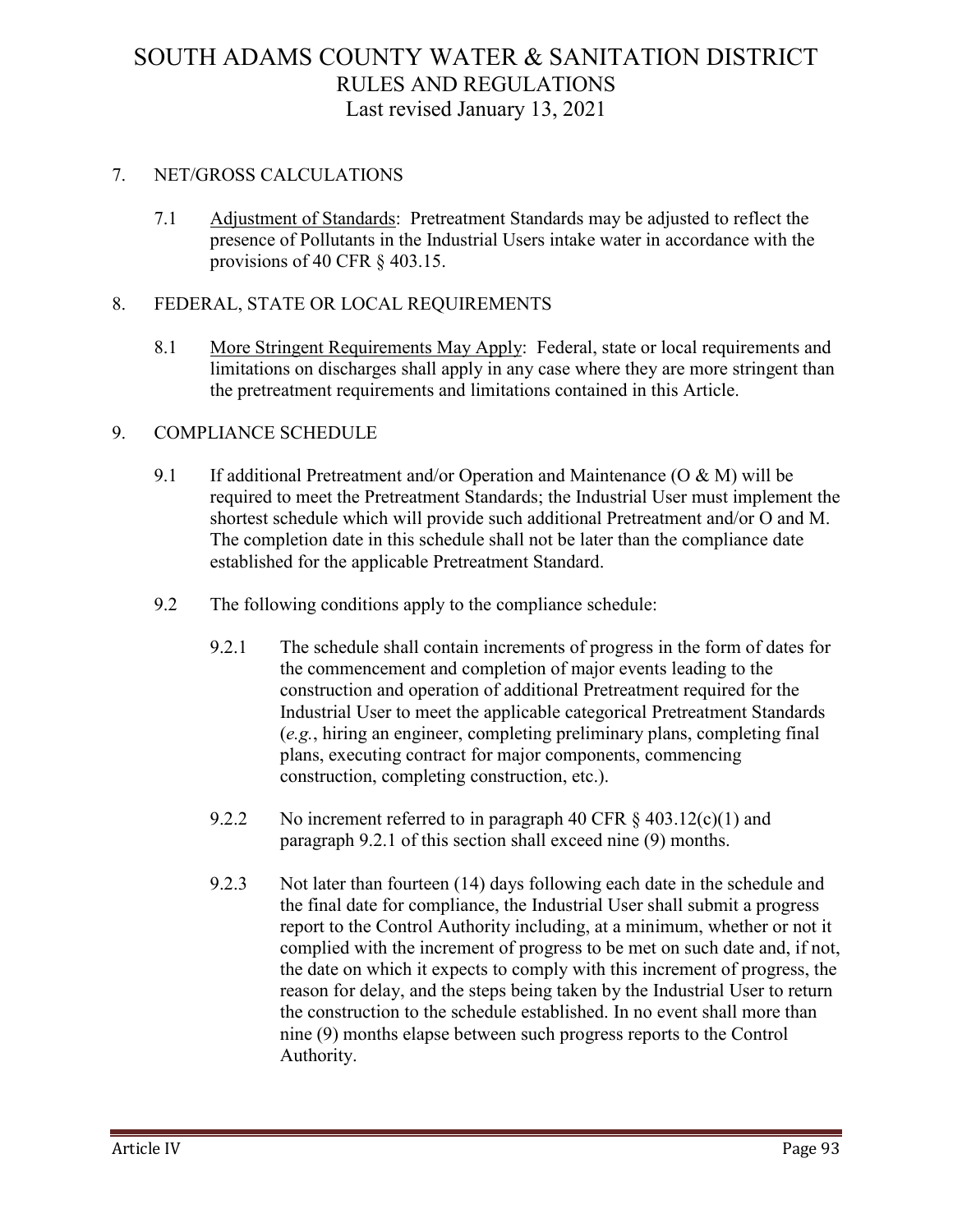## 7. NET/GROSS CALCULATIONS

7.1 Adjustment of Standards: Pretreatment Standards may be adjusted to reflect the presence of Pollutants in the Industrial Users intake water in accordance with the provisions of 40 CFR § 403.15.

## 8. FEDERAL, STATE OR LOCAL REQUIREMENTS

8.1 More Stringent Requirements May Apply: Federal, state or local requirements and limitations on discharges shall apply in any case where they are more stringent than the pretreatment requirements and limitations contained in this Article.

## 9. COMPLIANCE SCHEDULE

9.1 If additional Pretreatment and/or Operation and Maintenance (O & M) will be required to meet the Pretreatment Standards; the Industrial User must implement the shortest schedule which will provide such additional Pretreatment and/or O and M. The completion date in this schedule shall not be later than the compliance date established for the applicable Pretreatment Standard.

9.2 The following conditions apply to the compliance schedule:

9.2.1 The schedule shall contain increments of progress in the form of dates for the commencement and completion of major events leading to the construction and operation of additional Pretreatment required for the Industrial User to meet the applicable categorical Pretreatment Standards (*e.g.*, hiring an engineer, completing preliminary plans, completing final plans, executing contract for major components, commencing construction, completing construction, etc.).

9.2.2 No increment referred to in paragraph 40 CFR § 403.12(c)(1) and paragraph 9.2.1 of this section shall exceed nine (9) months.

9.2.3 Not later than fourteen (14) days following each date in the schedule and the final date for compliance, the Industrial User shall submit a progress report to the Control Authority including, at a minimum, whether or not it complied with the increment of progress to be met on such date and, if not, the date on which it expects to comply with this increment of progress, the reason for delay, and the steps being taken by the Industrial User to return the construction to the schedule established. In no event shall more than nine (9) months elapse between such progress reports to the Control Authority.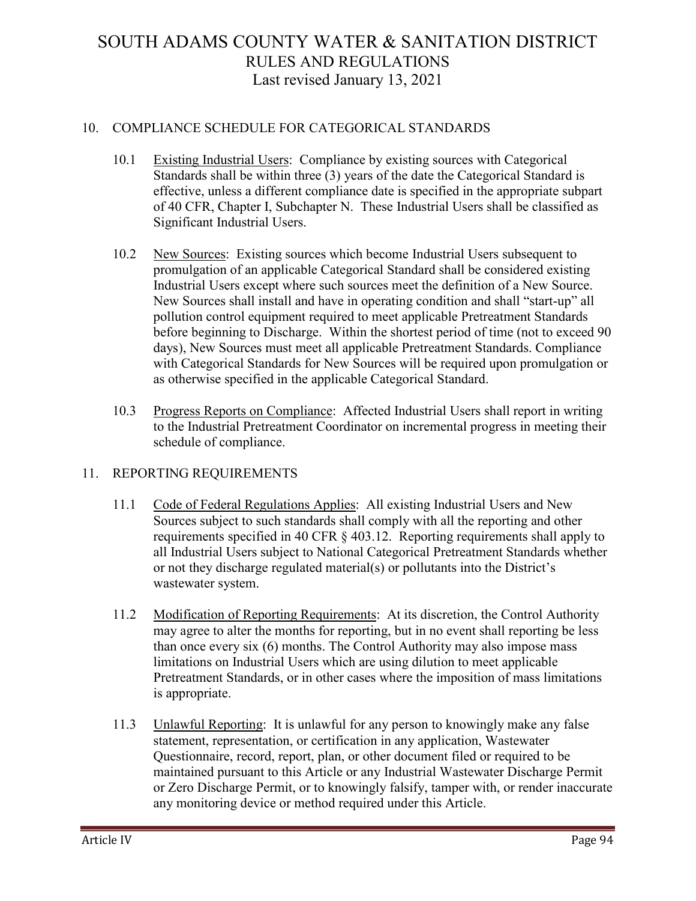## 10. COMPLIANCE SCHEDULE FOR CATEGORICAL STANDARDS

10.1 Existing Industrial Users: Compliance by existing sources with Categorical Standards shall be within three (3) years of the date the Categorical Standard is effective, unless a different compliance date is specified in the appropriate subpart of 40 CFR, Chapter I, Subchapter N. These Industrial Users shall be classified as Significant Industrial Users.

10.2 New Sources: Existing sources which become Industrial Users subsequent to promulgation of an applicable Categorical Standard shall be considered existing Industrial Users except where such sources meet the definition of a New Source. New Sources shall install and have in operating condition and shall "start-up" all pollution control equipment required to meet applicable Pretreatment Standards before beginning to Discharge. Within the shortest period of time (not to exceed 90 days), New Sources must meet all applicable Pretreatment Standards. Compliance with Categorical Standards for New Sources will be required upon promulgation or as otherwise specified in the applicable Categorical Standard.

10.3 Progress Reports on Compliance: Affected Industrial Users shall report in writing to the Industrial Pretreatment Coordinator on incremental progress in meeting their schedule of compliance.

## 11. REPORTING REQUIREMENTS

11.1 Code of Federal Regulations Applies: All existing Industrial Users and New Sources subject to such standards shall comply with all the reporting and other requirements specified in 40 CFR § 403.12. Reporting requirements shall apply to all Industrial Users subject to National Categorical Pretreatment Standards whether or not they discharge regulated material(s) or pollutants into the District's wastewater system.

11.2 Modification of Reporting Requirements: At its discretion, the Control Authority may agree to alter the months for reporting, but in no event shall reporting be less than once every six (6) months. The Control Authority may also impose mass limitations on Industrial Users which are using dilution to meet applicable Pretreatment Standards, or in other cases where the imposition of mass limitations is appropriate.

11.3 Unlawful Reporting: It is unlawful for any person to knowingly make any false statement, representation, or certification in any application, Wastewater Questionnaire, record, report, plan, or other document filed or required to be maintained pursuant to this Article or any Industrial Wastewater Discharge Permit or Zero Discharge Permit, or to knowingly falsify, tamper with, or render inaccurate any monitoring device or method required under this Article.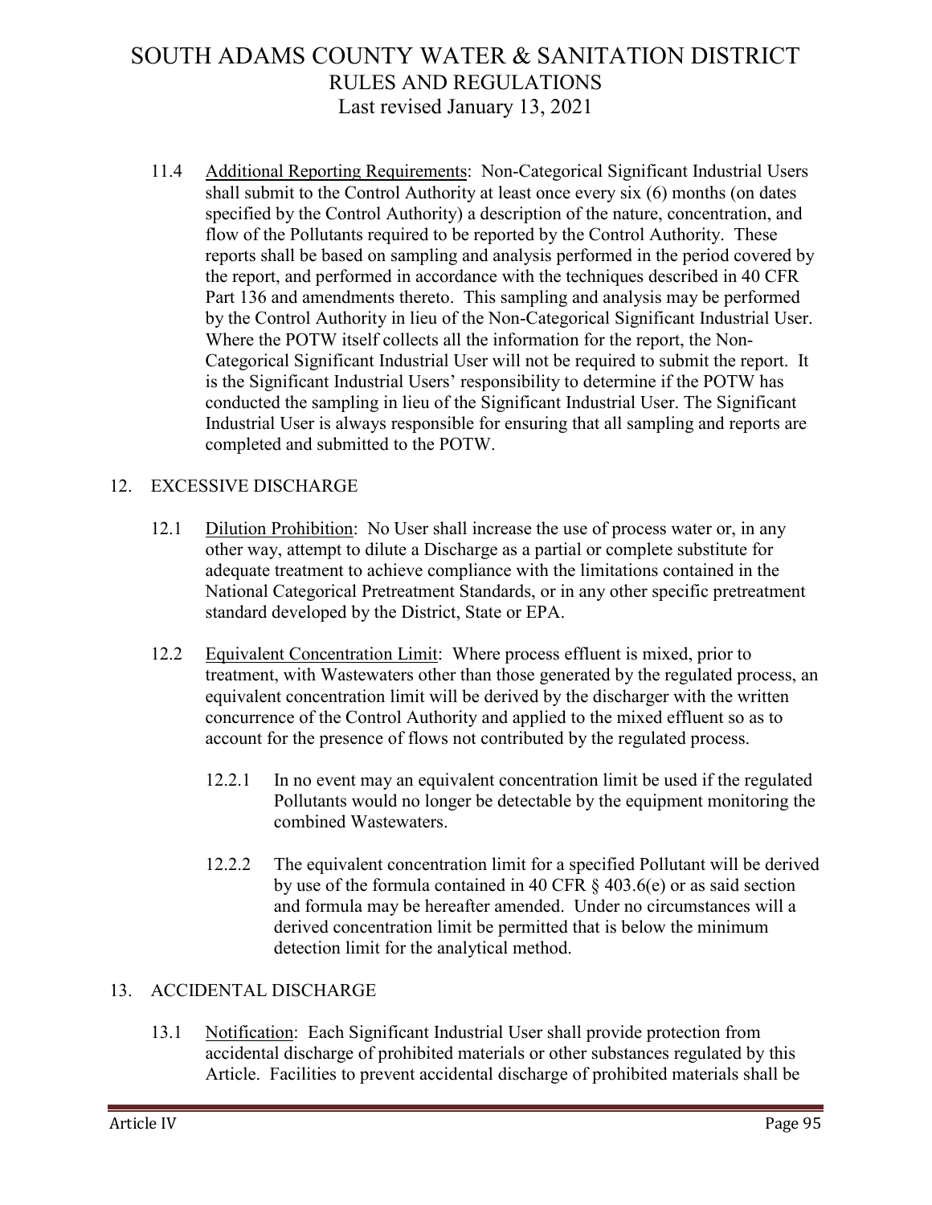11.4 Additional Reporting Requirements: Non-Categorical Significant Industrial Users shall submit to the Control Authority at least once every six (6) months (on dates specified by the Control Authority) a description of the nature, concentration, and flow of the Pollutants required to be reported by the Control Authority. These reports shall be based on sampling and analysis performed in the period covered by the report, and performed in accordance with the techniques described in 40 CFR Part 136 and amendments thereto. This sampling and analysis may be performed by the Control Authority in lieu of the Non-Categorical Significant Industrial User. Where the POTW itself collects all the information for the report, the Non-Categorical Significant Industrial User will not be required to submit the report. It is the Significant Industrial Users' responsibility to determine if the POTW has conducted the sampling in lieu of the Significant Industrial User. The Significant Industrial User is always responsible for ensuring that all sampling and reports are completed and submitted to the POTW.

## 12. EXCESSIVE DISCHARGE

12.1 Dilution Prohibition: No User shall increase the use of process water or, in any other way, attempt to dilute a Discharge as a partial or complete substitute for adequate treatment to achieve compliance with the limitations contained in the National Categorical Pretreatment Standards, or in any other specific pretreatment standard developed by the District, State or EPA.

12.2 Equivalent Concentration Limit: Where process effluent is mixed, prior to treatment, with Wastewaters other than those generated by the regulated process, an equivalent concentration limit will be derived by the discharger with the written concurrence of the Control Authority and applied to the mixed effluent so as to account for the presence of flows not contributed by the regulated process.

12.2.1 In no event may an equivalent concentration limit be used if the regulated Pollutants would no longer be detectable by the equipment monitoring the combined Wastewaters.

12.2.2 The equivalent concentration limit for a specified Pollutant will be derived by use of the formula contained in 40 CFR § 403.6(e) or as said section and formula may be hereafter amended. Under no circumstances will a derived concentration limit be permitted that is below the minimum detection limit for the analytical method.

## 13. ACCIDENTAL DISCHARGE

13.1 Notification: Each Significant Industrial User shall provide protection from accidental discharge of prohibited materials or other substances regulated by this Article. Facilities to prevent accidental discharge of prohibited materials shall be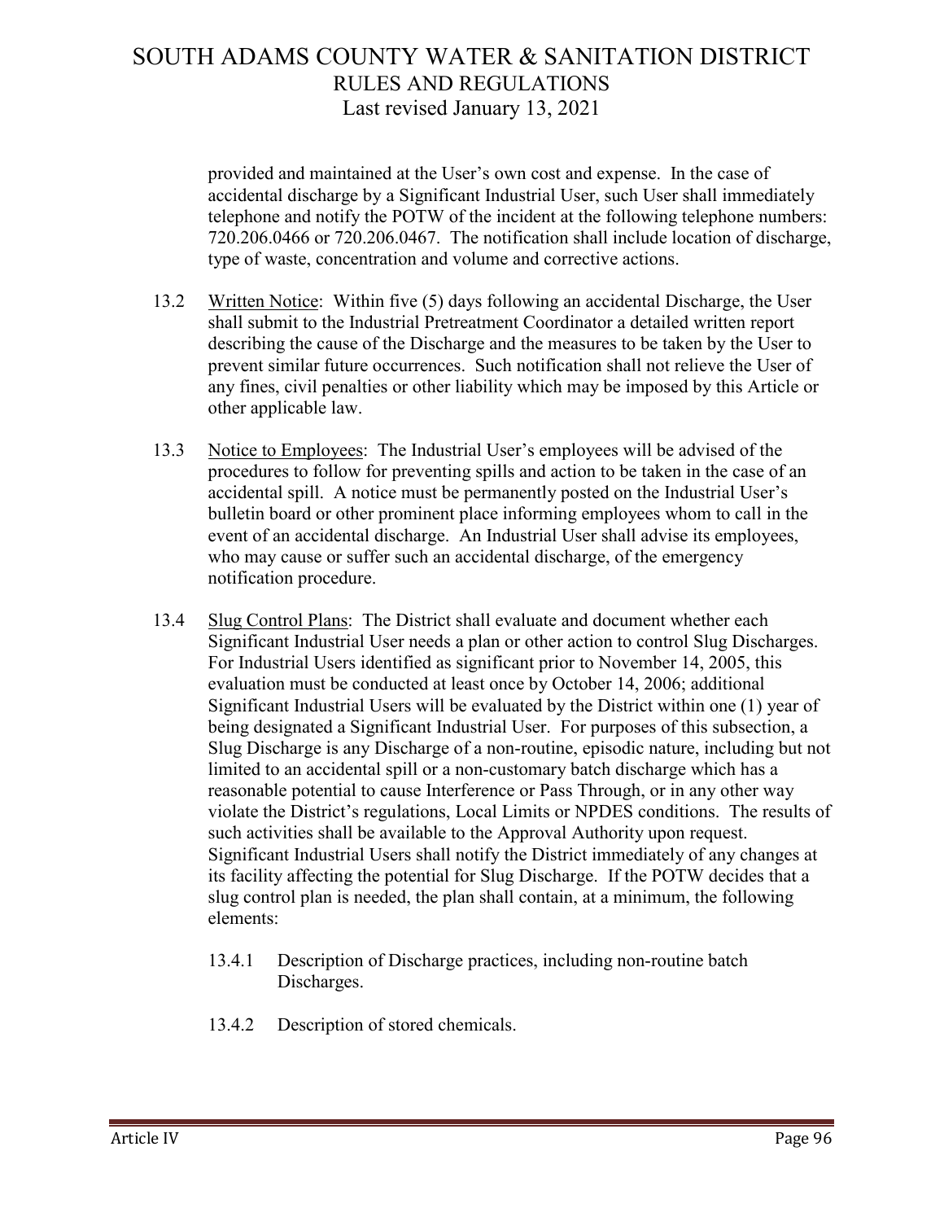provided and maintained at the User's own cost and expense. In the case of accidental discharge by a Significant Industrial User, such User shall immediately telephone and notify the POTW of the incident at the following telephone numbers: 720.206.0466 or 720.206.0467. The notification shall include location of discharge, type of waste, concentration and volume and corrective actions.

13.2 Written Notice: Within five (5) days following an accidental Discharge, the User shall submit to the Industrial Pretreatment Coordinator a detailed written report describing the cause of the Discharge and the measures to be taken by the User to prevent similar future occurrences. Such notification shall not relieve the User of any fines, civil penalties or other liability which may be imposed by this Article or other applicable law.

13.3 Notice to Employees: The Industrial User's employees will be advised of the procedures to follow for preventing spills and action to be taken in the case of an accidental spill. A notice must be permanently posted on the Industrial User's bulletin board or other prominent place informing employees whom to call in the event of an accidental discharge. An Industrial User shall advise its employees, who may cause or suffer such an accidental discharge, of the emergency notification procedure.

13.4 Slug Control Plans: The District shall evaluate and document whether each Significant Industrial User needs a plan or other action to control Slug Discharges. For Industrial Users identified as significant prior to November 14, 2005, this evaluation must be conducted at least once by October 14, 2006; additional Significant Industrial Users will be evaluated by the District within one (1) year of being designated a Significant Industrial User. For purposes of this subsection, a Slug Discharge is any Discharge of a non-routine, episodic nature, including but not limited to an accidental spill or a non-customary batch discharge which has a reasonable potential to cause Interference or Pass Through, or in any other way violate the District's regulations, Local Limits or NPDES conditions. The results of such activities shall be available to the Approval Authority upon request. Significant Industrial Users shall notify the District immediately of any changes at its facility affecting the potential for Slug Discharge. If the POTW decides that a slug control plan is needed, the plan shall contain, at a minimum, the following elements:

13.4.1 Description of Discharge practices, including non-routine batch Discharges.

13.4.2 Description of stored chemicals.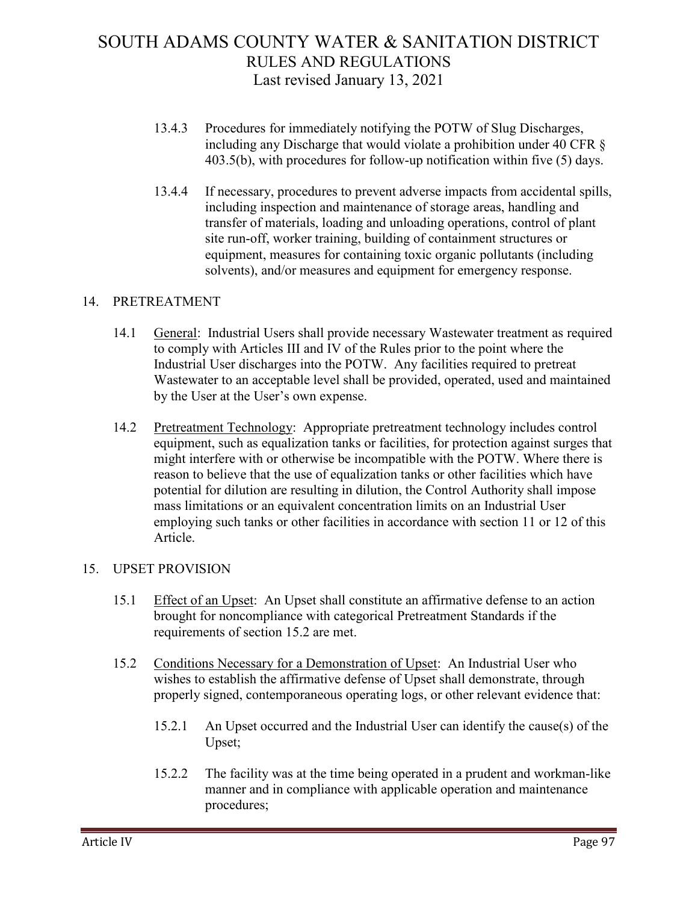13.4.3 Procedures for immediately notifying the POTW of Slug Discharges, including any Discharge that would violate a prohibition under 40 CFR § 403.5(b), with procedures for follow-up notification within five (5) days.

13.4.4 If necessary, procedures to prevent adverse impacts from accidental spills, including inspection and maintenance of storage areas, handling and transfer of materials, loading and unloading operations, control of plant site run-off, worker training, building of containment structures or equipment, measures for containing toxic organic pollutants (including solvents), and/or measures and equipment for emergency response.

## 14. PRETREATMENT

14.1 General: Industrial Users shall provide necessary Wastewater treatment as required to comply with Articles III and IV of the Rules prior to the point where the Industrial User discharges into the POTW. Any facilities required to pretreat Wastewater to an acceptable level shall be provided, operated, used and maintained by the User at the User's own expense.

14.2 Pretreatment Technology: Appropriate pretreatment technology includes control equipment, such as equalization tanks or facilities, for protection against surges that might interfere with or otherwise be incompatible with the POTW. Where there is reason to believe that the use of equalization tanks or other facilities which have potential for dilution are resulting in dilution, the Control Authority shall impose mass limitations or an equivalent concentration limits on an Industrial User employing such tanks or other facilities in accordance with section 11 or 12 of this Article.

## 15. UPSET PROVISION

15.1 Effect of an Upset: An Upset shall constitute an affirmative defense to an action brought for noncompliance with categorical Pretreatment Standards if the requirements of section 15.2 are met.

15.2 Conditions Necessary for a Demonstration of Upset: An Industrial User who wishes to establish the affirmative defense of Upset shall demonstrate, through properly signed, contemporaneous operating logs, or other relevant evidence that:

15.2.1 An Upset occurred and the Industrial User can identify the cause(s) of the Upset;

15.2.2 The facility was at the time being operated in a prudent and workman-like manner and in compliance with applicable operation and maintenance procedures;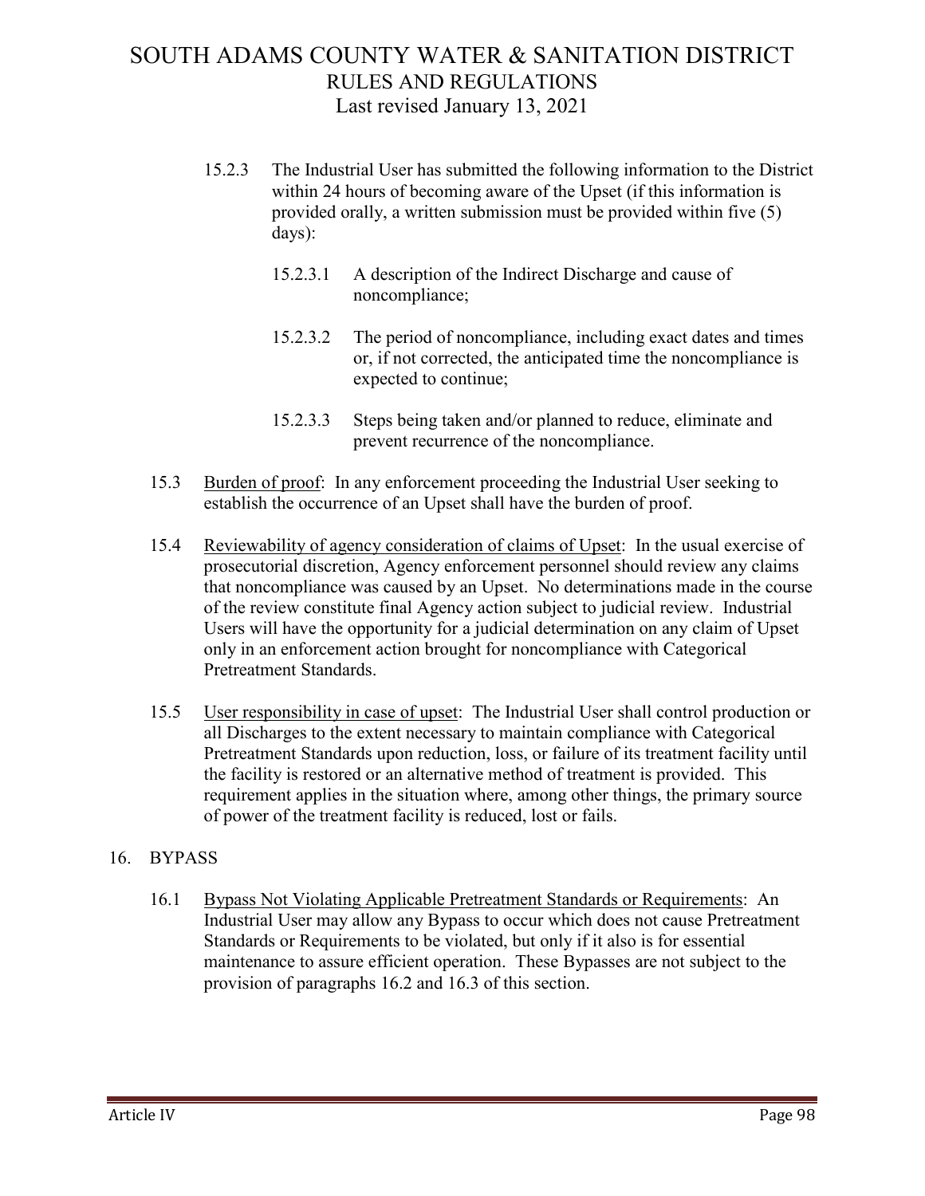15.2.3 The Industrial User has submitted the following information to the District within 24 hours of becoming aware of the Upset (if this information is provided orally, a written submission must be provided within five (5) days):

15.2.3.1 A description of the Indirect Discharge and cause of noncompliance;

15.2.3.2 The period of noncompliance, including exact dates and times or, if not corrected, the anticipated time the noncompliance is expected to continue;

15.2.3.3 Steps being taken and/or planned to reduce, eliminate and prevent recurrence of the noncompliance.

15.3 Burden of proof: In any enforcement proceeding the Industrial User seeking to establish the occurrence of an Upset shall have the burden of proof.

15.4 Reviewability of agency consideration of claims of Upset: In the usual exercise of prosecutorial discretion, Agency enforcement personnel should review any claims that noncompliance was caused by an Upset. No determinations made in the course of the review constitute final Agency action subject to judicial review. Industrial Users will have the opportunity for a judicial determination on any claim of Upset only in an enforcement action brought for noncompliance with Categorical Pretreatment Standards.

15.5 User responsibility in case of upset: The Industrial User shall control production or all Discharges to the extent necessary to maintain compliance with Categorical Pretreatment Standards upon reduction, loss, or failure of its treatment facility until the facility is restored or an alternative method of treatment is provided. This requirement applies in the situation where, among other things, the primary source of power of the treatment facility is reduced, lost or fails.

## 16. BYPASS

16.1 Bypass Not Violating Applicable Pretreatment Standards or Requirements: An Industrial User may allow any Bypass to occur which does not cause Pretreatment Standards or Requirements to be violated, but only if it also is for essential maintenance to assure efficient operation. These Bypasses are not subject to the provision of paragraphs 16.2 and 16.3 of this section.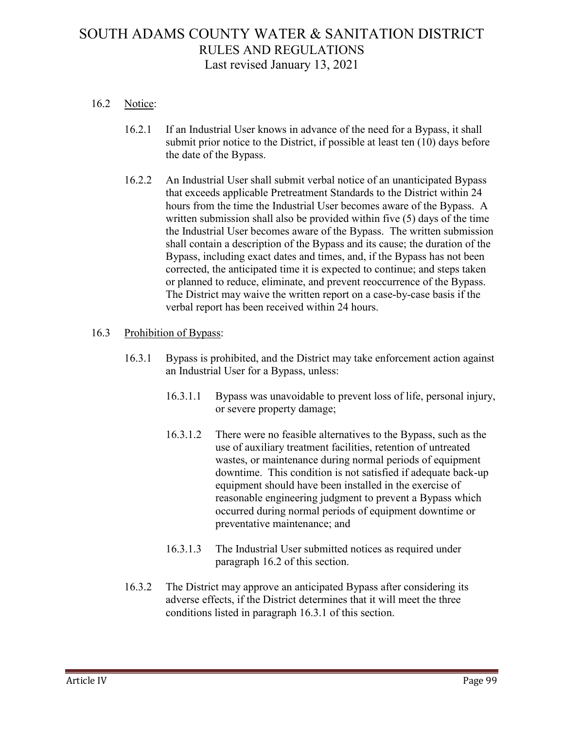16.2 Notice:

16.2.1 If an Industrial User knows in advance of the need for a Bypass, it shall submit prior notice to the District, if possible at least ten (10) days before the date of the Bypass.

16.2.2 An Industrial User shall submit verbal notice of an unanticipated Bypass that exceeds applicable Pretreatment Standards to the District within 24 hours from the time the Industrial User becomes aware of the Bypass. A written submission shall also be provided within five (5) days of the time the Industrial User becomes aware of the Bypass. The written submission shall contain a description of the Bypass and its cause; the duration of the Bypass, including exact dates and times, and, if the Bypass has not been corrected, the anticipated time it is expected to continue; and steps taken or planned to reduce, eliminate, and prevent reoccurrence of the Bypass. The District may waive the written report on a case-by-case basis if the verbal report has been received within 24 hours.

16.3 Prohibition of Bypass:

16.3.1 Bypass is prohibited, and the District may take enforcement action against an Industrial User for a Bypass, unless:

16.3.1.1 Bypass was unavoidable to prevent loss of life, personal injury, or severe property damage;

16.3.1.2 There were no feasible alternatives to the Bypass, such as the use of auxiliary treatment facilities, retention of untreated wastes, or maintenance during normal periods of equipment downtime. This condition is not satisfied if adequate back-up equipment should have been installed in the exercise of reasonable engineering judgment to prevent a Bypass which occurred during normal periods of equipment downtime or preventative maintenance; and

16.3.1.3 The Industrial User submitted notices as required under paragraph 16.2 of this section.

16.3.2 The District may approve an anticipated Bypass after considering its adverse effects, if the District determines that it will meet the three conditions listed in paragraph 16.3.1 of this section.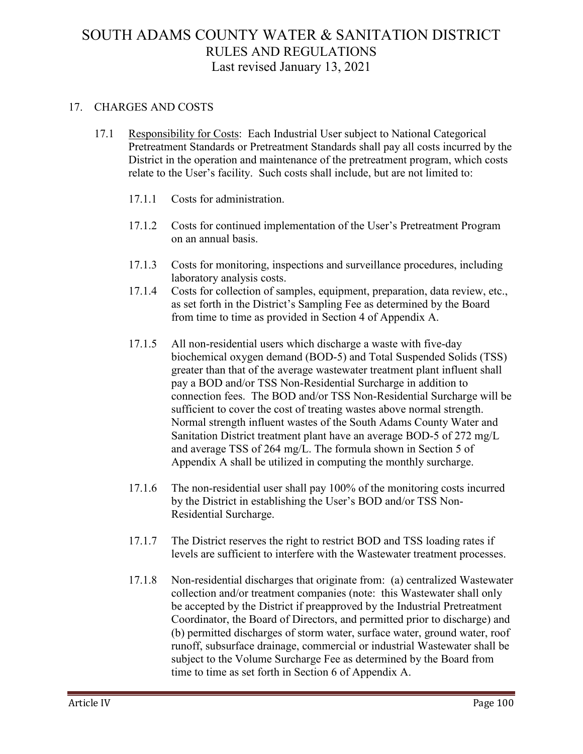## 17. CHARGES AND COSTS

17.1 Responsibility for Costs: Each Industrial User subject to National Categorical Pretreatment Standards or Pretreatment Standards shall pay all costs incurred by the District in the operation and maintenance of the pretreatment program, which costs relate to the User's facility. Such costs shall include, but are not limited to:

17.1.1 Costs for administration.

17.1.2 Costs for continued implementation of the User's Pretreatment Program on an annual basis.

17.1.3 Costs for monitoring, inspections and surveillance procedures, including laboratory analysis costs.

17.1.4 Costs for collection of samples, equipment, preparation, data review, etc., as set forth in the District's Sampling Fee as determined by the Board from time to time as provided in Section 4 of Appendix A.

17.1.5 All non-residential users which discharge a waste with five-day biochemical oxygen demand (BOD-5) and Total Suspended Solids (TSS) greater than that of the average wastewater treatment plant influent shall pay a BOD and/or TSS Non-Residential Surcharge in addition to connection fees. The BOD and/or TSS Non-Residential Surcharge will be sufficient to cover the cost of treating wastes above normal strength. Normal strength influent wastes of the South Adams County Water and Sanitation District treatment plant have an average BOD-5 of 272 mg/L and average TSS of 264 mg/L. The formula shown in Section 5 of Appendix A shall be utilized in computing the monthly surcharge.

17.1.6 The non-residential user shall pay 100% of the monitoring costs incurred by the District in establishing the User's BOD and/or TSS Non-Residential Surcharge.

17.1.7 The District reserves the right to restrict BOD and TSS loading rates if levels are sufficient to interfere with the Wastewater treatment processes.

17.1.8 Non-residential discharges that originate from: (a) centralized Wastewater collection and/or treatment companies (note: this Wastewater shall only be accepted by the District if preapproved by the Industrial Pretreatment Coordinator, the Board of Directors, and permitted prior to discharge) and (b) permitted discharges of storm water, surface water, ground water, roof runoff, subsurface drainage, commercial or industrial Wastewater shall be subject to the Volume Surcharge Fee as determined by the Board from time to time as set forth in Section 6 of Appendix A.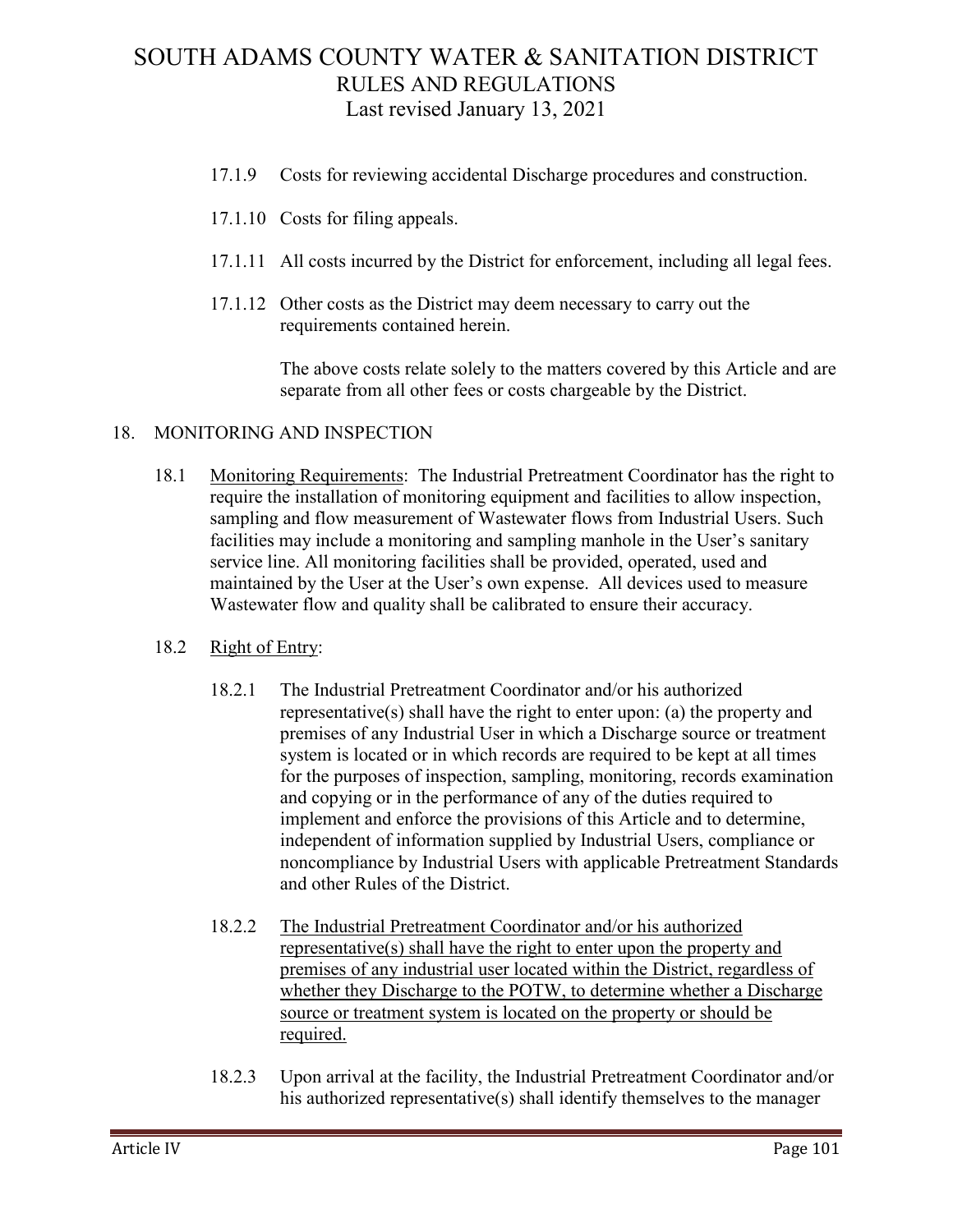17.1.9 Costs for reviewing accidental Discharge procedures and construction.

17.1.10 Costs for filing appeals.

17.1.11 All costs incurred by the District for enforcement, including all legal fees.

17.1.12 Other costs as the District may deem necessary to carry out the requirements contained herein.

The above costs relate solely to the matters covered by this Article and are separate from all other fees or costs chargeable by the District.

## 18. MONITORING AND INSPECTION

18.1 Monitoring Requirements: The Industrial Pretreatment Coordinator has the right to require the installation of monitoring equipment and facilities to allow inspection, sampling and flow measurement of Wastewater flows from Industrial Users. Such facilities may include a monitoring and sampling manhole in the User's sanitary service line. All monitoring facilities shall be provided, operated, used and maintained by the User at the User's own expense. All devices used to measure Wastewater flow and quality shall be calibrated to ensure their accuracy.

18.2 Right of Entry:

18.2.1 The Industrial Pretreatment Coordinator and/or his authorized representative(s) shall have the right to enter upon: (a) the property and premises of any Industrial User in which a Discharge source or treatment system is located or in which records are required to be kept at all times for the purposes of inspection, sampling, monitoring, records examination and copying or in the performance of any of the duties required to implement and enforce the provisions of this Article and to determine, independent of information supplied by Industrial Users, compliance or noncompliance by Industrial Users with applicable Pretreatment Standards and other Rules of the District.

18.2.2 The Industrial Pretreatment Coordinator and/or his authorized representative(s) shall have the right to enter upon the property and premises of any industrial user located within the District, regardless of whether they Discharge to the POTW, to determine whether a Discharge source or treatment system is located on the property or should be required.

18.2.3 Upon arrival at the facility, the Industrial Pretreatment Coordinator and/or his authorized representative(s) shall identify themselves to the manager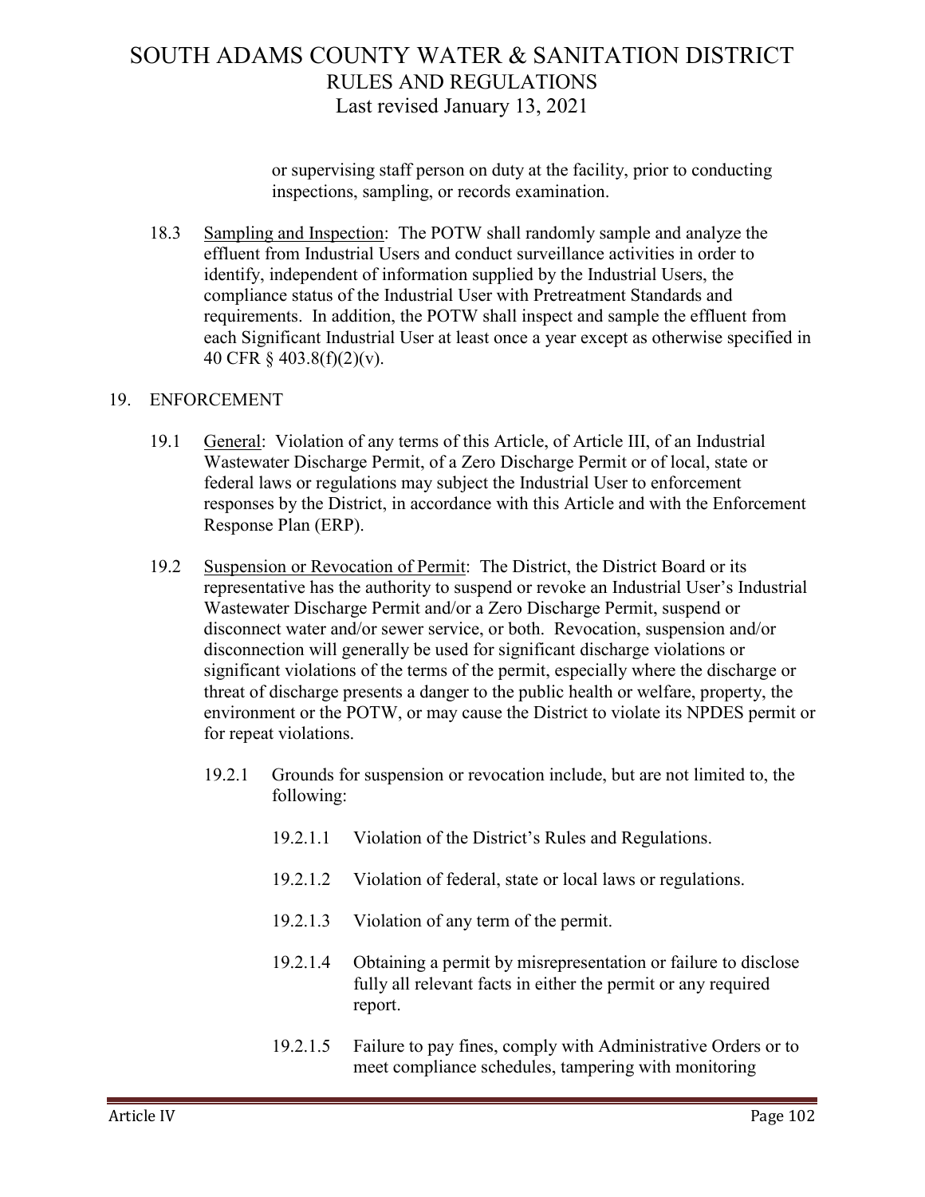or supervising staff person on duty at the facility, prior to conducting inspections, sampling, or records examination.

18.3 Sampling and Inspection: The POTW shall randomly sample and analyze the effluent from Industrial Users and conduct surveillance activities in order to identify, independent of information supplied by the Industrial Users, the compliance status of the Industrial User with Pretreatment Standards and requirements. In addition, the POTW shall inspect and sample the effluent from each Significant Industrial User at least once a year except as otherwise specified in 40 CFR § 403.8(f)(2)(v).

## 19. ENFORCEMENT

19.1 General: Violation of any terms of this Article, of Article III, of an Industrial Wastewater Discharge Permit, of a Zero Discharge Permit or of local, state or federal laws or regulations may subject the Industrial User to enforcement responses by the District, in accordance with this Article and with the Enforcement Response Plan (ERP).

19.2 Suspension or Revocation of Permit: The District, the District Board or its representative has the authority to suspend or revoke an Industrial User's Industrial Wastewater Discharge Permit and/or a Zero Discharge Permit, suspend or disconnect water and/or sewer service, or both. Revocation, suspension and/or disconnection will generally be used for significant discharge violations or significant violations of the terms of the permit, especially where the discharge or threat of discharge presents a danger to the public health or welfare, property, the environment or the POTW, or may cause the District to violate its NPDES permit or for repeat violations.

19.2.1 Grounds for suspension or revocation include, but are not limited to, the following:

19.2.1.1 Violation of the District's Rules and Regulations.

19.2.1.2 Violation of federal, state or local laws or regulations.

19.2.1.3 Violation of any term of the permit.

19.2.1.4 Obtaining a permit by misrepresentation or failure to disclose fully all relevant facts in either the permit or any required report.

19.2.1.5 Failure to pay fines, comply with Administrative Orders or to meet compliance schedules, tampering with monitoring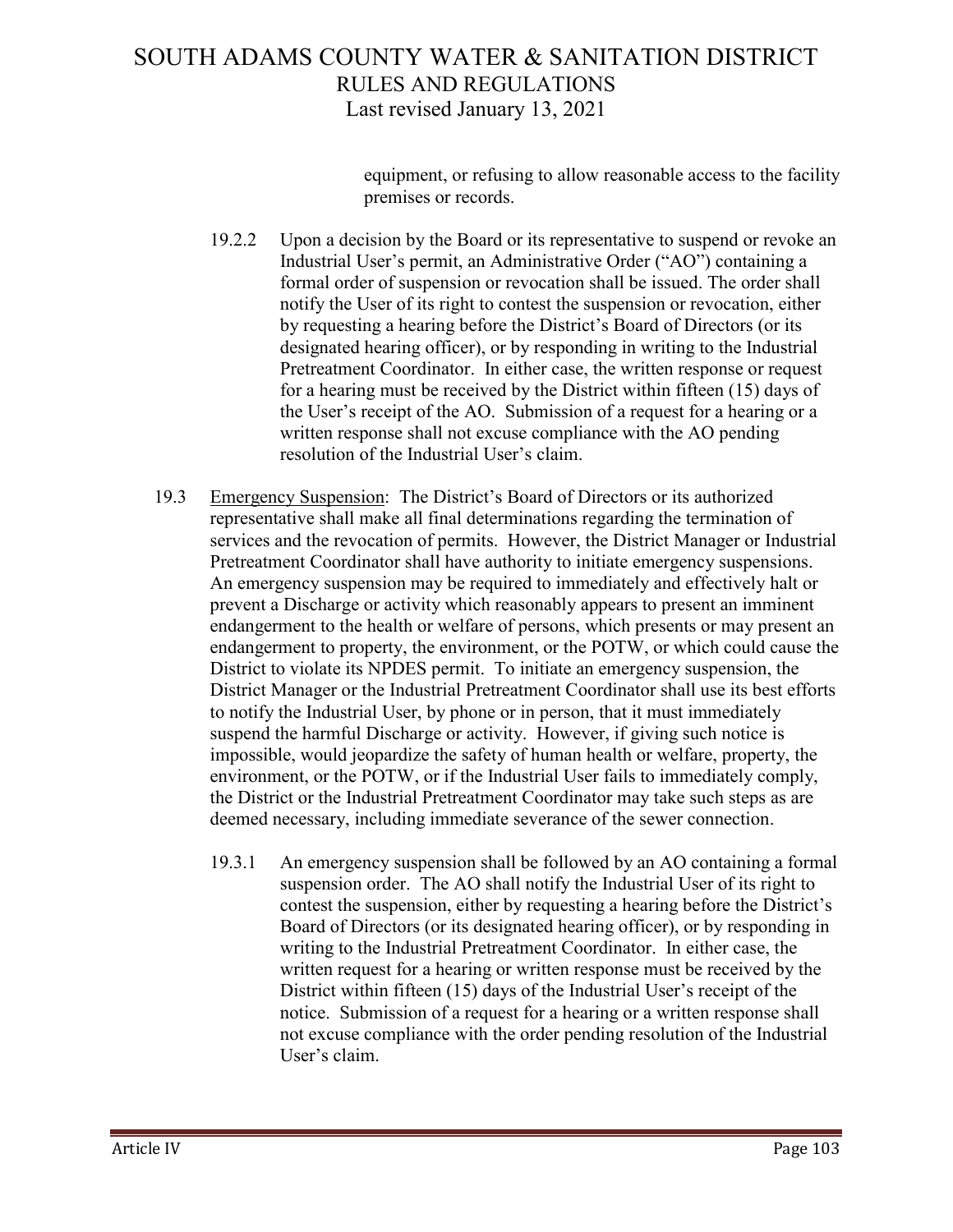equipment, or refusing to allow reasonable access to the facility premises or records.

19.2.2 Upon a decision by the Board or its representative to suspend or revoke an Industrial User's permit, an Administrative Order ("AO") containing a formal order of suspension or revocation shall be issued. The order shall notify the User of its right to contest the suspension or revocation, either by requesting a hearing before the District's Board of Directors (or its designated hearing officer), or by responding in writing to the Industrial Pretreatment Coordinator. In either case, the written response or request for a hearing must be received by the District within fifteen (15) days of the User's receipt of the AO. Submission of a request for a hearing or a written response shall not excuse compliance with the AO pending resolution of the Industrial User's claim.

19.3 Emergency Suspension: The District's Board of Directors or its authorized representative shall make all final determinations regarding the termination of services and the revocation of permits. However, the District Manager or Industrial Pretreatment Coordinator shall have authority to initiate emergency suspensions. An emergency suspension may be required to immediately and effectively halt or prevent a Discharge or activity which reasonably appears to present an imminent endangerment to the health or welfare of persons, which presents or may present an endangerment to property, the environment, or the POTW, or which could cause the District to violate its NPDES permit. To initiate an emergency suspension, the District Manager or the Industrial Pretreatment Coordinator shall use its best efforts to notify the Industrial User, by phone or in person, that it must immediately suspend the harmful Discharge or activity. However, if giving such notice is impossible, would jeopardize the safety of human health or welfare, property, the environment, or the POTW, or if the Industrial User fails to immediately comply, the District or the Industrial Pretreatment Coordinator may take such steps as are deemed necessary, including immediate severance of the sewer connection.

19.3.1 An emergency suspension shall be followed by an AO containing a formal suspension order. The AO shall notify the Industrial User of its right to contest the suspension, either by requesting a hearing before the District's Board of Directors (or its designated hearing officer), or by responding in writing to the Industrial Pretreatment Coordinator. In either case, the written request for a hearing or written response must be received by the District within fifteen (15) days of the Industrial User's receipt of the notice. Submission of a request for a hearing or a written response shall not excuse compliance with the order pending resolution of the Industrial User's claim.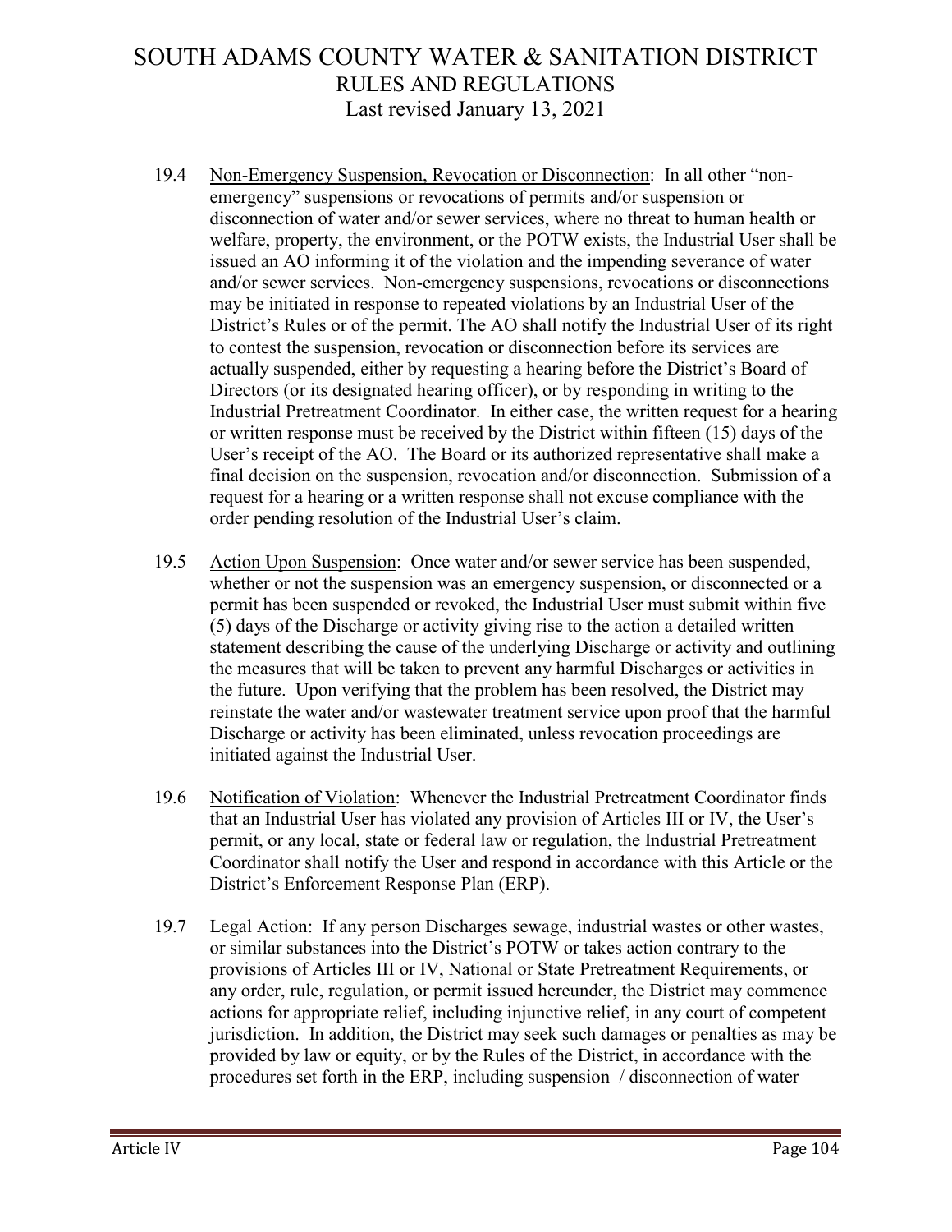19.4 Non-Emergency Suspension, Revocation or Disconnection: In all other "non-emergency" suspensions or revocations of permits and/or suspension or disconnection of water and/or sewer services, where no threat to human health or welfare, property, the environment, or the POTW exists, the Industrial User shall be issued an AO informing it of the violation and the impending severance of water and/or sewer services. Non-emergency suspensions, revocations or disconnections may be initiated in response to repeated violations by an Industrial User of the District's Rules or of the permit. The AO shall notify the Industrial User of its right to contest the suspension, revocation or disconnection before its services are actually suspended, either by requesting a hearing before the District's Board of Directors (or its designated hearing officer), or by responding in writing to the Industrial Pretreatment Coordinator. In either case, the written request for a hearing or written response must be received by the District within fifteen (15) days of the User's receipt of the AO. The Board or its authorized representative shall make a final decision on the suspension, revocation and/or disconnection. Submission of a request for a hearing or a written response shall not excuse compliance with the order pending resolution of the Industrial User's claim.

19.5 Action Upon Suspension: Once water and/or sewer service has been suspended, whether or not the suspension was an emergency suspension, or disconnected or a permit has been suspended or revoked, the Industrial User must submit within five (5) days of the Discharge or activity giving rise to the action a detailed written statement describing the cause of the underlying Discharge or activity and outlining the measures that will be taken to prevent any harmful Discharges or activities in the future. Upon verifying that the problem has been resolved, the District may reinstate the water and/or wastewater treatment service upon proof that the harmful Discharge or activity has been eliminated, unless revocation proceedings are initiated against the Industrial User.

19.6 Notification of Violation: Whenever the Industrial Pretreatment Coordinator finds that an Industrial User has violated any provision of Articles III or IV, the User's permit, or any local, state or federal law or regulation, the Industrial Pretreatment Coordinator shall notify the User and respond in accordance with this Article or the District's Enforcement Response Plan (ERP).

19.7 Legal Action: If any person Discharges sewage, industrial wastes or other wastes, or similar substances into the District's POTW or takes action contrary to the provisions of Articles III or IV, National or State Pretreatment Requirements, or any order, rule, regulation, or permit issued hereunder, the District may commence actions for appropriate relief, including injunctive relief, in any court of competent jurisdiction. In addition, the District may seek such damages or penalties as may be provided by law or equity, or by the Rules of the District, in accordance with the procedures set forth in the ERP, including suspension / disconnection of water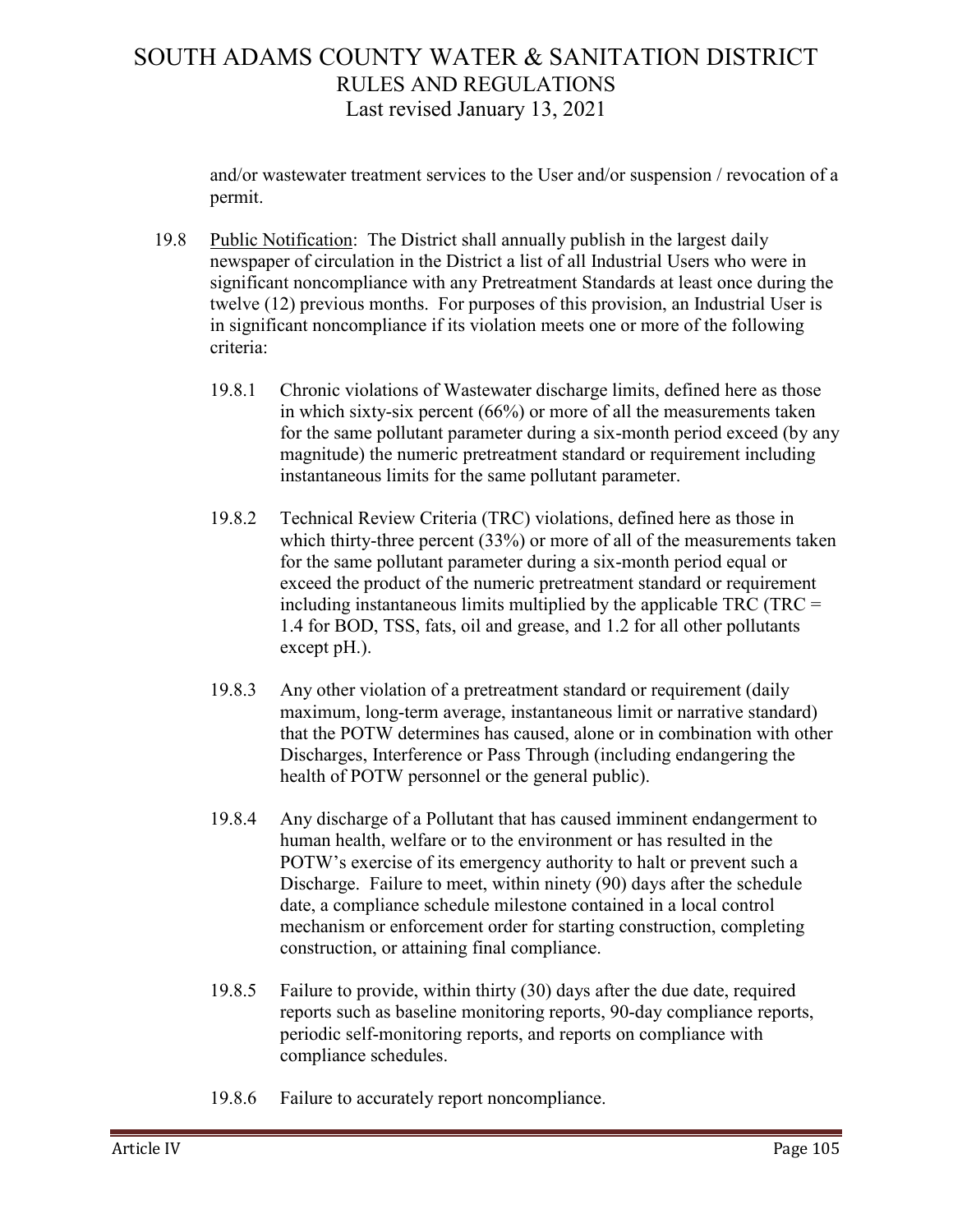and/or wastewater treatment services to the User and/or suspension / revocation of a permit.

19.8 Public Notification: The District shall annually publish in the largest daily newspaper of circulation in the District a list of all Industrial Users who were in significant noncompliance with any Pretreatment Standards at least once during the twelve (12) previous months. For purposes of this provision, an Industrial User is in significant noncompliance if its violation meets one or more of the following criteria:

19.8.1 Chronic violations of Wastewater discharge limits, defined here as those in which sixty-six percent (66%) or more of all the measurements taken for the same pollutant parameter during a six-month period exceed (by any magnitude) the numeric pretreatment standard or requirement including instantaneous limits for the same pollutant parameter.

19.8.2 Technical Review Criteria (TRC) violations, defined here as those in which thirty-three percent (33%) or more of all of the measurements taken for the same pollutant parameter during a six-month period equal or exceed the product of the numeric pretreatment standard or requirement including instantaneous limits multiplied by the applicable TRC (TRC = 1.4 for BOD, TSS, fats, oil and grease, and 1.2 for all other pollutants except pH.).

19.8.3 Any other violation of a pretreatment standard or requirement (daily maximum, long-term average, instantaneous limit or narrative standard) that the POTW determines has caused, alone or in combination with other Discharges, Interference or Pass Through (including endangering the health of POTW personnel or the general public).

19.8.4 Any discharge of a Pollutant that has caused imminent endangerment to human health, welfare or to the environment or has resulted in the POTW's exercise of its emergency authority to halt or prevent such a Discharge. Failure to meet, within ninety (90) days after the schedule date, a compliance schedule milestone contained in a local control mechanism or enforcement order for starting construction, completing construction, or attaining final compliance.

19.8.5 Failure to provide, within thirty (30) days after the due date, required reports such as baseline monitoring reports, 90-day compliance reports, periodic self-monitoring reports, and reports on compliance with compliance schedules.

19.8.6 Failure to accurately report noncompliance.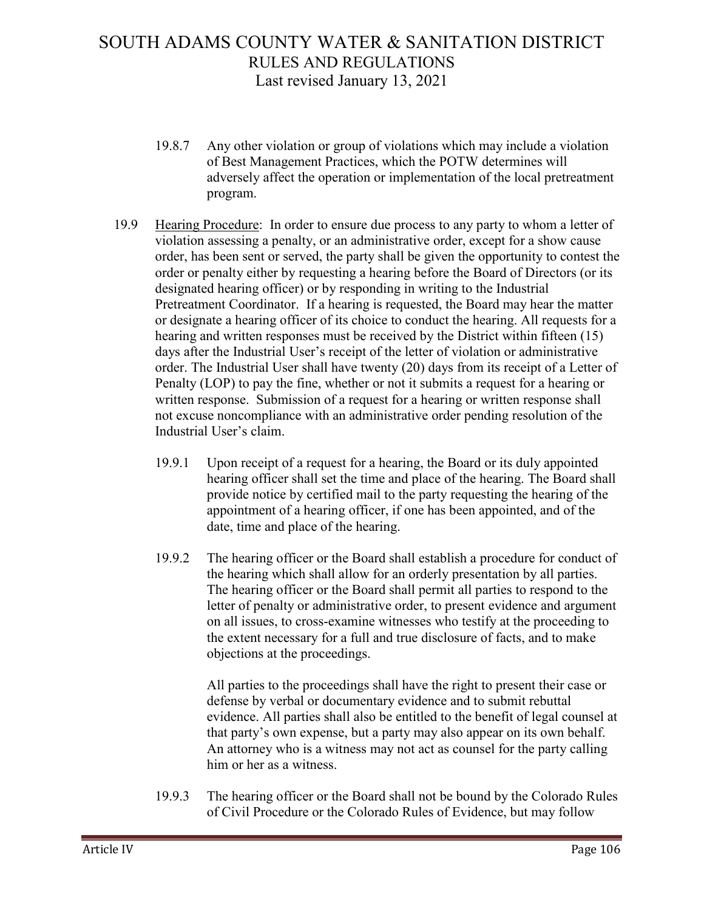19.8.7 Any other violation or group of violations which may include a violation of Best Management Practices, which the POTW determines will adversely affect the operation or implementation of the local pretreatment program.

19.9 <u>Hearing Procedure</u>: In order to ensure due process to any party to whom a letter of violation assessing a penalty, or an administrative order, except for a show cause order, has been sent or served, the party shall be given the opportunity to contest the order or penalty either by requesting a hearing before the Board of Directors (or its designated hearing officer) or by responding in writing to the Industrial Pretreatment Coordinator. If a hearing is requested, the Board may hear the matter or designate a hearing officer of its choice to conduct the hearing. All requests for a hearing and written responses must be received by the District within fifteen (15) days after the Industrial User's receipt of the letter of violation or administrative order. The Industrial User shall have twenty (20) days from its receipt of a Letter of Penalty (LOP) to pay the fine, whether or not it submits a request for a hearing or written response. Submission of a request for a hearing or written response shall not excuse noncompliance with an administrative order pending resolution of the Industrial User's claim.

19.9.1 Upon receipt of a request for a hearing, the Board or its duly appointed hearing officer shall set the time and place of the hearing. The Board shall provide notice by certified mail to the party requesting the hearing of the appointment of a hearing officer, if one has been appointed, and of the date, time and place of the hearing.

19.9.2 The hearing officer or the Board shall establish a procedure for conduct of the hearing which shall allow for an orderly presentation by all parties. The hearing officer or the Board shall permit all parties to respond to the letter of penalty or administrative order, to present evidence and argument on all issues, to cross-examine witnesses who testify at the proceeding to the extent necessary for a full and true disclosure of facts, and to make objections at the proceedings.

All parties to the proceedings shall have the right to present their case or defense by verbal or documentary evidence and to submit rebuttal evidence. All parties shall also be entitled to the benefit of legal counsel at that party's own expense, but a party may also appear on its own behalf. An attorney who is a witness may not act as counsel for the party calling him or her as a witness.

19.9.3 The hearing officer or the Board shall not be bound by the Colorado Rules of Civil Procedure or the Colorado Rules of Evidence, but may follow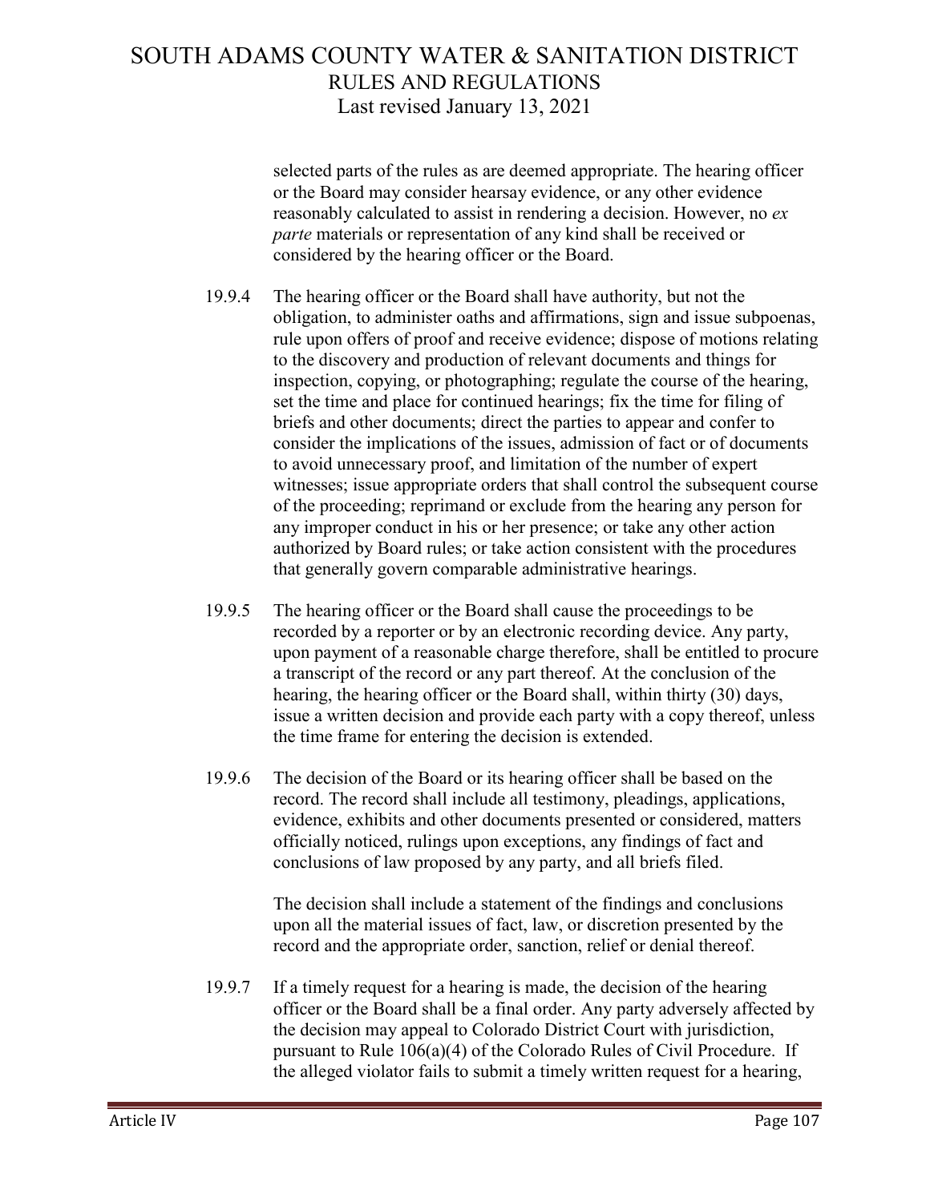selected parts of the rules as are deemed appropriate. The hearing officer or the Board may consider hearsay evidence, or any other evidence reasonably calculated to assist in rendering a decision. However, no *ex parte* materials or representation of any kind shall be received or considered by the hearing officer or the Board.

19.9.4 The hearing officer or the Board shall have authority, but not the obligation, to administer oaths and affirmations, sign and issue subpoenas, rule upon offers of proof and receive evidence; dispose of motions relating to the discovery and production of relevant documents and things for inspection, copying, or photographing; regulate the course of the hearing, set the time and place for continued hearings; fix the time for filing of briefs and other documents; direct the parties to appear and confer to consider the implications of the issues, admission of fact or of documents to avoid unnecessary proof, and limitation of the number of expert witnesses; issue appropriate orders that shall control the subsequent course of the proceeding; reprimand or exclude from the hearing any person for any improper conduct in his or her presence; or take any other action authorized by Board rules; or take action consistent with the procedures that generally govern comparable administrative hearings.

19.9.5 The hearing officer or the Board shall cause the proceedings to be recorded by a reporter or by an electronic recording device. Any party, upon payment of a reasonable charge therefore, shall be entitled to procure a transcript of the record or any part thereof. At the conclusion of the hearing, the hearing officer or the Board shall, within thirty (30) days, issue a written decision and provide each party with a copy thereof, unless the time frame for entering the decision is extended.

19.9.6 The decision of the Board or its hearing officer shall be based on the record. The record shall include all testimony, pleadings, applications, evidence, exhibits and other documents presented or considered, matters officially noticed, rulings upon exceptions, any findings of fact and conclusions of law proposed by any party, and all briefs filed.

The decision shall include a statement of the findings and conclusions upon all the material issues of fact, law, or discretion presented by the record and the appropriate order, sanction, relief or denial thereof.

19.9.7 If a timely request for a hearing is made, the decision of the hearing officer or the Board shall be a final order. Any party adversely affected by the decision may appeal to Colorado District Court with jurisdiction, pursuant to Rule 106(a)(4) of the Colorado Rules of Civil Procedure. If the alleged violator fails to submit a timely written request for a hearing,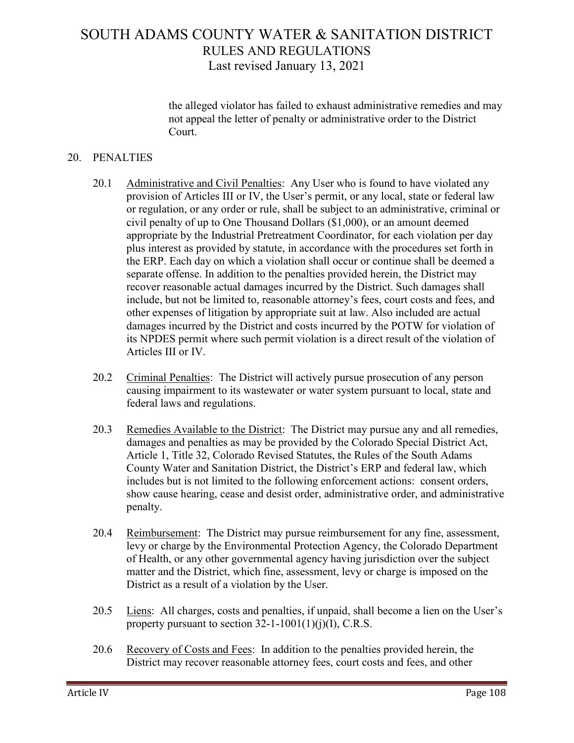the alleged violator has failed to exhaust administrative remedies and may not appeal the letter of penalty or administrative order to the District Court.

## 20. PENALTIES

20.1 Administrative and Civil Penalties: Any User who is found to have violated any provision of Articles III or IV, the User's permit, or any local, state or federal law or regulation, or any order or rule, shall be subject to an administrative, criminal or civil penalty of up to One Thousand Dollars ($1,000), or an amount deemed appropriate by the Industrial Pretreatment Coordinator, for each violation per day plus interest as provided by statute, in accordance with the procedures set forth in the ERP. Each day on which a violation shall occur or continue shall be deemed a separate offense. In addition to the penalties provided herein, the District may recover reasonable actual damages incurred by the District. Such damages shall include, but not be limited to, reasonable attorney's fees, court costs and fees, and other expenses of litigation by appropriate suit at law. Also included are actual damages incurred by the District and costs incurred by the POTW for violation of its NPDES permit where such permit violation is a direct result of the violation of Articles III or IV.

20.2 Criminal Penalties: The District will actively pursue prosecution of any person causing impairment to its wastewater or water system pursuant to local, state and federal laws and regulations.

20.3 Remedies Available to the District: The District may pursue any and all remedies, damages and penalties as may be provided by the Colorado Special District Act, Article 1, Title 32, Colorado Revised Statutes, the Rules of the South Adams County Water and Sanitation District, the District's ERP and federal law, which includes but is not limited to the following enforcement actions: consent orders, show cause hearing, cease and desist order, administrative order, and administrative penalty.

20.4 Reimbursement: The District may pursue reimbursement for any fine, assessment, levy or charge by the Environmental Protection Agency, the Colorado Department of Health, or any other governmental agency having jurisdiction over the subject matter and the District, which fine, assessment, levy or charge is imposed on the District as a result of a violation by the User.

20.5 Liens: All charges, costs and penalties, if unpaid, shall become a lien on the User's property pursuant to section 32-1-1001(1)(j)(I), C.R.S.

20.6 Recovery of Costs and Fees: In addition to the penalties provided herein, the District may recover reasonable attorney fees, court costs and fees, and other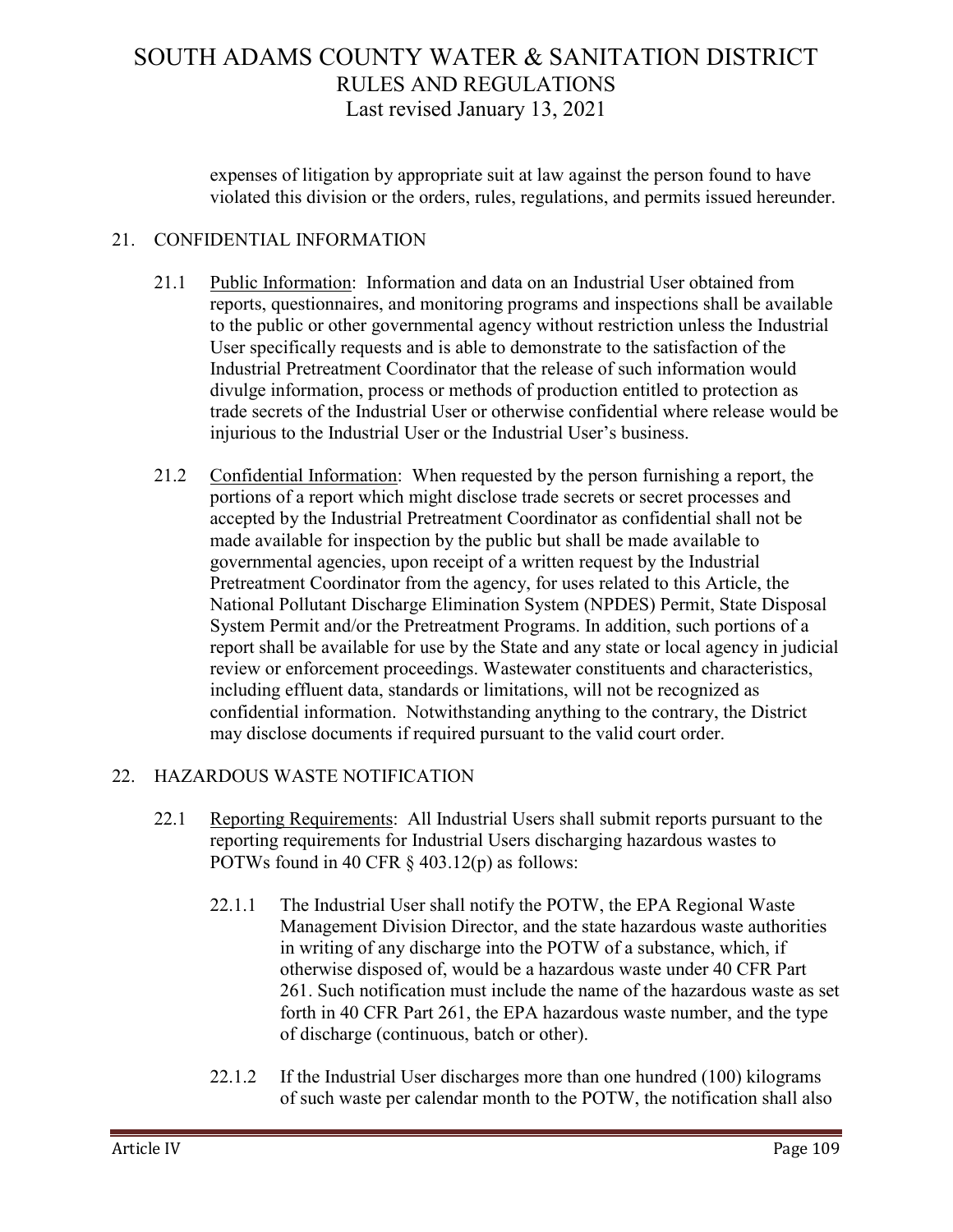expenses of litigation by appropriate suit at law against the person found to have violated this division or the orders, rules, regulations, and permits issued hereunder.

## 21. CONFIDENTIAL INFORMATION

21.1 Public Information: Information and data on an Industrial User obtained from reports, questionnaires, and monitoring programs and inspections shall be available to the public or other governmental agency without restriction unless the Industrial User specifically requests and is able to demonstrate to the satisfaction of the Industrial Pretreatment Coordinator that the release of such information would divulge information, process or methods of production entitled to protection as trade secrets of the Industrial User or otherwise confidential where release would be injurious to the Industrial User or the Industrial User's business.

21.2 Confidential Information: When requested by the person furnishing a report, the portions of a report which might disclose trade secrets or secret processes and accepted by the Industrial Pretreatment Coordinator as confidential shall not be made available for inspection by the public but shall be made available to governmental agencies, upon receipt of a written request by the Industrial Pretreatment Coordinator from the agency, for uses related to this Article, the National Pollutant Discharge Elimination System (NPDES) Permit, State Disposal System Permit and/or the Pretreatment Programs. In addition, such portions of a report shall be available for use by the State and any state or local agency in judicial review or enforcement proceedings. Wastewater constituents and characteristics, including effluent data, standards or limitations, will not be recognized as confidential information. Notwithstanding anything to the contrary, the District may disclose documents if required pursuant to the valid court order.

## 22. HAZARDOUS WASTE NOTIFICATION

22.1 Reporting Requirements: All Industrial Users shall submit reports pursuant to the reporting requirements for Industrial Users discharging hazardous wastes to POTWs found in 40 CFR § 403.12(p) as follows:

22.1.1 The Industrial User shall notify the POTW, the EPA Regional Waste Management Division Director, and the state hazardous waste authorities in writing of any discharge into the POTW of a substance, which, if otherwise disposed of, would be a hazardous waste under 40 CFR Part 261. Such notification must include the name of the hazardous waste as set forth in 40 CFR Part 261, the EPA hazardous waste number, and the type of discharge (continuous, batch or other).

22.1.2 If the Industrial User discharges more than one hundred (100) kilograms of such waste per calendar month to the POTW, the notification shall also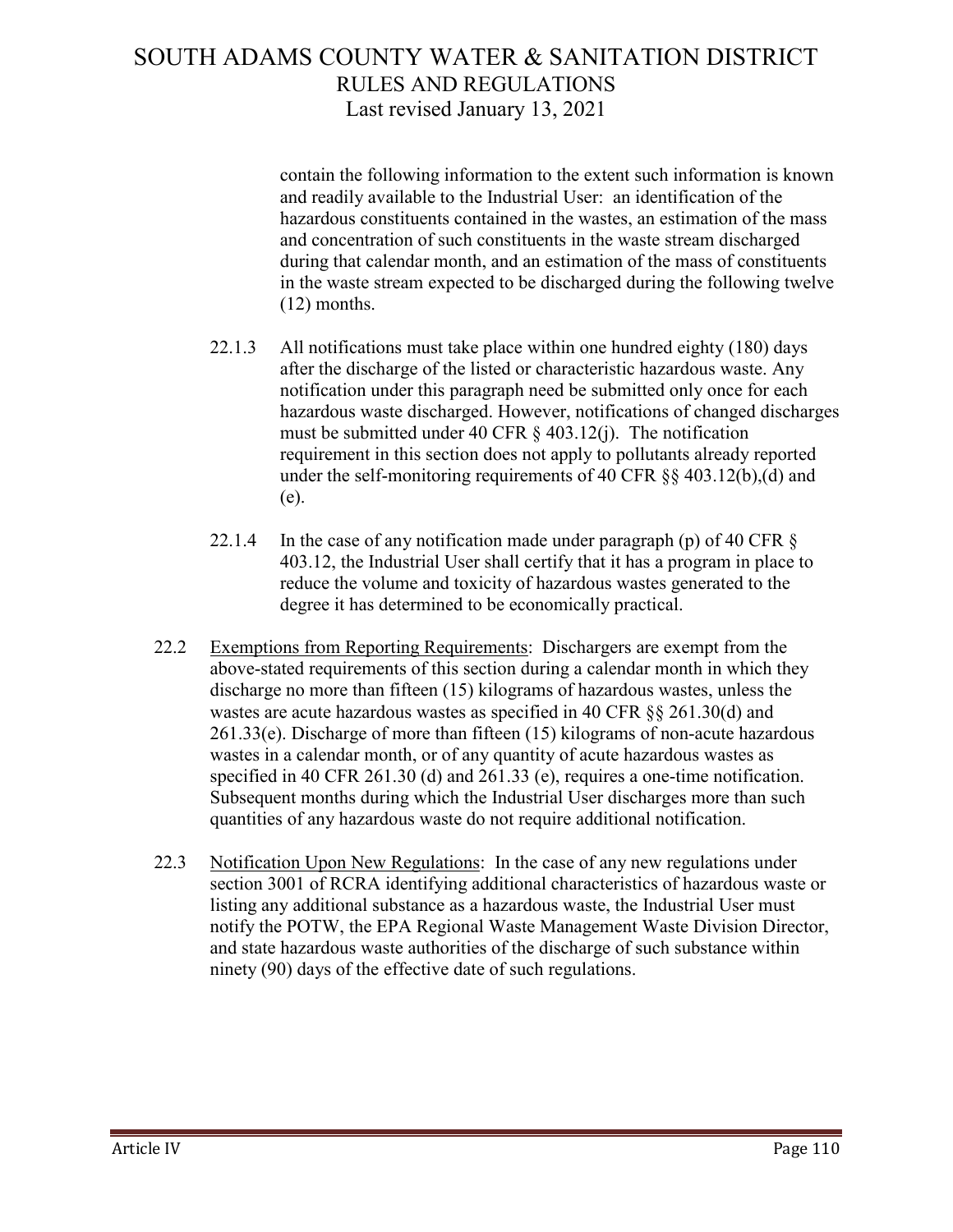contain the following information to the extent such information is known and readily available to the Industrial User: an identification of the hazardous constituents contained in the wastes, an estimation of the mass and concentration of such constituents in the waste stream discharged during that calendar month, and an estimation of the mass of constituents in the waste stream expected to be discharged during the following twelve (12) months.

22.1.3 All notifications must take place within one hundred eighty (180) days after the discharge of the listed or characteristic hazardous waste. Any notification under this paragraph need be submitted only once for each hazardous waste discharged. However, notifications of changed discharges must be submitted under 40 CFR § 403.12(j). The notification requirement in this section does not apply to pollutants already reported under the self-monitoring requirements of 40 CFR §§ 403.12(b),(d) and (e).

22.1.4 In the case of any notification made under paragraph (p) of 40 CFR § 403.12, the Industrial User shall certify that it has a program in place to reduce the volume and toxicity of hazardous wastes generated to the degree it has determined to be economically practical.

22.2 Exemptions from Reporting Requirements: Dischargers are exempt from the above-stated requirements of this section during a calendar month in which they discharge no more than fifteen (15) kilograms of hazardous wastes, unless the wastes are acute hazardous wastes as specified in 40 CFR §§ 261.30(d) and 261.33(e). Discharge of more than fifteen (15) kilograms of non-acute hazardous wastes in a calendar month, or of any quantity of acute hazardous wastes as specified in 40 CFR 261.30 (d) and 261.33 (e), requires a one-time notification. Subsequent months during which the Industrial User discharges more than such quantities of any hazardous waste do not require additional notification.

22.3 Notification Upon New Regulations: In the case of any new regulations under section 3001 of RCRA identifying additional characteristics of hazardous waste or listing any additional substance as a hazardous waste, the Industrial User must notify the POTW, the EPA Regional Waste Management Waste Division Director, and state hazardous waste authorities of the discharge of such substance within ninety (90) days of the effective date of such regulations.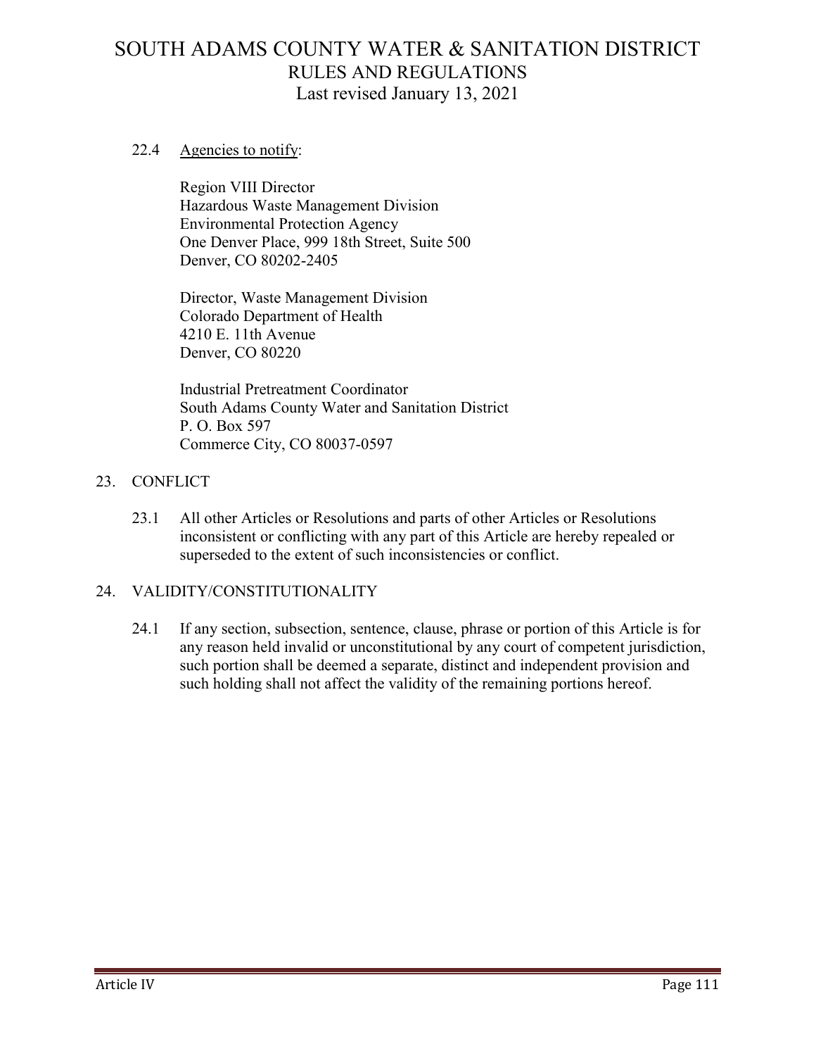22.4 Agencies to notify:

Region VIII Director
Hazardous Waste Management Division
Environmental Protection Agency
One Denver Place, 999 18th Street, Suite 500
Denver, CO 80202-2405

Director, Waste Management Division
Colorado Department of Health
4210 E. 11th Avenue
Denver, CO 80220

Industrial Pretreatment Coordinator
South Adams County Water and Sanitation District
P. O. Box 597
Commerce City, CO 80037-0597

## 23. CONFLICT

23.1 All other Articles or Resolutions and parts of other Articles or Resolutions inconsistent or conflicting with any part of this Article are hereby repealed or superseded to the extent of such inconsistencies or conflict.

## 24. VALIDITY/CONSTITUTIONALITY

24.1 If any section, subsection, sentence, clause, phrase or portion of this Article is for any reason held invalid or unconstitutional by any court of competent jurisdiction, such portion shall be deemed a separate, distinct and independent provision and such holding shall not affect the validity of the remaining portions hereof.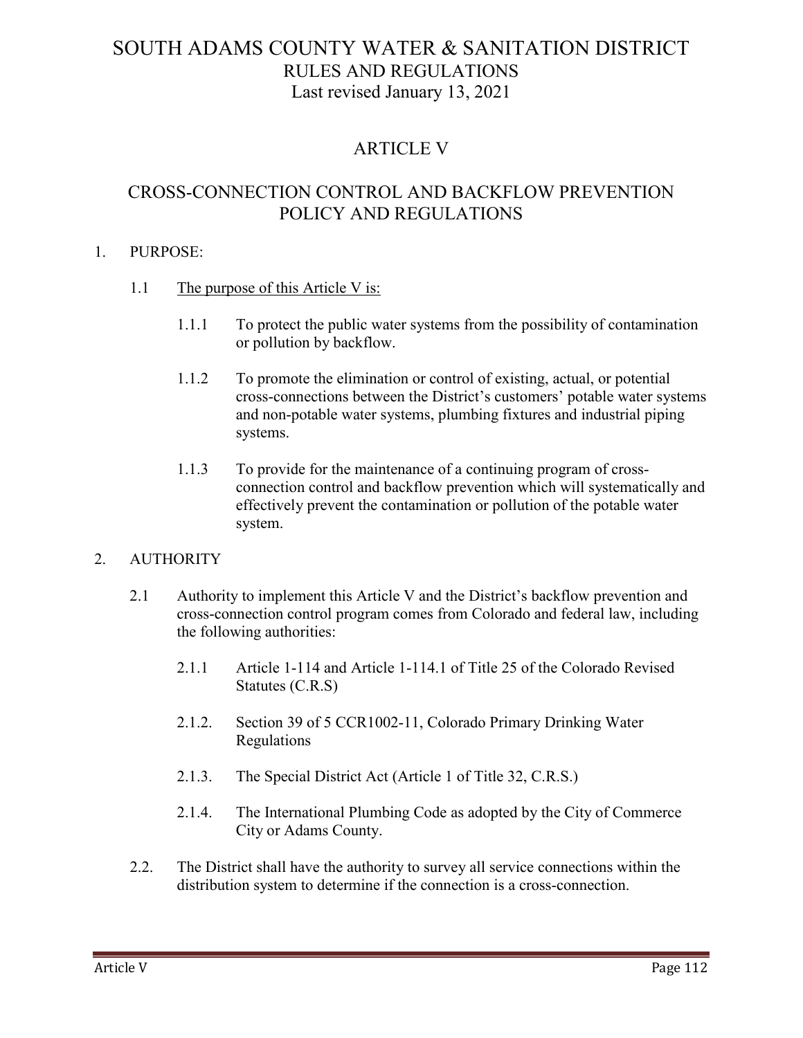# SOUTH ADAMS COUNTY WATER & SANITATION DISTRICT
## RULES AND REGULATIONS
### Last revised January 13, 2021

## ARTICLE V

## CROSS-CONNECTION CONTROL AND BACKFLOW PREVENTION POLICY AND REGULATIONS

1. PURPOSE:

   1.1 <u>The purpose of this Article V is:</u>

      1.1.1 To protect the public water systems from the possibility of contamination or pollution by backflow.

      1.1.2 To promote the elimination or control of existing, actual, or potential cross-connections between the District's customers' potable water systems and non-potable water systems, plumbing fixtures and industrial piping systems.

      1.1.3 To provide for the maintenance of a continuing program of cross-connection control and backflow prevention which will systematically and effectively prevent the contamination or pollution of the potable water system.

2. AUTHORITY

   2.1 Authority to implement this Article V and the District's backflow prevention and cross-connection control program comes from Colorado and federal law, including the following authorities:

      2.1.1 Article 1-114 and Article 1-114.1 of Title 25 of the Colorado Revised Statutes (C.R.S)

      2.1.2. Section 39 of 5 CCR1002-11, Colorado Primary Drinking Water Regulations

      2.1.3. The Special District Act (Article 1 of Title 32, C.R.S.)

      2.1.4. The International Plumbing Code as adopted by the City of Commerce City or Adams County.

   2.2. The District shall have the authority to survey all service connections within the distribution system to determine if the connection is a cross-connection.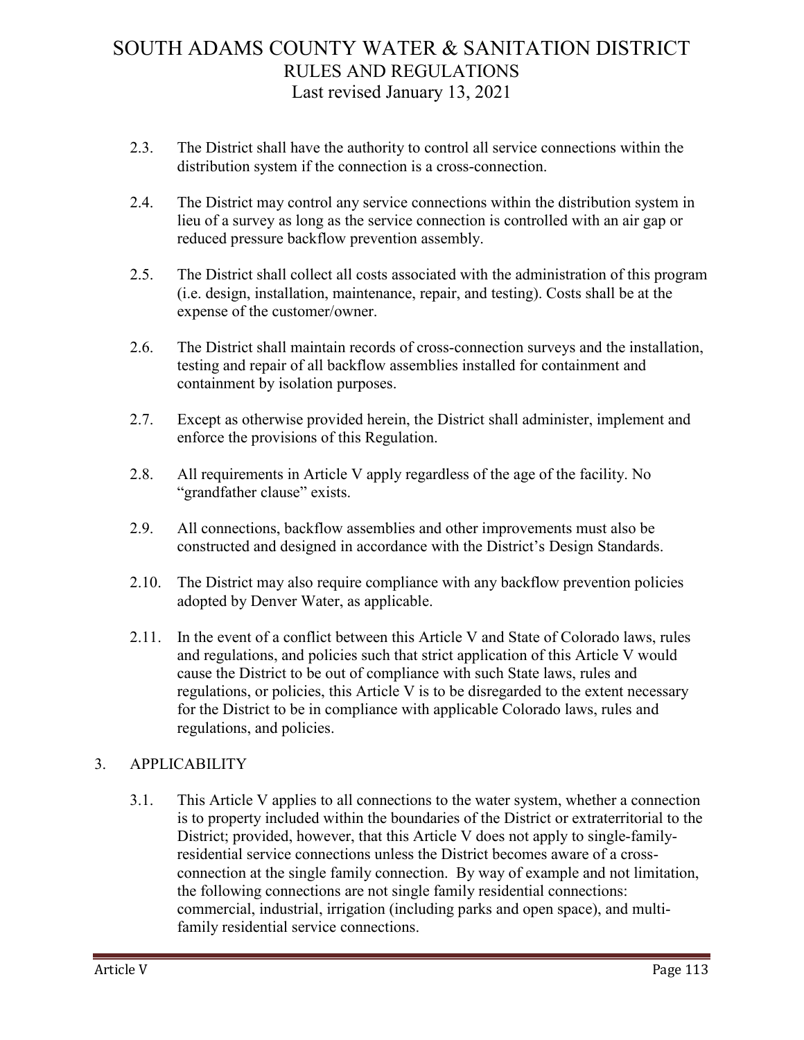2.3. The District shall have the authority to control all service connections within the distribution system if the connection is a cross-connection.

2.4. The District may control any service connections within the distribution system in lieu of a survey as long as the service connection is controlled with an air gap or reduced pressure backflow prevention assembly.

2.5. The District shall collect all costs associated with the administration of this program (i.e. design, installation, maintenance, repair, and testing). Costs shall be at the expense of the customer/owner.

2.6. The District shall maintain records of cross-connection surveys and the installation, testing and repair of all backflow assemblies installed for containment and containment by isolation purposes.

2.7. Except as otherwise provided herein, the District shall administer, implement and enforce the provisions of this Regulation.

2.8. All requirements in Article V apply regardless of the age of the facility. No "grandfather clause" exists.

2.9. All connections, backflow assemblies and other improvements must also be constructed and designed in accordance with the District's Design Standards.

2.10. The District may also require compliance with any backflow prevention policies adopted by Denver Water, as applicable.

2.11. In the event of a conflict between this Article V and State of Colorado laws, rules and regulations, and policies such that strict application of this Article V would cause the District to be out of compliance with such State laws, rules and regulations, or policies, this Article V is to be disregarded to the extent necessary for the District to be in compliance with applicable Colorado laws, rules and regulations, and policies.

## 3. APPLICABILITY

3.1. This Article V applies to all connections to the water system, whether a connection is to property included within the boundaries of the District or extraterritorial to the District; provided, however, that this Article V does not apply to single-family-residential service connections unless the District becomes aware of a cross-connection at the single family connection. By way of example and not limitation, the following connections are not single family residential connections: commercial, industrial, irrigation (including parks and open space), and multi-family residential service connections.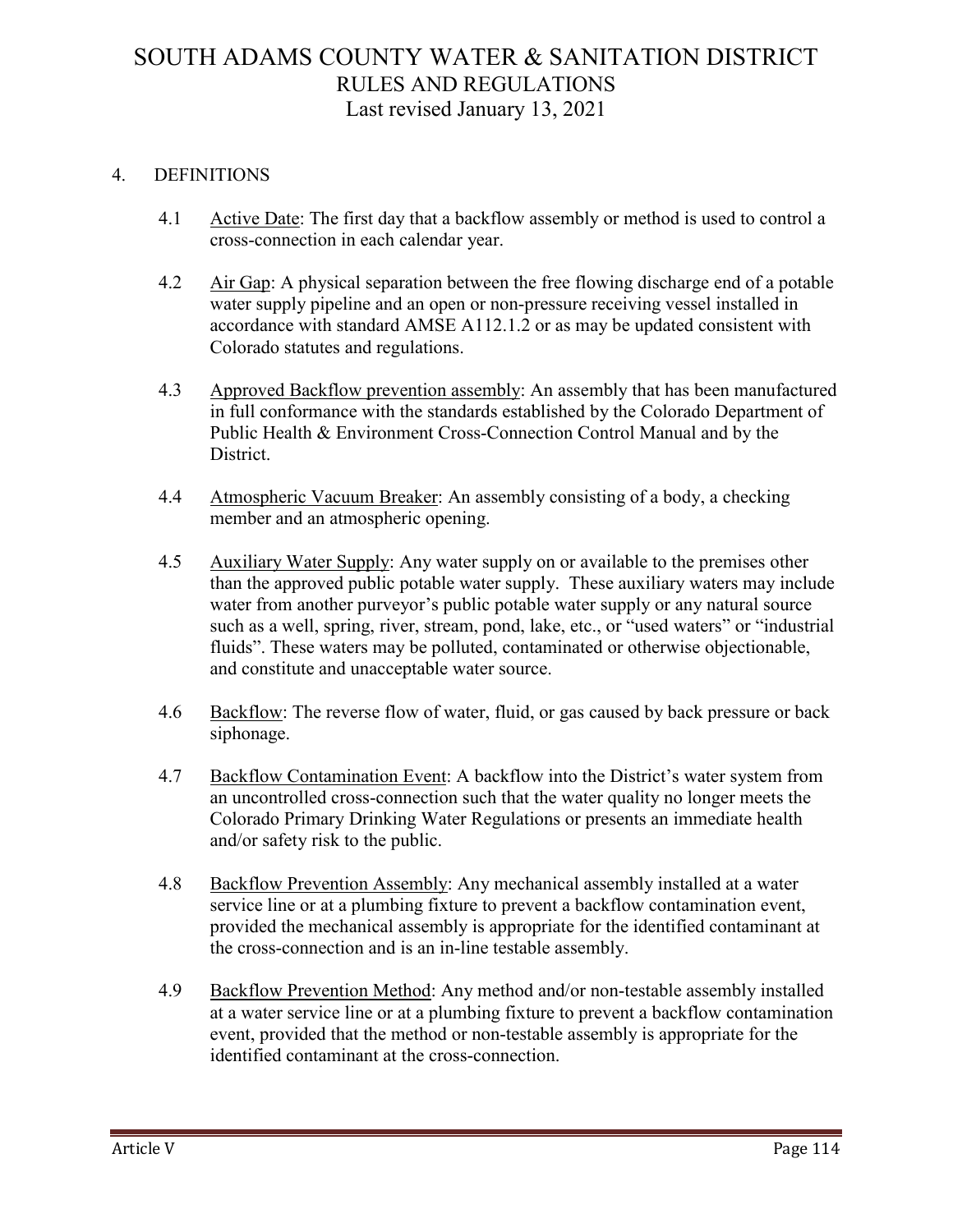## 4. DEFINITIONS

4.1 Active Date: The first day that a backflow assembly or method is used to control a cross-connection in each calendar year.

4.2 Air Gap: A physical separation between the free flowing discharge end of a potable water supply pipeline and an open or non-pressure receiving vessel installed in accordance with standard AMSE A112.1.2 or as may be updated consistent with Colorado statutes and regulations.

4.3 Approved Backflow prevention assembly: An assembly that has been manufactured in full conformance with the standards established by the Colorado Department of Public Health & Environment Cross-Connection Control Manual and by the District.

4.4 Atmospheric Vacuum Breaker: An assembly consisting of a body, a checking member and an atmospheric opening.

4.5 Auxiliary Water Supply: Any water supply on or available to the premises other than the approved public potable water supply. These auxiliary waters may include water from another purveyor's public potable water supply or any natural source such as a well, spring, river, stream, pond, lake, etc., or "used waters" or "industrial fluids". These waters may be polluted, contaminated or otherwise objectionable, and constitute and unacceptable water source.

4.6 Backflow: The reverse flow of water, fluid, or gas caused by back pressure or back siphonage.

4.7 Backflow Contamination Event: A backflow into the District's water system from an uncontrolled cross-connection such that the water quality no longer meets the Colorado Primary Drinking Water Regulations or presents an immediate health and/or safety risk to the public.

4.8 Backflow Prevention Assembly: Any mechanical assembly installed at a water service line or at a plumbing fixture to prevent a backflow contamination event, provided the mechanical assembly is appropriate for the identified contaminant at the cross-connection and is an in-line testable assembly.

4.9 Backflow Prevention Method: Any method and/or non-testable assembly installed at a water service line or at a plumbing fixture to prevent a backflow contamination event, provided that the method or non-testable assembly is appropriate for the identified contaminant at the cross-connection.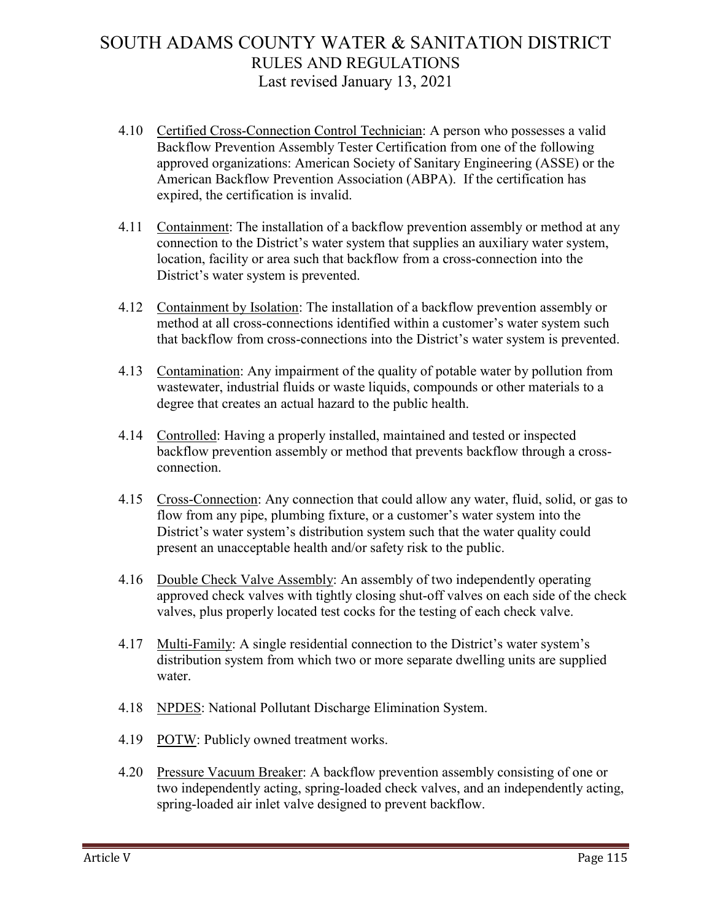4.10 Certified Cross-Connection Control Technician: A person who possesses a valid Backflow Prevention Assembly Tester Certification from one of the following approved organizations: American Society of Sanitary Engineering (ASSE) or the American Backflow Prevention Association (ABPA). If the certification has expired, the certification is invalid.

4.11 Containment: The installation of a backflow prevention assembly or method at any connection to the District's water system that supplies an auxiliary water system, location, facility or area such that backflow from a cross-connection into the District's water system is prevented.

4.12 Containment by Isolation: The installation of a backflow prevention assembly or method at all cross-connections identified within a customer's water system such that backflow from cross-connections into the District's water system is prevented.

4.13 Contamination: Any impairment of the quality of potable water by pollution from wastewater, industrial fluids or waste liquids, compounds or other materials to a degree that creates an actual hazard to the public health.

4.14 Controlled: Having a properly installed, maintained and tested or inspected backflow prevention assembly or method that prevents backflow through a cross-connection.

4.15 Cross-Connection: Any connection that could allow any water, fluid, solid, or gas to flow from any pipe, plumbing fixture, or a customer's water system into the District's water system's distribution system such that the water quality could present an unacceptable health and/or safety risk to the public.

4.16 Double Check Valve Assembly: An assembly of two independently operating approved check valves with tightly closing shut-off valves on each side of the check valves, plus properly located test cocks for the testing of each check valve.

4.17 Multi-Family: A single residential connection to the District's water system's distribution system from which two or more separate dwelling units are supplied water.

4.18 NPDES: National Pollutant Discharge Elimination System.

4.19 POTW: Publicly owned treatment works.

4.20 Pressure Vacuum Breaker: A backflow prevention assembly consisting of one or two independently acting, spring-loaded check valves, and an independently acting, spring-loaded air inlet valve designed to prevent backflow.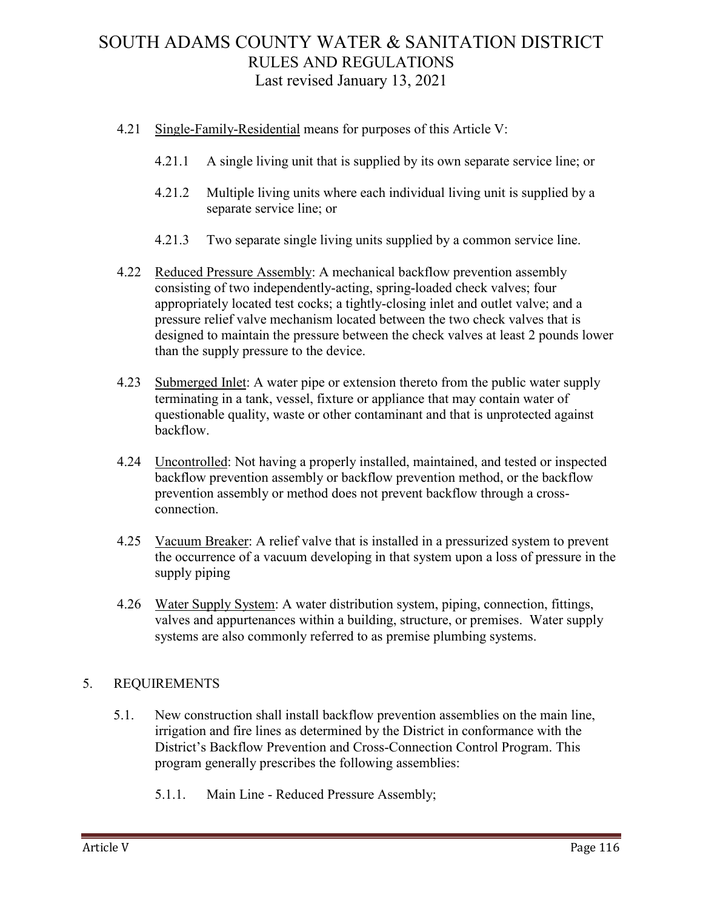4.21 Single-Family-Residential means for purposes of this Article V:

4.21.1 A single living unit that is supplied by its own separate service line; or

4.21.2 Multiple living units where each individual living unit is supplied by a separate service line; or

4.21.3 Two separate single living units supplied by a common service line.

4.22 Reduced Pressure Assembly: A mechanical backflow prevention assembly consisting of two independently-acting, spring-loaded check valves; four appropriately located test cocks; a tightly-closing inlet and outlet valve; and a pressure relief valve mechanism located between the two check valves that is designed to maintain the pressure between the check valves at least 2 pounds lower than the supply pressure to the device.

4.23 Submerged Inlet: A water pipe or extension thereto from the public water supply terminating in a tank, vessel, fixture or appliance that may contain water of questionable quality, waste or other contaminant and that is unprotected against backflow.

4.24 Uncontrolled: Not having a properly installed, maintained, and tested or inspected backflow prevention assembly or backflow prevention method, or the backflow prevention assembly or method does not prevent backflow through a cross-connection.

4.25 Vacuum Breaker: A relief valve that is installed in a pressurized system to prevent the occurrence of a vacuum developing in that system upon a loss of pressure in the supply piping

4.26 Water Supply System: A water distribution system, piping, connection, fittings, valves and appurtenances within a building, structure, or premises. Water supply systems are also commonly referred to as premise plumbing systems.

## 5. REQUIREMENTS

5.1. New construction shall install backflow prevention assemblies on the main line, irrigation and fire lines as determined by the District in conformance with the District's Backflow Prevention and Cross-Connection Control Program. This program generally prescribes the following assemblies:

5.1.1. Main Line - Reduced Pressure Assembly;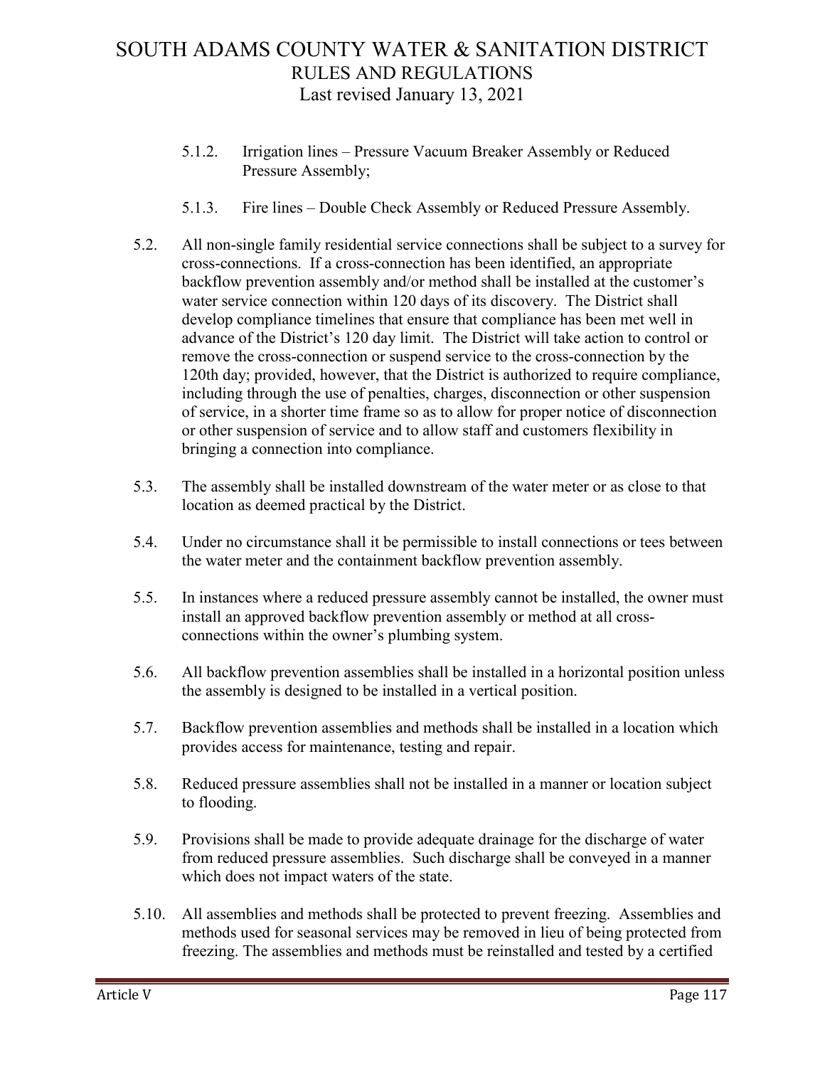5.1.2. Irrigation lines – Pressure Vacuum Breaker Assembly or Reduced Pressure Assembly;

5.1.3. Fire lines – Double Check Assembly or Reduced Pressure Assembly.

5.2. All non-single family residential service connections shall be subject to a survey for cross-connections. If a cross-connection has been identified, an appropriate backflow prevention assembly and/or method shall be installed at the customer's water service connection within 120 days of its discovery. The District shall develop compliance timelines that ensure that compliance has been met well in advance of the District's 120 day limit. The District will take action to control or remove the cross-connection or suspend service to the cross-connection by the 120th day; provided, however, that the District is authorized to require compliance, including through the use of penalties, charges, disconnection or other suspension of service, in a shorter time frame so as to allow for proper notice of disconnection or other suspension of service and to allow staff and customers flexibility in bringing a connection into compliance.

5.3. The assembly shall be installed downstream of the water meter or as close to that location as deemed practical by the District.

5.4. Under no circumstance shall it be permissible to install connections or tees between the water meter and the containment backflow prevention assembly.

5.5. In instances where a reduced pressure assembly cannot be installed, the owner must install an approved backflow prevention assembly or method at all cross-connections within the owner's plumbing system.

5.6. All backflow prevention assemblies shall be installed in a horizontal position unless the assembly is designed to be installed in a vertical position.

5.7. Backflow prevention assemblies and methods shall be installed in a location which provides access for maintenance, testing and repair.

5.8. Reduced pressure assemblies shall not be installed in a manner or location subject to flooding.

5.9. Provisions shall be made to provide adequate drainage for the discharge of water from reduced pressure assemblies. Such discharge shall be conveyed in a manner which does not impact waters of the state.

5.10. All assemblies and methods shall be protected to prevent freezing. Assemblies and methods used for seasonal services may be removed in lieu of being protected from freezing. The assemblies and methods must be reinstalled and tested by a certified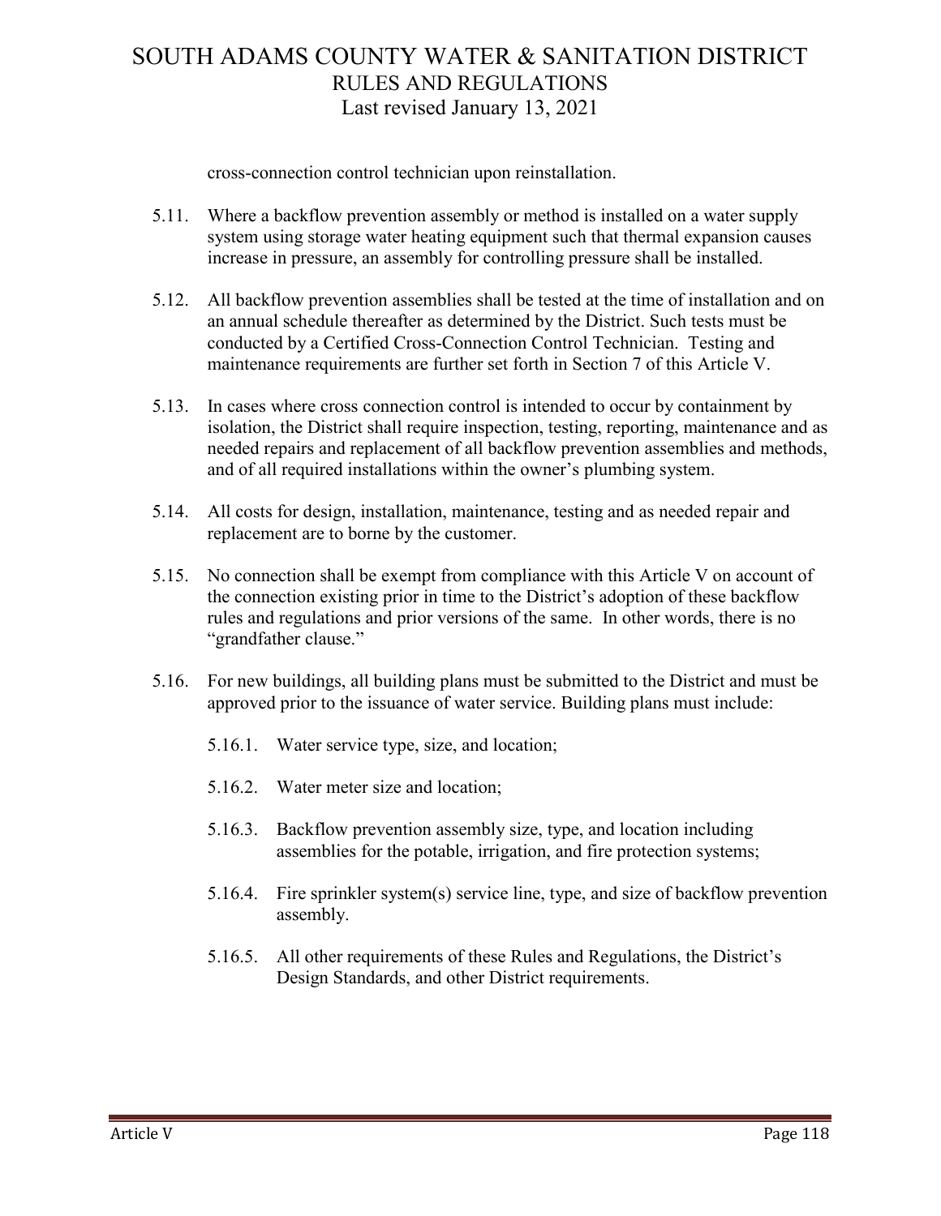cross-connection control technician upon reinstallation.

5.11. Where a backflow prevention assembly or method is installed on a water supply system using storage water heating equipment such that thermal expansion causes increase in pressure, an assembly for controlling pressure shall be installed.

5.12. All backflow prevention assemblies shall be tested at the time of installation and on an annual schedule thereafter as determined by the District. Such tests must be conducted by a Certified Cross-Connection Control Technician. Testing and maintenance requirements are further set forth in Section 7 of this Article V.

5.13. In cases where cross connection control is intended to occur by containment by isolation, the District shall require inspection, testing, reporting, maintenance and as needed repairs and replacement of all backflow prevention assemblies and methods, and of all required installations within the owner's plumbing system.

5.14. All costs for design, installation, maintenance, testing and as needed repair and replacement are to borne by the customer.

5.15. No connection shall be exempt from compliance with this Article V on account of the connection existing prior in time to the District's adoption of these backflow rules and regulations and prior versions of the same. In other words, there is no "grandfather clause."

5.16. For new buildings, all building plans must be submitted to the District and must be approved prior to the issuance of water service. Building plans must include:

5.16.1. Water service type, size, and location;

5.16.2. Water meter size and location;

5.16.3. Backflow prevention assembly size, type, and location including assemblies for the potable, irrigation, and fire protection systems;

5.16.4. Fire sprinkler system(s) service line, type, and size of backflow prevention assembly.

5.16.5. All other requirements of these Rules and Regulations, the District's Design Standards, and other District requirements.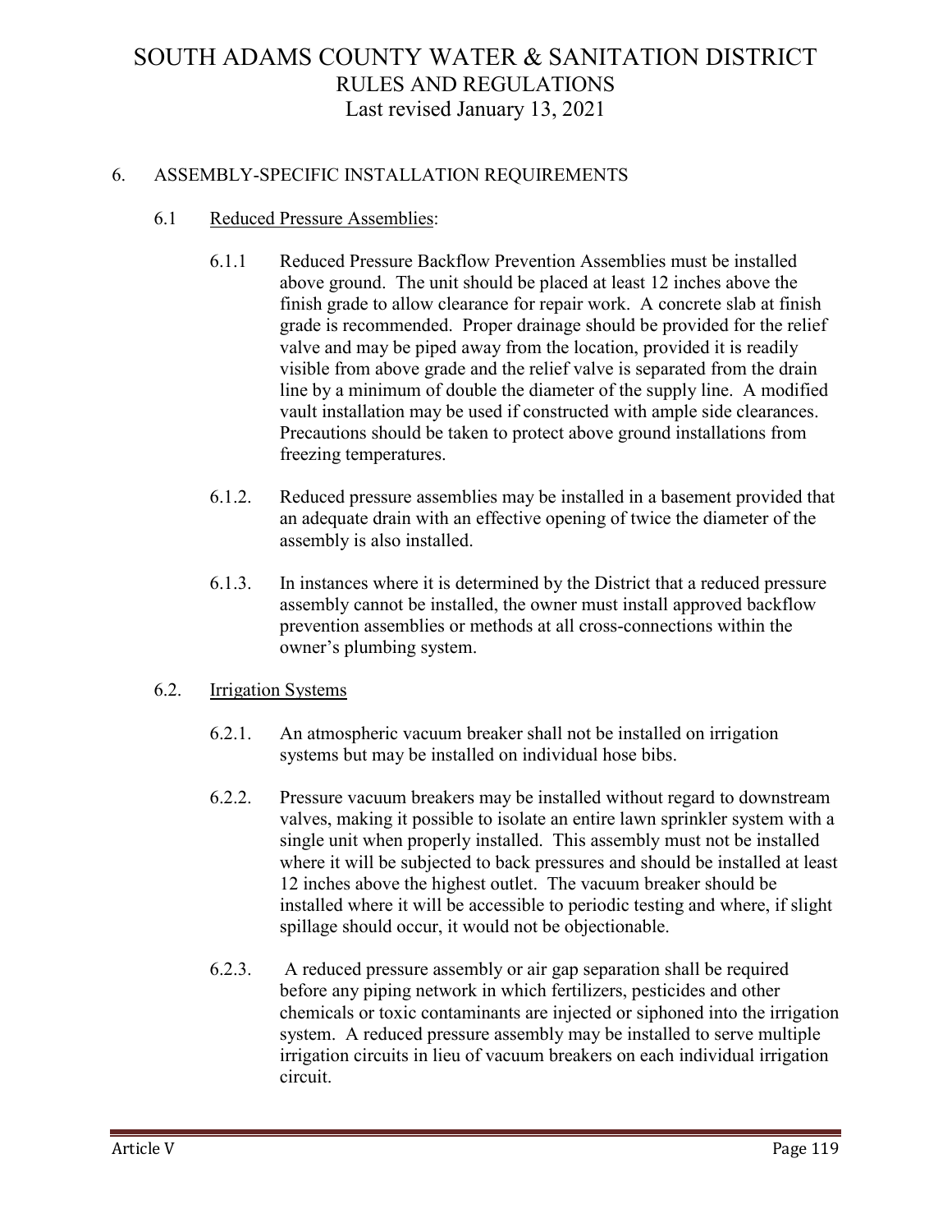## 6. ASSEMBLY-SPECIFIC INSTALLATION REQUIREMENTS

### 6.1 Reduced Pressure Assemblies:

6.1.1 Reduced Pressure Backflow Prevention Assemblies must be installed above ground. The unit should be placed at least 12 inches above the finish grade to allow clearance for repair work. A concrete slab at finish grade is recommended. Proper drainage should be provided for the relief valve and may be piped away from the location, provided it is readily visible from above grade and the relief valve is separated from the drain line by a minimum of double the diameter of the supply line. A modified vault installation may be used if constructed with ample side clearances. Precautions should be taken to protect above ground installations from freezing temperatures.

6.1.2. Reduced pressure assemblies may be installed in a basement provided that an adequate drain with an effective opening of twice the diameter of the assembly is also installed.

6.1.3. In instances where it is determined by the District that a reduced pressure assembly cannot be installed, the owner must install approved backflow prevention assemblies or methods at all cross-connections within the owner's plumbing system.

### 6.2. Irrigation Systems

6.2.1. An atmospheric vacuum breaker shall not be installed on irrigation systems but may be installed on individual hose bibs.

6.2.2. Pressure vacuum breakers may be installed without regard to downstream valves, making it possible to isolate an entire lawn sprinkler system with a single unit when properly installed. This assembly must not be installed where it will be subjected to back pressures and should be installed at least 12 inches above the highest outlet. The vacuum breaker should be installed where it will be accessible to periodic testing and where, if slight spillage should occur, it would not be objectionable.

6.2.3. A reduced pressure assembly or air gap separation shall be required before any piping network in which fertilizers, pesticides and other chemicals or toxic contaminants are injected or siphoned into the irrigation system. A reduced pressure assembly may be installed to serve multiple irrigation circuits in lieu of vacuum breakers on each individual irrigation circuit.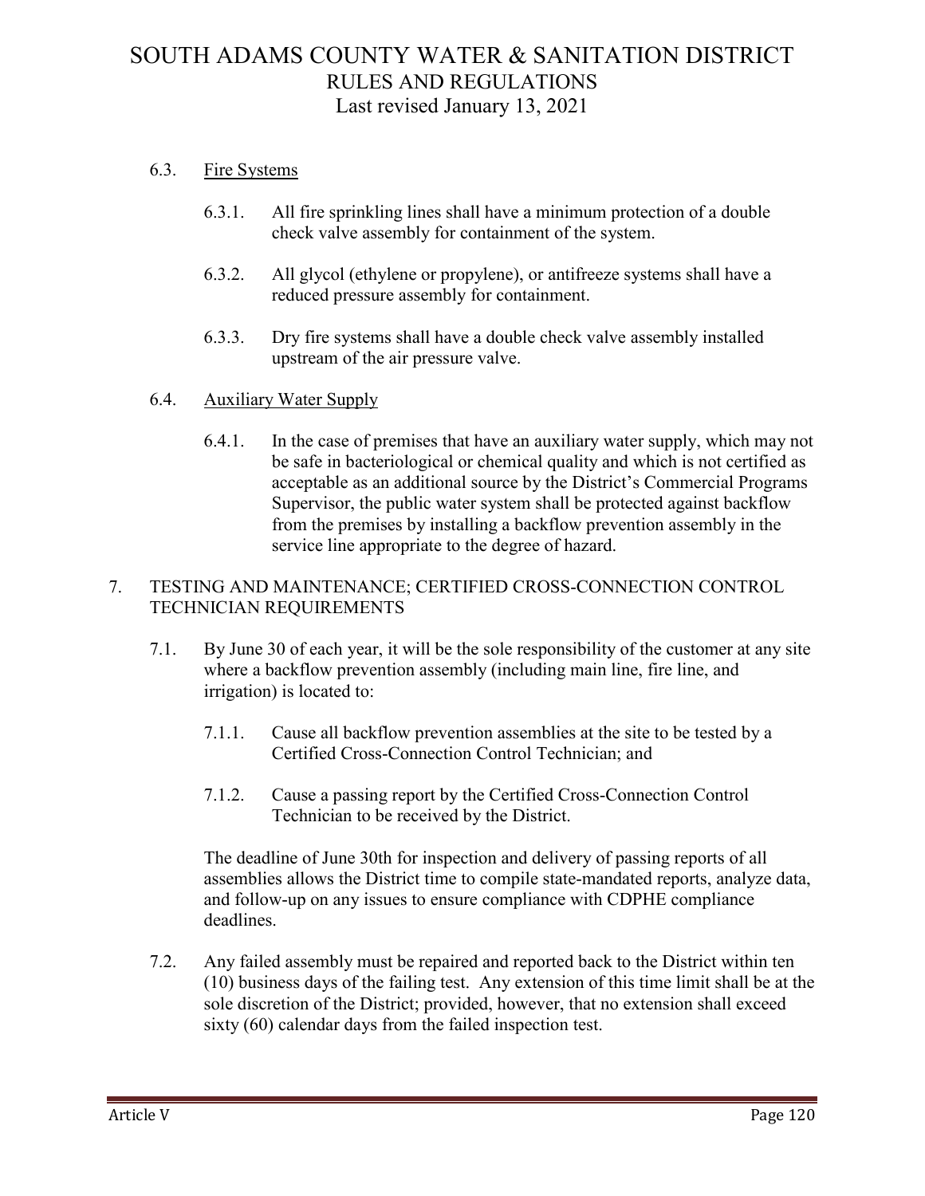### 6.3. Fire Systems

6.3.1. All fire sprinkling lines shall have a minimum protection of a double check valve assembly for containment of the system.

6.3.2. All glycol (ethylene or propylene), or antifreeze systems shall have a reduced pressure assembly for containment.

6.3.3. Dry fire systems shall have a double check valve assembly installed upstream of the air pressure valve.

### 6.4. Auxiliary Water Supply

6.4.1. In the case of premises that have an auxiliary water supply, which may not be safe in bacteriological or chemical quality and which is not certified as acceptable as an additional source by the District's Commercial Programs Supervisor, the public water system shall be protected against backflow from the premises by installing a backflow prevention assembly in the service line appropriate to the degree of hazard.

## 7. TESTING AND MAINTENANCE; CERTIFIED CROSS-CONNECTION CONTROL TECHNICIAN REQUIREMENTS

7.1. By June 30 of each year, it will be the sole responsibility of the customer at any site where a backflow prevention assembly (including main line, fire line, and irrigation) is located to:

7.1.1. Cause all backflow prevention assemblies at the site to be tested by a Certified Cross-Connection Control Technician; and

7.1.2. Cause a passing report by the Certified Cross-Connection Control Technician to be received by the District.

The deadline of June 30th for inspection and delivery of passing reports of all assemblies allows the District time to compile state-mandated reports, analyze data, and follow-up on any issues to ensure compliance with CDPHE compliance deadlines.

7.2. Any failed assembly must be repaired and reported back to the District within ten (10) business days of the failing test. Any extension of this time limit shall be at the sole discretion of the District; provided, however, that no extension shall exceed sixty (60) calendar days from the failed inspection test.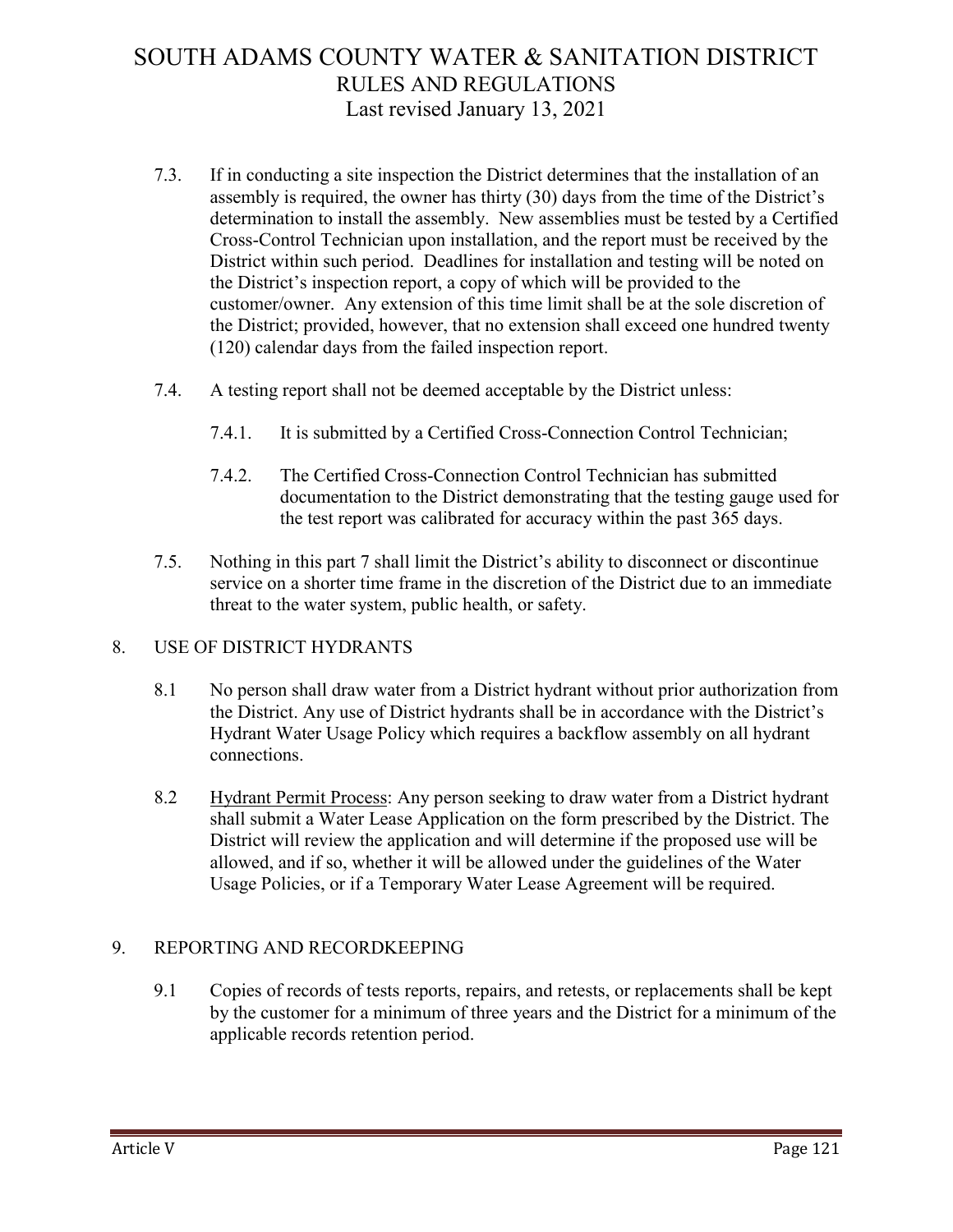7.3. If in conducting a site inspection the District determines that the installation of an assembly is required, the owner has thirty (30) days from the time of the District's determination to install the assembly. New assemblies must be tested by a Certified Cross-Control Technician upon installation, and the report must be received by the District within such period. Deadlines for installation and testing will be noted on the District's inspection report, a copy of which will be provided to the customer/owner. Any extension of this time limit shall be at the sole discretion of the District; provided, however, that no extension shall exceed one hundred twenty (120) calendar days from the failed inspection report.

7.4. A testing report shall not be deemed acceptable by the District unless:

7.4.1. It is submitted by a Certified Cross-Connection Control Technician;

7.4.2. The Certified Cross-Connection Control Technician has submitted documentation to the District demonstrating that the testing gauge used for the test report was calibrated for accuracy within the past 365 days.

7.5. Nothing in this part 7 shall limit the District's ability to disconnect or discontinue service on a shorter time frame in the discretion of the District due to an immediate threat to the water system, public health, or safety.

## 8. USE OF DISTRICT HYDRANTS

8.1 No person shall draw water from a District hydrant without prior authorization from the District. Any use of District hydrants shall be in accordance with the District's Hydrant Water Usage Policy which requires a backflow assembly on all hydrant connections.

8.2 Hydrant Permit Process: Any person seeking to draw water from a District hydrant shall submit a Water Lease Application on the form prescribed by the District. The District will review the application and will determine if the proposed use will be allowed, and if so, whether it will be allowed under the guidelines of the Water Usage Policies, or if a Temporary Water Lease Agreement will be required.

## 9. REPORTING AND RECORDKEEPING

9.1 Copies of records of tests reports, repairs, and retests, or replacements shall be kept by the customer for a minimum of three years and the District for a minimum of the applicable records retention period.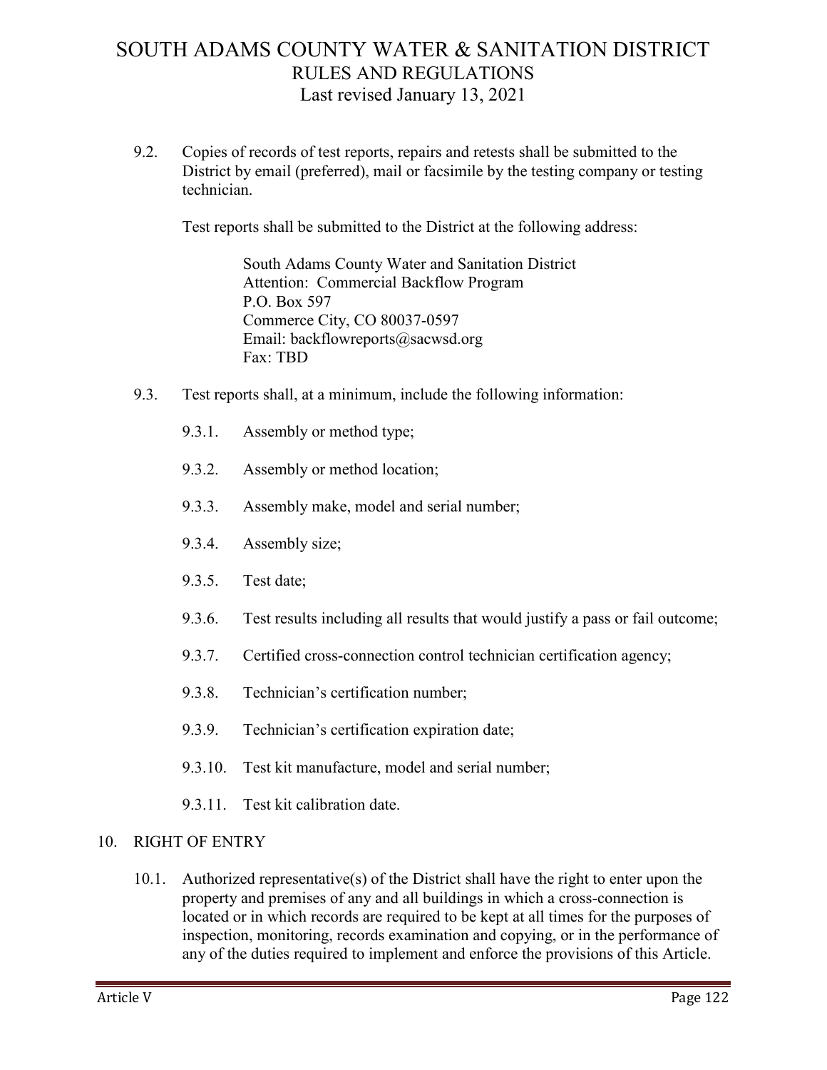9.2. Copies of records of test reports, repairs and retests shall be submitted to the District by email (preferred), mail or facsimile by the testing company or testing technician.

Test reports shall be submitted to the District at the following address:

> South Adams County Water and Sanitation District
> Attention: Commercial Backflow Program
> P.O. Box 597
> Commerce City, CO 80037-0597
> Email: backflowreports@sacwsd.org
> Fax: TBD

9.3. Test reports shall, at a minimum, include the following information:

- 9.3.1. Assembly or method type;
- 9.3.2. Assembly or method location;
- 9.3.3. Assembly make, model and serial number;
- 9.3.4. Assembly size;
- 9.3.5. Test date;
- 9.3.6. Test results including all results that would justify a pass or fail outcome;
- 9.3.7. Certified cross-connection control technician certification agency;
- 9.3.8. Technician's certification number;
- 9.3.9. Technician's certification expiration date;
- 9.3.10. Test kit manufacture, model and serial number;
- 9.3.11. Test kit calibration date.

## 10. RIGHT OF ENTRY

10.1. Authorized representative(s) of the District shall have the right to enter upon the property and premises of any and all buildings in which a cross-connection is located or in which records are required to be kept at all times for the purposes of inspection, monitoring, records examination and copying, or in the performance of any of the duties required to implement and enforce the provisions of this Article.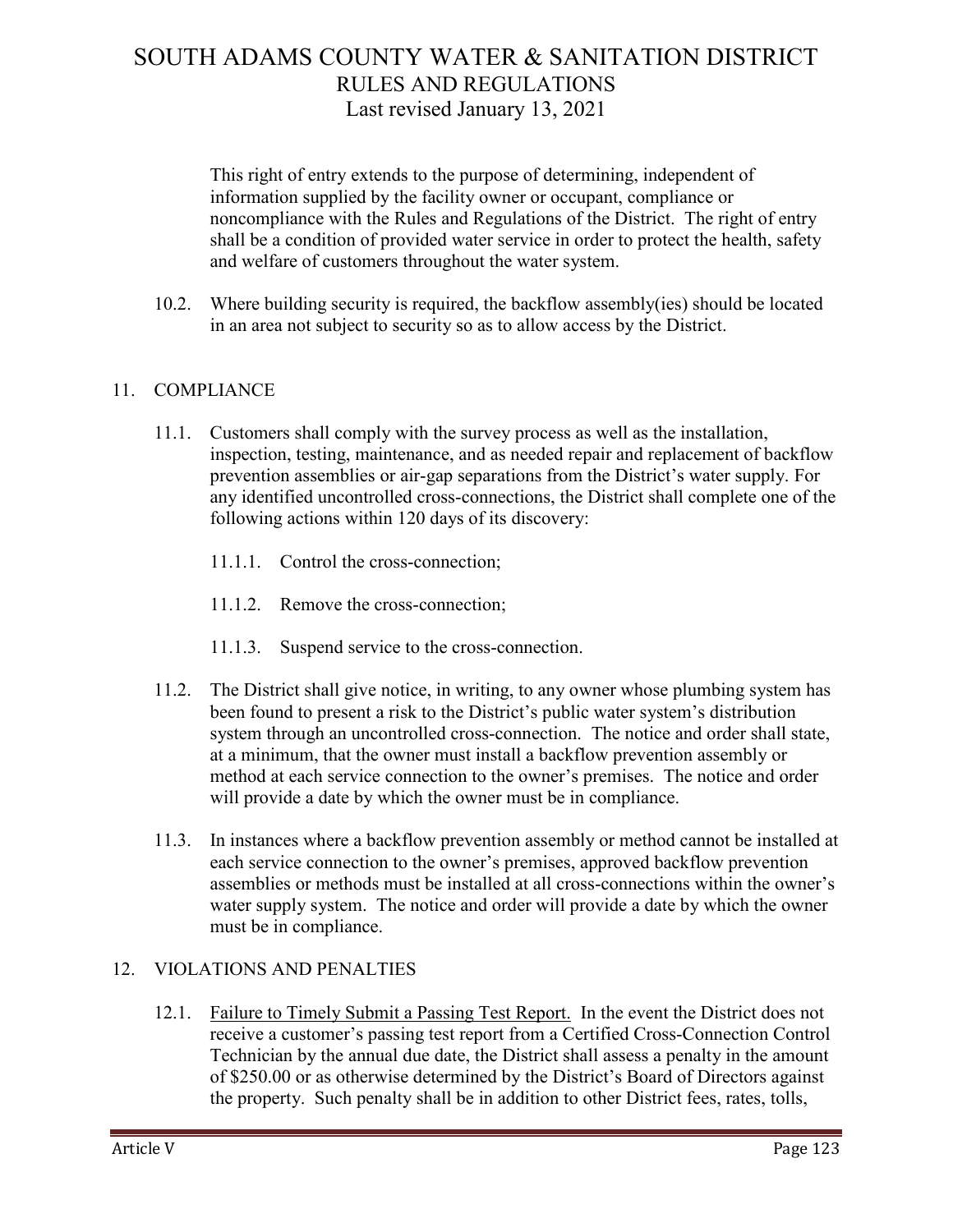This right of entry extends to the purpose of determining, independent of information supplied by the facility owner or occupant, compliance or noncompliance with the Rules and Regulations of the District. The right of entry shall be a condition of provided water service in order to protect the health, safety and welfare of customers throughout the water system.

10.2. Where building security is required, the backflow assembly(ies) should be located in an area not subject to security so as to allow access by the District.

## 11. COMPLIANCE

11.1. Customers shall comply with the survey process as well as the installation, inspection, testing, maintenance, and as needed repair and replacement of backflow prevention assemblies or air-gap separations from the District's water supply. For any identified uncontrolled cross-connections, the District shall complete one of the following actions within 120 days of its discovery:

11.1.1. Control the cross-connection;

11.1.2. Remove the cross-connection;

11.1.3. Suspend service to the cross-connection.

11.2. The District shall give notice, in writing, to any owner whose plumbing system has been found to present a risk to the District's public water system's distribution system through an uncontrolled cross-connection. The notice and order shall state, at a minimum, that the owner must install a backflow prevention assembly or method at each service connection to the owner's premises. The notice and order will provide a date by which the owner must be in compliance.

11.3. In instances where a backflow prevention assembly or method cannot be installed at each service connection to the owner's premises, approved backflow prevention assemblies or methods must be installed at all cross-connections within the owner's water supply system. The notice and order will provide a date by which the owner must be in compliance.

## 12. VIOLATIONS AND PENALTIES

12.1. <u>Failure to Timely Submit a Passing Test Report.</u> In the event the District does not receive a customer's passing test report from a Certified Cross-Connection Control Technician by the annual due date, the District shall assess a penalty in the amount of $250.00 or as otherwise determined by the District's Board of Directors against the property. Such penalty shall be in addition to other District fees, rates, tolls,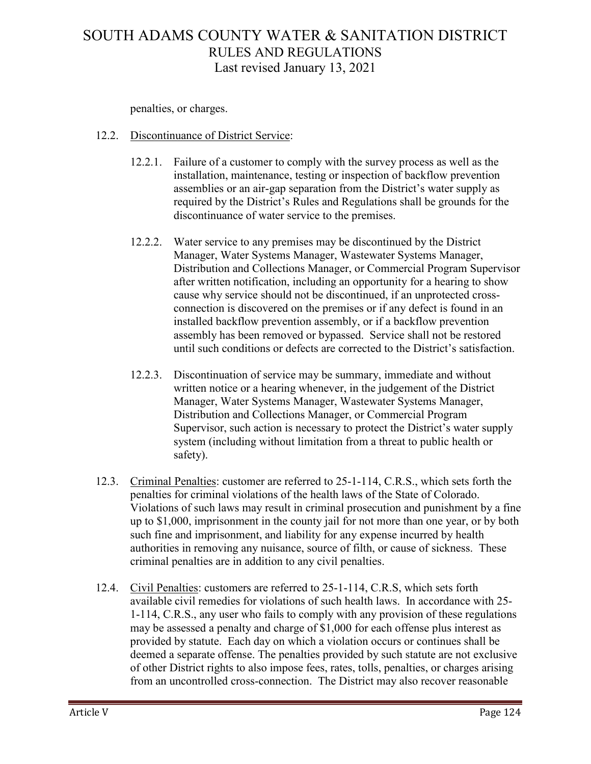penalties, or charges.

12.2. Discontinuance of District Service:

12.2.1. Failure of a customer to comply with the survey process as well as the installation, maintenance, testing or inspection of backflow prevention assemblies or an air-gap separation from the District's water supply as required by the District's Rules and Regulations shall be grounds for the discontinuance of water service to the premises.

12.2.2. Water service to any premises may be discontinued by the District Manager, Water Systems Manager, Wastewater Systems Manager, Distribution and Collections Manager, or Commercial Program Supervisor after written notification, including an opportunity for a hearing to show cause why service should not be discontinued, if an unprotected cross-connection is discovered on the premises or if any defect is found in an installed backflow prevention assembly, or if a backflow prevention assembly has been removed or bypassed. Service shall not be restored until such conditions or defects are corrected to the District's satisfaction.

12.2.3. Discontinuation of service may be summary, immediate and without written notice or a hearing whenever, in the judgement of the District Manager, Water Systems Manager, Wastewater Systems Manager, Distribution and Collections Manager, or Commercial Program Supervisor, such action is necessary to protect the District's water supply system (including without limitation from a threat to public health or safety).

12.3. Criminal Penalties: customer are referred to 25-1-114, C.R.S., which sets forth the penalties for criminal violations of the health laws of the State of Colorado. Violations of such laws may result in criminal prosecution and punishment by a fine up to $1,000, imprisonment in the county jail for not more than one year, or by both such fine and imprisonment, and liability for any expense incurred by health authorities in removing any nuisance, source of filth, or cause of sickness. These criminal penalties are in addition to any civil penalties.

12.4. Civil Penalties: customers are referred to 25-1-114, C.R.S, which sets forth available civil remedies for violations of such health laws. In accordance with 25-1-114, C.R.S., any user who fails to comply with any provision of these regulations may be assessed a penalty and charge of $1,000 for each offense plus interest as provided by statute. Each day on which a violation occurs or continues shall be deemed a separate offense. The penalties provided by such statute are not exclusive of other District rights to also impose fees, rates, tolls, penalties, or charges arising from an uncontrolled cross-connection. The District may also recover reasonable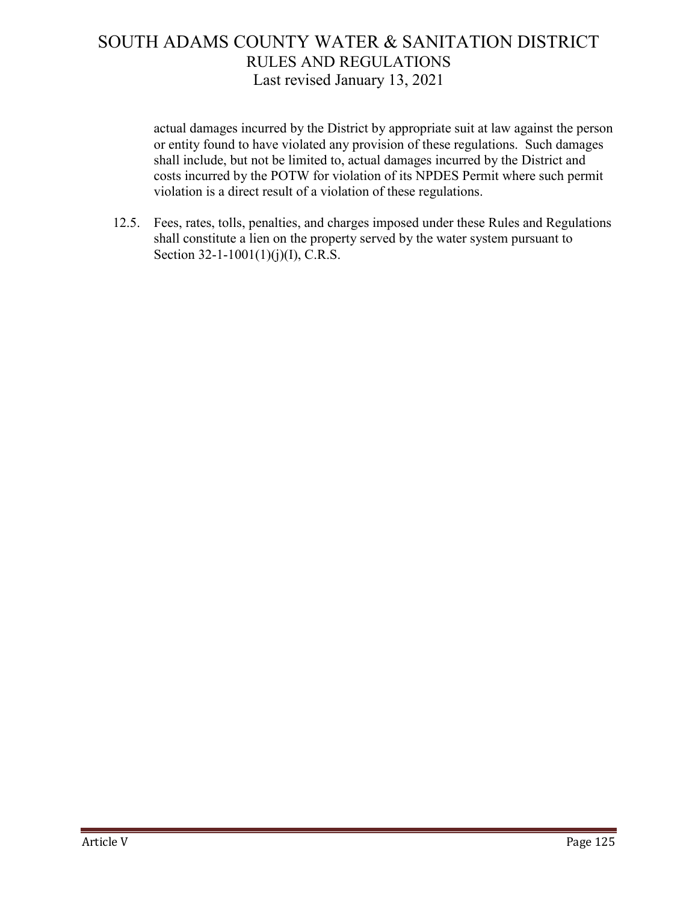actual damages incurred by the District by appropriate suit at law against the person or entity found to have violated any provision of these regulations. Such damages shall include, but not be limited to, actual damages incurred by the District and costs incurred by the POTW for violation of its NPDES Permit where such permit violation is a direct result of a violation of these regulations.

12.5. Fees, rates, tolls, penalties, and charges imposed under these Rules and Regulations shall constitute a lien on the property served by the water system pursuant to Section 32-1-1001(1)(j)(I), C.R.S.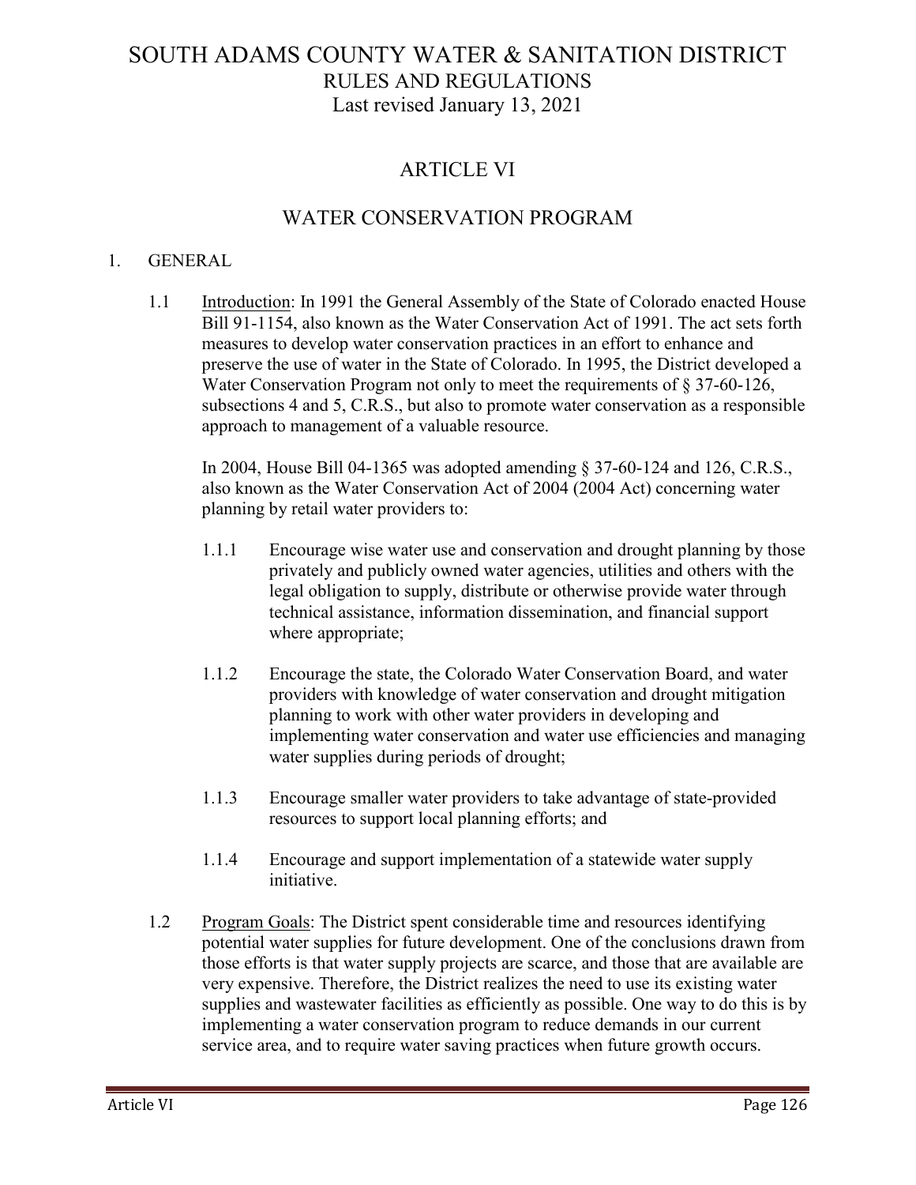# SOUTH ADAMS COUNTY WATER & SANITATION DISTRICT
## RULES AND REGULATIONS
Last revised January 13, 2021

## ARTICLE VI

## WATER CONSERVATION PROGRAM

1. GENERAL

   1.1 Introduction: In 1991 the General Assembly of the State of Colorado enacted House Bill 91-1154, also known as the Water Conservation Act of 1991. The act sets forth measures to develop water conservation practices in an effort to enhance and preserve the use of water in the State of Colorado. In 1995, the District developed a Water Conservation Program not only to meet the requirements of § 37-60-126, subsections 4 and 5, C.R.S., but also to promote water conservation as a responsible approach to management of a valuable resource.

   In 2004, House Bill 04-1365 was adopted amending § 37-60-124 and 126, C.R.S., also known as the Water Conservation Act of 2004 (2004 Act) concerning water planning by retail water providers to:

   1.1.1 Encourage wise water use and conservation and drought planning by those privately and publicly owned water agencies, utilities and others with the legal obligation to supply, distribute or otherwise provide water through technical assistance, information dissemination, and financial support where appropriate;

   1.1.2 Encourage the state, the Colorado Water Conservation Board, and water providers with knowledge of water conservation and drought mitigation planning to work with other water providers in developing and implementing water conservation and water use efficiencies and managing water supplies during periods of drought;

   1.1.3 Encourage smaller water providers to take advantage of state-provided resources to support local planning efforts; and

   1.1.4 Encourage and support implementation of a statewide water supply initiative.

   1.2 Program Goals: The District spent considerable time and resources identifying potential water supplies for future development. One of the conclusions drawn from those efforts is that water supply projects are scarce, and those that are available are very expensive. Therefore, the District realizes the need to use its existing water supplies and wastewater facilities as efficiently as possible. One way to do this is by implementing a water conservation program to reduce demands in our current service area, and to require water saving practices when future growth occurs.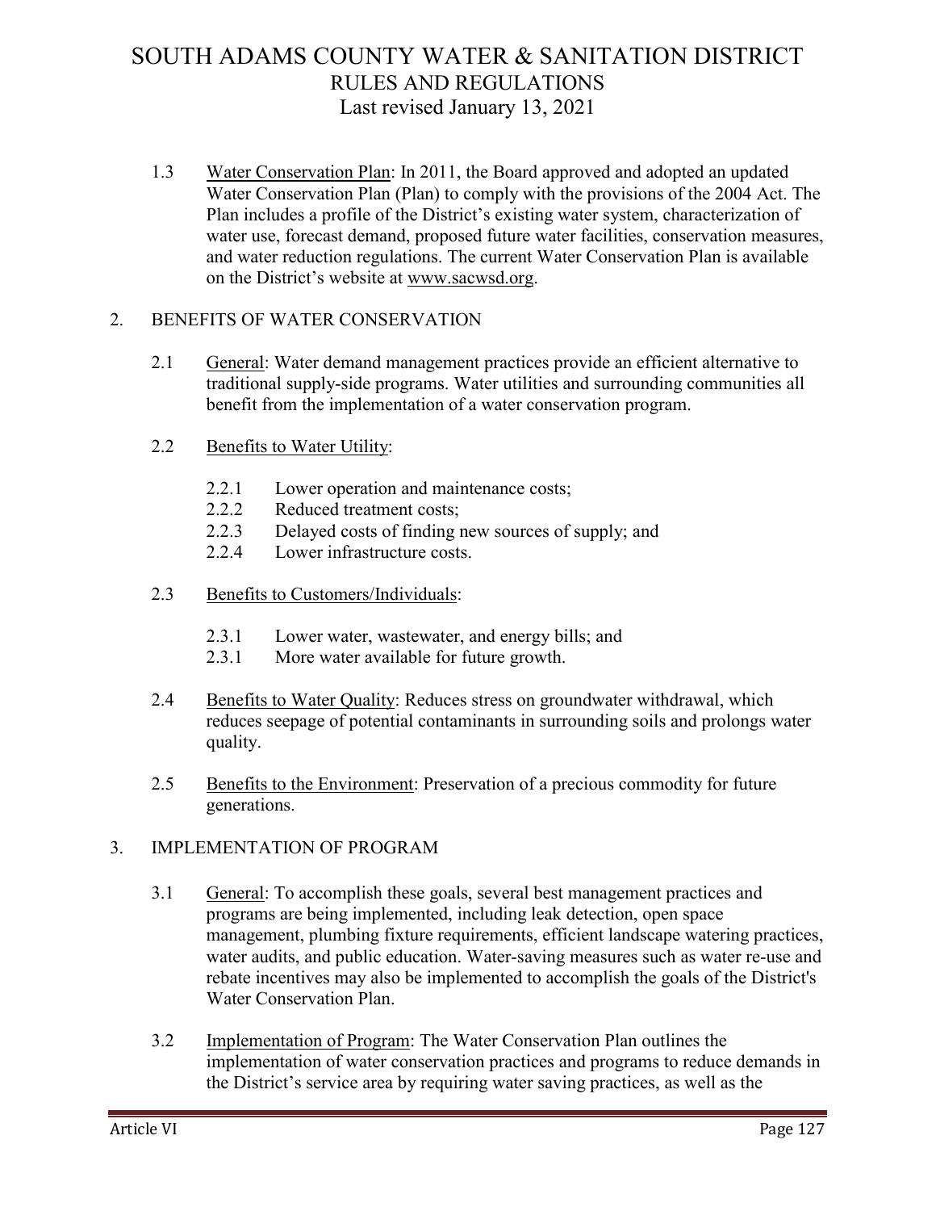1.3 Water Conservation Plan: In 2011, the Board approved and adopted an updated Water Conservation Plan (Plan) to comply with the provisions of the 2004 Act. The Plan includes a profile of the District's existing water system, characterization of water use, forecast demand, proposed future water facilities, conservation measures, and water reduction regulations. The current Water Conservation Plan is available on the District's website at www.sacwsd.org.

## 2. BENEFITS OF WATER CONSERVATION

2.1 General: Water demand management practices provide an efficient alternative to traditional supply-side programs. Water utilities and surrounding communities all benefit from the implementation of a water conservation program.

2.2 Benefits to Water Utility:

- 2.2.1 Lower operation and maintenance costs;
- 2.2.2 Reduced treatment costs;
- 2.2.3 Delayed costs of finding new sources of supply; and
- 2.2.4 Lower infrastructure costs.

2.3 Benefits to Customers/Individuals:

- 2.3.1 Lower water, wastewater, and energy bills; and
- 2.3.1 More water available for future growth.

2.4 Benefits to Water Quality: Reduces stress on groundwater withdrawal, which reduces seepage of potential contaminants in surrounding soils and prolongs water quality.

2.5 Benefits to the Environment: Preservation of a precious commodity for future generations.

## 3. IMPLEMENTATION OF PROGRAM

3.1 General: To accomplish these goals, several best management practices and programs are being implemented, including leak detection, open space management, plumbing fixture requirements, efficient landscape watering practices, water audits, and public education. Water-saving measures such as water re-use and rebate incentives may also be implemented to accomplish the goals of the District's Water Conservation Plan.

3.2 Implementation of Program: The Water Conservation Plan outlines the implementation of water conservation practices and programs to reduce demands in the District's service area by requiring water saving practices, as well as the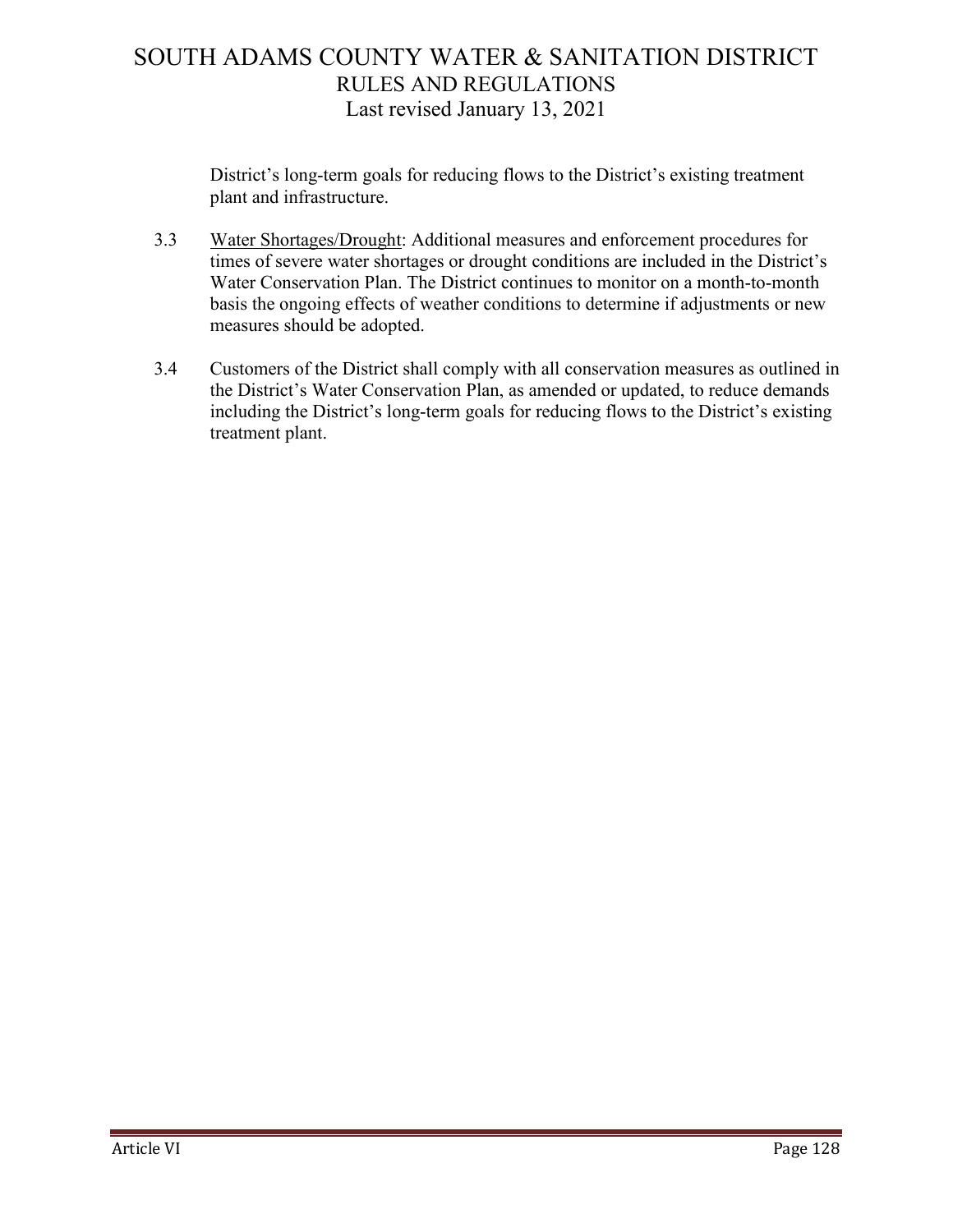District's long-term goals for reducing flows to the District's existing treatment plant and infrastructure.

3.3 Water Shortages/Drought: Additional measures and enforcement procedures for times of severe water shortages or drought conditions are included in the District's Water Conservation Plan. The District continues to monitor on a month-to-month basis the ongoing effects of weather conditions to determine if adjustments or new measures should be adopted.

3.4 Customers of the District shall comply with all conservation measures as outlined in the District's Water Conservation Plan, as amended or updated, to reduce demands including the District's long-term goals for reducing flows to the District's existing treatment plant.